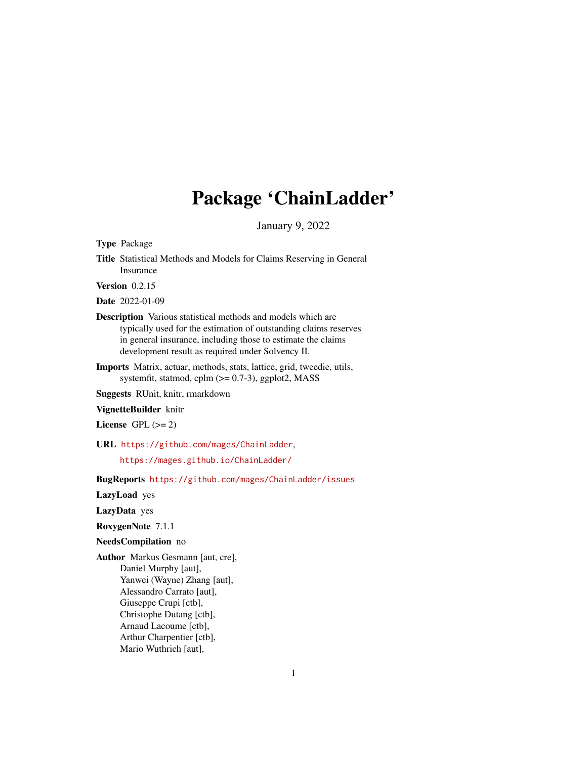# Package 'ChainLadder'

January 9, 2022

**Type** Package

**Title** Statistical Methods and Models for Claims Reserving in General Insurance

**Version** 0.2.15

**Date** 2022-01-09

**Description** Various statistical methods and models which are typically used for the estimation of outstanding claims reserves in general insurance, including those to estimate the claims development result as required under Solvency II.

**Imports** Matrix, actuar, methods, stats, lattice, grid, tweedie, utils, systemfit, statmod, cplm (>= 0.7-3), ggplot2, MASS

**Suggests** RUnit, knitr, rmarkdown

**VignetteBuilder** knitr

**License** GPL (>= 2)

**URL** https://github.com/mages/ChainLadder,
https://mages.github.io/ChainLadder/

**BugReports** https://github.com/mages/ChainLadder/issues

**LazyLoad** yes

**LazyData** yes

**RoxygenNote** 7.1.1

**NeedsCompilation** no

**Author** Markus Gesmann [aut, cre],
Daniel Murphy [aut],
Yanwei (Wayne) Zhang [aut],
Alessandro Carrato [aut],
Giuseppe Crupi [ctb],
Christophe Dutang [ctb],
Arnaud Lacoume [ctb],
Arthur Charpentier [ctb],
Mario Wuthrich [aut],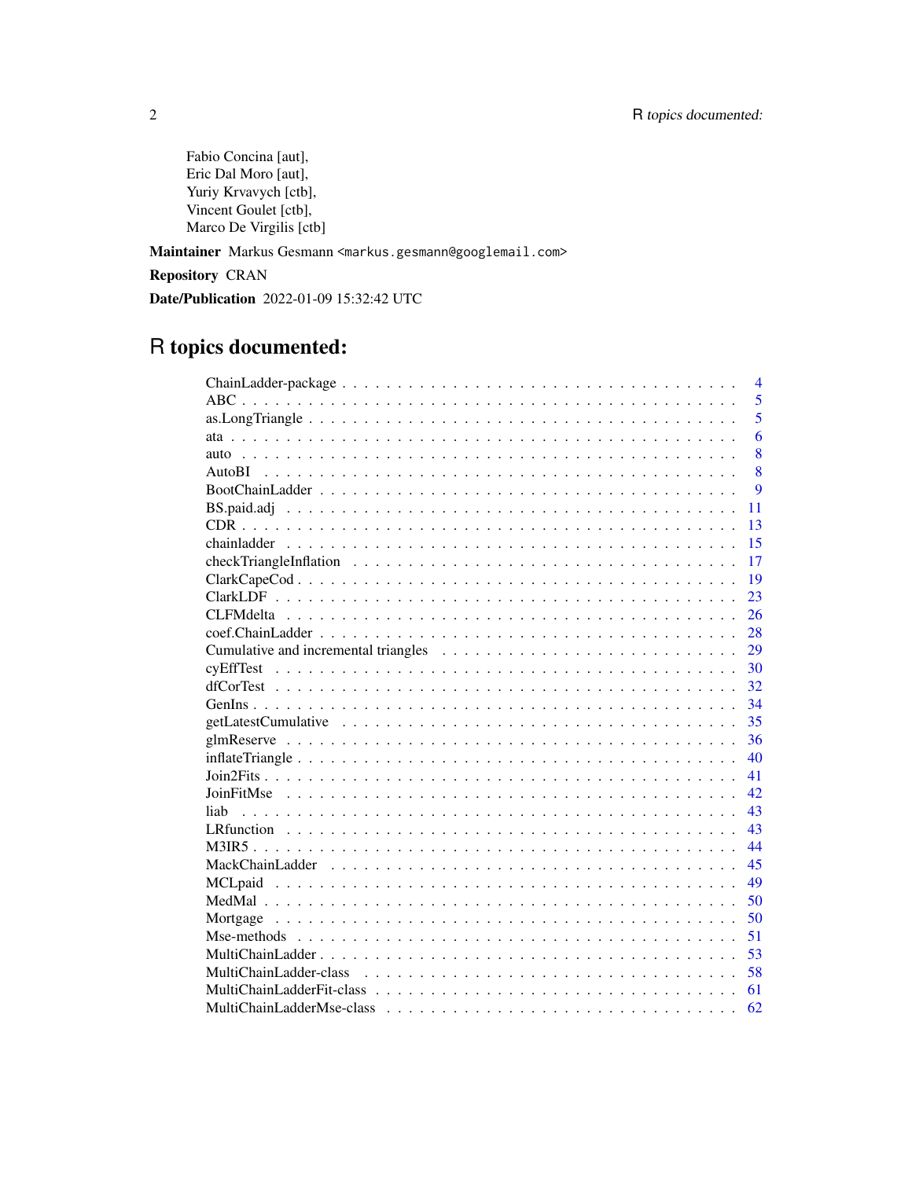Fabio Concina [aut],
Eric Dal Moro [aut],
Yuriy Krvavych [ctb],
Vincent Goulet [ctb],
Marco De Virgilis [ctb]

**Maintainer** Markus Gesmann <markus.gesmann@googlemail.com>

**Repository** CRAN

**Date/Publication** 2022-01-09 15:32:42 UTC

# R topics documented:

| | |
|---|---|
| ChainLadder-package | 4 |
| ABC | 5 |
| as.LongTriangle | 5 |
| ata | 6 |
| auto | 8 |
| AutoBI | 8 |
| BootChainLadder | 9 |
| BS.paid.adj | 11 |
| CDR | 13 |
| chainladder | 15 |
| checkTriangleInflation | 17 |
| ClarkCapeCod | 19 |
| ClarkLDF | 23 |
| CLFMdelta | 26 |
| coef.ChainLadder | 28 |
| Cumulative and incremental triangles | 29 |
| cyEffTest | 30 |
| dfCorTest | 32 |
| GenIns | 34 |
| getLatestCumulative | 35 |
| glmReserve | 36 |
| inflateTriangle | 40 |
| Join2Fits | 41 |
| JoinFitMse | 42 |
| liab | 43 |
| LRfunction | 43 |
| M3IR5 | 44 |
| MackChainLadder | 45 |
| MCLpaid | 49 |
| MedMal | 50 |
| Mortgage | 50 |
| Mse-methods | 51 |
| MultiChainLadder | 53 |
| MultiChainLadder-class | 58 |
| MultiChainLadderFit-class | 61 |
| MultiChainLadderMse-class | 62 |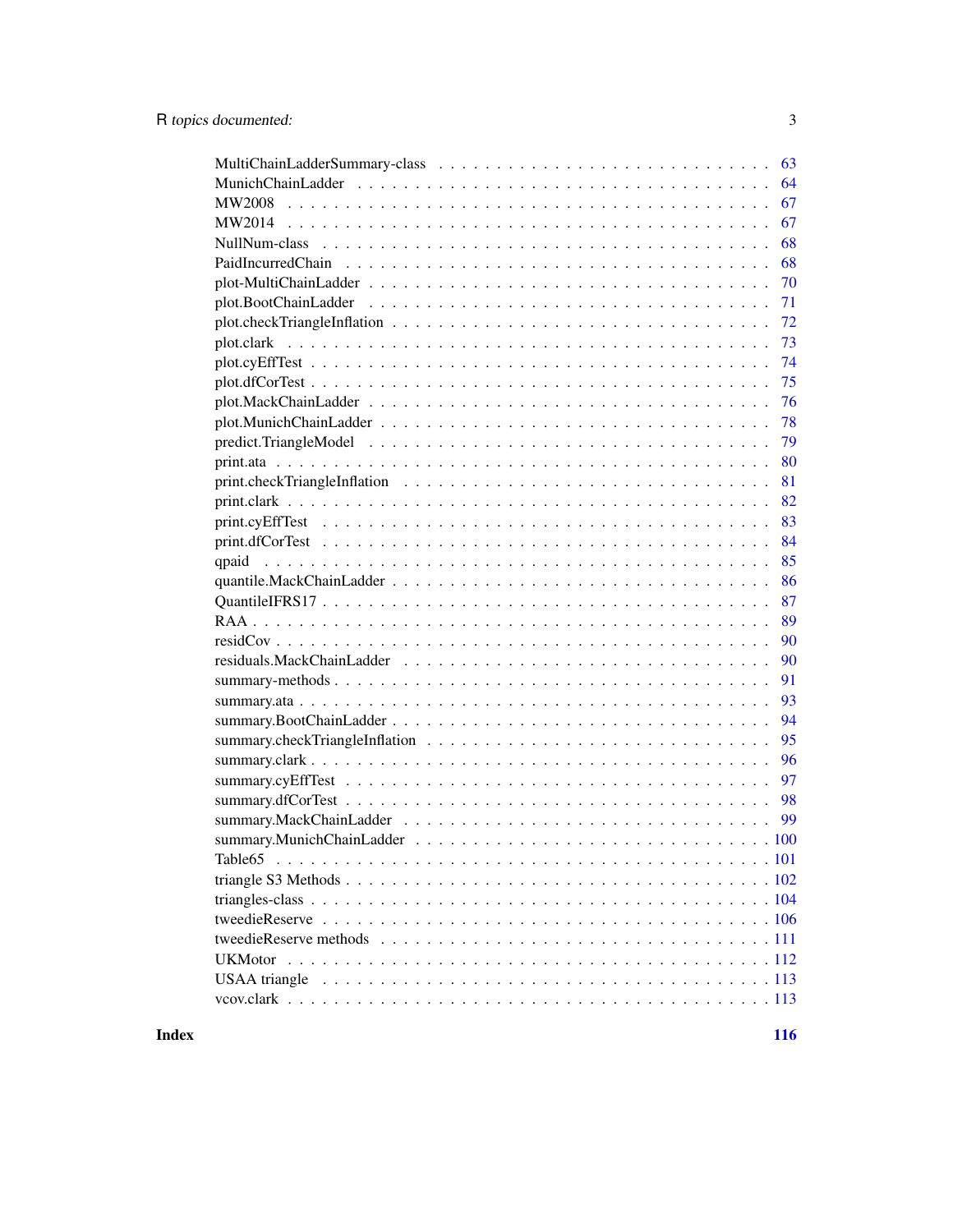| | |
|---|---|
| MultiChainLadderSummary-class | 63 |
| MunichChainLadder | 64 |
| MW2008 | 67 |
| MW2014 | 67 |
| NullNum-class | 68 |
| PaidIncurredChain | 68 |
| plot-MultiChainLadder | 70 |
| plot.BootChainLadder | 71 |
| plot.checkTriangleInflation | 72 |
| plot.clark | 73 |
| plot.cyEffTest | 74 |
| plot.dfCorTest | 75 |
| plot.MackChainLadder | 76 |
| plot.MunichChainLadder | 78 |
| predict.TriangleModel | 79 |
| print.ata | 80 |
| print.checkTriangleInflation | 81 |
| print.clark | 82 |
| print.cyEffTest | 83 |
| print.dfCorTest | 84 |
| qpaid | 85 |
| quantile.MackChainLadder | 86 |
| QuantileIFRS17 | 87 |
| RAA | 89 |
| residCov | 90 |
| residuals.MackChainLadder | 90 |
| summary-methods | 91 |
| summary.ata | 93 |
| summary.BootChainLadder | 94 |
| summary.checkTriangleInflation | 95 |
| summary.clark | 96 |
| summary.cyEffTest | 97 |
| summary.dfCorTest | 98 |
| summary.MackChainLadder | 99 |
| summary.MunichChainLadder | 100 |
| Table65 | 101 |
| triangle S3 Methods | 102 |
| triangles-class | 104 |
| tweedieReserve | 106 |
| tweedieReserve methods | 111 |
| UKMotor | 112 |
| USAA triangle | 113 |
| vcov.clark | 113 |

**Index** **116**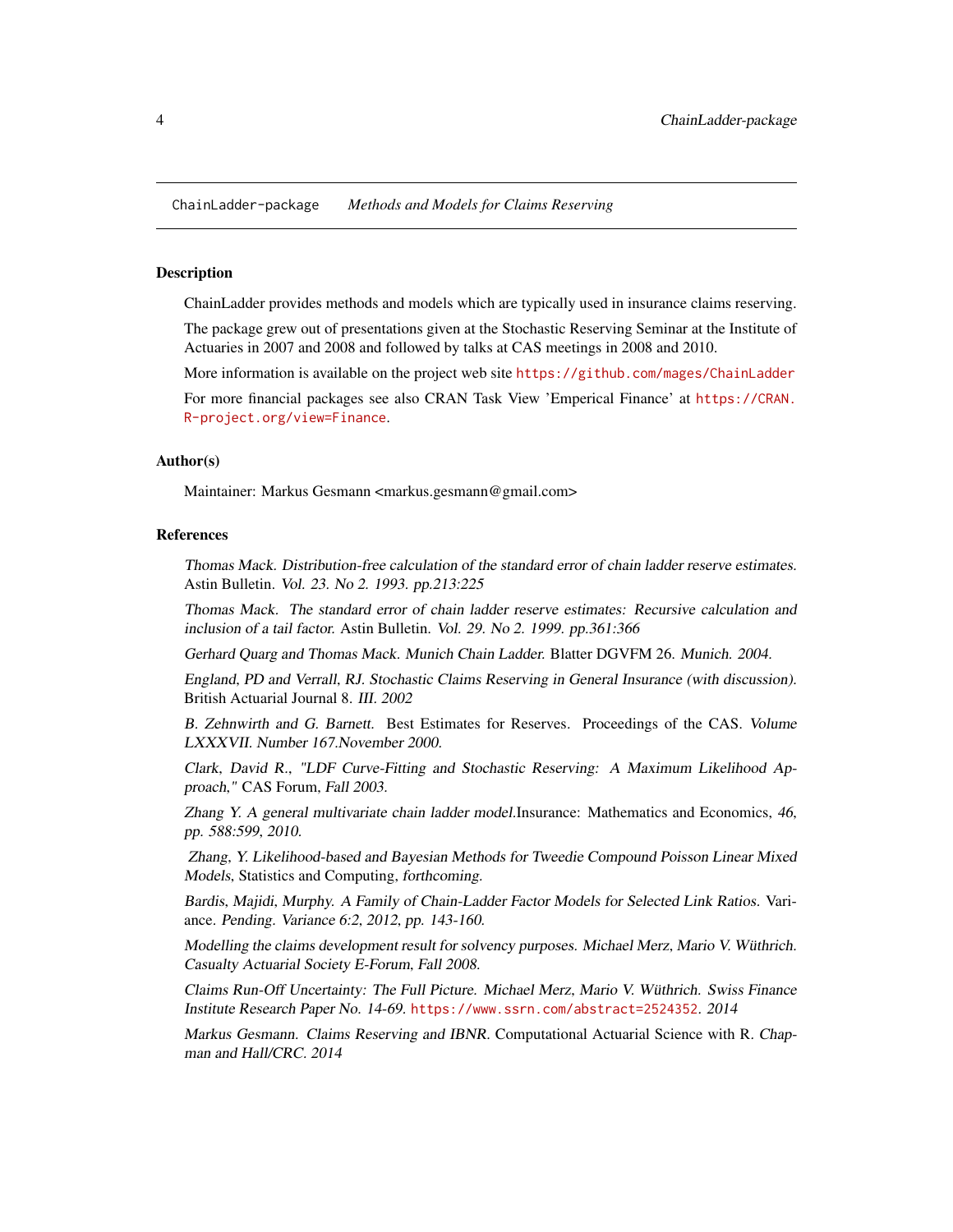`ChainLadder-package` *Methods and Models for Claims Reserving*

### Description

ChainLadder provides methods and models which are typically used in insurance claims reserving.

The package grew out of presentations given at the Stochastic Reserving Seminar at the Institute of Actuaries in 2007 and 2008 and followed by talks at CAS meetings in 2008 and 2010.

More information is available on the project web site https://github.com/mages/ChainLadder

For more financial packages see also CRAN Task View 'Emperical Finance' at https://CRAN.R-project.org/view=Finance.

### Author(s)

Maintainer: Markus Gesmann <markus.gesmann@gmail.com>

### References

*Thomas Mack. Distribution-free calculation of the standard error of chain ladder reserve estimates.* Astin Bulletin. *Vol. 23. No 2. 1993. pp.213:225*

*Thomas Mack. The standard error of chain ladder reserve estimates: Recursive calculation and inclusion of a tail factor.* Astin Bulletin. *Vol. 29. No 2. 1999. pp.361:366*

*Gerhard Quarg and Thomas Mack. Munich Chain Ladder.* Blatter DGVFM 26. *Munich. 2004.*

*England, PD and Verrall, RJ. Stochastic Claims Reserving in General Insurance (with discussion).* British Actuarial Journal 8. *III. 2002*

*B. Zehnwirth and G. Barnett.* Best Estimates for Reserves. Proceedings of the CAS. *Volume LXXXVII. Number 167.November 2000.*

*Clark, David R., "LDF Curve-Fitting and Stochastic Reserving: A Maximum Likelihood Approach,"* CAS Forum, *Fall 2003.*

*Zhang Y. A general multivariate chain ladder model.*Insurance: Mathematics and Economics, *46, pp. 588:599, 2010.*

*Zhang, Y. Likelihood-based and Bayesian Methods for Tweedie Compound Poisson Linear Mixed Models,* Statistics and Computing, *forthcoming.*

*Bardis, Majidi, Murphy. A Family of Chain-Ladder Factor Models for Selected Link Ratios.* Variance. *Pending. Variance 6:2, 2012, pp. 143-160.*

*Modelling the claims development result for solvency purposes. Michael Merz, Mario V. Wüthrich. Casualty Actuarial Society E-Forum, Fall 2008.*

*Claims Run-Off Uncertainty: The Full Picture. Michael Merz, Mario V. Wüthrich. Swiss Finance Institute Research Paper No. 14-69.* https://www.ssrn.com/abstract=2524352. *2014*

*Markus Gesmann. Claims Reserving and IBNR.* Computational Actuarial Science with R. *Chapman and Hall/CRC. 2014*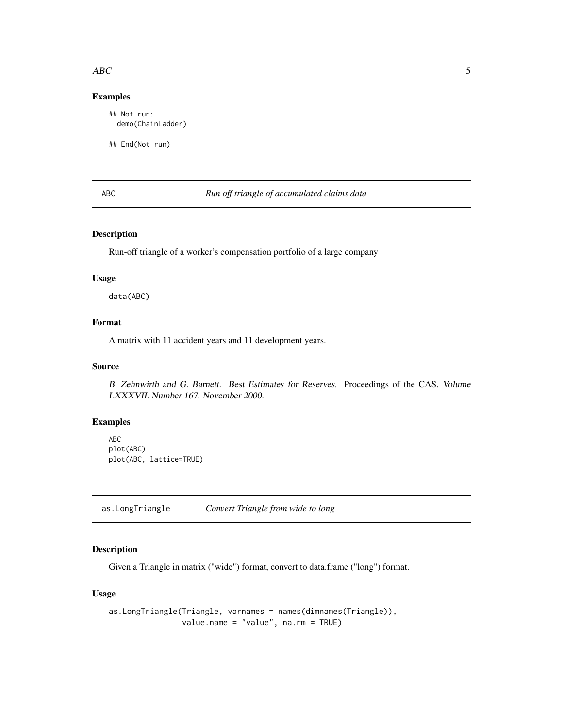## Examples

```
## Not run:
  demo(ChainLadder)

## End(Not run)
```

---

## ABC — *Run off triangle of accumulated claims data*

### Description

Run-off triangle of a worker's compensation portfolio of a large company

### Usage

```
data(ABC)
```

### Format

A matrix with 11 accident years and 11 development years.

### Source

*B. Zehnwirth and G. Barnett. Best Estimates for Reserves.* Proceedings of the CAS. *Volume LXXXVII. Number 167. November 2000.*

### Examples

```
ABC
plot(ABC)
plot(ABC, lattice=TRUE)
```

---

## as.LongTriangle — *Convert Triangle from wide to long*

### Description

Given a Triangle in matrix ("wide") format, convert to data.frame ("long") format.

### Usage

```
as.LongTriangle(Triangle, varnames = names(dimnames(Triangle)),
                value.name = "value", na.rm = TRUE)
```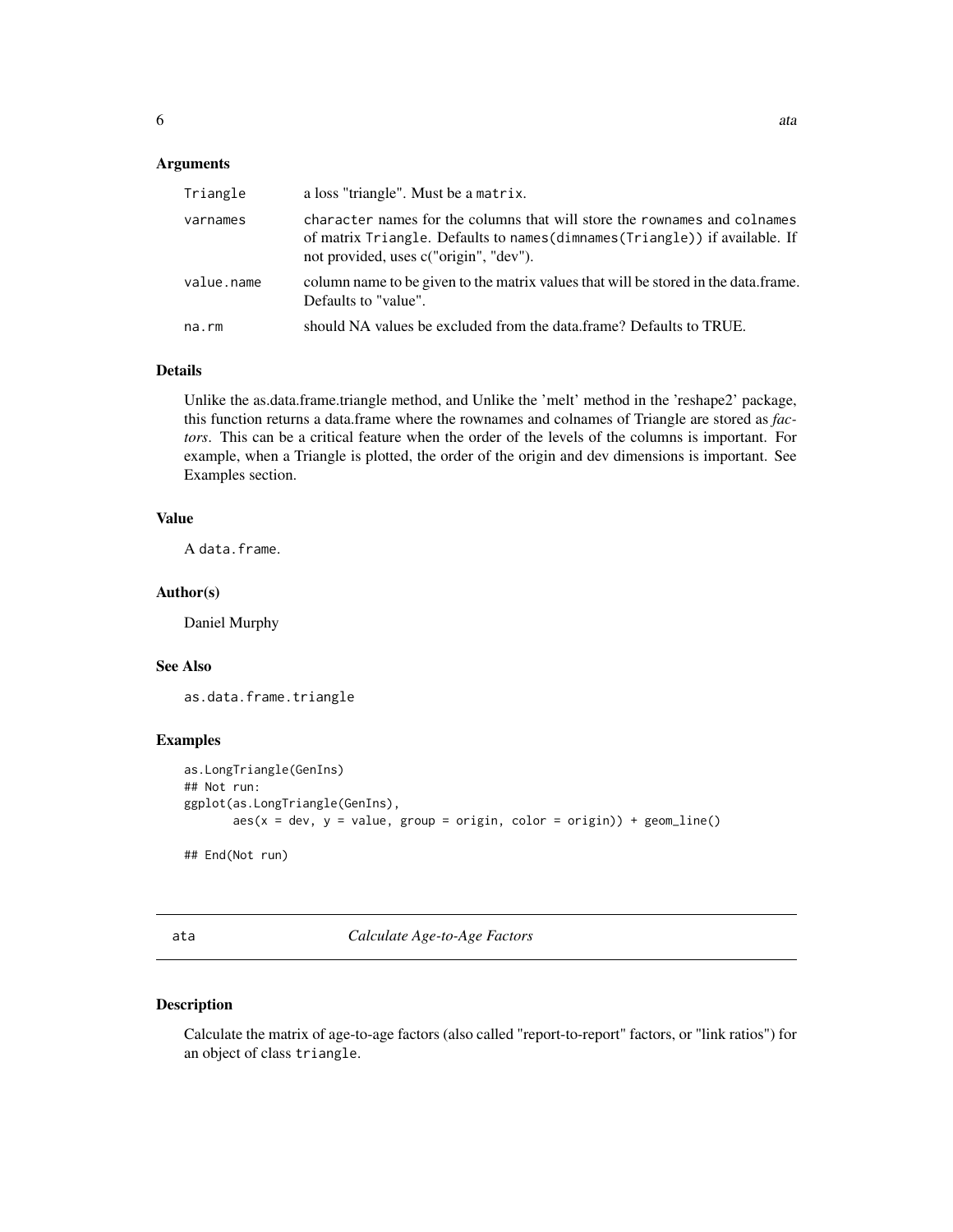### Arguments

| | |
|---|---|
| Triangle | a loss "triangle". Must be a matrix. |
| varnames | character names for the columns that will store the rownames and colnames of matrix Triangle. Defaults to names(dimnames(Triangle)) if available. If not provided, uses c("origin", "dev"). |
| value.name | column name to be given to the matrix values that will be stored in the data.frame. Defaults to "value". |
| na.rm | should NA values be excluded from the data.frame? Defaults to TRUE. |

### Details

Unlike the as.data.frame.triangle method, and Unlike the 'melt' method in the 'reshape2' package, this function returns a data.frame where the rownames and colnames of Triangle are stored as *factors*. This can be a critical feature when the order of the levels of the columns is important. For example, when a Triangle is plotted, the order of the origin and dev dimensions is important. See Examples section.

### Value

A data.frame.

### Author(s)

Daniel Murphy

### See Also

as.data.frame.triangle

### Examples

```
as.LongTriangle(GenIns)
## Not run:
ggplot(as.LongTriangle(GenIns),
       aes(x = dev, y = value, group = origin, color = origin)) + geom_line()

## End(Not run)
```

---

## ata *Calculate Age-to-Age Factors*

### Description

Calculate the matrix of age-to-age factors (also called "report-to-report" factors, or "link ratios") for an object of class triangle.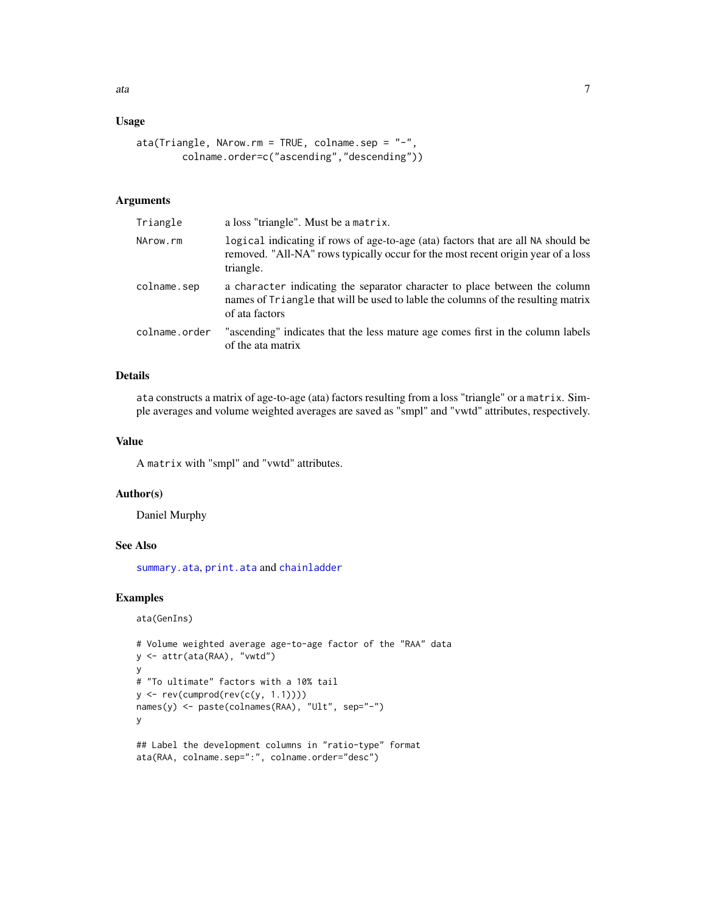## Usage

```
ata(Triangle, NArow.rm = TRUE, colname.sep = "-",
        colname.order=c("ascending","descending"))
```

## Arguments

| | |
|---|---|
| `Triangle` | a loss "triangle". Must be a `matrix`. |
| `NArow.rm` | `logical` indicating if rows of age-to-age (ata) factors that are all `NA` should be removed. "All-NA" rows typically occur for the most recent origin year of a loss triangle. |
| `colname.sep` | a `character` indicating the separator character to place between the column names of `Triangle` that will be used to lable the columns of the resulting matrix of ata factors |
| `colname.order` | "ascending" indicates that the less mature age comes first in the column labels of the ata matrix |

## Details

`ata` constructs a matrix of age-to-age (ata) factors resulting from a loss "triangle" or a `matrix`. Simple averages and volume weighted averages are saved as "smpl" and "vwtd" attributes, respectively.

## Value

A `matrix` with "smpl" and "vwtd" attributes.

## Author(s)

Daniel Murphy

## See Also

`summary.ata`, `print.ata` and `chainladder`

## Examples

```
ata(GenIns)

# Volume weighted average age-to-age factor of the "RAA" data
y <- attr(ata(RAA), "vwtd")
y
# "To ultimate" factors with a 10% tail
y <- rev(cumprod(rev(c(y, 1.1))))
names(y) <- paste(colnames(RAA), "Ult", sep="-")
y

## Label the development columns in "ratio-type" format
ata(RAA, colname.sep=":", colname.order="desc")
```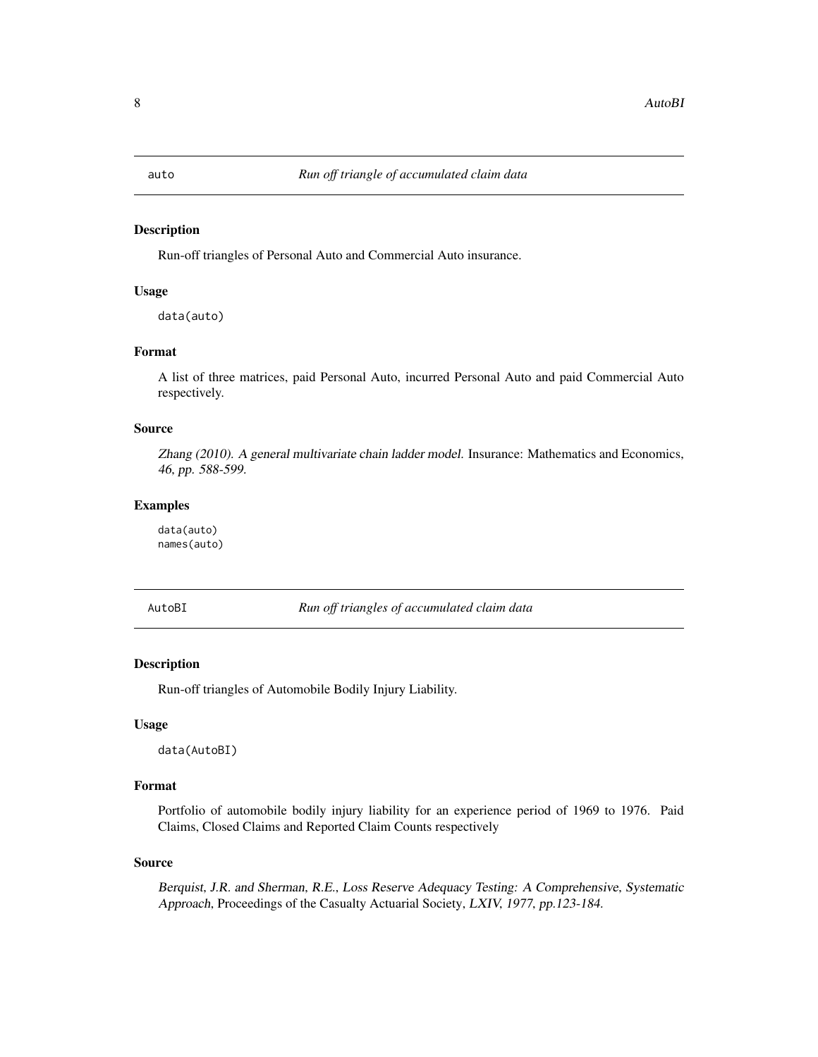## auto — *Run off triangle of accumulated claim data*

### Description

Run-off triangles of Personal Auto and Commercial Auto insurance.

### Usage

```
data(auto)
```

### Format

A list of three matrices, paid Personal Auto, incurred Personal Auto and paid Commercial Auto respectively.

### Source

*Zhang (2010). A general multivariate chain ladder model.* Insurance: Mathematics and Economics, *46, pp. 588-599.*

### Examples

```
data(auto)
names(auto)
```

## AutoBI — *Run off triangles of accumulated claim data*

### Description

Run-off triangles of Automobile Bodily Injury Liability.

### Usage

```
data(AutoBI)
```

### Format

Portfolio of automobile bodily injury liability for an experience period of 1969 to 1976. Paid Claims, Closed Claims and Reported Claim Counts respectively

### Source

*Berquist, J.R. and Sherman, R.E., Loss Reserve Adequacy Testing: A Comprehensive, Systematic Approach,* Proceedings of the Casualty Actuarial Society, *LXIV, 1977, pp.123-184.*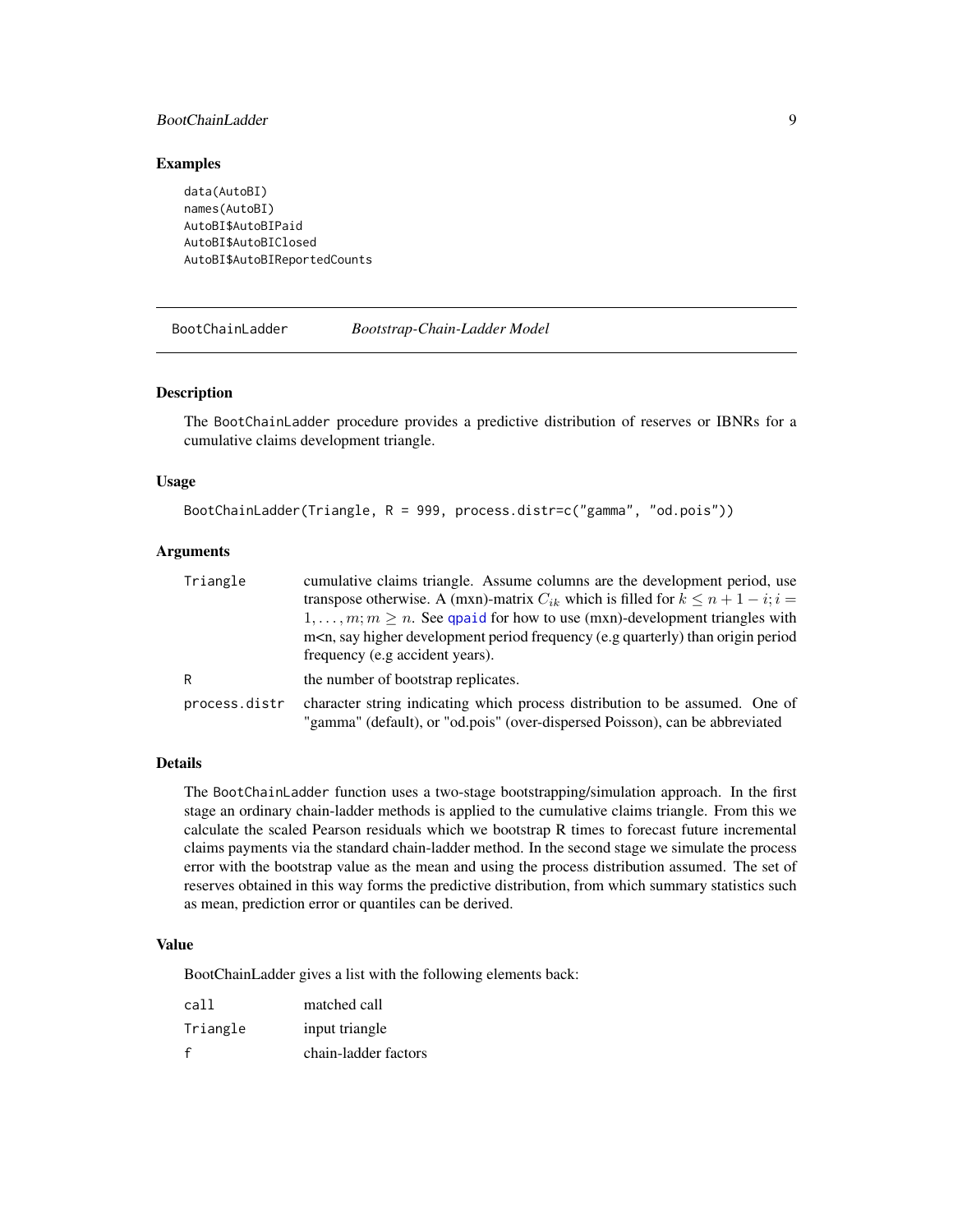### Examples

```
data(AutoBI)
names(AutoBI)
AutoBI$AutoBIPaid
AutoBI$AutoBIClosed
AutoBI$AutoBIReportedCounts
```

---

## BootChainLadder *Bootstrap-Chain-Ladder Model*

### Description

The BootChainLadder procedure provides a predictive distribution of reserves or IBNRs for a cumulative claims development triangle.

### Usage

```
BootChainLadder(Triangle, R = 999, process.distr=c("gamma", "od.pois"))
```

### Arguments

| | |
|---|---|
| Triangle | cumulative claims triangle. Assume columns are the development period, use transpose otherwise. A (mxn)-matrix $C_{ik}$ which is filled for $k \leq n + 1 - i; i = 1, \ldots, m; m \geq n$. See qpaid for how to use (mxn)-development triangles with m<n, say higher development period frequency (e.g quarterly) than origin period frequency (e.g accident years). |
| R | the number of bootstrap replicates. |
| process.distr | character string indicating which process distribution to be assumed. One of "gamma" (default), or "od.pois" (over-dispersed Poisson), can be abbreviated |

### Details

The BootChainLadder function uses a two-stage bootstrapping/simulation approach. In the first stage an ordinary chain-ladder methods is applied to the cumulative claims triangle. From this we calculate the scaled Pearson residuals which we bootstrap R times to forecast future incremental claims payments via the standard chain-ladder method. In the second stage we simulate the process error with the bootstrap value as the mean and using the process distribution assumed. The set of reserves obtained in this way forms the predictive distribution, from which summary statistics such as mean, prediction error or quantiles can be derived.

### Value

BootChainLadder gives a list with the following elements back:

| | |
|---|---|
| call | matched call |
| Triangle | input triangle |
| f | chain-ladder factors |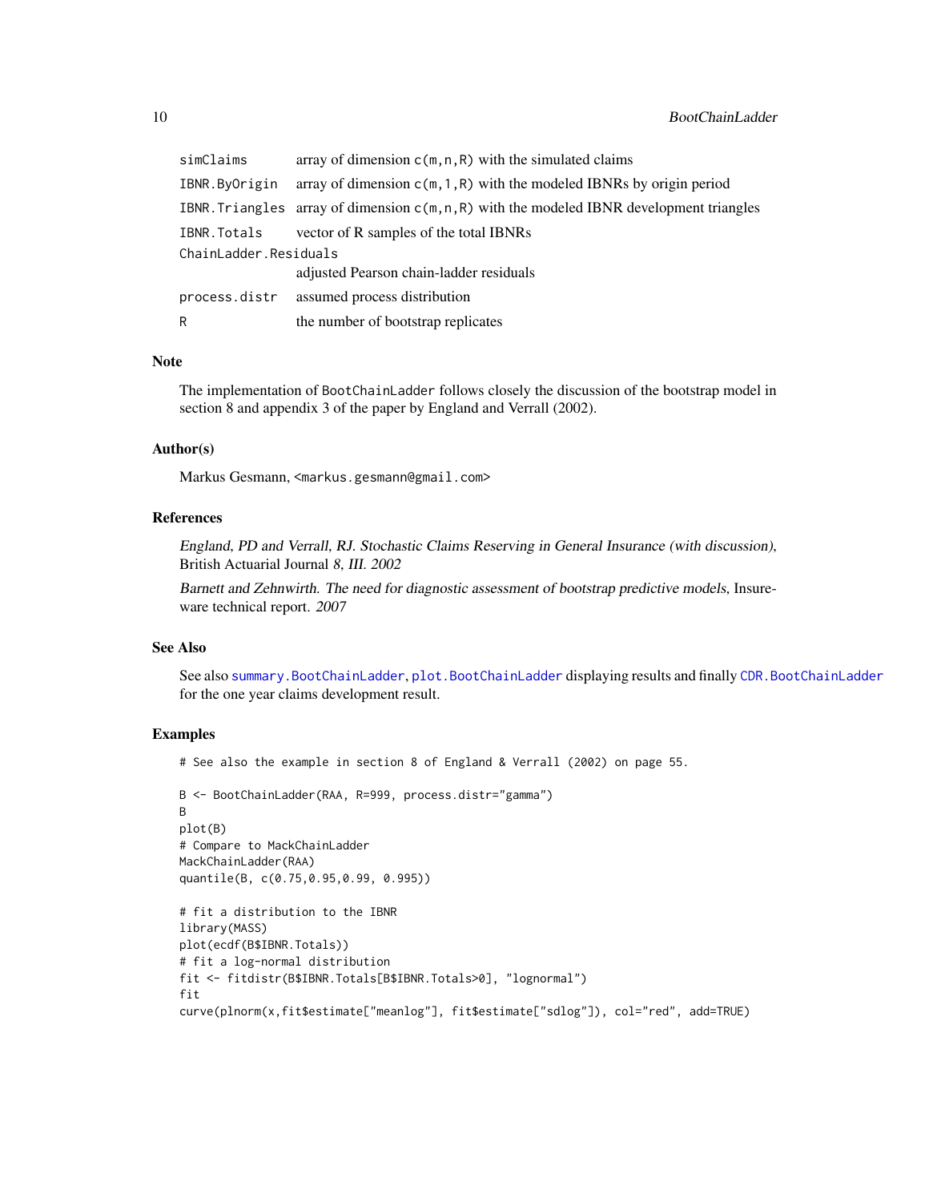| | |
|---|---|
| `simClaims` | array of dimension `c(m,n,R)` with the simulated claims |
| `IBNR.ByOrigin` | array of dimension `c(m,1,R)` with the modeled IBNRs by origin period |
| `IBNR.Triangles` | array of dimension `c(m,n,R)` with the modeled IBNR development triangles |
| `IBNR.Totals` | vector of R samples of the total IBNRs |
| `ChainLadder.Residuals` | adjusted Pearson chain-ladder residuals |
| `process.distr` | assumed process distribution |
| `R` | the number of bootstrap replicates |

## Note

The implementation of `BootChainLadder` follows closely the discussion of the bootstrap model in section 8 and appendix 3 of the paper by England and Verrall (2002).

## Author(s)

Markus Gesmann, <markus.gesmann@gmail.com>

## References

*England, PD and Verrall, RJ. Stochastic Claims Reserving in General Insurance (with discussion),* British Actuarial Journal *8, III. 2002*

*Barnett and Zehnwirth. The need for diagnostic assessment of bootstrap predictive models,* Insureware technical report. *2007*

## See Also

See also `summary.BootChainLadder`, `plot.BootChainLadder` displaying results and finally `CDR.BootChainLadder` for the one year claims development result.

## Examples

```
# See also the example in section 8 of England & Verrall (2002) on page 55.

B <- BootChainLadder(RAA, R=999, process.distr="gamma")
B
plot(B)
# Compare to MackChainLadder
MackChainLadder(RAA)
quantile(B, c(0.75,0.95,0.99, 0.995))

# fit a distribution to the IBNR
library(MASS)
plot(ecdf(B$IBNR.Totals))
# fit a log-normal distribution
fit <- fitdistr(B$IBNR.Totals[B$IBNR.Totals>0], "lognormal")
fit
curve(plnorm(x,fit$estimate["meanlog"], fit$estimate["sdlog"]), col="red", add=TRUE)
```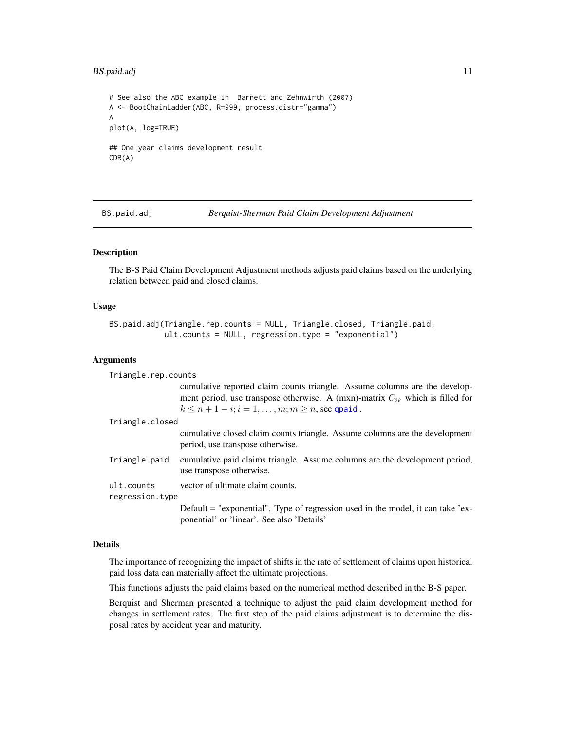```
# See also the ABC example in  Barnett and Zehnwirth (2007)
A <- BootChainLadder(ABC, R=999, process.distr="gamma")
A
plot(A, log=TRUE)

## One year claims development result
CDR(A)
```

## BS.paid.adj &nbsp;&nbsp;&nbsp;&nbsp; *Berquist-Sherman Paid Claim Development Adjustment*

### Description

The B-S Paid Claim Development Adjustment methods adjusts paid claims based on the underlying relation between paid and closed claims.

### Usage

```
BS.paid.adj(Triangle.rep.counts = NULL, Triangle.closed, Triangle.paid,
            ult.counts = NULL, regression.type = "exponential")
```

### Arguments

`Triangle.rep.counts`
: cumulative reported claim counts triangle. Assume columns are the development period, use transpose otherwise. A (mxn)-matrix $C_{ik}$ which is filled for $k \leq n+1-i; i = 1, \ldots, m; m \geq n$, see `qpaid` .

`Triangle.closed`
: cumulative closed claim counts triangle. Assume columns are the development period, use transpose otherwise.

`Triangle.paid`
: cumulative paid claims triangle. Assume columns are the development period, use transpose otherwise.

`ult.counts`
: vector of ultimate claim counts.

`regression.type`
: Default = "exponential". Type of regression used in the model, it can take 'exponential' or 'linear'. See also 'Details'

### Details

The importance of recognizing the impact of shifts in the rate of settlement of claims upon historical paid loss data can materially affect the ultimate projections.

This functions adjusts the paid claims based on the numerical method described in the B-S paper.

Berquist and Sherman presented a technique to adjust the paid claim development method for changes in settlement rates. The first step of the paid claims adjustment is to determine the disposal rates by accident year and maturity.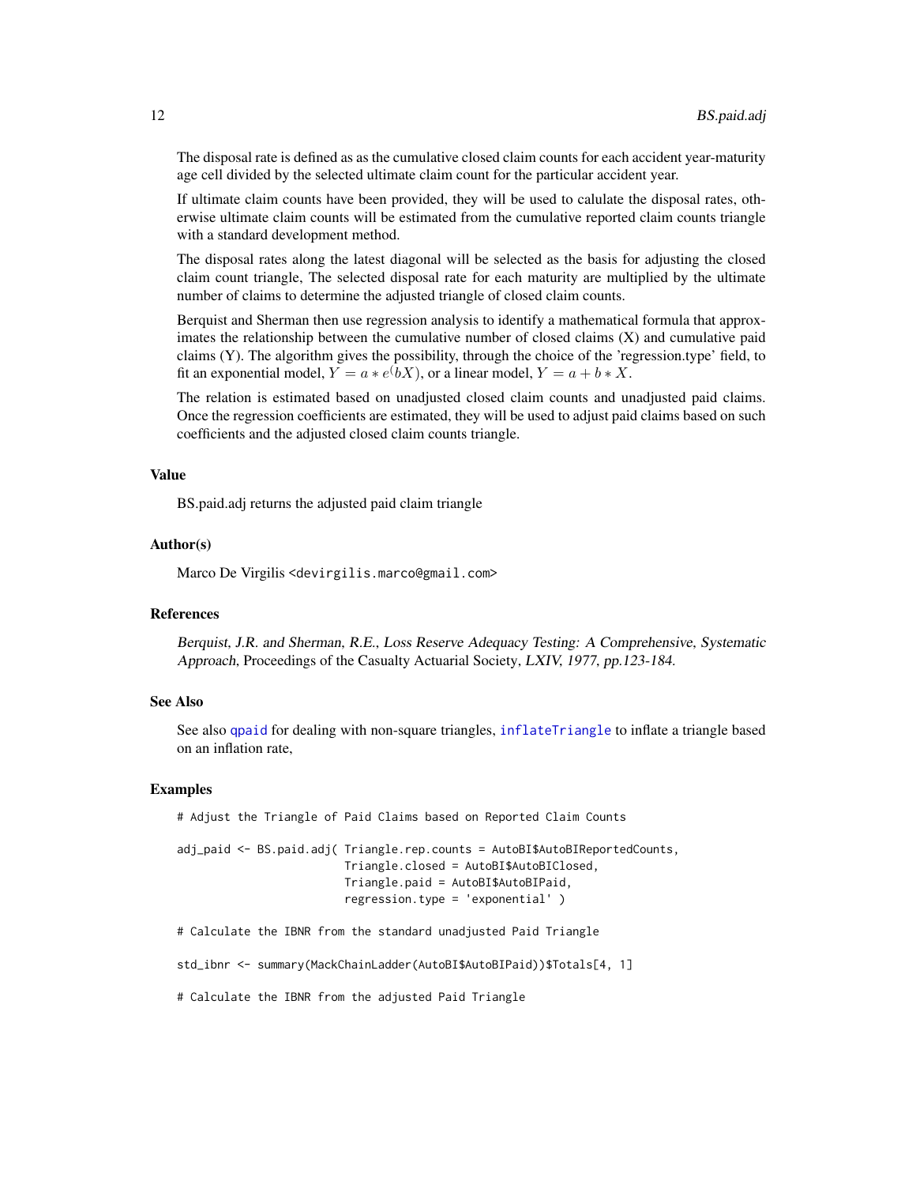The disposal rate is defined as as the cumulative closed claim counts for each accident year-maturity age cell divided by the selected ultimate claim count for the particular accident year.

If ultimate claim counts have been provided, they will be used to calulate the disposal rates, otherwise ultimate claim counts will be estimated from the cumulative reported claim counts triangle with a standard development method.

The disposal rates along the latest diagonal will be selected as the basis for adjusting the closed claim count triangle, The selected disposal rate for each maturity are multiplied by the ultimate number of claims to determine the adjusted triangle of closed claim counts.

Berquist and Sherman then use regression analysis to identify a mathematical formula that approximates the relationship between the cumulative number of closed claims (X) and cumulative paid claims (Y). The algorithm gives the possibility, through the choice of the 'regression.type' field, to fit an exponential model, $Y = a * e^(bX)$, or a linear model, $Y = a + b * X$.

The relation is estimated based on unadjusted closed claim counts and unadjusted paid claims. Once the regression coefficients are estimated, they will be used to adjust paid claims based on such coefficients and the adjusted closed claim counts triangle.

### Value

BS.paid.adj returns the adjusted paid claim triangle

### Author(s)

Marco De Virgilis <devirgilis.marco@gmail.com>

### References

*Berquist, J.R. and Sherman, R.E., Loss Reserve Adequacy Testing: A Comprehensive, Systematic Approach*, Proceedings of the Casualty Actuarial Society, *LXIV, 1977, pp.123-184.*

### See Also

See also qpaid for dealing with non-square triangles, inflateTriangle to inflate a triangle based on an inflation rate,

### Examples

```
# Adjust the Triangle of Paid Claims based on Reported Claim Counts

adj_paid <- BS.paid.adj( Triangle.rep.counts = AutoBI$AutoBIReportedCounts,
                         Triangle.closed = AutoBI$AutoBIClosed,
                         Triangle.paid = AutoBI$AutoBIPaid,
                         regression.type = 'exponential' )

# Calculate the IBNR from the standard unadjusted Paid Triangle

std_ibnr <- summary(MackChainLadder(AutoBI$AutoBIPaid))$Totals[4, 1]

# Calculate the IBNR from the adjusted Paid Triangle
```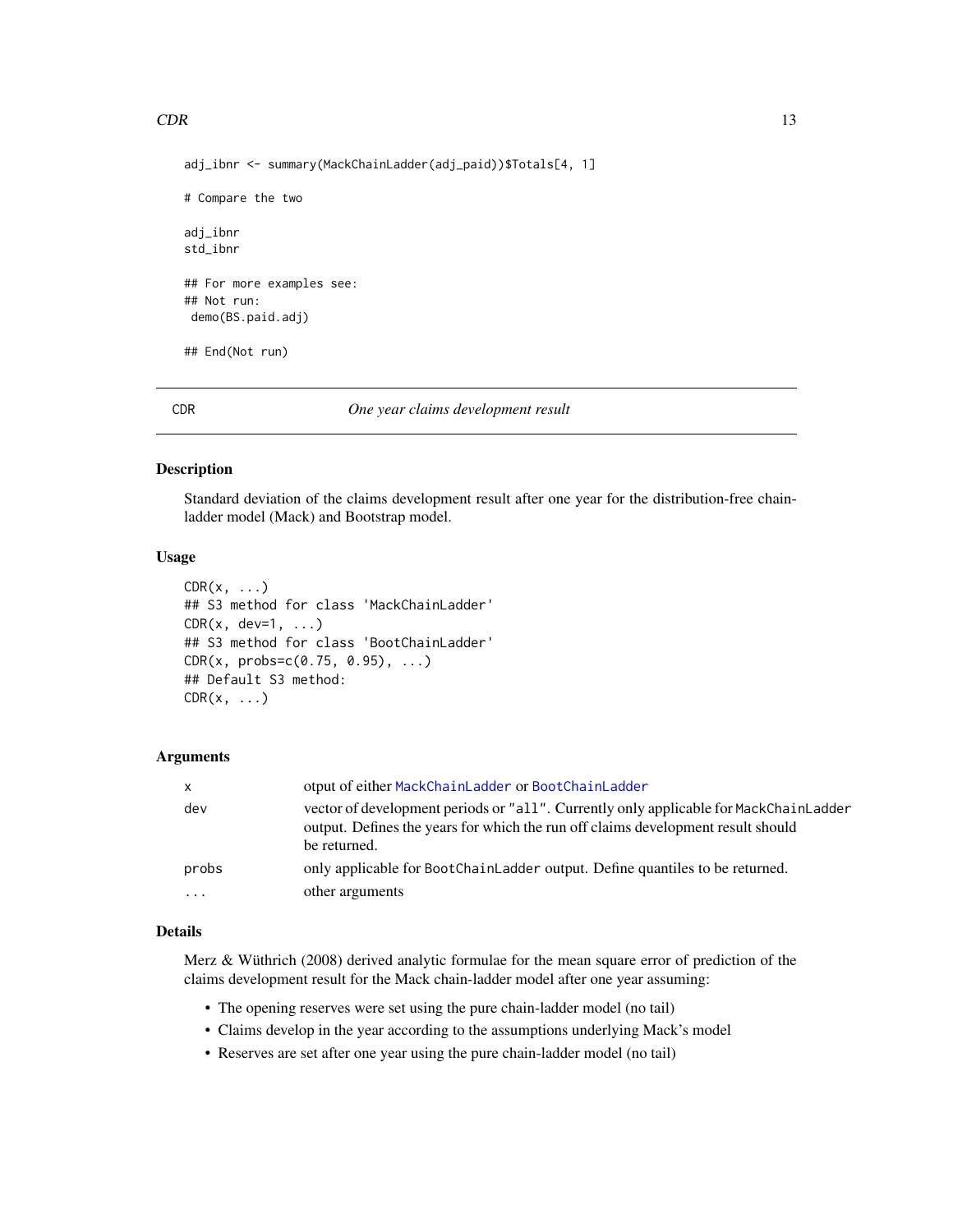```
adj_ibnr <- summary(MackChainLadder(adj_paid))$Totals[4, 1]

# Compare the two

adj_ibnr
std_ibnr

## For more examples see:
## Not run:
 demo(BS.paid.adj)

## End(Not run)
```

---

CDR *One year claims development result*

---

## Description

Standard deviation of the claims development result after one year for the distribution-free chain-ladder model (Mack) and Bootstrap model.

## Usage

```
CDR(x, ...)
## S3 method for class 'MackChainLadder'
CDR(x, dev=1, ...)
## S3 method for class 'BootChainLadder'
CDR(x, probs=c(0.75, 0.95), ...)
## Default S3 method:
CDR(x, ...)
```

## Arguments

| | |
|---|---|
| x | otput of either MackChainLadder or BootChainLadder |
| dev | vector of development periods or "all". Currently only applicable for MackChainLadder output. Defines the years for which the run off claims development result should be returned. |
| probs | only applicable for BootChainLadder output. Define quantiles to be returned. |
| ... | other arguments |

## Details

Merz & Wüthrich (2008) derived analytic formulae for the mean square error of prediction of the claims development result for the Mack chain-ladder model after one year assuming:

- The opening reserves were set using the pure chain-ladder model (no tail)
- Claims develop in the year according to the assumptions underlying Mack's model
- Reserves are set after one year using the pure chain-ladder model (no tail)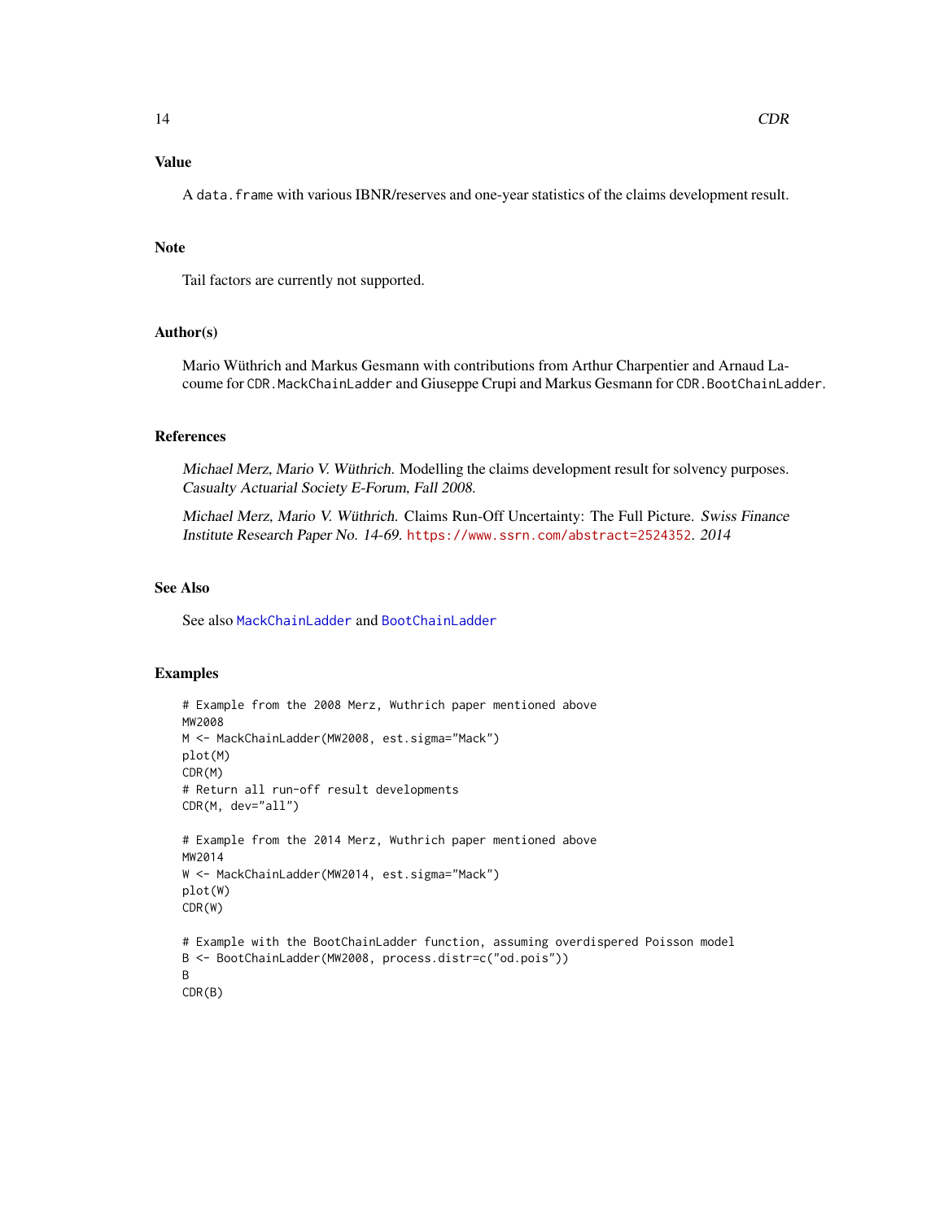## Value

A `data.frame` with various IBNR/reserves and one-year statistics of the claims development result.

## Note

Tail factors are currently not supported.

## Author(s)

Mario Wüthrich and Markus Gesmann with contributions from Arthur Charpentier and Arnaud Lacoume for `CDR.MackChainLadder` and Giuseppe Crupi and Markus Gesmann for `CDR.BootChainLadder`.

## References

*Michael Merz, Mario V. Wüthrich.* Modelling the claims development result for solvency purposes. *Casualty Actuarial Society E-Forum, Fall 2008.*

*Michael Merz, Mario V. Wüthrich.* Claims Run-Off Uncertainty: The Full Picture. *Swiss Finance Institute Research Paper No. 14-69.* https://www.ssrn.com/abstract=2524352. *2014*

## See Also

See also `MackChainLadder` and `BootChainLadder`

## Examples

```
# Example from the 2008 Merz, Wuthrich paper mentioned above
MW2008
M <- MackChainLadder(MW2008, est.sigma="Mack")
plot(M)
CDR(M)
# Return all run-off result developments
CDR(M, dev="all")

# Example from the 2014 Merz, Wuthrich paper mentioned above
MW2014
W <- MackChainLadder(MW2014, est.sigma="Mack")
plot(W)
CDR(W)

# Example with the BootChainLadder function, assuming overdispered Poisson model
B <- BootChainLadder(MW2008, process.distr=c("od.pois"))
B
CDR(B)
```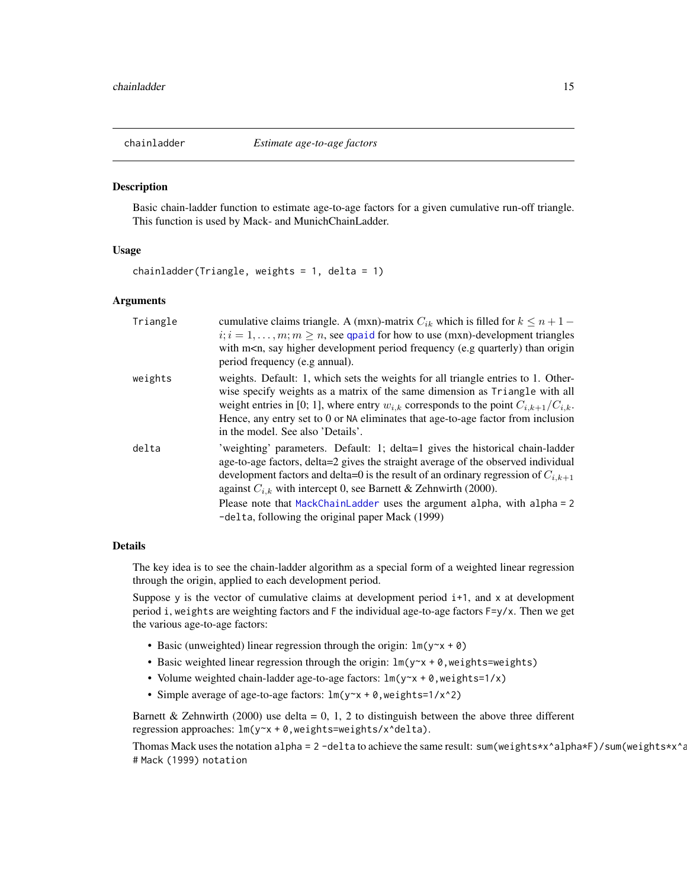## chainladder *Estimate age-to-age factors*

### Description

Basic chain-ladder function to estimate age-to-age factors for a given cumulative run-off triangle. This function is used by Mack- and MunichChainLadder.

### Usage

```
chainladder(Triangle, weights = 1, delta = 1)
```

### Arguments

| | |
|---|---|
| `Triangle` | cumulative claims triangle. A (mxn)-matrix $C_{ik}$ which is filled for $k \leq n+1-i; i = 1, \ldots, m; m \geq n$, see qpaid for how to use (mxn)-development triangles with m<n, say higher development period frequency (e.g quarterly) than origin period frequency (e.g annual). |
| `weights` | weights. Default: 1, which sets the weights for all triangle entries to 1. Otherwise specify weights as a matrix of the same dimension as `Triangle` with all weight entries in [0; 1], where entry $w_{i,k}$ corresponds to the point $C_{i,k+1}/C_{i,k}$. Hence, any entry set to 0 or `NA` eliminates that age-to-age factor from inclusion in the model. See also 'Details'. |
| `delta` | 'weighting' parameters. Default: 1; delta=1 gives the historical chain-ladder age-to-age factors, delta=2 gives the straight average of the observed individual development factors and delta=0 is the result of an ordinary regression of $C_{i,k+1}$ against $C_{i,k}$ with intercept 0, see Barnett & Zehnwirth (2000). Please note that MackChainLadder uses the argument `alpha`, with `alpha = 2 -delta`, following the original paper Mack (1999) |

### Details

The key idea is to see the chain-ladder algorithm as a special form of a weighted linear regression through the origin, applied to each development period.

Suppose `y` is the vector of cumulative claims at development period `i+1`, and `x` at development period `i`, `weights` are weighting factors and `F` the individual age-to-age factors `F=y/x`. Then we get the various age-to-age factors:

- Basic (unweighted) linear regression through the origin: `lm(y~x + 0)`
- Basic weighted linear regression through the origin: `lm(y~x + 0,weights=weights)`
- Volume weighted chain-ladder age-to-age factors: `lm(y~x + 0,weights=1/x)`
- Simple average of age-to-age factors: `lm(y~x + 0,weights=1/x^2)`

Barnett & Zehnwirth (2000) use delta = 0, 1, 2 to distinguish between the above three different regression approaches: `lm(y~x + 0,weights=weights/x^delta)`.

Thomas Mack uses the notation `alpha = 2 -delta` to achieve the same result: `sum(weights*x^alpha*F)/sum(weights*x^a`
`# Mack (1999) notation`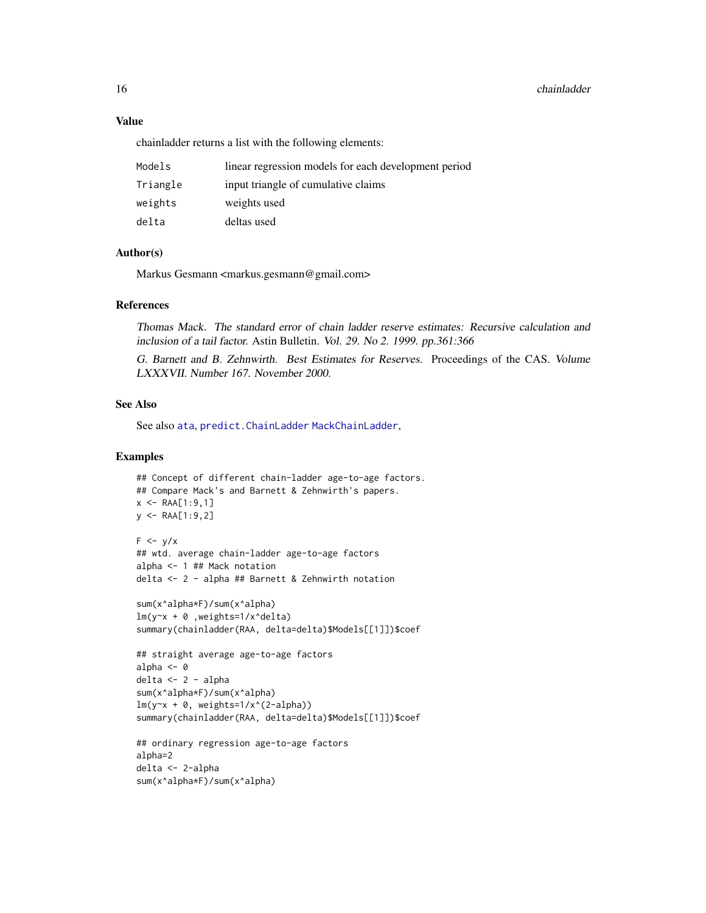### Value

chainladder returns a list with the following elements:

| | |
|---|---|
| `Models` | linear regression models for each development period |
| `Triangle` | input triangle of cumulative claims |
| `weights` | weights used |
| `delta` | deltas used |

### Author(s)

Markus Gesmann <markus.gesmann@gmail.com>

### References

*Thomas Mack. The standard error of chain ladder reserve estimates: Recursive calculation and inclusion of a tail factor.* Astin Bulletin. *Vol. 29. No 2. 1999. pp.361:366*

*G. Barnett and B. Zehnwirth. Best Estimates for Reserves.* Proceedings of the CAS. *Volume LXXXVII. Number 167. November 2000.*

### See Also

See also `ata`, `predict.ChainLadder` `MackChainLadder`,

### Examples

```
## Concept of different chain-ladder age-to-age factors.
## Compare Mack's and Barnett & Zehnwirth's papers.
x <- RAA[1:9,1]
y <- RAA[1:9,2]

F <- y/x
## wtd. average chain-ladder age-to-age factors
alpha <- 1 ## Mack notation
delta <- 2 - alpha ## Barnett & Zehnwirth notation

sum(x^alpha*F)/sum(x^alpha)
lm(y~x + 0 ,weights=1/x^delta)
summary(chainladder(RAA, delta=delta)$Models[[1]])$coef

## straight average age-to-age factors
alpha <- 0
delta <- 2 - alpha
sum(x^alpha*F)/sum(x^alpha)
lm(y~x + 0, weights=1/x^(2-alpha))
summary(chainladder(RAA, delta=delta)$Models[[1]])$coef

## ordinary regression age-to-age factors
alpha=2
delta <- 2-alpha
sum(x^alpha*F)/sum(x^alpha)
```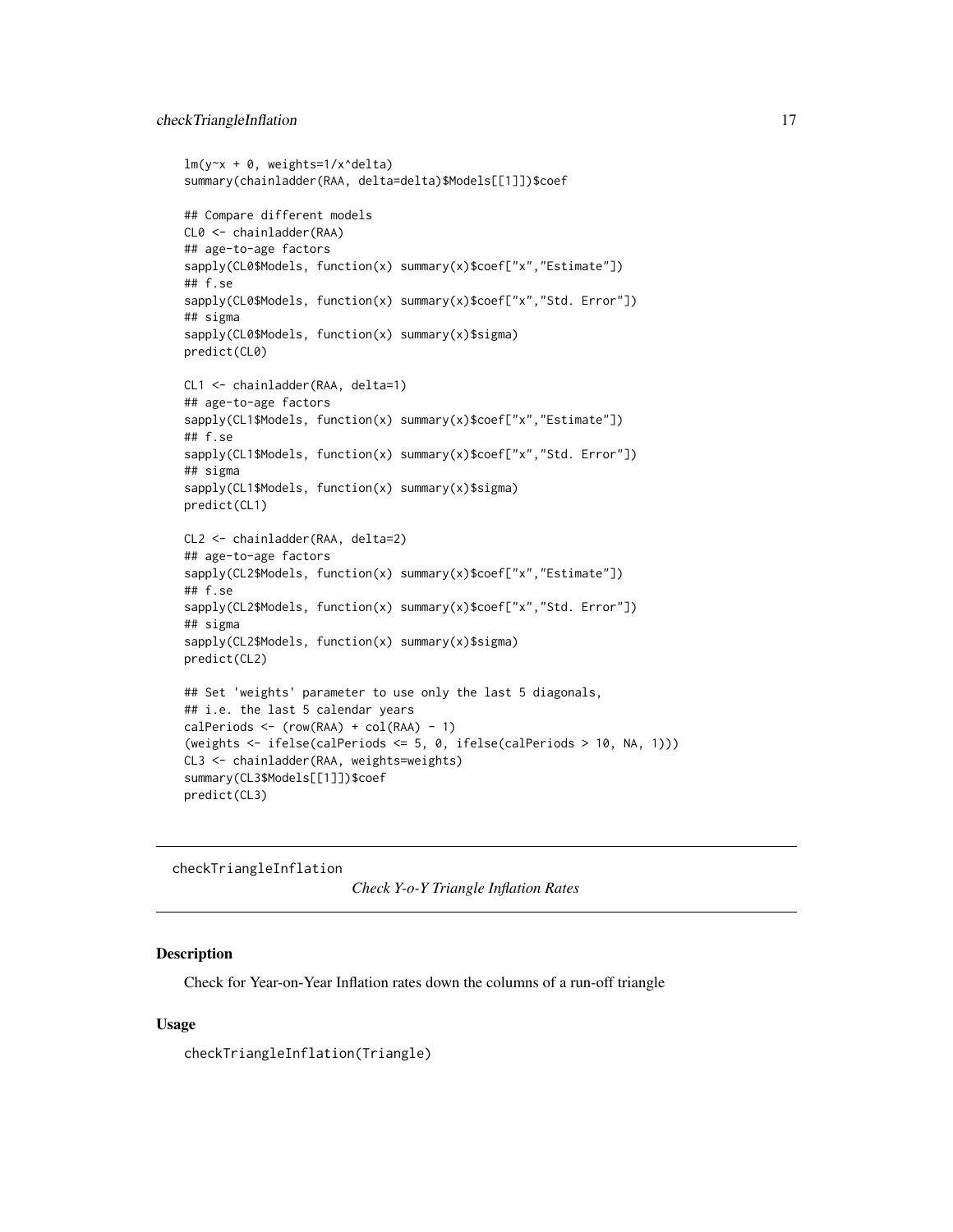```
lm(y~x + 0, weights=1/x^delta)
summary(chainladder(RAA, delta=delta)$Models[[1]])$coef

## Compare different models
CL0 <- chainladder(RAA)
## age-to-age factors
sapply(CL0$Models, function(x) summary(x)$coef["x","Estimate"])
## f.se
sapply(CL0$Models, function(x) summary(x)$coef["x","Std. Error"])
## sigma
sapply(CL0$Models, function(x) summary(x)$sigma)
predict(CL0)

CL1 <- chainladder(RAA, delta=1)
## age-to-age factors
sapply(CL1$Models, function(x) summary(x)$coef["x","Estimate"])
## f.se
sapply(CL1$Models, function(x) summary(x)$coef["x","Std. Error"])
## sigma
sapply(CL1$Models, function(x) summary(x)$sigma)
predict(CL1)

CL2 <- chainladder(RAA, delta=2)
## age-to-age factors
sapply(CL2$Models, function(x) summary(x)$coef["x","Estimate"])
## f.se
sapply(CL2$Models, function(x) summary(x)$coef["x","Std. Error"])
## sigma
sapply(CL2$Models, function(x) summary(x)$sigma)
predict(CL2)

## Set 'weights' parameter to use only the last 5 diagonals,
## i.e. the last 5 calendar years
calPeriods <- (row(RAA) + col(RAA) - 1)
(weights <- ifelse(calPeriods <= 5, 0, ifelse(calPeriods > 10, NA, 1)))
CL3 <- chainladder(RAA, weights=weights)
summary(CL3$Models[[1]])$coef
predict(CL3)
```

---

checkTriangleInflation — *Check Y-o-Y Triangle Inflation Rates*

---

## Description

Check for Year-on-Year Inflation rates down the columns of a run-off triangle

## Usage

```
checkTriangleInflation(Triangle)
```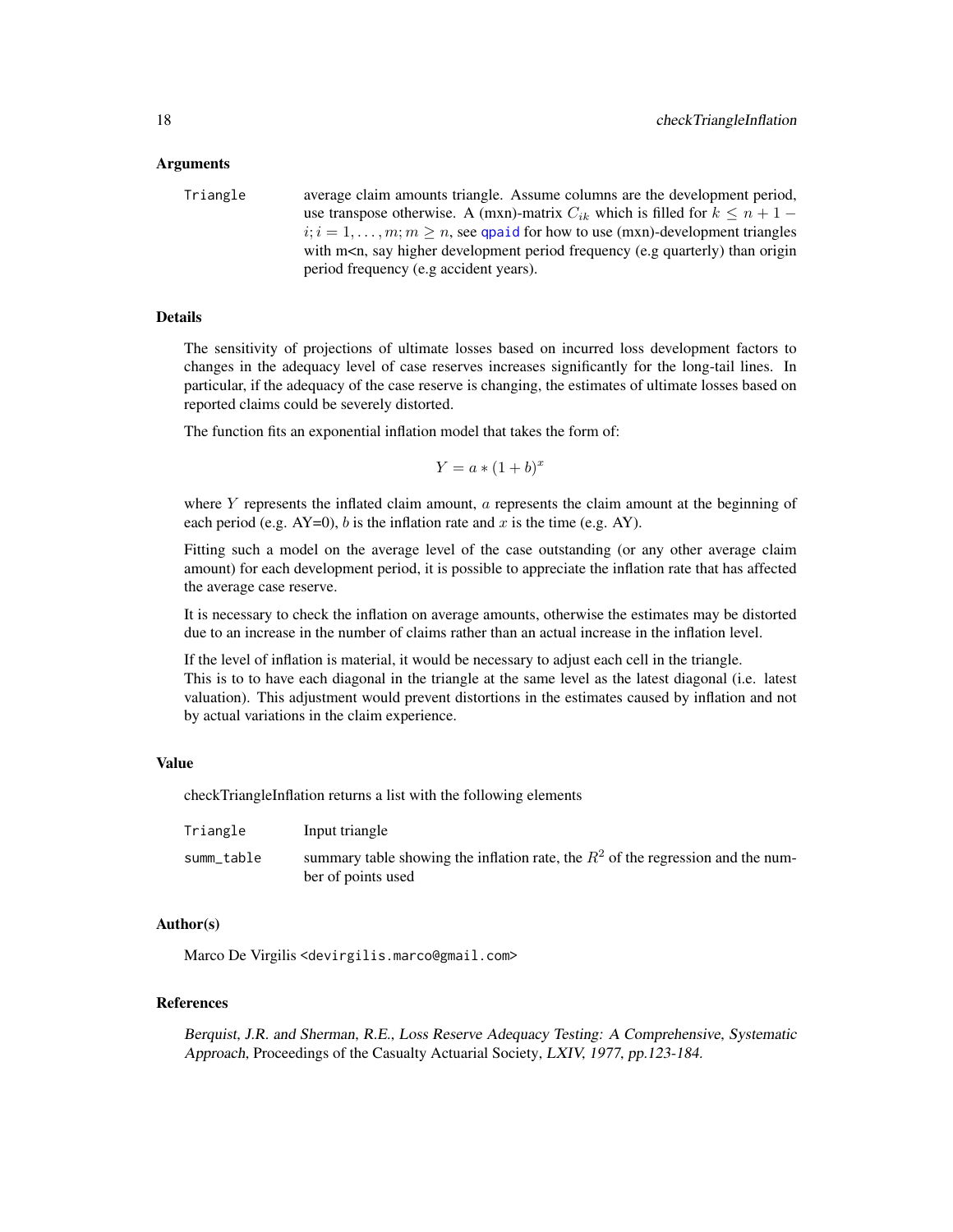### Arguments

| | |
|---|---|
| Triangle | average claim amounts triangle. Assume columns are the development period, use transpose otherwise. A (mxn)-matrix $C_{ik}$ which is filled for $k \leq n+1-i; i = 1, \ldots, m; m \geq n$, see qpaid for how to use (mxn)-development triangles with m<n, say higher development period frequency (e.g quarterly) than origin period frequency (e.g accident years). |

### Details

The sensitivity of projections of ultimate losses based on incurred loss development factors to changes in the adequacy level of case reserves increases significantly for the long-tail lines. In particular, if the adequacy of the case reserve is changing, the estimates of ultimate losses based on reported claims could be severely distorted.

The function fits an exponential inflation model that takes the form of:

$$Y = a * (1 + b)^x$$

where $Y$ represents the inflated claim amount, $a$ represents the claim amount at the beginning of each period (e.g. AY=0), $b$ is the inflation rate and $x$ is the time (e.g. AY).

Fitting such a model on the average level of the case outstanding (or any other average claim amount) for each development period, it is possible to appreciate the inflation rate that has affected the average case reserve.

It is necessary to check the inflation on average amounts, otherwise the estimates may be distorted due to an increase in the number of claims rather than an actual increase in the inflation level.

If the level of inflation is material, it would be necessary to adjust each cell in the triangle.
This is to to have each diagonal in the triangle at the same level as the latest diagonal (i.e. latest valuation). This adjustment would prevent distortions in the estimates caused by inflation and not by actual variations in the claim experience.

### Value

checkTriangleInflation returns a list with the following elements

| | |
|---|---|
| Triangle | Input triangle |
| summ_table | summary table showing the inflation rate, the $R^2$ of the regression and the number of points used |

### Author(s)

Marco De Virgilis <devirgilis.marco@gmail.com>

### References

*Berquist, J.R. and Sherman, R.E., Loss Reserve Adequacy Testing: A Comprehensive, Systematic Approach*, Proceedings of the Casualty Actuarial Society, *LXIV, 1977, pp.123-184.*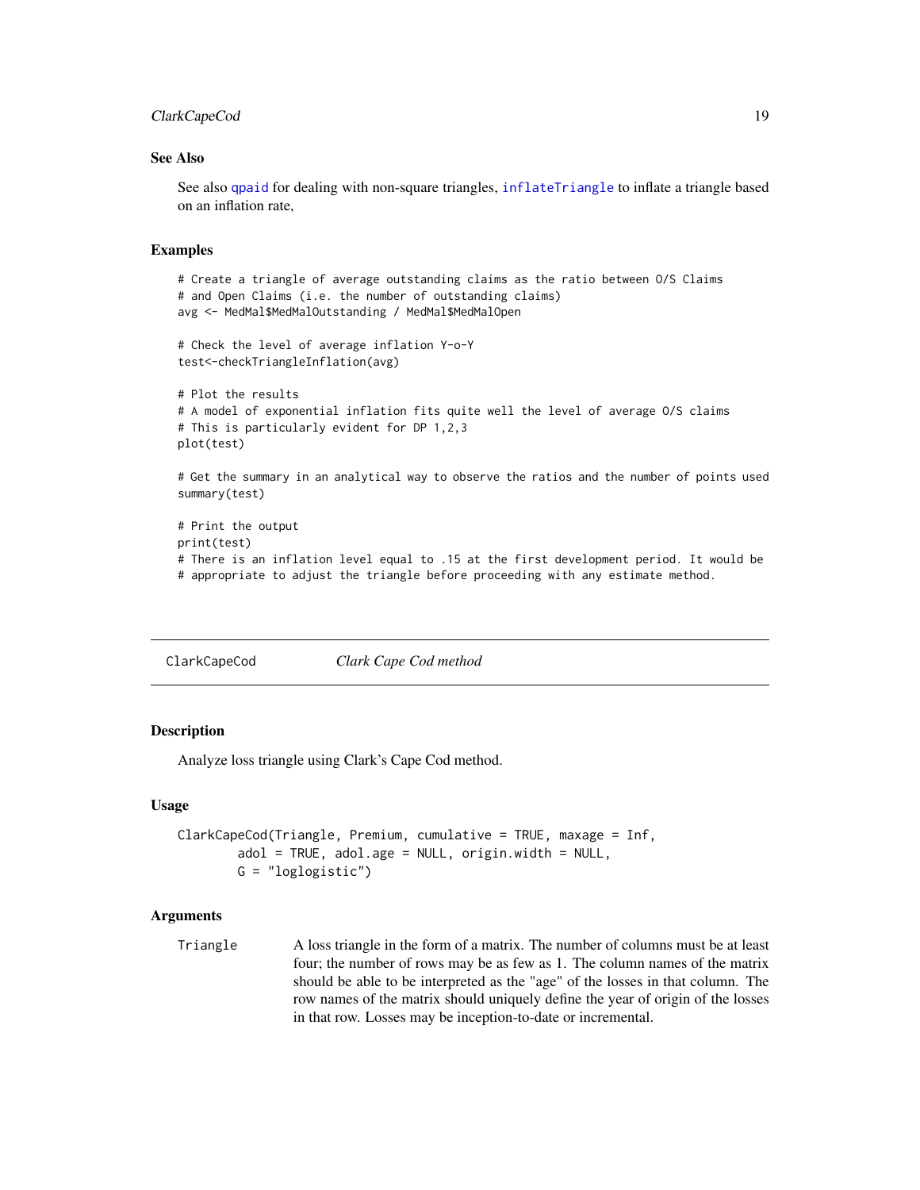### See Also

See also qpaid for dealing with non-square triangles, inflateTriangle to inflate a triangle based on an inflation rate,

### Examples

```
# Create a triangle of average outstanding claims as the ratio between O/S Claims
# and Open Claims (i.e. the number of outstanding claims)
avg <- MedMal$MedMalOutstanding / MedMal$MedMalOpen

# Check the level of average inflation Y-o-Y
test<-checkTriangleInflation(avg)

# Plot the results
# A model of exponential inflation fits quite well the level of average O/S claims
# This is particularly evident for DP 1,2,3
plot(test)

# Get the summary in an analytical way to observe the ratios and the number of points used
summary(test)

# Print the output
print(test)
# There is an inflation level equal to .15 at the first development period. It would be
# appropriate to adjust the triangle before proceeding with any estimate method.
```

---

## ClarkCapeCod — *Clark Cape Cod method*

---

### Description

Analyze loss triangle using Clark's Cape Cod method.

### Usage

```
ClarkCapeCod(Triangle, Premium, cumulative = TRUE, maxage = Inf,
        adol = TRUE, adol.age = NULL, origin.width = NULL,
        G = "loglogistic")
```

### Arguments

| | |
|---|---|
| Triangle | A loss triangle in the form of a matrix. The number of columns must be at least four; the number of rows may be as few as 1. The column names of the matrix should be able to be interpreted as the "age" of the losses in that column. The row names of the matrix should uniquely define the year of origin of the losses in that row. Losses may be inception-to-date or incremental. |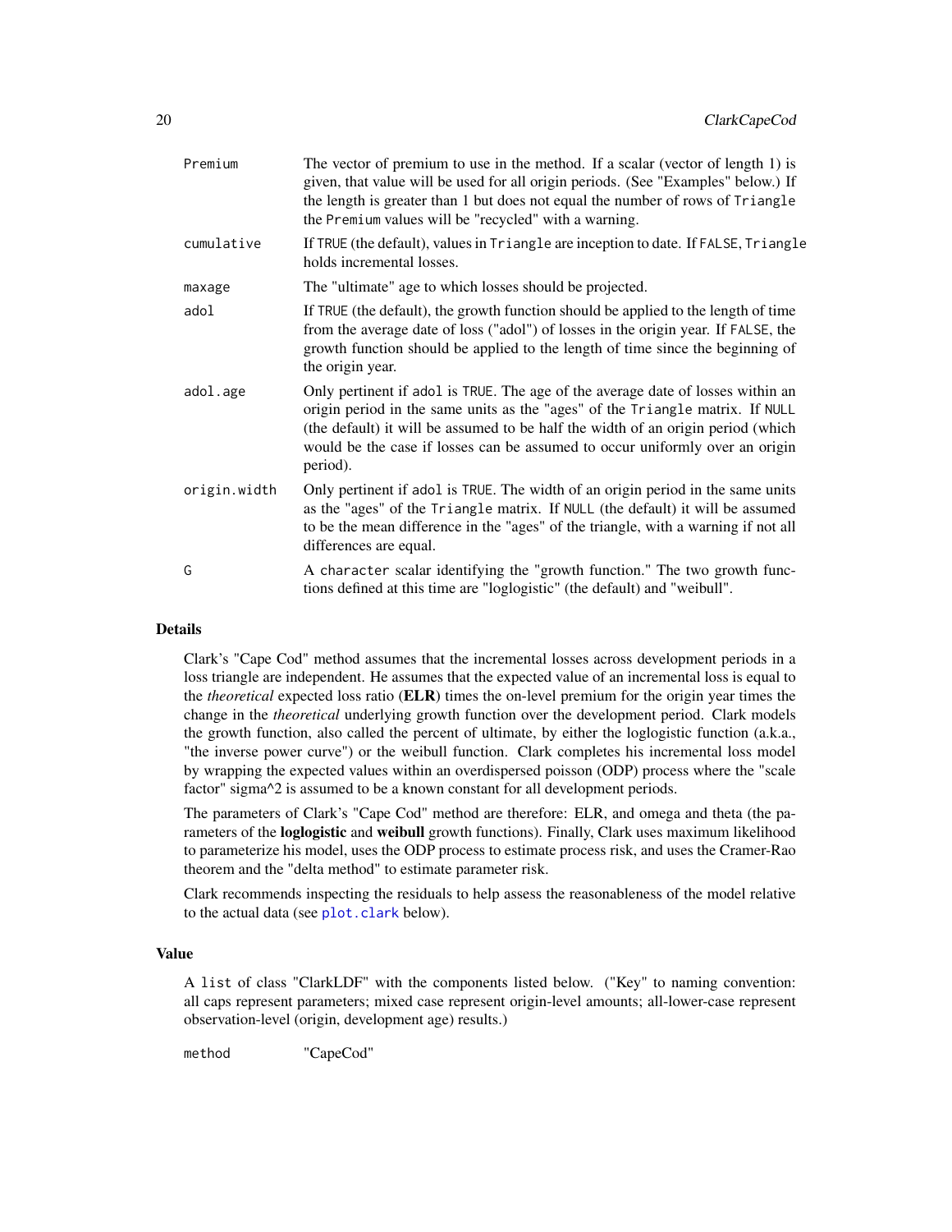| | |
|---|---|
| Premium | The vector of premium to use in the method. If a scalar (vector of length 1) is given, that value will be used for all origin periods. (See "Examples" below.) If the length is greater than 1 but does not equal the number of rows of `Triangle` the `Premium` values will be "recycled" with a warning. |
| cumulative | If `TRUE` (the default), values in `Triangle` are inception to date. If `FALSE`, `Triangle` holds incremental losses. |
| maxage | The "ultimate" age to which losses should be projected. |
| adol | If `TRUE` (the default), the growth function should be applied to the length of time from the average date of loss ("adol") of losses in the origin year. If `FALSE`, the growth function should be applied to the length of time since the beginning of the origin year. |
| adol.age | Only pertinent if `adol` is `TRUE`. The age of the average date of losses within an origin period in the same units as the "ages" of the `Triangle` matrix. If `NULL` (the default) it will be assumed to be half the width of an origin period (which would be the case if losses can be assumed to occur uniformly over an origin period). |
| origin.width | Only pertinent if `adol` is `TRUE`. The width of an origin period in the same units as the "ages" of the `Triangle` matrix. If `NULL` (the default) it will be assumed to be the mean difference in the "ages" of the triangle, with a warning if not all differences are equal. |
| G | A `character` scalar identifying the "growth function." The two growth functions defined at this time are "loglogistic" (the default) and "weibull". |

## Details

Clark's "Cape Cod" method assumes that the incremental losses across development periods in a loss triangle are independent. He assumes that the expected value of an incremental loss is equal to the *theoretical* expected loss ratio (**ELR**) times the on-level premium for the origin year times the change in the *theoretical* underlying growth function over the development period. Clark models the growth function, also called the percent of ultimate, by either the loglogistic function (a.k.a., "the inverse power curve") or the weibull function. Clark completes his incremental loss model by wrapping the expected values within an overdispersed poisson (ODP) process where the "scale factor" sigma^2 is assumed to be a known constant for all development periods.

The parameters of Clark's "Cape Cod" method are therefore: ELR, and omega and theta (the parameters of the **loglogistic** and **weibull** growth functions). Finally, Clark uses maximum likelihood to parameterize his model, uses the ODP process to estimate process risk, and uses the Cramer-Rao theorem and the "delta method" to estimate parameter risk.

Clark recommends inspecting the residuals to help assess the reasonableness of the model relative to the actual data (see `plot.clark` below).

## Value

A `list` of class "ClarkLDF" with the components listed below. ("Key" to naming convention: all caps represent parameters; mixed case represent origin-level amounts; all-lower-case represent observation-level (origin, development age) results.)

| | |
|---|---|
| method | "CapeCod" |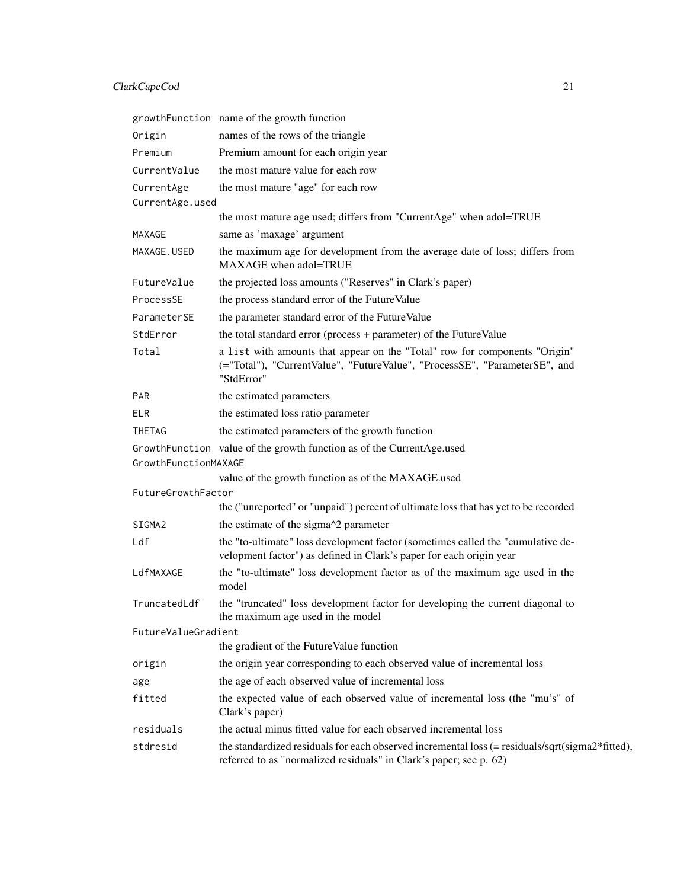| | |
|---|---|
| `growthFunction` | name of the growth function |
| `Origin` | names of the rows of the triangle |
| `Premium` | Premium amount for each origin year |
| `CurrentValue` | the most mature value for each row |
| `CurrentAge` | the most mature "age" for each row |
| `CurrentAge.used` | the most mature age used; differs from "CurrentAge" when adol=TRUE |
| `MAXAGE` | same as 'maxage' argument |
| `MAXAGE.USED` | the maximum age for development from the average date of loss; differs from MAXAGE when adol=TRUE |
| `FutureValue` | the projected loss amounts ("Reserves" in Clark's paper) |
| `ProcessSE` | the process standard error of the FutureValue |
| `ParameterSE` | the parameter standard error of the FutureValue |
| `StdError` | the total standard error (process + parameter) of the FutureValue |
| `Total` | a `list` with amounts that appear on the "Total" row for components "Origin" (="Total"), "CurrentValue", "FutureValue", "ProcessSE", "ParameterSE", and "StdError" |
| `PAR` | the estimated parameters |
| `ELR` | the estimated loss ratio parameter |
| `THETAG` | the estimated parameters of the growth function |
| `GrowthFunction` | value of the growth function as of the CurrentAge.used |
| `GrowthFunctionMAXAGE` | value of the growth function as of the MAXAGE.used |
| `FutureGrowthFactor` | the ("unreported" or "unpaid") percent of ultimate loss that has yet to be recorded |
| `SIGMA2` | the estimate of the sigma^2 parameter |
| `Ldf` | the "to-ultimate" loss development factor (sometimes called the "cumulative development factor") as defined in Clark's paper for each origin year |
| `LdfMAXAGE` | the "to-ultimate" loss development factor as of the maximum age used in the model |
| `TruncatedLdf` | the "truncated" loss development factor for developing the current diagonal to the maximum age used in the model |
| `FutureValueGradient` | the gradient of the FutureValue function |
| `origin` | the origin year corresponding to each observed value of incremental loss |
| `age` | the age of each observed value of incremental loss |
| `fitted` | the expected value of each observed value of incremental loss (the "mu's" of Clark's paper) |
| `residuals` | the actual minus fitted value for each observed incremental loss |
| `stdresid` | the standardized residuals for each observed incremental loss (= residuals/sqrt(sigma2*fitted), referred to as "normalized residuals" in Clark's paper; see p. 62) |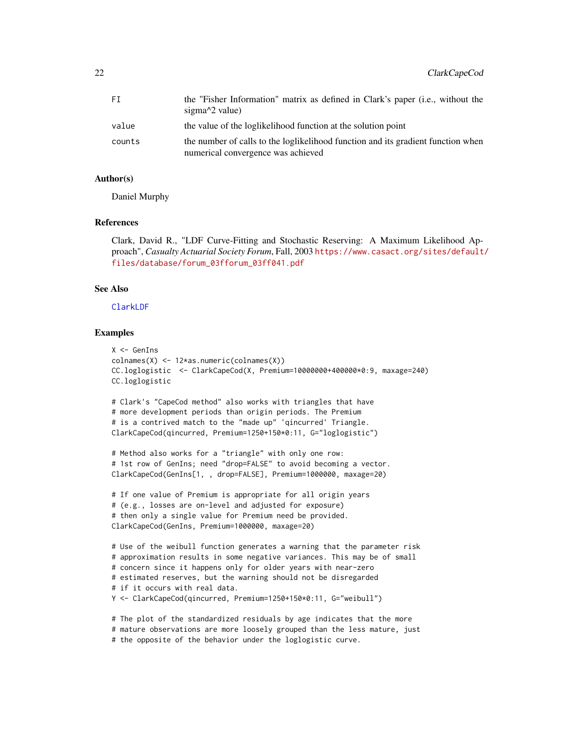| | |
|---|---|
| FI | the "Fisher Information" matrix as defined in Clark's paper (i.e., without the sigma^2 value) |
| value | the value of the loglikelihood function at the solution point |
| counts | the number of calls to the loglikelihood function and its gradient function when numerical convergence was achieved |

### Author(s)

Daniel Murphy

### References

Clark, David R., "LDF Curve-Fitting and Stochastic Reserving: A Maximum Likelihood Approach", *Casualty Actuarial Society Forum*, Fall, 2003 https://www.casact.org/sites/default/files/database/forum_03fforum_03ff041.pdf

### See Also

ClarkLDF

### Examples

```
X <- GenIns
colnames(X) <- 12*as.numeric(colnames(X))
CC.loglogistic  <- ClarkCapeCod(X, Premium=10000000+400000*0:9, maxage=240)
CC.loglogistic

# Clark's "CapeCod method" also works with triangles that have
# more development periods than origin periods. The Premium
# is a contrived match to the "made up" 'qincurred' Triangle.
ClarkCapeCod(qincurred, Premium=1250+150*0:11, G="loglogistic")

# Method also works for a "triangle" with only one row:
# 1st row of GenIns; need "drop=FALSE" to avoid becoming a vector.
ClarkCapeCod(GenIns[1, , drop=FALSE], Premium=1000000, maxage=20)

# If one value of Premium is appropriate for all origin years
# (e.g., losses are on-level and adjusted for exposure)
# then only a single value for Premium need be provided.
ClarkCapeCod(GenIns, Premium=1000000, maxage=20)

# Use of the weibull function generates a warning that the parameter risk
# approximation results in some negative variances. This may be of small
# concern since it happens only for older years with near-zero
# estimated reserves, but the warning should not be disregarded
# if it occurs with real data.
Y <- ClarkCapeCod(qincurred, Premium=1250+150*0:11, G="weibull")

# The plot of the standardized residuals by age indicates that the more
# mature observations are more loosely grouped than the less mature, just
# the opposite of the behavior under the loglogistic curve.
```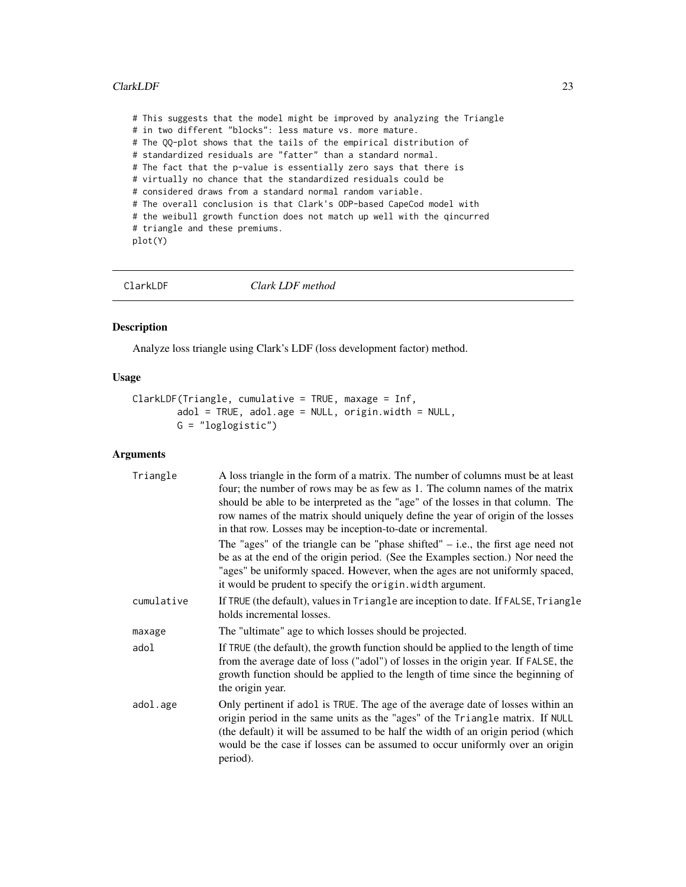```
# This suggests that the model might be improved by analyzing the Triangle
# in two different "blocks": less mature vs. more mature.
# The QQ-plot shows that the tails of the empirical distribution of
# standardized residuals are "fatter" than a standard normal.
# The fact that the p-value is essentially zero says that there is
# virtually no chance that the standardized residuals could be
# considered draws from a standard normal random variable.
# The overall conclusion is that Clark's ODP-based CapeCod model with
# the weibull growth function does not match up well with the qincurred
# triangle and these premiums.
plot(Y)
```

## ClarkLDF *Clark LDF method*

### Description

Analyze loss triangle using Clark's LDF (loss development factor) method.

### Usage

```
ClarkLDF(Triangle, cumulative = TRUE, maxage = Inf,
        adol = TRUE, adol.age = NULL, origin.width = NULL,
        G = "loglogistic")
```

### Arguments

| | |
|---|---|
| Triangle | A loss triangle in the form of a matrix. The number of columns must be at least four; the number of rows may be as few as 1. The column names of the matrix should be able to be interpreted as the "age" of the losses in that column. The row names of the matrix should uniquely define the year of origin of the losses in that row. Losses may be inception-to-date or incremental. <br> The "ages" of the triangle can be "phase shifted" – i.e., the first age need not be as at the end of the origin period. (See the Examples section.) Nor need the "ages" be uniformly spaced. However, when the ages are not uniformly spaced, it would be prudent to specify the origin.width argument. |
| cumulative | If TRUE (the default), values in Triangle are inception to date. If FALSE, Triangle holds incremental losses. |
| maxage | The "ultimate" age to which losses should be projected. |
| adol | If TRUE (the default), the growth function should be applied to the length of time from the average date of loss ("adol") of losses in the origin year. If FALSE, the growth function should be applied to the length of time since the beginning of the origin year. |
| adol.age | Only pertinent if adol is TRUE. The age of the average date of losses within an origin period in the same units as the "ages" of the Triangle matrix. If NULL (the default) it will be assumed to be half the width of an origin period (which would be the case if losses can be assumed to occur uniformly over an origin period). |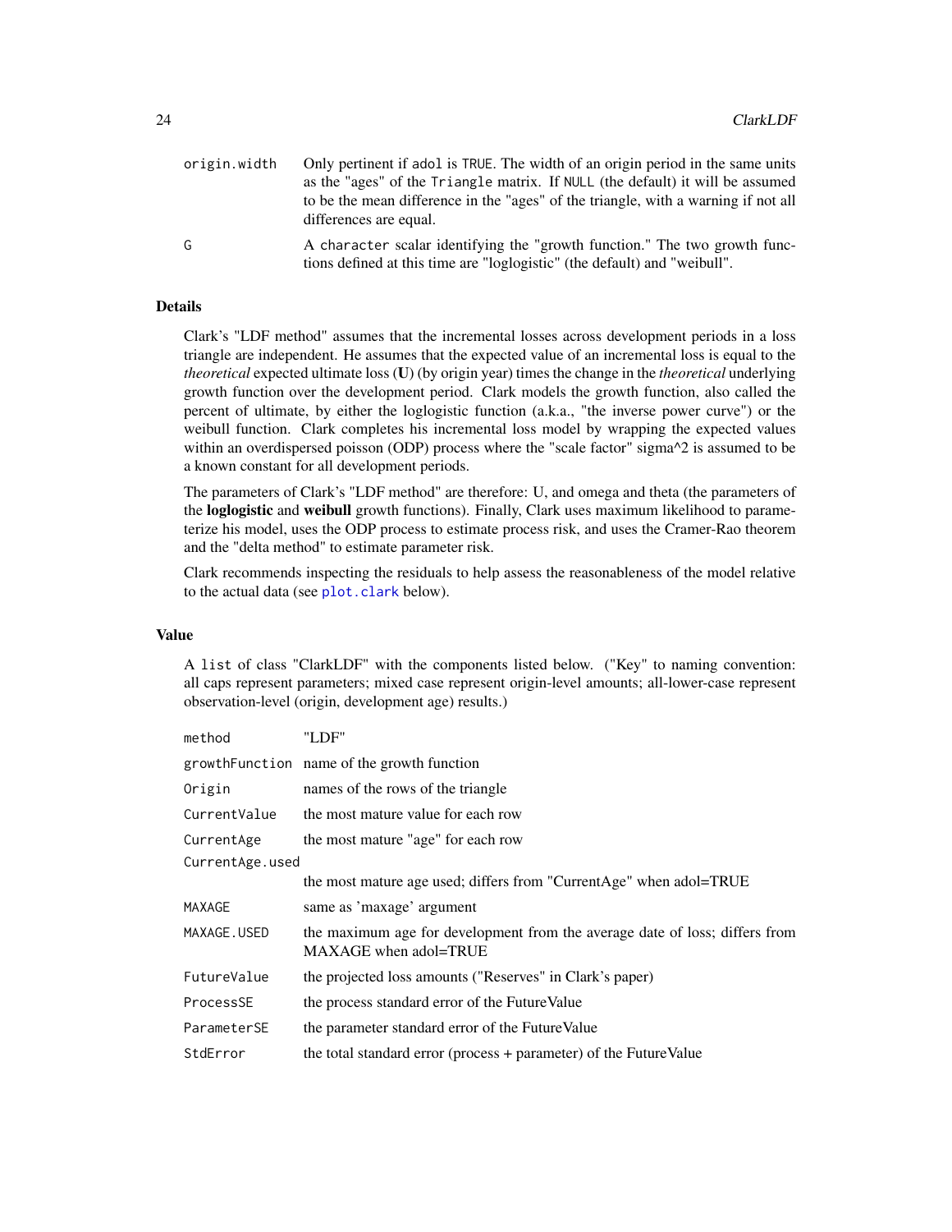| | |
|---|---|
| `origin.width` | Only pertinent if `adol` is `TRUE`. The width of an origin period in the same units as the "ages" of the `Triangle` matrix. If `NULL` (the default) it will be assumed to be the mean difference in the "ages" of the triangle, with a warning if not all differences are equal. |
| `G` | A `character` scalar identifying the "growth function." The two growth functions defined at this time are "loglogistic" (the default) and "weibull". |

## Details

Clark's "LDF method" assumes that the incremental losses across development periods in a loss triangle are independent. He assumes that the expected value of an incremental loss is equal to the *theoretical* expected ultimate loss (**U**) (by origin year) times the change in the *theoretical* underlying growth function over the development period. Clark models the growth function, also called the percent of ultimate, by either the loglogistic function (a.k.a., "the inverse power curve") or the weibull function. Clark completes his incremental loss model by wrapping the expected values within an overdispersed poisson (ODP) process where the "scale factor" sigma^2 is assumed to be a known constant for all development periods.

The parameters of Clark's "LDF method" are therefore: U, and omega and theta (the parameters of the **loglogistic** and **weibull** growth functions). Finally, Clark uses maximum likelihood to parameterize his model, uses the ODP process to estimate process risk, and uses the Cramer-Rao theorem and the "delta method" to estimate parameter risk.

Clark recommends inspecting the residuals to help assess the reasonableness of the model relative to the actual data (see `plot.clark` below).

## Value

A `list` of class "ClarkLDF" with the components listed below. ("Key" to naming convention: all caps represent parameters; mixed case represent origin-level amounts; all-lower-case represent observation-level (origin, development age) results.)

| | |
|---|---|
| `method` | "LDF" |
| `growthFunction` | name of the growth function |
| `Origin` | names of the rows of the triangle |
| `CurrentValue` | the most mature value for each row |
| `CurrentAge` | the most mature "age" for each row |
| `CurrentAge.used` | the most mature age used; differs from "CurrentAge" when adol=TRUE |
| `MAXAGE` | same as 'maxage' argument |
| `MAXAGE.USED` | the maximum age for development from the average date of loss; differs from MAXAGE when adol=TRUE |
| `FutureValue` | the projected loss amounts ("Reserves" in Clark's paper) |
| `ProcessSE` | the process standard error of the FutureValue |
| `ParameterSE` | the parameter standard error of the FutureValue |
| `StdError` | the total standard error (process + parameter) of the FutureValue |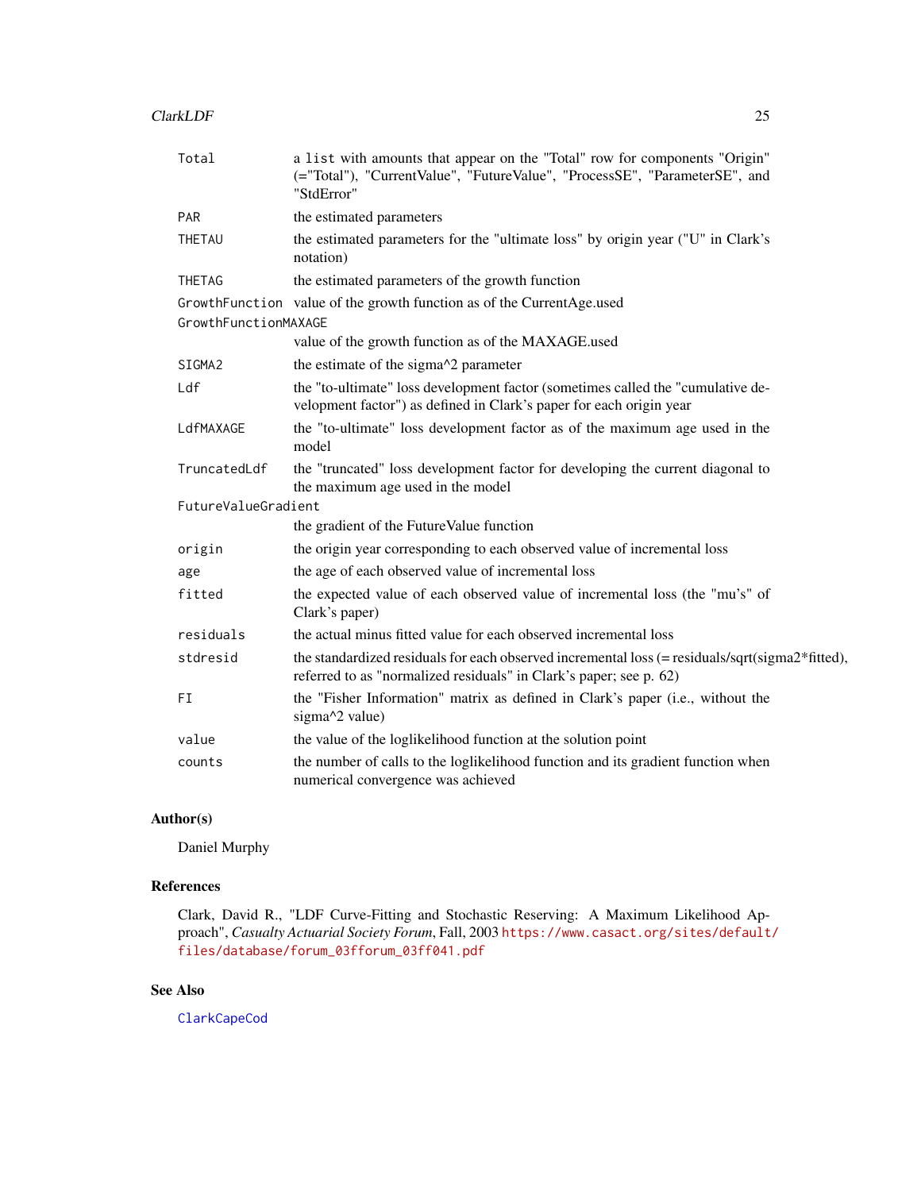| | |
|---|---|
| `Total` | a `list` with amounts that appear on the "Total" row for components "Origin" (="Total"), "CurrentValue", "FutureValue", "ProcessSE", "ParameterSE", and "StdError" |
| `PAR` | the estimated parameters |
| `THETAU` | the estimated parameters for the "ultimate loss" by origin year ("U" in Clark's notation) |
| `THETAG` | the estimated parameters of the growth function |
| `GrowthFunction` | value of the growth function as of the CurrentAge.used |
| `GrowthFunctionMAXAGE` | value of the growth function as of the MAXAGE.used |
| `SIGMA2` | the estimate of the sigma^2 parameter |
| `Ldf` | the "to-ultimate" loss development factor (sometimes called the "cumulative development factor") as defined in Clark's paper for each origin year |
| `LdfMAXAGE` | the "to-ultimate" loss development factor as of the maximum age used in the model |
| `TruncatedLdf` | the "truncated" loss development factor for developing the current diagonal to the maximum age used in the model |
| `FutureValueGradient` | the gradient of the FutureValue function |
| `origin` | the origin year corresponding to each observed value of incremental loss |
| `age` | the age of each observed value of incremental loss |
| `fitted` | the expected value of each observed value of incremental loss (the "mu's" of Clark's paper) |
| `residuals` | the actual minus fitted value for each observed incremental loss |
| `stdresid` | the standardized residuals for each observed incremental loss (= residuals/sqrt(sigma2*fitted), referred to as "normalized residuals" in Clark's paper; see p. 62) |
| `FI` | the "Fisher Information" matrix as defined in Clark's paper (i.e., without the sigma^2 value) |
| `value` | the value of the loglikelihood function at the solution point |
| `counts` | the number of calls to the loglikelihood function and its gradient function when numerical convergence was achieved |

## Author(s)

Daniel Murphy

## References

Clark, David R., "LDF Curve-Fitting and Stochastic Reserving: A Maximum Likelihood Approach", *Casualty Actuarial Society Forum*, Fall, 2003 https://www.casact.org/sites/default/files/database/forum_03fforum_03ff041.pdf

## See Also

`ClarkCapeCod`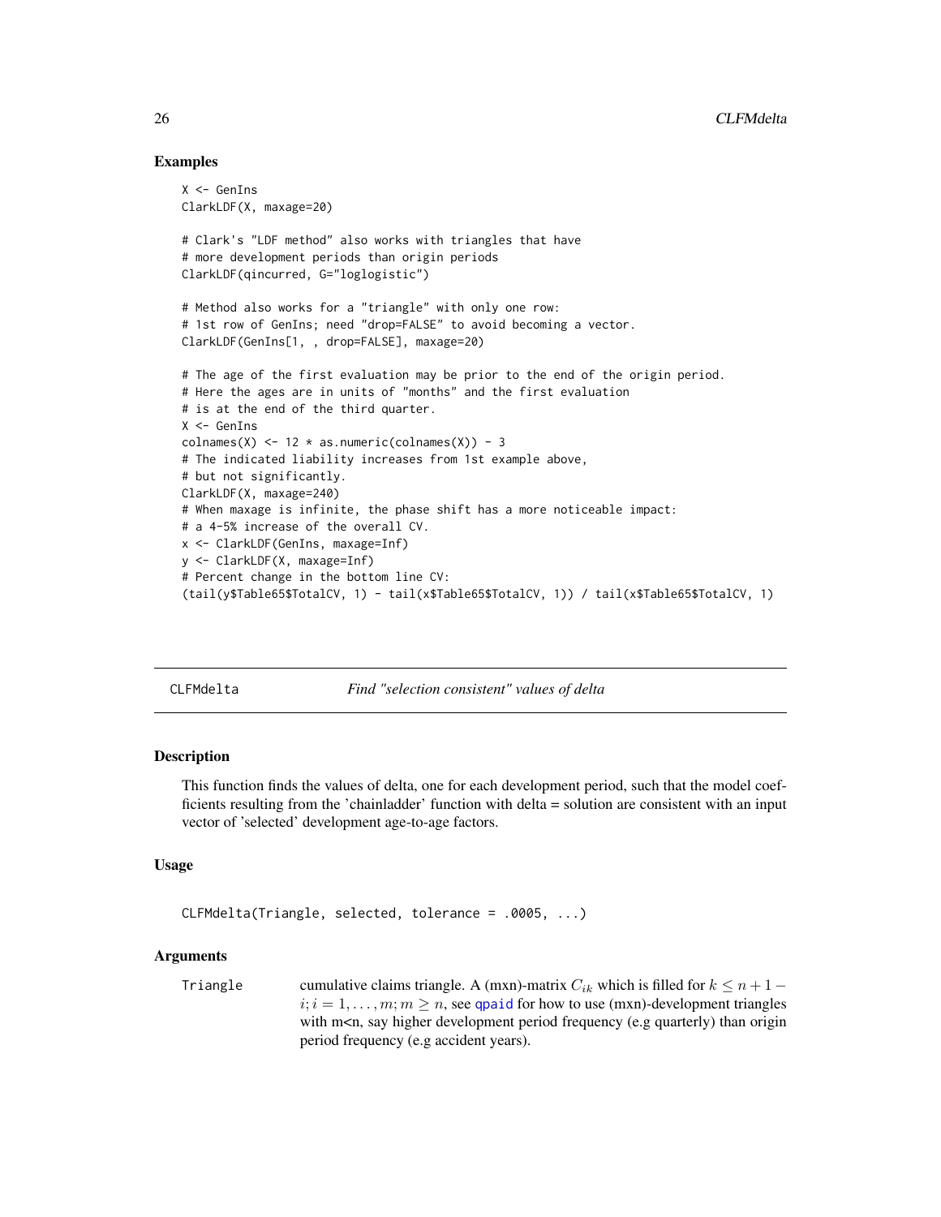## Examples

```
X <- GenIns
ClarkLDF(X, maxage=20)

# Clark's "LDF method" also works with triangles that have
# more development periods than origin periods
ClarkLDF(qincurred, G="loglogistic")

# Method also works for a "triangle" with only one row:
# 1st row of GenIns; need "drop=FALSE" to avoid becoming a vector.
ClarkLDF(GenIns[1, , drop=FALSE], maxage=20)

# The age of the first evaluation may be prior to the end of the origin period.
# Here the ages are in units of "months" and the first evaluation
# is at the end of the third quarter.
X <- GenIns
colnames(X) <- 12 * as.numeric(colnames(X)) - 3
# The indicated liability increases from 1st example above,
# but not significantly.
ClarkLDF(X, maxage=240)
# When maxage is infinite, the phase shift has a more noticeable impact:
# a 4-5% increase of the overall CV.
x <- ClarkLDF(GenIns, maxage=Inf)
y <- ClarkLDF(X, maxage=Inf)
# Percent change in the bottom line CV:
(tail(y$Table65$TotalCV, 1) - tail(x$Table65$TotalCV, 1)) / tail(x$Table65$TotalCV, 1)
```

---

CLFMdelta — *Find "selection consistent" values of delta*

---

## Description

This function finds the values of delta, one for each development period, such that the model coefficients resulting from the 'chainladder' function with delta = solution are consistent with an input vector of 'selected' development age-to-age factors.

## Usage

```
CLFMdelta(Triangle, selected, tolerance = .0005, ...)
```

## Arguments

**Triangle** cumulative claims triangle. A (mxn)-matrix $C_{ik}$ which is filled for $k \leq n+1-i; i = 1, \ldots, m; m \geq n$, see qpaid for how to use (mxn)-development triangles with m<n, say higher development period frequency (e.g quarterly) than origin period frequency (e.g accident years).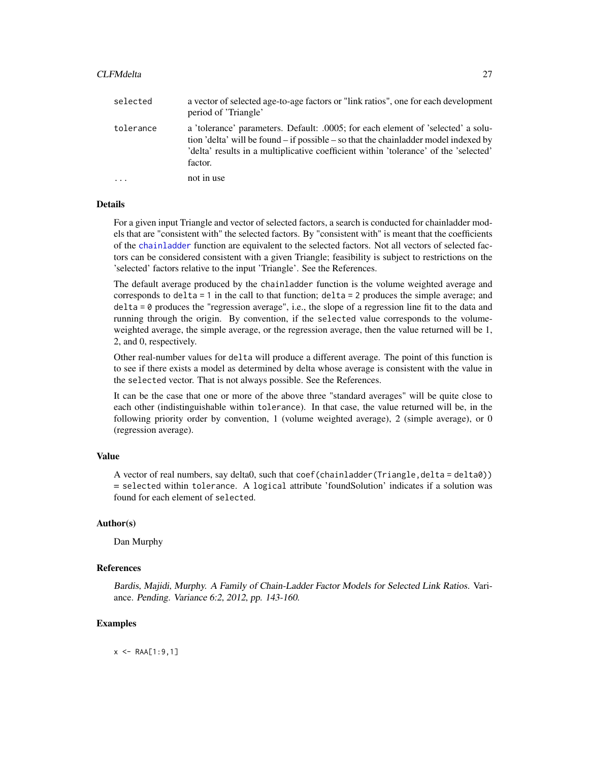| | |
|---|---|
| selected | a vector of selected age-to-age factors or "link ratios", one for each development period of 'Triangle' |
| tolerance | a 'tolerance' parameters. Default: .0005; for each element of 'selected' a solution 'delta' will be found – if possible – so that the chainladder model indexed by 'delta' results in a multiplicative coefficient within 'tolerance' of the 'selected' factor. |
| ... | not in use |

### Details

For a given input Triangle and vector of selected factors, a search is conducted for chainladder models that are "consistent with" the selected factors. By "consistent with" is meant that the coefficients of the `chainladder` function are equivalent to the selected factors. Not all vectors of selected factors can be considered consistent with a given Triangle; feasibility is subject to restrictions on the 'selected' factors relative to the input 'Triangle'. See the References.

The default average produced by the `chainladder` function is the volume weighted average and corresponds to `delta = 1` in the call to that function; `delta = 2` produces the simple average; and `delta = 0` produces the "regression average", i.e., the slope of a regression line fit to the data and running through the origin. By convention, if the `selected` value corresponds to the volume-weighted average, the simple average, or the regression average, then the value returned will be 1, 2, and 0, respectively.

Other real-number values for `delta` will produce a different average. The point of this function is to see if there exists a model as determined by delta whose average is consistent with the value in the `selected` vector. That is not always possible. See the References.

It can be the case that one or more of the above three "standard averages" will be quite close to each other (indistinguishable within `tolerance`). In that case, the value returned will be, in the following priority order by convention, 1 (volume weighted average), 2 (simple average), or 0 (regression average).

### Value

A vector of real numbers, say delta0, such that `coef(chainladder(Triangle,delta = delta0))` = `selected` within `tolerance`. A `logical` attribute 'foundSolution' indicates if a solution was found for each element of `selected`.

### Author(s)

Dan Murphy

### References

*Bardis, Majidi, Murphy. A Family of Chain-Ladder Factor Models for Selected Link Ratios.* Variance. *Pending. Variance 6:2, 2012, pp. 143-160.*

### Examples

```
x <- RAA[1:9,1]
```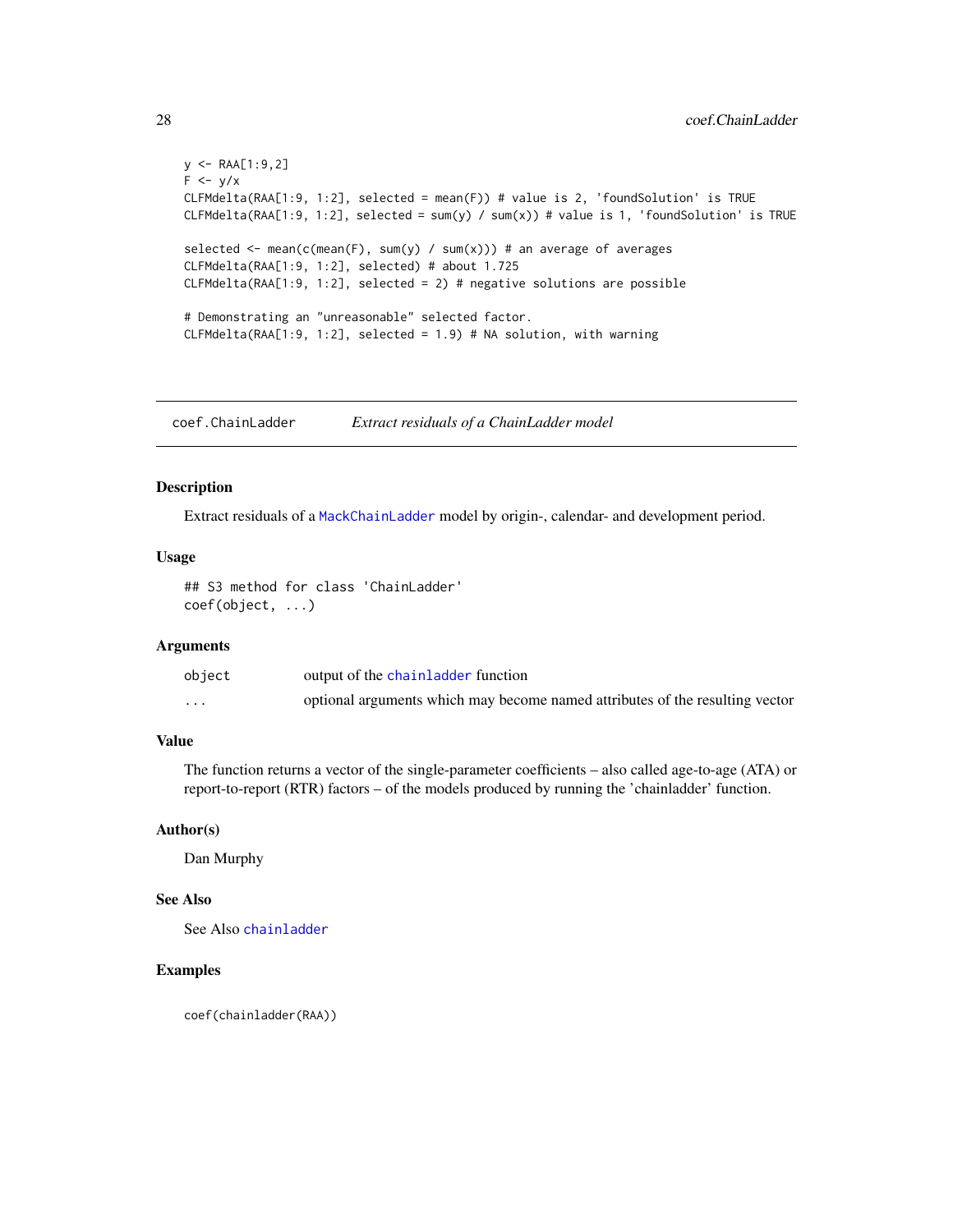```
y <- RAA[1:9,2]
F <- y/x
CLFMdelta(RAA[1:9, 1:2], selected = mean(F)) # value is 2, 'foundSolution' is TRUE
CLFMdelta(RAA[1:9, 1:2], selected = sum(y) / sum(x)) # value is 1, 'foundSolution' is TRUE

selected <- mean(c(mean(F), sum(y) / sum(x))) # an average of averages
CLFMdelta(RAA[1:9, 1:2], selected) # about 1.725
CLFMdelta(RAA[1:9, 1:2], selected = 2) # negative solutions are possible

# Demonstrating an "unreasonable" selected factor.
CLFMdelta(RAA[1:9, 1:2], selected = 1.9) # NA solution, with warning
```

---

## coef.ChainLadder *Extract residuals of a ChainLadder model*

### Description

Extract residuals of a MackChainLadder model by origin-, calendar- and development period.

### Usage

```
## S3 method for class 'ChainLadder'
coef(object, ...)
```

### Arguments

| | |
|---|---|
| object | output of the chainladder function |
| ... | optional arguments which may become named attributes of the resulting vector |

### Value

The function returns a vector of the single-parameter coefficients – also called age-to-age (ATA) or report-to-report (RTR) factors – of the models produced by running the 'chainladder' function.

### Author(s)

Dan Murphy

### See Also

See Also chainladder

### Examples

```
coef(chainladder(RAA))
```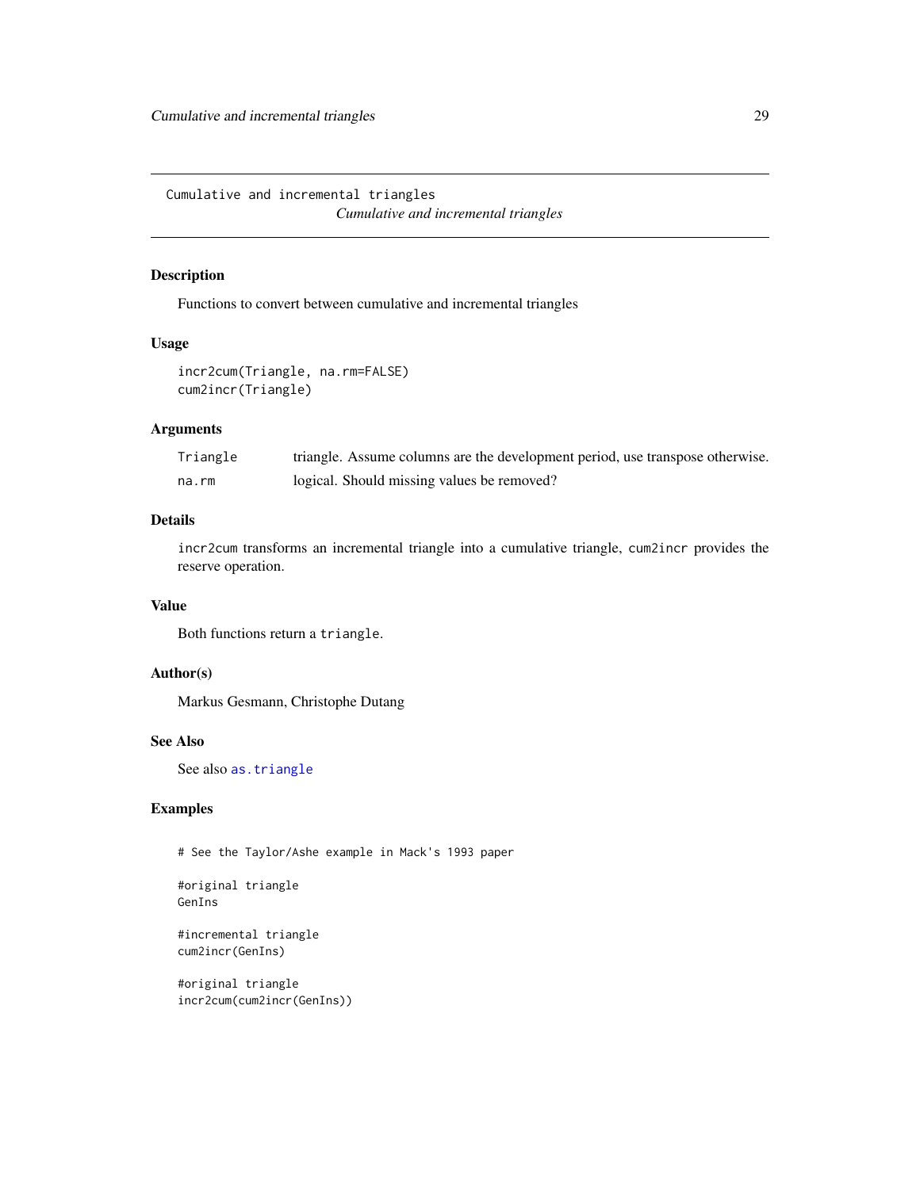# Cumulative and incremental triangles

*Cumulative and incremental triangles*

## Description

Functions to convert between cumulative and incremental triangles

## Usage

```
incr2cum(Triangle, na.rm=FALSE)
cum2incr(Triangle)
```

## Arguments

| | |
|---|---|
| Triangle | triangle. Assume columns are the development period, use transpose otherwise. |
| na.rm | logical. Should missing values be removed? |

## Details

`incr2cum` transforms an incremental triangle into a cumulative triangle, `cum2incr` provides the reserve operation.

## Value

Both functions return a `triangle`.

## Author(s)

Markus Gesmann, Christophe Dutang

## See Also

See also `as.triangle`

## Examples

```
# See the Taylor/Ashe example in Mack's 1993 paper

#original triangle
GenIns

#incremental triangle
cum2incr(GenIns)

#original triangle
incr2cum(cum2incr(GenIns))
```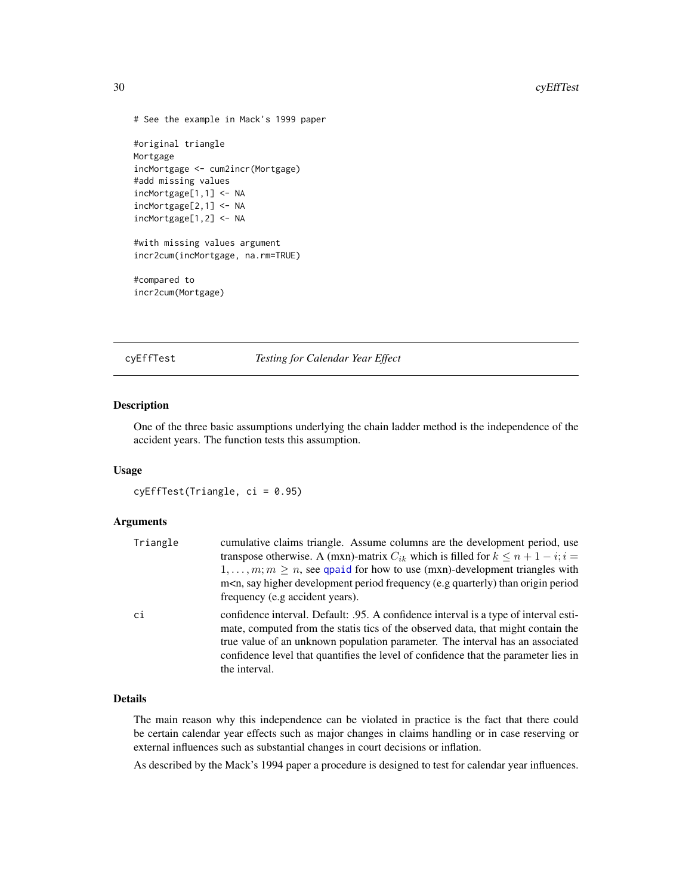```
# See the example in Mack's 1999 paper

#original triangle
Mortgage
incMortgage <- cum2incr(Mortgage)
#add missing values
incMortgage[1,1] <- NA
incMortgage[2,1] <- NA
incMortgage[1,2] <- NA

#with missing values argument
incr2cum(incMortgage, na.rm=TRUE)

#compared to
incr2cum(Mortgage)
```

---

## cyEffTest — *Testing for Calendar Year Effect*

### Description

One of the three basic assumptions underlying the chain ladder method is the independence of the accident years. The function tests this assumption.

### Usage

```
cyEffTest(Triangle, ci = 0.95)
```

### Arguments

| | |
|---|---|
| Triangle | cumulative claims triangle. Assume columns are the development period, use transpose otherwise. A (mxn)-matrix $C_{ik}$ which is filled for $k \le n+1-i; i = 1,\ldots,m; m \ge n$, see qpaid for how to use (mxn)-development triangles with m<n, say higher development period frequency (e.g quarterly) than origin period frequency (e.g accident years). |
| ci | confidence interval. Default: .95. A confidence interval is a type of interval estimate, computed from the statis tics of the observed data, that might contain the true value of an unknown population parameter. The interval has an associated confidence level that quantifies the level of confidence that the parameter lies in the interval. |

### Details

The main reason why this independence can be violated in practice is the fact that there could be certain calendar year effects such as major changes in claims handling or in case reserving or external influences such as substantial changes in court decisions or inflation.

As described by the Mack's 1994 paper a procedure is designed to test for calendar year influences.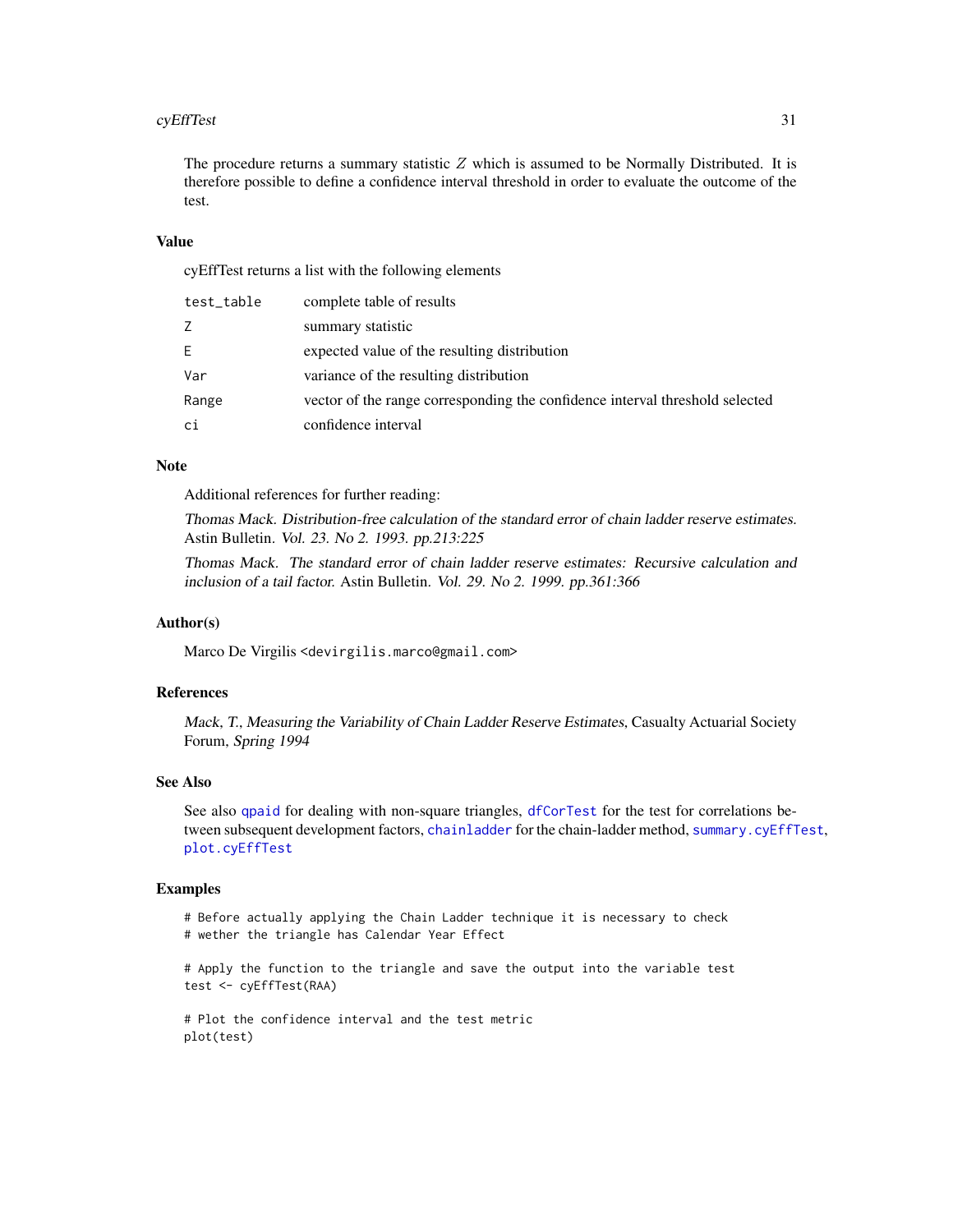The procedure returns a summary statistic $Z$ which is assumed to be Normally Distributed. It is therefore possible to define a confidence interval threshold in order to evaluate the outcome of the test.

## Value

cyEffTest returns a list with the following elements

| | |
|---|---|
| `test_table` | complete table of results |
| `Z` | summary statistic |
| `E` | expected value of the resulting distribution |
| `Var` | variance of the resulting distribution |
| `Range` | vector of the range corresponding the confidence interval threshold selected |
| `ci` | confidence interval |

## Note

Additional references for further reading:

*Thomas Mack. Distribution-free calculation of the standard error of chain ladder reserve estimates.* Astin Bulletin. *Vol. 23. No 2. 1993. pp.213:225*

*Thomas Mack. The standard error of chain ladder reserve estimates: Recursive calculation and inclusion of a tail factor.* Astin Bulletin. *Vol. 29. No 2. 1999. pp.361:366*

## Author(s)

Marco De Virgilis <devirgilis.marco@gmail.com>

## References

*Mack, T., Measuring the Variability of Chain Ladder Reserve Estimates,* Casualty Actuarial Society Forum, *Spring 1994*

## See Also

See also `qpaid` for dealing with non-square triangles, `dfCorTest` for the test for correlations between subsequent development factors, `chainladder` for the chain-ladder method, `summary.cyEffTest`, `plot.cyEffTest`

## Examples

```
# Before actually applying the Chain Ladder technique it is necessary to check
# wether the triangle has Calendar Year Effect

# Apply the function to the triangle and save the output into the variable test
test <- cyEffTest(RAA)

# Plot the confidence interval and the test metric
plot(test)
```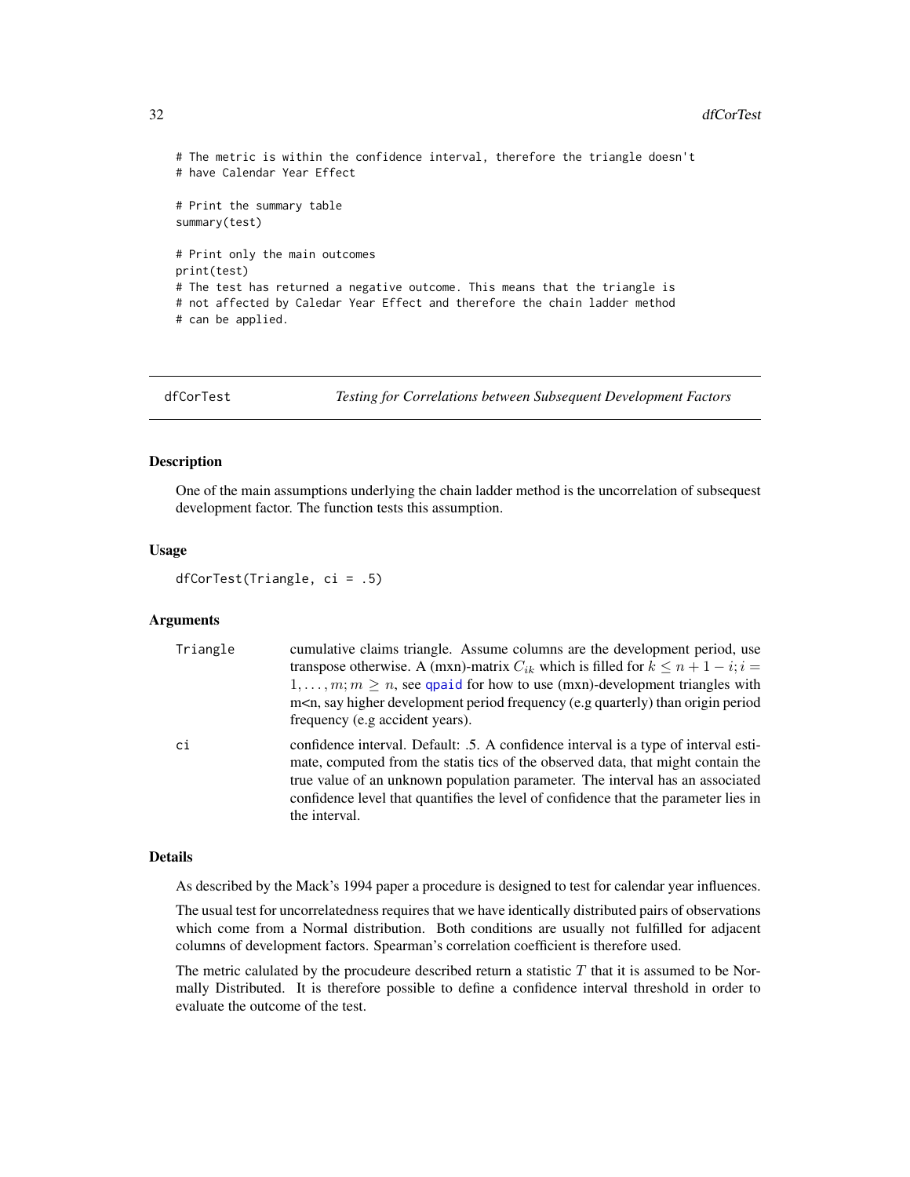```
# The metric is within the confidence interval, therefore the triangle doesn't
# have Calendar Year Effect

# Print the summary table
summary(test)

# Print only the main outcomes
print(test)
# The test has returned a negative outcome. This means that the triangle is
# not affected by Caledar Year Effect and therefore the chain ladder method
# can be applied.
```

## dfCorTest — *Testing for Correlations between Subsequent Development Factors*

### Description

One of the main assumptions underlying the chain ladder method is the uncorrelation of subsequest development factor. The function tests this assumption.

### Usage

```
dfCorTest(Triangle, ci = .5)
```

### Arguments

| | |
|---|---|
| Triangle | cumulative claims triangle. Assume columns are the development period, use transpose otherwise. A (mxn)-matrix $C_{ik}$ which is filled for $k \leq n+1-i; i = 1, \ldots, m; m \geq n$, see qpaid for how to use (mxn)-development triangles with m<n, say higher development period frequency (e.g quarterly) than origin period frequency (e.g accident years). |
| ci | confidence interval. Default: .5. A confidence interval is a type of interval estimate, computed from the statis tics of the observed data, that might contain the true value of an unknown population parameter. The interval has an associated confidence level that quantifies the level of confidence that the parameter lies in the interval. |

### Details

As described by the Mack's 1994 paper a procedure is designed to test for calendar year influences.

The usual test for uncorrelatedness requires that we have identically distributed pairs of observations which come from a Normal distribution. Both conditions are usually not fulfilled for adjacent columns of development factors. Spearman's correlation coefficient is therefore used.

The metric calulated by the procudeure described return a statistic $T$ that it is assumed to be Normally Distributed. It is therefore possible to define a confidence interval threshold in order to evaluate the outcome of the test.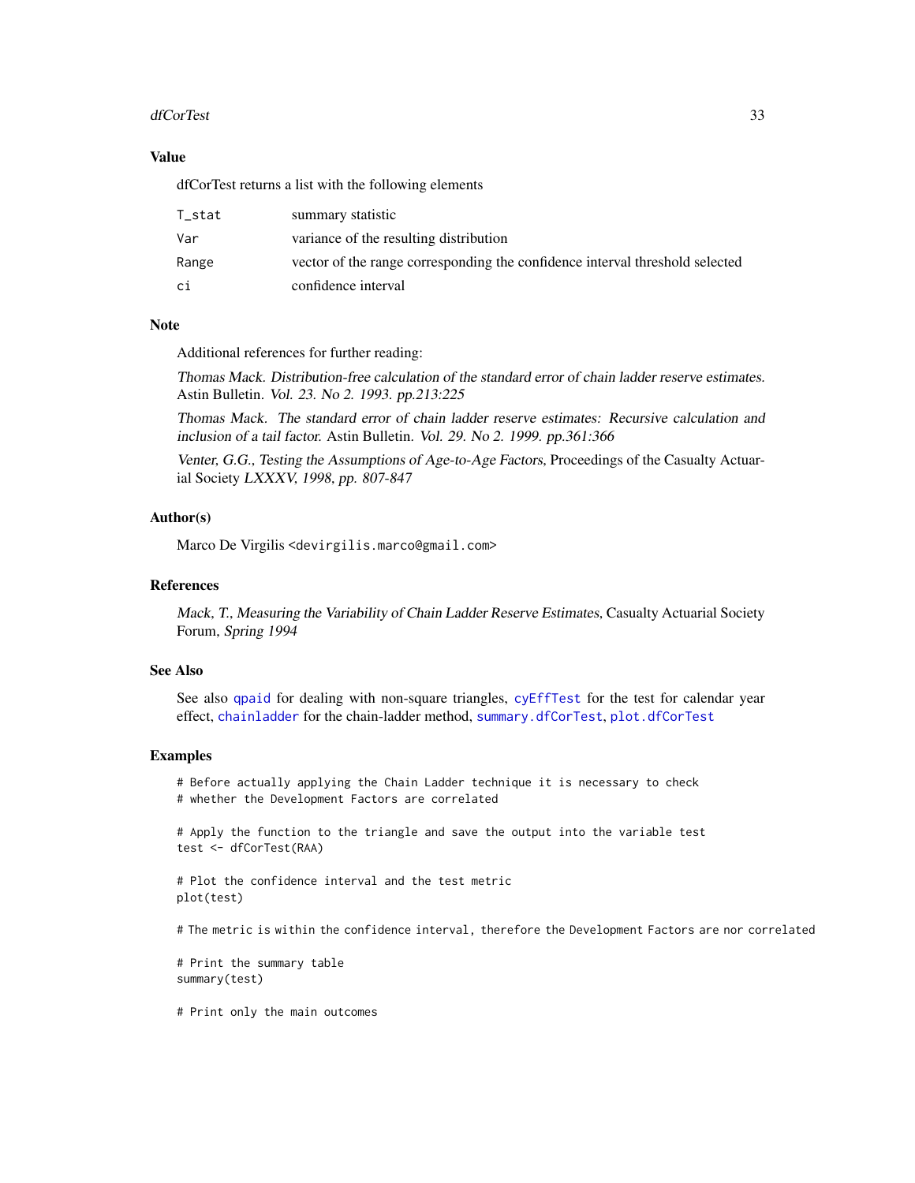## Value

dfCorTest returns a list with the following elements

| | |
|---|---|
| T_stat | summary statistic |
| Var | variance of the resulting distribution |
| Range | vector of the range corresponding the confidence interval threshold selected |
| ci | confidence interval |

## Note

Additional references for further reading:

*Thomas Mack. Distribution-free calculation of the standard error of chain ladder reserve estimates.* Astin Bulletin. *Vol. 23. No 2. 1993. pp.213:225*

*Thomas Mack. The standard error of chain ladder reserve estimates: Recursive calculation and inclusion of a tail factor.* Astin Bulletin. *Vol. 29. No 2. 1999. pp.361:366*

*Venter, G.G., Testing the Assumptions of Age-to-Age Factors*, Proceedings of the Casualty Actuarial Society *LXXXV, 1998, pp. 807-847*

## Author(s)

Marco De Virgilis <devirgilis.marco@gmail.com>

## References

*Mack, T., Measuring the Variability of Chain Ladder Reserve Estimates*, Casualty Actuarial Society Forum, *Spring 1994*

## See Also

See also `qpaid` for dealing with non-square triangles, `cyEffTest` for the test for calendar year effect, `chainladder` for the chain-ladder method, `summary.dfCorTest`, `plot.dfCorTest`

## Examples

```
# Before actually applying the Chain Ladder technique it is necessary to check
# whether the Development Factors are correlated

# Apply the function to the triangle and save the output into the variable test
test <- dfCorTest(RAA)

# Plot the confidence interval and the test metric
plot(test)

# The metric is within the confidence interval, therefore the Development Factors are nor correlated

# Print the summary table
summary(test)

# Print only the main outcomes
```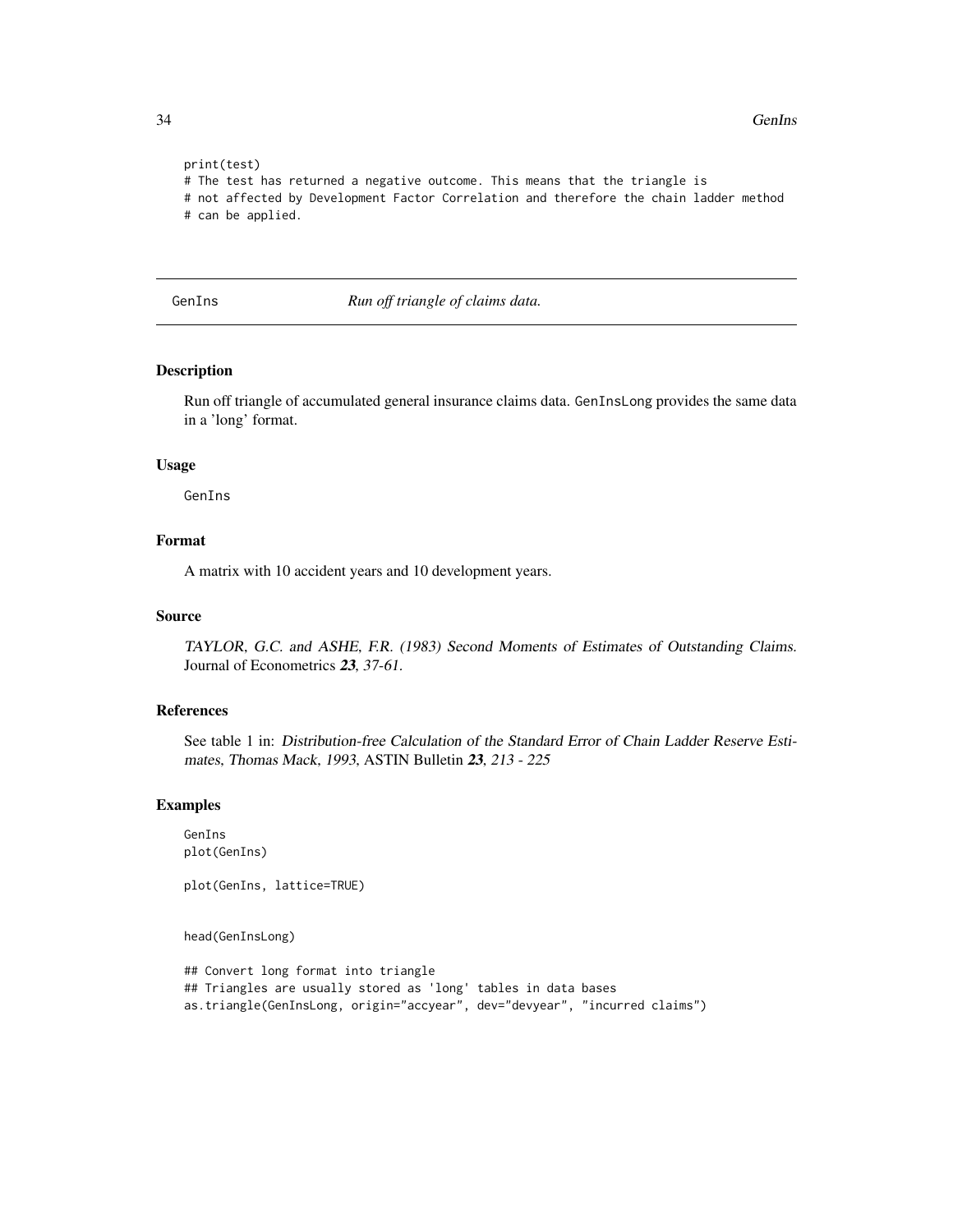```
print(test)
# The test has returned a negative outcome. This means that the triangle is
# not affected by Development Factor Correlation and therefore the chain ladder method
# can be applied.
```

---

GenIns *Run off triangle of claims data.*

---

### Description

Run off triangle of accumulated general insurance claims data. GenInsLong provides the same data in a 'long' format.

### Usage

```
GenIns
```

### Format

A matrix with 10 accident years and 10 development years.

### Source

*TAYLOR, G.C. and ASHE, F.R. (1983) Second Moments of Estimates of Outstanding Claims.* Journal of Econometrics ***23****, 37-61.*

### References

See table 1 in: *Distribution-free Calculation of the Standard Error of Chain Ladder Reserve Estimates, Thomas Mack, 1993,* ASTIN Bulletin ***23****, 213 - 225*

### Examples

```
GenIns
plot(GenIns)

plot(GenIns, lattice=TRUE)


head(GenInsLong)

## Convert long format into triangle
## Triangles are usually stored as 'long' tables in data bases
as.triangle(GenInsLong, origin="accyear", dev="devyear", "incurred claims")
```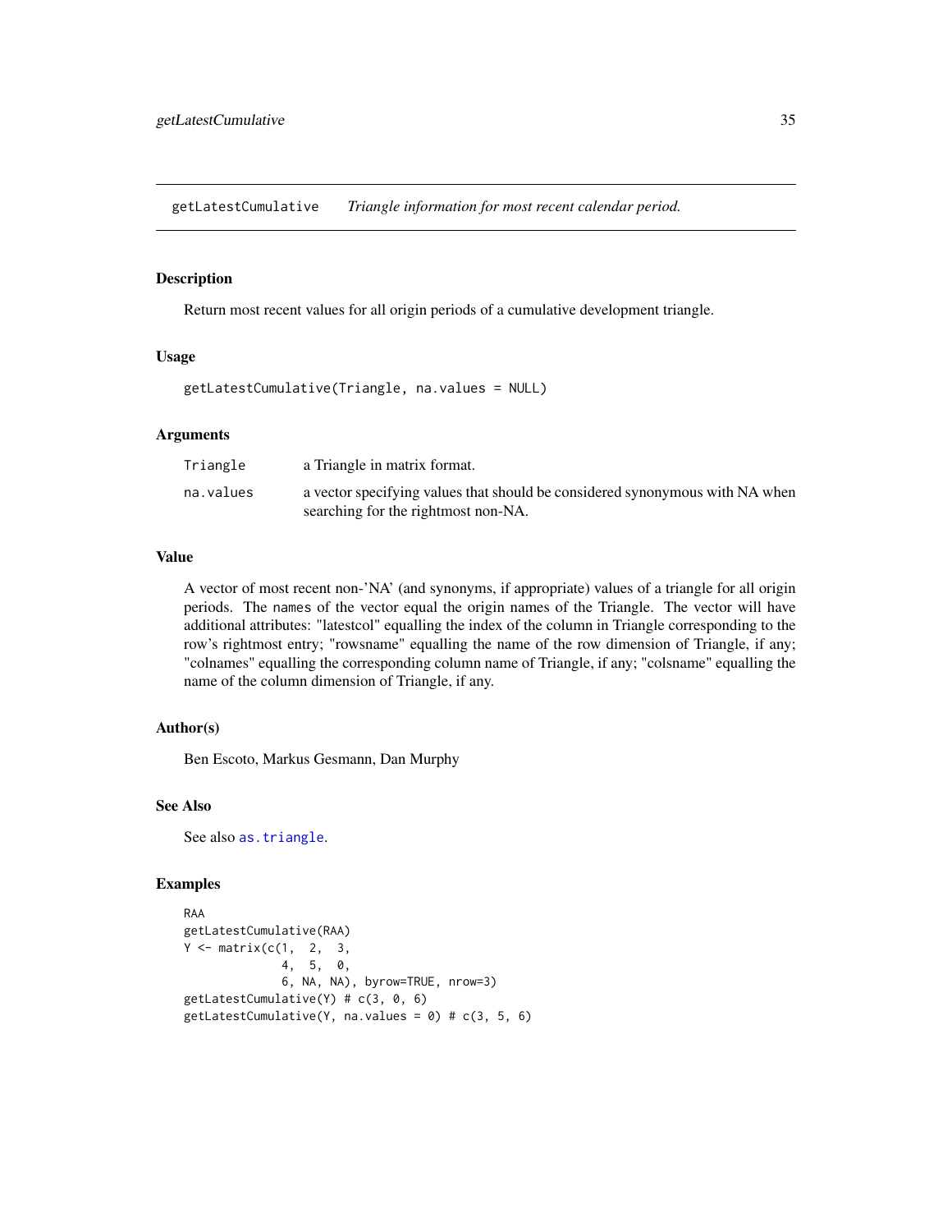getLatestCumulative *Triangle information for most recent calendar period.*

### Description

Return most recent values for all origin periods of a cumulative development triangle.

### Usage

```
getLatestCumulative(Triangle, na.values = NULL)
```

### Arguments

| | |
|---|---|
| Triangle | a Triangle in matrix format. |
| na.values | a vector specifying values that should be considered synonymous with NA when searching for the rightmost non-NA. |

### Value

A vector of most recent non-'NA' (and synonyms, if appropriate) values of a triangle for all origin periods. The names of the vector equal the origin names of the Triangle. The vector will have additional attributes: "latestcol" equalling the index of the column in Triangle corresponding to the row's rightmost entry; "rowsname" equalling the name of the row dimension of Triangle, if any; "colnames" equalling the corresponding column name of Triangle, if any; "colsname" equalling the name of the column dimension of Triangle, if any.

### Author(s)

Ben Escoto, Markus Gesmann, Dan Murphy

### See Also

See also as.triangle.

### Examples

```
RAA
getLatestCumulative(RAA)
Y <- matrix(c(1,  2,  3,
              4,  5,  0,
              6, NA, NA), byrow=TRUE, nrow=3)
getLatestCumulative(Y) # c(3, 0, 6)
getLatestCumulative(Y, na.values = 0) # c(3, 5, 6)
```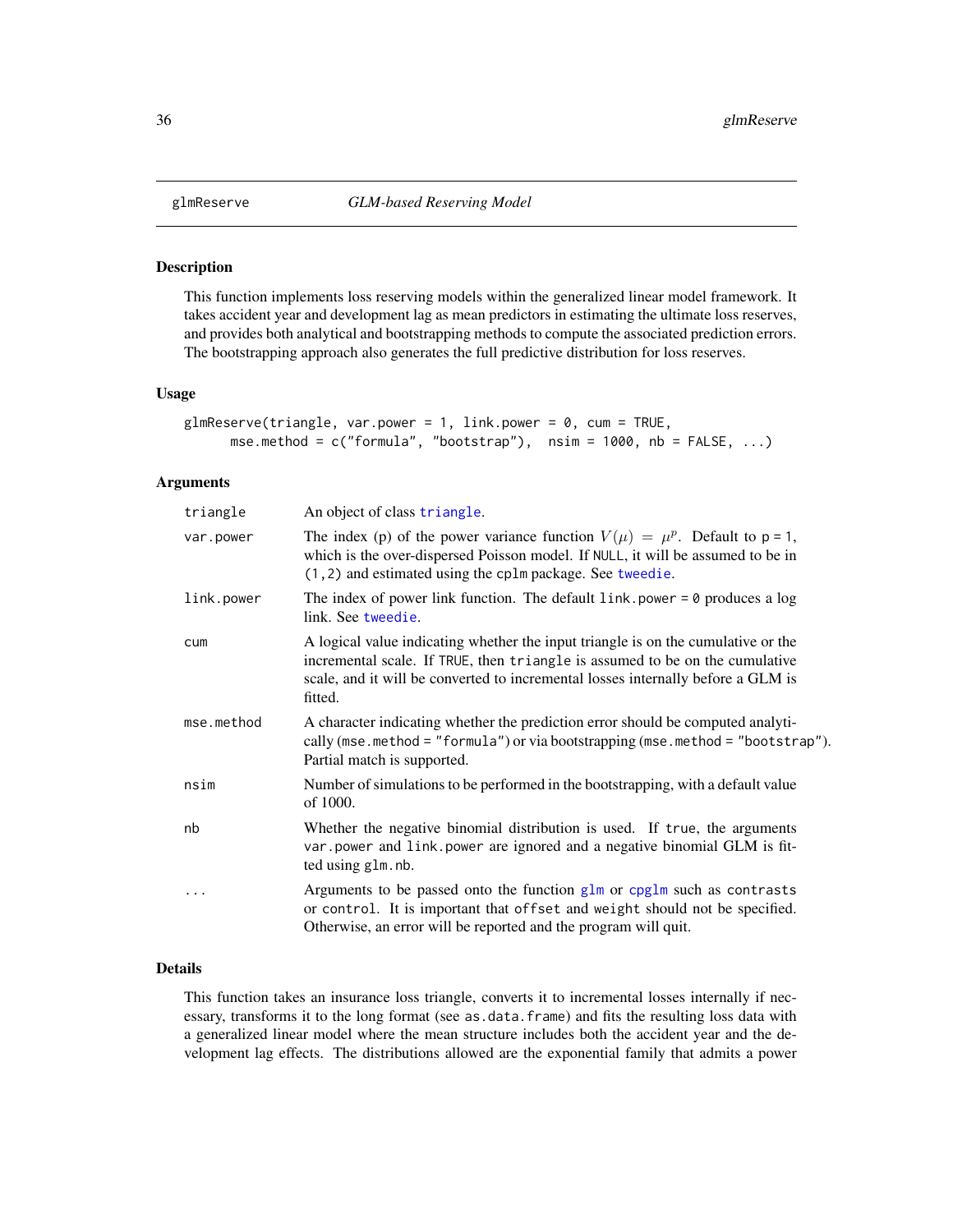glmReserve *GLM-based Reserving Model*

## Description

This function implements loss reserving models within the generalized linear model framework. It takes accident year and development lag as mean predictors in estimating the ultimate loss reserves, and provides both analytical and bootstrapping methods to compute the associated prediction errors. The bootstrapping approach also generates the full predictive distribution for loss reserves.

## Usage

```
glmReserve(triangle, var.power = 1, link.power = 0, cum = TRUE,
      mse.method = c("formula", "bootstrap"),  nsim = 1000, nb = FALSE, ...)
```

## Arguments

| | |
|---|---|
| `triangle` | An object of class `triangle`. |
| `var.power` | The index (p) of the power variance function $V(\mu) = \mu^p$. Default to `p = 1`, which is the over-dispersed Poisson model. If `NULL`, it will be assumed to be in `(1,2)` and estimated using the `cplm` package. See `tweedie`. |
| `link.power` | The index of power link function. The default `link.power = 0` produces a log link. See `tweedie`. |
| `cum` | A logical value indicating whether the input triangle is on the cumulative or the incremental scale. If `TRUE`, then `triangle` is assumed to be on the cumulative scale, and it will be converted to incremental losses internally before a GLM is fitted. |
| `mse.method` | A character indicating whether the prediction error should be computed analytically (`mse.method = "formula"`) or via bootstrapping (`mse.method = "bootstrap"`). Partial match is supported. |
| `nsim` | Number of simulations to be performed in the bootstrapping, with a default value of 1000. |
| `nb` | Whether the negative binomial distribution is used. If true, the arguments `var.power` and `link.power` are ignored and a negative binomial GLM is fitted using `glm.nb`. |
| `...` | Arguments to be passed onto the function `glm` or `cpglm` such as `contrasts` or `control`. It is important that `offset` and `weight` should not be specified. Otherwise, an error will be reported and the program will quit. |

## Details

This function takes an insurance loss triangle, converts it to incremental losses internally if necessary, transforms it to the long format (see `as.data.frame`) and fits the resulting loss data with a generalized linear model where the mean structure includes both the accident year and the development lag effects. The distributions allowed are the exponential family that admits a power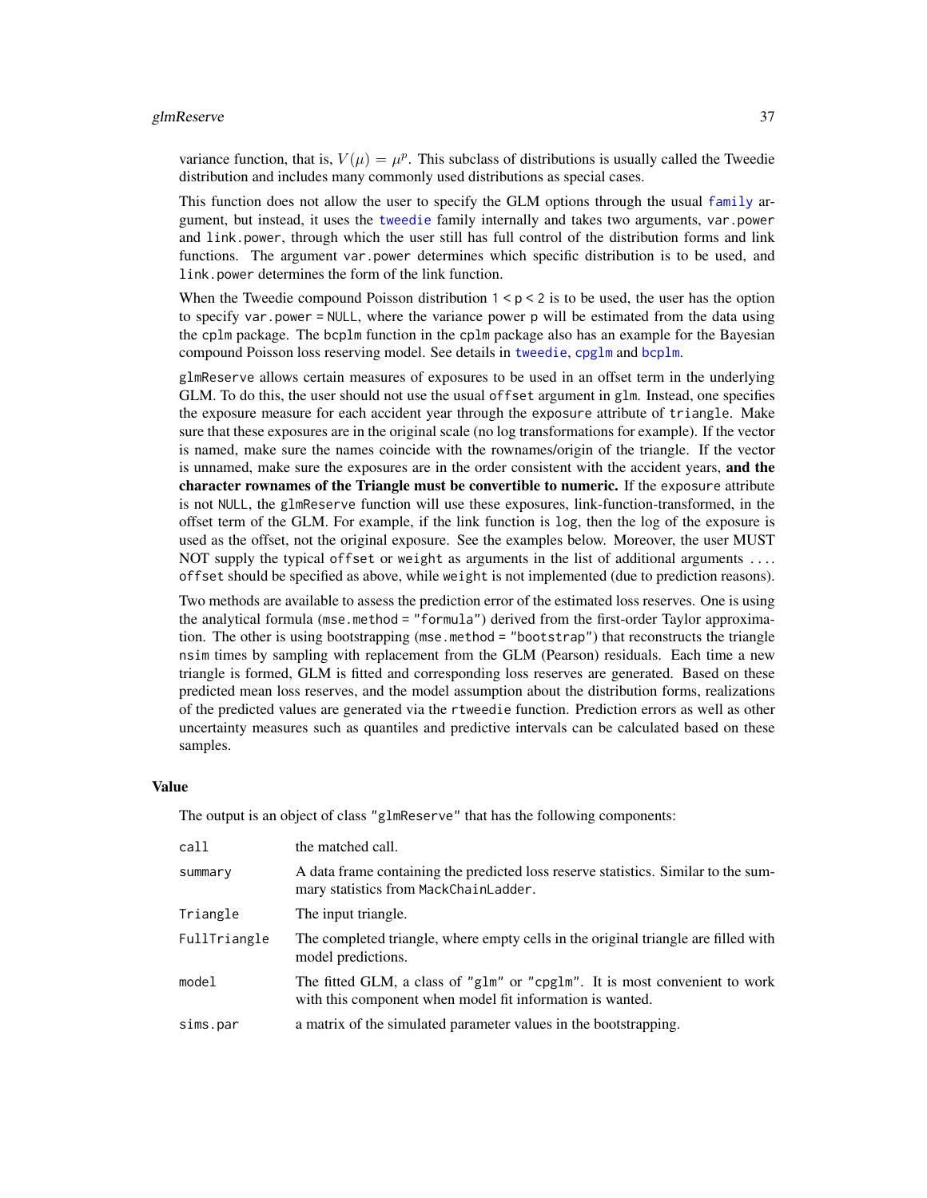variance function, that is, $V(\mu) = \mu^p$. This subclass of distributions is usually called the Tweedie distribution and includes many commonly used distributions as special cases.

This function does not allow the user to specify the GLM options through the usual `family` argument, but instead, it uses the `tweedie` family internally and takes two arguments, `var.power` and `link.power`, through which the user still has full control of the distribution forms and link functions. The argument `var.power` determines which specific distribution is to be used, and `link.power` determines the form of the link function.

When the Tweedie compound Poisson distribution `1 < p < 2` is to be used, the user has the option to specify `var.power = NULL`, where the variance power `p` will be estimated from the data using the `cplm` package. The `bcplm` function in the `cplm` package also has an example for the Bayesian compound Poisson loss reserving model. See details in `tweedie`, `cpglm` and `bcplm`.

`glmReserve` allows certain measures of exposures to be used in an offset term in the underlying GLM. To do this, the user should not use the usual `offset` argument in `glm`. Instead, one specifies the exposure measure for each accident year through the `exposure` attribute of `triangle`. Make sure that these exposures are in the original scale (no log transformations for example). If the vector is named, make sure the names coincide with the rownames/origin of the triangle. If the vector is unnamed, make sure the exposures are in the order consistent with the accident years, **and the character rownames of the Triangle must be convertible to numeric.** If the `exposure` attribute is not `NULL`, the `glmReserve` function will use these exposures, link-function-transformed, in the offset term of the GLM. For example, if the link function is `log`, then the log of the exposure is used as the offset, not the original exposure. See the examples below. Moreover, the user MUST NOT supply the typical `offset` or `weight` as arguments in the list of additional arguments `...`. `offset` should be specified as above, while `weight` is not implemented (due to prediction reasons).

Two methods are available to assess the prediction error of the estimated loss reserves. One is using the analytical formula (`mse.method = "formula"`) derived from the first-order Taylor approximation. The other is using bootstrapping (`mse.method = "bootstrap"`) that reconstructs the triangle `nsim` times by sampling with replacement from the GLM (Pearson) residuals. Each time a new triangle is formed, GLM is fitted and corresponding loss reserves are generated. Based on these predicted mean loss reserves, and the model assumption about the distribution forms, realizations of the predicted values are generated via the `rtweedie` function. Prediction errors as well as other uncertainty measures such as quantiles and predictive intervals can be calculated based on these samples.

### Value

The output is an object of class `"glmReserve"` that has the following components:

| | |
|---|---|
| `call` | the matched call. |
| `summary` | A data frame containing the predicted loss reserve statistics. Similar to the summary statistics from `MackChainLadder`. |
| `Triangle` | The input triangle. |
| `FullTriangle` | The completed triangle, where empty cells in the original triangle are filled with model predictions. |
| `model` | The fitted GLM, a class of `"glm"` or `"cpglm"`. It is most convenient to work with this component when model fit information is wanted. |
| `sims.par` | a matrix of the simulated parameter values in the bootstrapping. |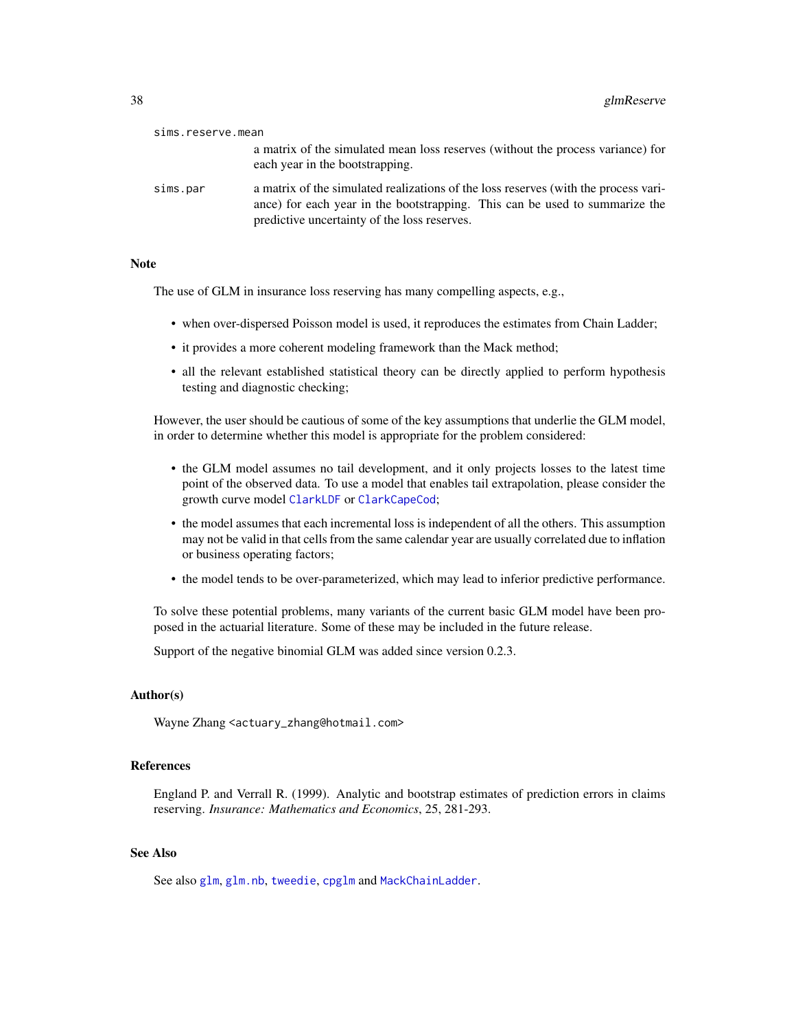`sims.reserve.mean`
: a matrix of the simulated mean loss reserves (without the process variance) for each year in the bootstrapping.

`sims.par`
: a matrix of the simulated realizations of the loss reserves (with the process variance) for each year in the bootstrapping. This can be used to summarize the predictive uncertainty of the loss reserves.

### Note

The use of GLM in insurance loss reserving has many compelling aspects, e.g.,

- when over-dispersed Poisson model is used, it reproduces the estimates from Chain Ladder;
- it provides a more coherent modeling framework than the Mack method;
- all the relevant established statistical theory can be directly applied to perform hypothesis testing and diagnostic checking;

However, the user should be cautious of some of the key assumptions that underlie the GLM model, in order to determine whether this model is appropriate for the problem considered:

- the GLM model assumes no tail development, and it only projects losses to the latest time point of the observed data. To use a model that enables tail extrapolation, please consider the growth curve model `ClarkLDF` or `ClarkCapeCod`;
- the model assumes that each incremental loss is independent of all the others. This assumption may not be valid in that cells from the same calendar year are usually correlated due to inflation or business operating factors;
- the model tends to be over-parameterized, which may lead to inferior predictive performance.

To solve these potential problems, many variants of the current basic GLM model have been proposed in the actuarial literature. Some of these may be included in the future release.

Support of the negative binomial GLM was added since version 0.2.3.

### Author(s)

Wayne Zhang <actuary_zhang@hotmail.com>

### References

England P. and Verrall R. (1999). Analytic and bootstrap estimates of prediction errors in claims reserving. *Insurance: Mathematics and Economics*, 25, 281-293.

### See Also

See also `glm`, `glm.nb`, `tweedie`, `cpglm` and `MackChainLadder`.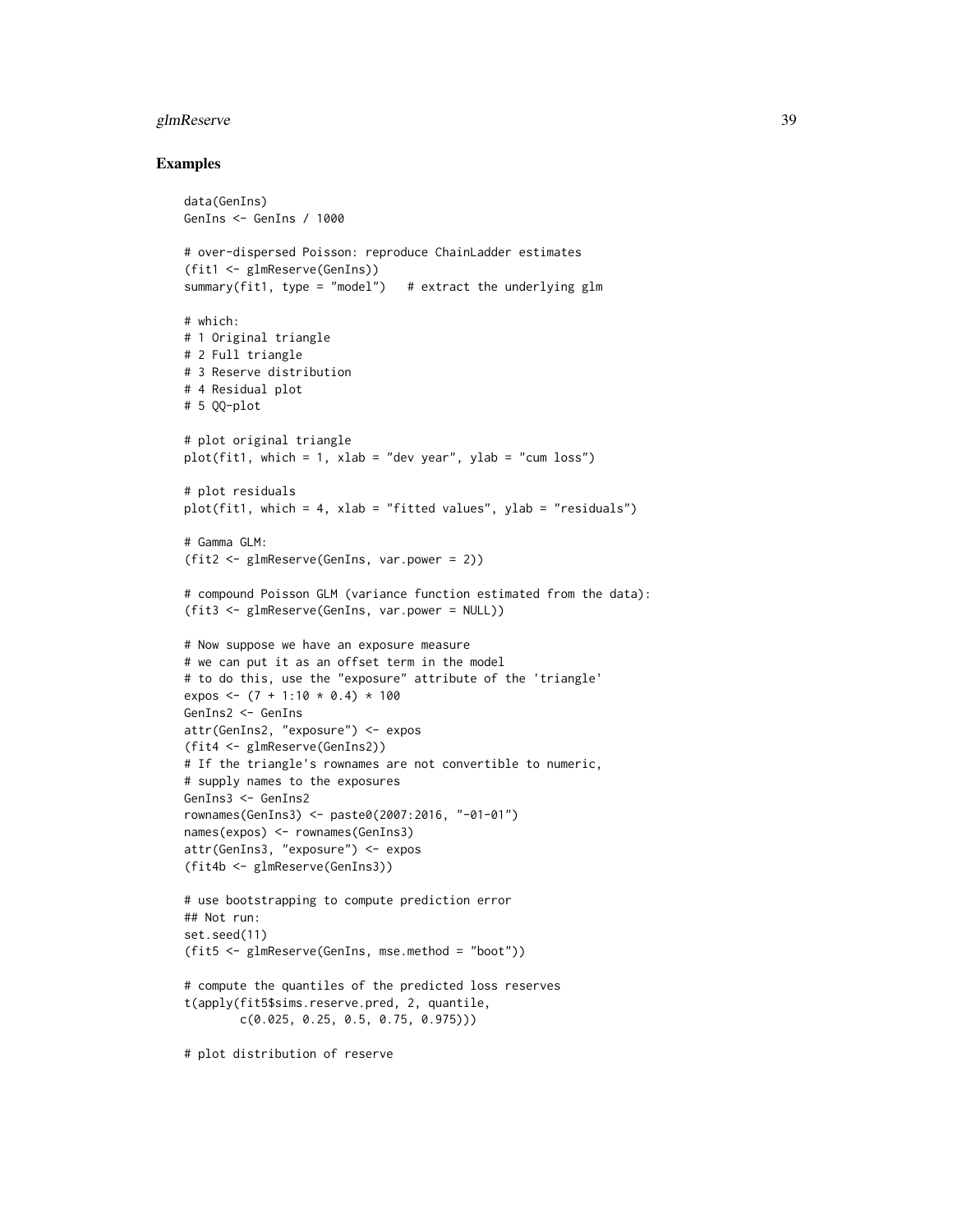## Examples

```
data(GenIns)
GenIns <- GenIns / 1000

# over-dispersed Poisson: reproduce ChainLadder estimates
(fit1 <- glmReserve(GenIns))
summary(fit1, type = "model")   # extract the underlying glm

# which:
# 1 Original triangle
# 2 Full triangle
# 3 Reserve distribution
# 4 Residual plot
# 5 QQ-plot

# plot original triangle
plot(fit1, which = 1, xlab = "dev year", ylab = "cum loss")

# plot residuals
plot(fit1, which = 4, xlab = "fitted values", ylab = "residuals")

# Gamma GLM:
(fit2 <- glmReserve(GenIns, var.power = 2))

# compound Poisson GLM (variance function estimated from the data):
(fit3 <- glmReserve(GenIns, var.power = NULL))

# Now suppose we have an exposure measure
# we can put it as an offset term in the model
# to do this, use the "exposure" attribute of the 'triangle'
expos <- (7 + 1:10 * 0.4) * 100
GenIns2 <- GenIns
attr(GenIns2, "exposure") <- expos
(fit4 <- glmReserve(GenIns2))
# If the triangle's rownames are not convertible to numeric,
# supply names to the exposures
GenIns3 <- GenIns2
rownames(GenIns3) <- paste0(2007:2016, "-01-01")
names(expos) <- rownames(GenIns3)
attr(GenIns3, "exposure") <- expos
(fit4b <- glmReserve(GenIns3))

# use bootstrapping to compute prediction error
## Not run:
set.seed(11)
(fit5 <- glmReserve(GenIns, mse.method = "boot"))

# compute the quantiles of the predicted loss reserves
t(apply(fit5$sims.reserve.pred, 2, quantile,
        c(0.025, 0.25, 0.5, 0.75, 0.975)))

# plot distribution of reserve
```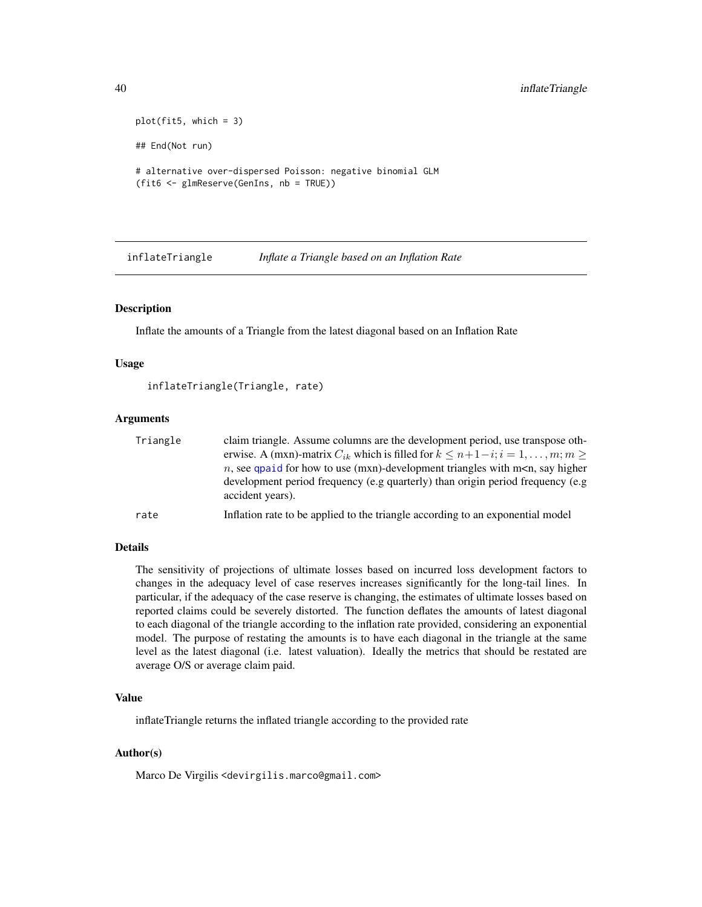```
plot(fit5, which = 3)

## End(Not run)

# alternative over-dispersed Poisson: negative binomial GLM
(fit6 <- glmReserve(GenIns, nb = TRUE))
```

---

## inflateTriangle *Inflate a Triangle based on an Inflation Rate*

---

### Description

Inflate the amounts of a Triangle from the latest diagonal based on an Inflation Rate

### Usage

```
inflateTriangle(Triangle, rate)
```

### Arguments

| | |
|---|---|
| Triangle | claim triangle. Assume columns are the development period, use transpose otherwise. A (mxn)-matrix $C_{ik}$ which is filled for $k \leq n+1-i; i = 1, \ldots, m; m \geq n$, see qpaid for how to use (mxn)-development triangles with m<n, say higher development period frequency (e.g quarterly) than origin period frequency (e.g accident years). |
| rate | Inflation rate to be applied to the triangle according to an exponential model |

### Details

The sensitivity of projections of ultimate losses based on incurred loss development factors to changes in the adequacy level of case reserves increases significantly for the long-tail lines. In particular, if the adequacy of the case reserve is changing, the estimates of ultimate losses based on reported claims could be severely distorted. The function deflates the amounts of latest diagonal to each diagonal of the triangle according to the inflation rate provided, considering an exponential model. The purpose of restating the amounts is to have each diagonal in the triangle at the same level as the latest diagonal (i.e. latest valuation). Ideally the metrics that should be restated are average O/S or average claim paid.

### Value

inflateTriangle returns the inflated triangle according to the provided rate

### Author(s)

Marco De Virgilis <devirgilis.marco@gmail.com>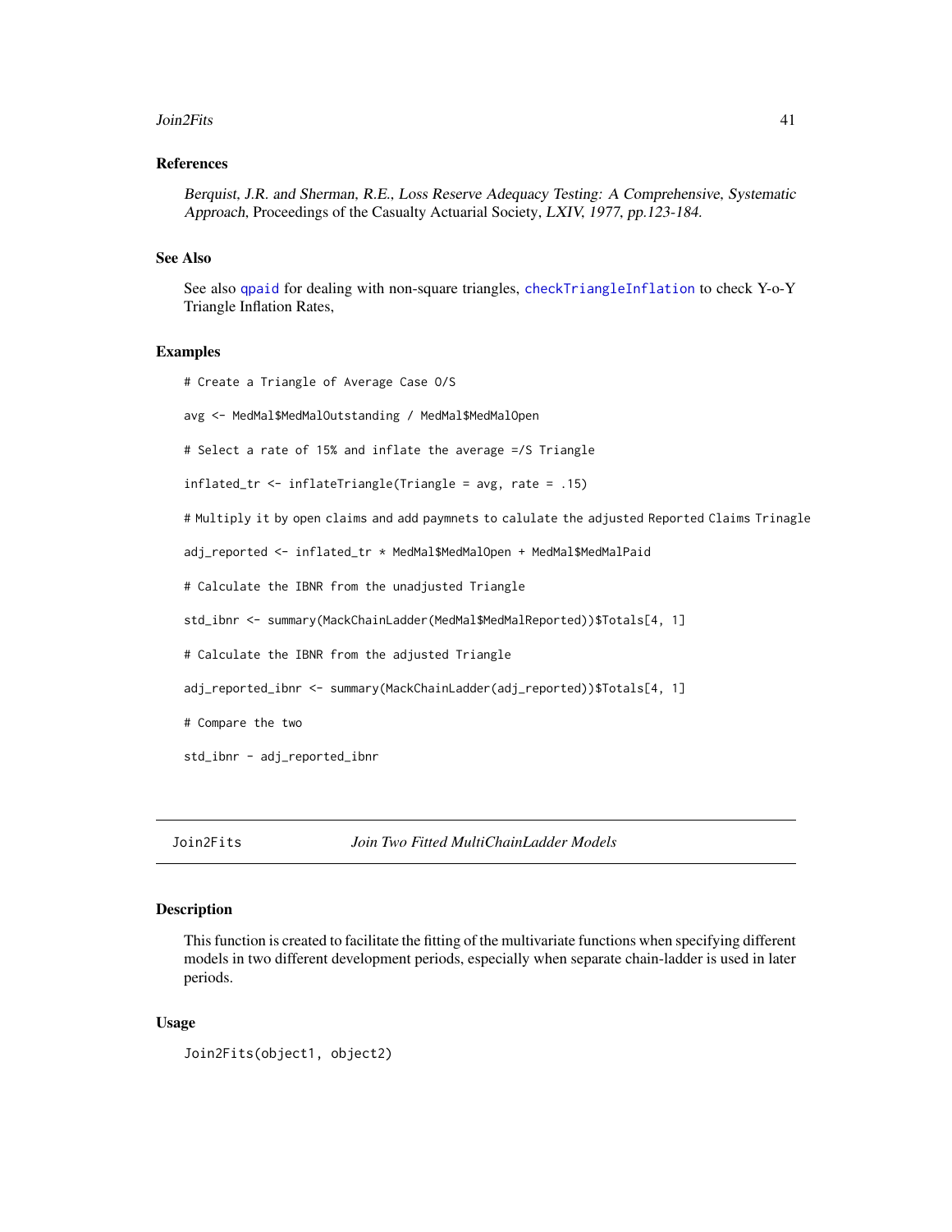### References

*Berquist, J.R. and Sherman, R.E., Loss Reserve Adequacy Testing: A Comprehensive, Systematic Approach*, Proceedings of the Casualty Actuarial Society, *LXIV, 1977, pp.123-184.*

### See Also

See also qpaid for dealing with non-square triangles, checkTriangleInflation to check Y-o-Y Triangle Inflation Rates,

### Examples

```
# Create a Triangle of Average Case O/S

avg <- MedMal$MedMalOutstanding / MedMal$MedMalOpen

# Select a rate of 15% and inflate the average =/S Triangle

inflated_tr <- inflateTriangle(Triangle = avg, rate = .15)

# Multiply it by open claims and add paymnets to calulate the adjusted Reported Claims Trinagle

adj_reported <- inflated_tr * MedMal$MedMalOpen + MedMal$MedMalPaid

# Calculate the IBNR from the unadjusted Triangle

std_ibnr <- summary(MackChainLadder(MedMal$MedMalReported))$Totals[4, 1]

# Calculate the IBNR from the adjusted Triangle

adj_reported_ibnr <- summary(MackChainLadder(adj_reported))$Totals[4, 1]

# Compare the two

std_ibnr - adj_reported_ibnr
```

---

## Join2Fits *Join Two Fitted MultiChainLadder Models*

### Description

This function is created to facilitate the fitting of the multivariate functions when specifying different models in two different development periods, especially when separate chain-ladder is used in later periods.

### Usage

```
Join2Fits(object1, object2)
```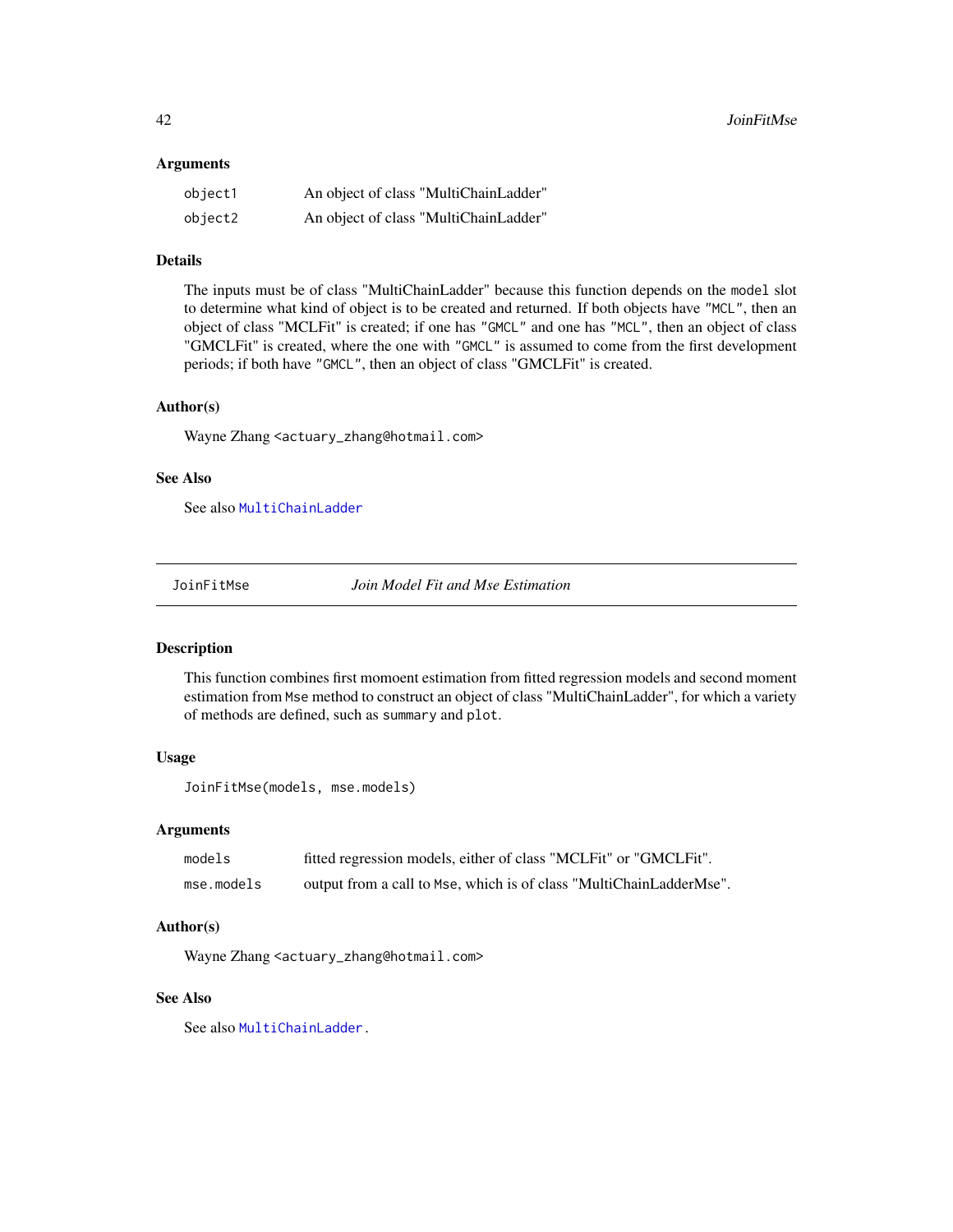### Arguments

| | |
|---|---|
| `object1` | An object of class "MultiChainLadder" |
| `object2` | An object of class "MultiChainLadder" |

### Details

The inputs must be of class "MultiChainLadder" because this function depends on the `model` slot to determine what kind of object is to be created and returned. If both objects have `"MCL"`, then an object of class "MCLFit" is created; if one has `"GMCL"` and one has `"MCL"`, then an object of class "GMCLFit" is created, where the one with `"GMCL"` is assumed to come from the first development periods; if both have `"GMCL"`, then an object of class "GMCLFit" is created.

### Author(s)

Wayne Zhang <actuary_zhang@hotmail.com>

### See Also

See also `MultiChainLadder`

---

## JoinFitMse — *Join Model Fit and Mse Estimation*

### Description

This function combines first momoent estimation from fitted regression models and second moment estimation from `Mse` method to construct an object of class "MultiChainLadder", for which a variety of methods are defined, such as `summary` and `plot`.

### Usage

```
JoinFitMse(models, mse.models)
```

### Arguments

| | |
|---|---|
| `models` | fitted regression models, either of class "MCLFit" or "GMCLFit". |
| `mse.models` | output from a call to `Mse`, which is of class "MultiChainLadderMse". |

### Author(s)

Wayne Zhang <actuary_zhang@hotmail.com>

### See Also

See also `MultiChainLadder`.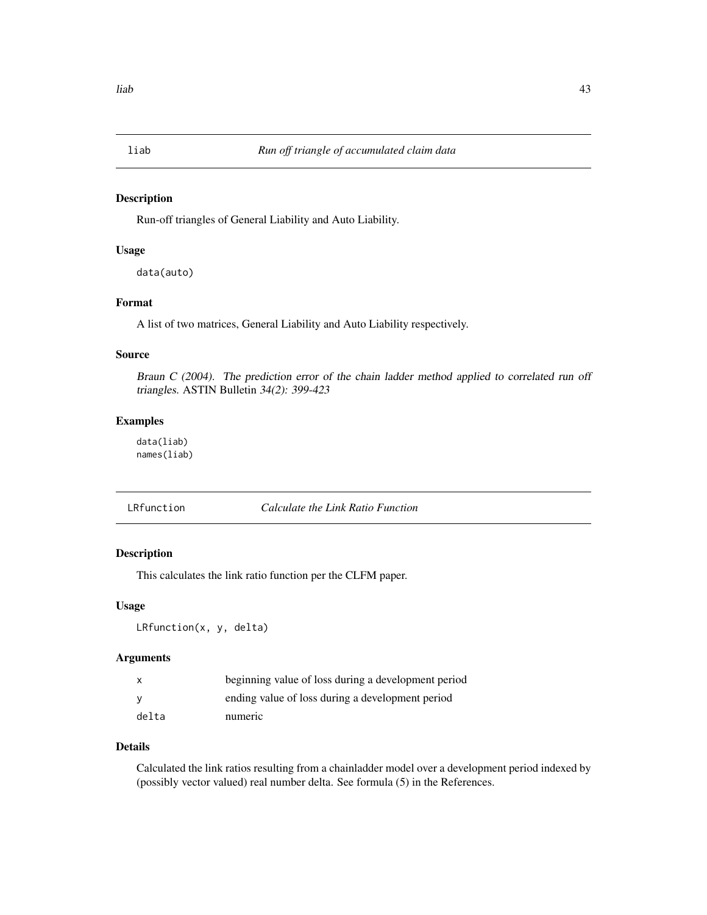## liab — *Run off triangle of accumulated claim data*

### Description

Run-off triangles of General Liability and Auto Liability.

### Usage

```
data(auto)
```

### Format

A list of two matrices, General Liability and Auto Liability respectively.

### Source

*Braun C (2004). The prediction error of the chain ladder method applied to correlated run off triangles.* ASTIN Bulletin *34(2): 399-423*

### Examples

```
data(liab)
names(liab)
```

## LRfunction — *Calculate the Link Ratio Function*

### Description

This calculates the link ratio function per the CLFM paper.

### Usage

```
LRfunction(x, y, delta)
```

### Arguments

| | |
|---|---|
| x | beginning value of loss during a development period |
| y | ending value of loss during a development period |
| delta | numeric |

### Details

Calculated the link ratios resulting from a chainladder model over a development period indexed by (possibly vector valued) real number delta. See formula (5) in the References.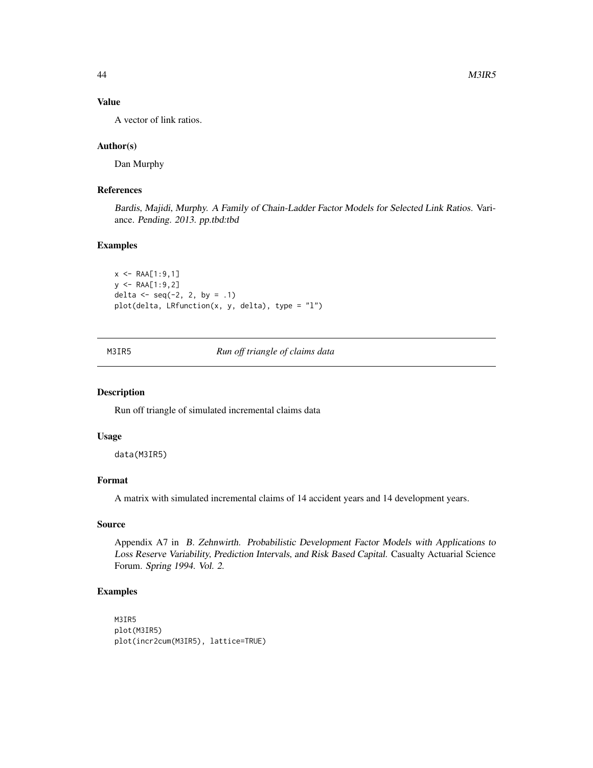### Value

A vector of link ratios.

### Author(s)

Dan Murphy

### References

*Bardis, Majidi, Murphy. A Family of Chain-Ladder Factor Models for Selected Link Ratios.* Variance. *Pending. 2013. pp.tbd:tbd*

### Examples

```
x <- RAA[1:9,1]
y <- RAA[1:9,2]
delta <- seq(-2, 2, by = .1)
plot(delta, LRfunction(x, y, delta), type = "l")
```

---

## M3IR5 — *Run off triangle of claims data*

### Description

Run off triangle of simulated incremental claims data

### Usage

```
data(M3IR5)
```

### Format

A matrix with simulated incremental claims of 14 accident years and 14 development years.

### Source

Appendix A7 in *B. Zehnwirth. Probabilistic Development Factor Models with Applications to Loss Reserve Variability, Prediction Intervals, and Risk Based Capital.* Casualty Actuarial Science Forum. *Spring 1994. Vol. 2.*

### Examples

```
M3IR5
plot(M3IR5)
plot(incr2cum(M3IR5), lattice=TRUE)
```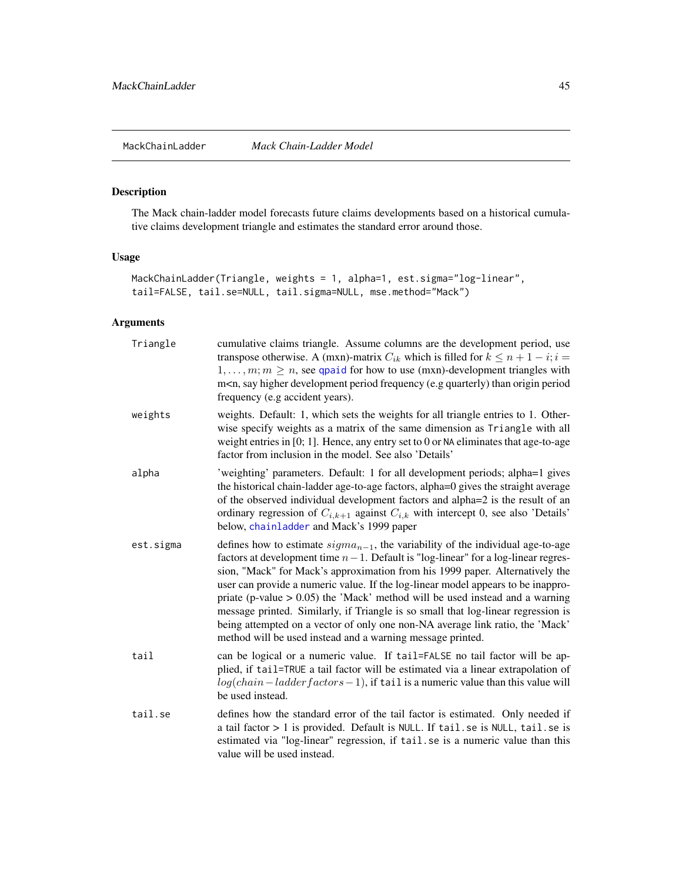MackChainLadder *Mack Chain-Ladder Model*

## Description

The Mack chain-ladder model forecasts future claims developments based on a historical cumulative claims development triangle and estimates the standard error around those.

## Usage

```
MackChainLadder(Triangle, weights = 1, alpha=1, est.sigma="log-linear",
tail=FALSE, tail.se=NULL, tail.sigma=NULL, mse.method="Mack")
```

## Arguments

| | |
|---|---|
| Triangle | cumulative claims triangle. Assume columns are the development period, use transpose otherwise. A (mxn)-matrix $C_{ik}$ which is filled for $k \leq n+1-i; i = 1, \ldots, m; m \geq n$, see qpaid for how to use (mxn)-development triangles with m<n, say higher development period frequency (e.g quarterly) than origin period frequency (e.g accident years). |
| weights | weights. Default: 1, which sets the weights for all triangle entries to 1. Otherwise specify weights as a matrix of the same dimension as Triangle with all weight entries in [0; 1]. Hence, any entry set to 0 or NA eliminates that age-to-age factor from inclusion in the model. See also 'Details' |
| alpha | 'weighting' parameters. Default: 1 for all development periods; alpha=1 gives the historical chain-ladder age-to-age factors, alpha=0 gives the straight average of the observed individual development factors and alpha=2 is the result of an ordinary regression of $C_{i,k+1}$ against $C_{i,k}$ with intercept 0, see also 'Details' below, chainladder and Mack's 1999 paper |
| est.sigma | defines how to estimate $sigma_{n-1}$, the variability of the individual age-to-age factors at development time $n-1$. Default is "log-linear" for a log-linear regression, "Mack" for Mack's approximation from his 1999 paper. Alternatively the user can provide a numeric value. If the log-linear model appears to be inappropriate (p-value > 0.05) the 'Mack' method will be used instead and a warning message printed. Similarly, if Triangle is so small that log-linear regression is being attempted on a vector of only one non-NA average link ratio, the 'Mack' method will be used instead and a warning message printed. |
| tail | can be logical or a numeric value. If tail=FALSE no tail factor will be applied, if tail=TRUE a tail factor will be estimated via a linear extrapolation of $log(chain-ladder factors - 1)$, if tail is a numeric value than this value will be used instead. |
| tail.se | defines how the standard error of the tail factor is estimated. Only needed if a tail factor > 1 is provided. Default is NULL. If tail.se is NULL, tail.se is estimated via "log-linear" regression, if tail.se is a numeric value than this value will be used instead. |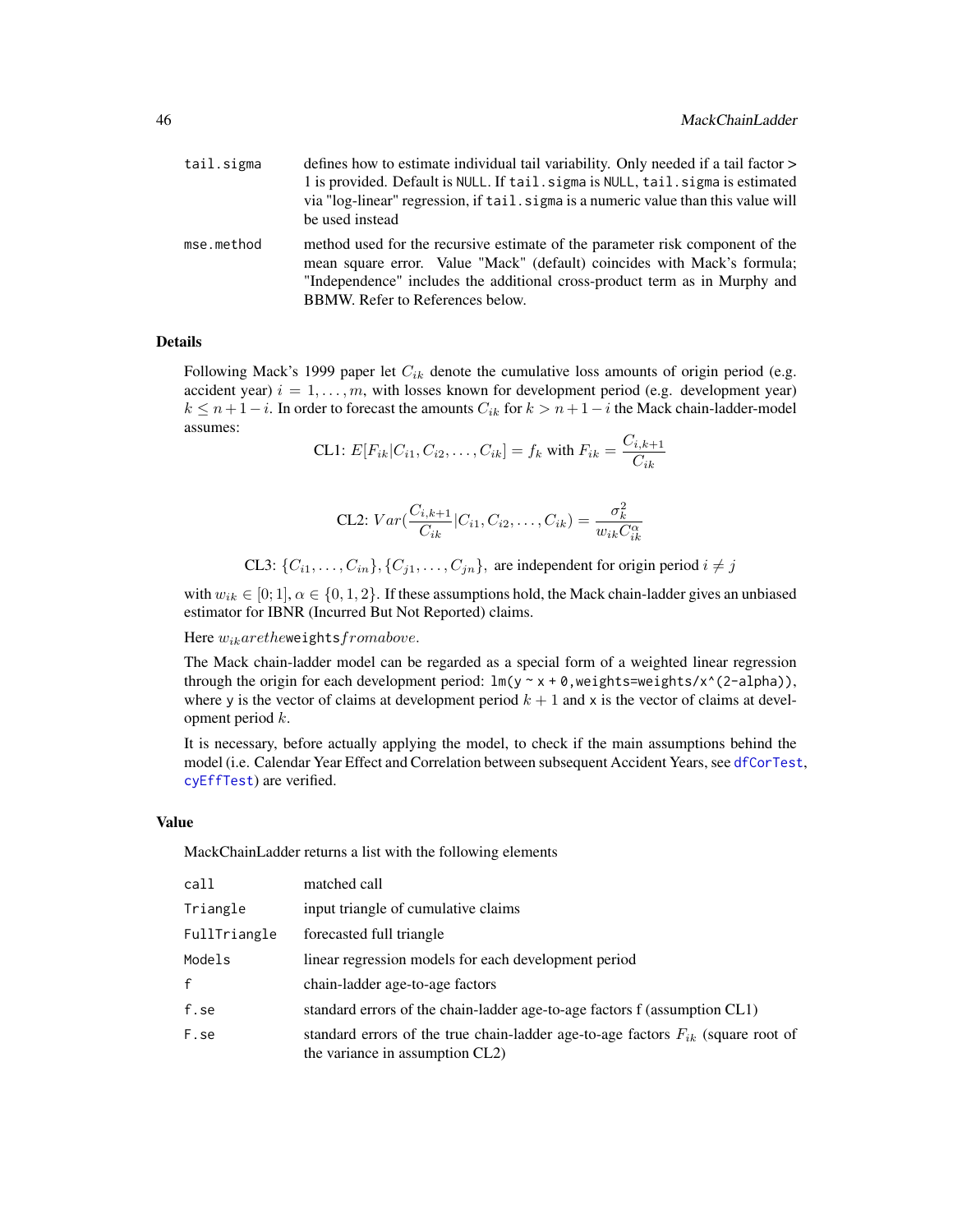| | |
|---|---|
| tail.sigma | defines how to estimate individual tail variability. Only needed if a tail factor > 1 is provided. Default is NULL. If tail.sigma is NULL, tail.sigma is estimated via "log-linear" regression, if tail.sigma is a numeric value than this value will be used instead |
| mse.method | method used for the recursive estimate of the parameter risk component of the mean square error. Value "Mack" (default) coincides with Mack's formula; "Independence" includes the additional cross-product term as in Murphy and BBMW. Refer to References below. |

## Details

Following Mack's 1999 paper let $C_{ik}$ denote the cumulative loss amounts of origin period (e.g. accident year) $i = 1, \ldots, m$, with losses known for development period (e.g. development year) $k \leq n + 1 - i$. In order to forecast the amounts $C_{ik}$ for $k > n + 1 - i$ the Mack chain-ladder-model assumes:

$$\text{CL1: } E[F_{ik}|C_{i1}, C_{i2}, \ldots, C_{ik}] = f_k \text{ with } F_{ik} = \frac{C_{i,k+1}}{C_{ik}}$$

$$\text{CL2: } Var(\frac{C_{i,k+1}}{C_{ik}}|C_{i1}, C_{i2}, \ldots, C_{ik}) = \frac{\sigma_k^2}{w_{ik} C_{ik}^{\alpha}}$$

$$\text{CL3: } \{C_{i1}, \ldots, C_{in}\}, \{C_{j1}, \ldots, C_{jn}\}, \text{ are independent for origin period } i \neq j$$

with $w_{ik} \in [0; 1]$, $\alpha \in \{0, 1, 2\}$. If these assumptions hold, the Mack chain-ladder gives an unbiased estimator for IBNR (Incurred But Not Reported) claims.

Here $w_{ik} are the$ weights $from above$.

The Mack chain-ladder model can be regarded as a special form of a weighted linear regression through the origin for each development period: `lm(y ~ x + 0,weights=weights/x^(2-alpha))`, where `y` is the vector of claims at development period $k + 1$ and `x` is the vector of claims at development period $k$.

It is necessary, before actually applying the model, to check if the main assumptions behind the model (i.e. Calendar Year Effect and Correlation between subsequent Accident Years, see dfCorTest, cyEffTest) are verified.

## Value

MackChainLadder returns a list with the following elements

| | |
|---|---|
| call | matched call |
| Triangle | input triangle of cumulative claims |
| FullTriangle | forecasted full triangle |
| Models | linear regression models for each development period |
| f | chain-ladder age-to-age factors |
| f.se | standard errors of the chain-ladder age-to-age factors f (assumption CL1) |
| F.se | standard errors of the true chain-ladder age-to-age factors $F_{ik}$ (square root of the variance in assumption CL2) |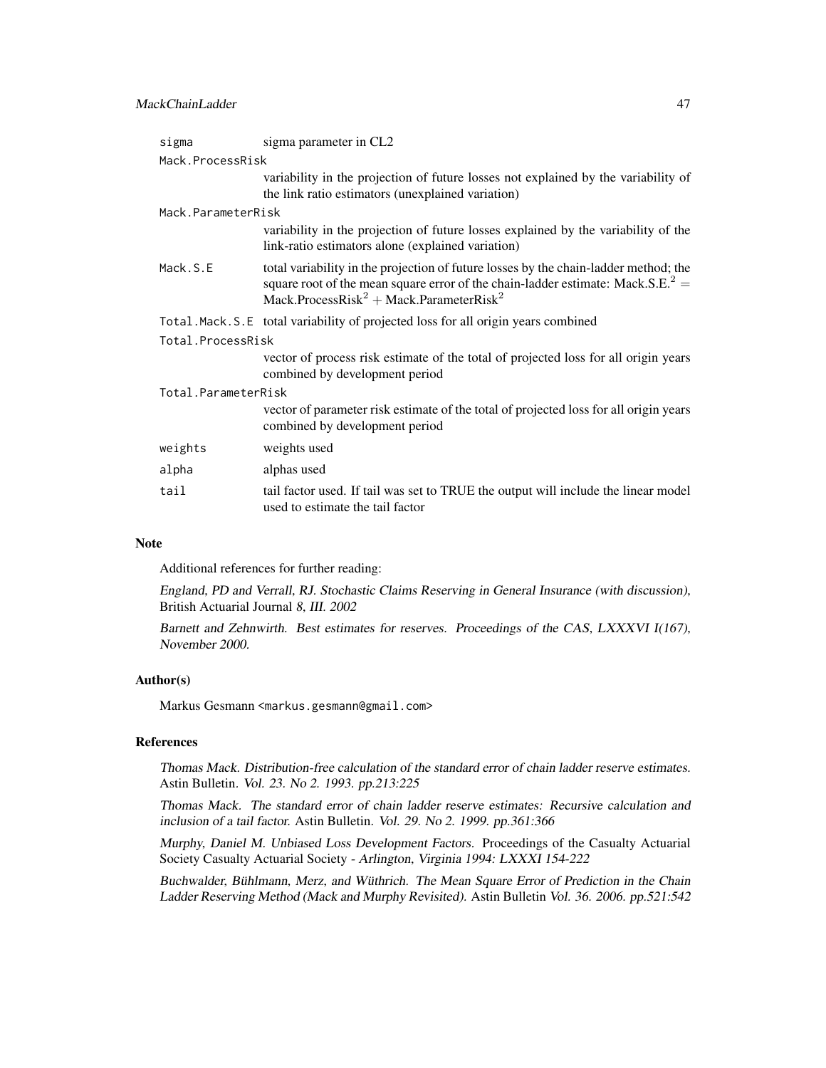| | |
|---|---|
| `sigma` | sigma parameter in CL2 |
| `Mack.ProcessRisk` | variability in the projection of future losses not explained by the variability of the link ratio estimators (unexplained variation) |
| `Mack.ParameterRisk` | variability in the projection of future losses explained by the variability of the link-ratio estimators alone (explained variation) |
| `Mack.S.E` | total variability in the projection of future losses by the chain-ladder method; the square root of the mean square error of the chain-ladder estimate: $\text{Mack.S.E.}^2 = \text{Mack.ProcessRisk}^2 + \text{Mack.ParameterRisk}^2$ |
| `Total.Mack.S.E` | total variability of projected loss for all origin years combined |
| `Total.ProcessRisk` | vector of process risk estimate of the total of projected loss for all origin years combined by development period |
| `Total.ParameterRisk` | vector of parameter risk estimate of the total of projected loss for all origin years combined by development period |
| `weights` | weights used |
| `alpha` | alphas used |
| `tail` | tail factor used. If tail was set to TRUE the output will include the linear model used to estimate the tail factor |

## Note

Additional references for further reading:

*England, PD and Verrall, RJ. Stochastic Claims Reserving in General Insurance (with discussion),* British Actuarial Journal *8, III. 2002*

*Barnett and Zehnwirth. Best estimates for reserves. Proceedings of the CAS, LXXXVI I(167), November 2000.*

## Author(s)

Markus Gesmann <markus.gesmann@gmail.com>

## References

*Thomas Mack. Distribution-free calculation of the standard error of chain ladder reserve estimates.* Astin Bulletin. *Vol. 23. No 2. 1993. pp.213:225*

*Thomas Mack. The standard error of chain ladder reserve estimates: Recursive calculation and inclusion of a tail factor.* Astin Bulletin. *Vol. 29. No 2. 1999. pp.361:366*

*Murphy, Daniel M. Unbiased Loss Development Factors.* Proceedings of the Casualty Actuarial Society Casualty Actuarial Society - *Arlington, Virginia 1994: LXXXI 154-222*

*Buchwalder, Bühlmann, Merz, and Wüthrich. The Mean Square Error of Prediction in the Chain Ladder Reserving Method (Mack and Murphy Revisited).* Astin Bulletin *Vol. 36. 2006. pp.521:542*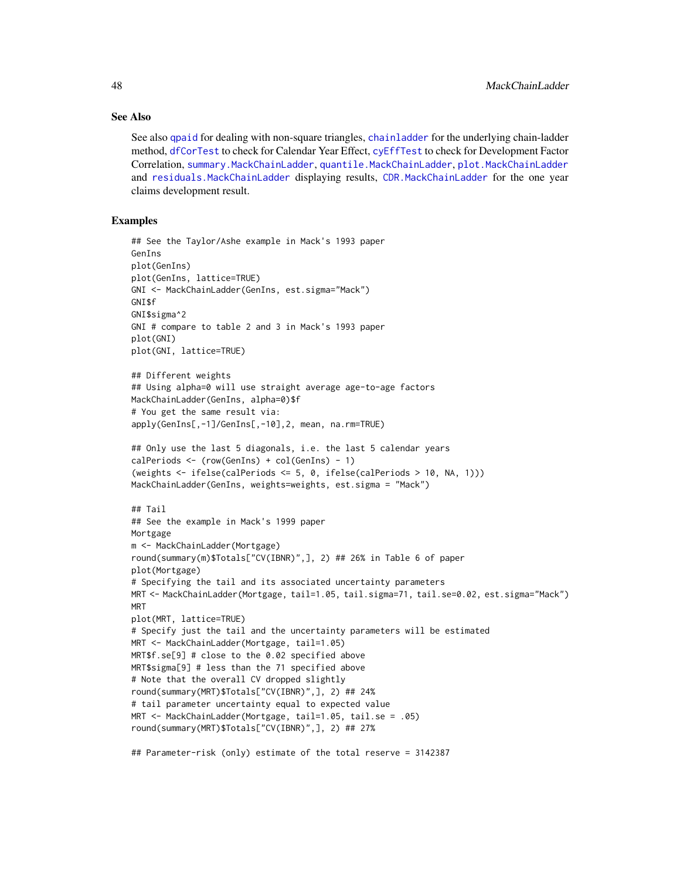## See Also

See also qpaid for dealing with non-square triangles, chainladder for the underlying chain-ladder method, dfCorTest to check for Calendar Year Effect, cyEffTest to check for Development Factor Correlation, summary.MackChainLadder, quantile.MackChainLadder, plot.MackChainLadder and residuals.MackChainLadder displaying results, CDR.MackChainLadder for the one year claims development result.

## Examples

```
## See the Taylor/Ashe example in Mack's 1993 paper
GenIns
plot(GenIns)
plot(GenIns, lattice=TRUE)
GNI <- MackChainLadder(GenIns, est.sigma="Mack")
GNI$f
GNI$sigma^2
GNI # compare to table 2 and 3 in Mack's 1993 paper
plot(GNI)
plot(GNI, lattice=TRUE)

## Different weights
## Using alpha=0 will use straight average age-to-age factors
MackChainLadder(GenIns, alpha=0)$f
# You get the same result via:
apply(GenIns[,-1]/GenIns[,-10],2, mean, na.rm=TRUE)

## Only use the last 5 diagonals, i.e. the last 5 calendar years
calPeriods <- (row(GenIns) + col(GenIns) - 1)
(weights <- ifelse(calPeriods <= 5, 0, ifelse(calPeriods > 10, NA, 1)))
MackChainLadder(GenIns, weights=weights, est.sigma = "Mack")

## Tail
## See the example in Mack's 1999 paper
Mortgage
m <- MackChainLadder(Mortgage)
round(summary(m)$Totals["CV(IBNR)",], 2) ## 26% in Table 6 of paper
plot(Mortgage)
# Specifying the tail and its associated uncertainty parameters
MRT <- MackChainLadder(Mortgage, tail=1.05, tail.sigma=71, tail.se=0.02, est.sigma="Mack")
MRT
plot(MRT, lattice=TRUE)
# Specify just the tail and the uncertainty parameters will be estimated
MRT <- MackChainLadder(Mortgage, tail=1.05)
MRT$f.se[9] # close to the 0.02 specified above
MRT$sigma[9] # less than the 71 specified above
# Note that the overall CV dropped slightly
round(summary(MRT)$Totals["CV(IBNR)",], 2) ## 24%
# tail parameter uncertainty equal to expected value
MRT <- MackChainLadder(Mortgage, tail=1.05, tail.se = .05)
round(summary(MRT)$Totals["CV(IBNR)",], 2) ## 27%

## Parameter-risk (only) estimate of the total reserve = 3142387
```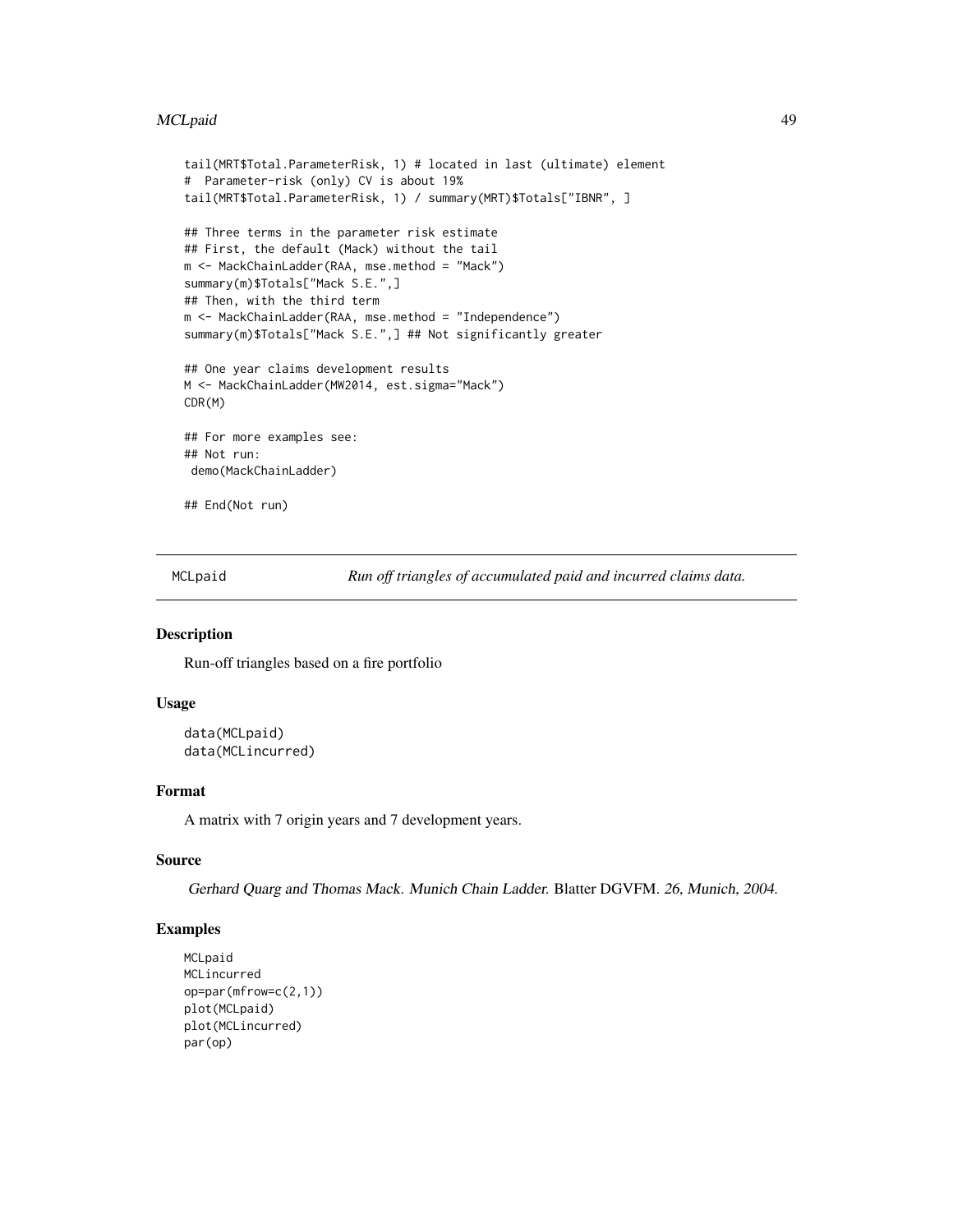```
tail(MRT$Total.ParameterRisk, 1) # located in last (ultimate) element
#  Parameter-risk (only) CV is about 19%
tail(MRT$Total.ParameterRisk, 1) / summary(MRT)$Totals["IBNR", ]

## Three terms in the parameter risk estimate
## First, the default (Mack) without the tail
m <- MackChainLadder(RAA, mse.method = "Mack")
summary(m)$Totals["Mack S.E.",]
## Then, with the third term
m <- MackChainLadder(RAA, mse.method = "Independence")
summary(m)$Totals["Mack S.E.",] ## Not significantly greater

## One year claims development results
M <- MackChainLadder(MW2014, est.sigma="Mack")
CDR(M)

## For more examples see:
## Not run:
 demo(MackChainLadder)

## End(Not run)
```

---

## MCLpaid — *Run off triangles of accumulated paid and incurred claims data.*

### Description

Run-off triangles based on a fire portfolio

### Usage

```
data(MCLpaid)
data(MCLincurred)
```

### Format

A matrix with 7 origin years and 7 development years.

### Source

*Gerhard Quarg and Thomas Mack. Munich Chain Ladder.* Blatter DGVFM. *26, Munich, 2004.*

### Examples

```
MCLpaid
MCLincurred
op=par(mfrow=c(2,1))
plot(MCLpaid)
plot(MCLincurred)
par(op)
```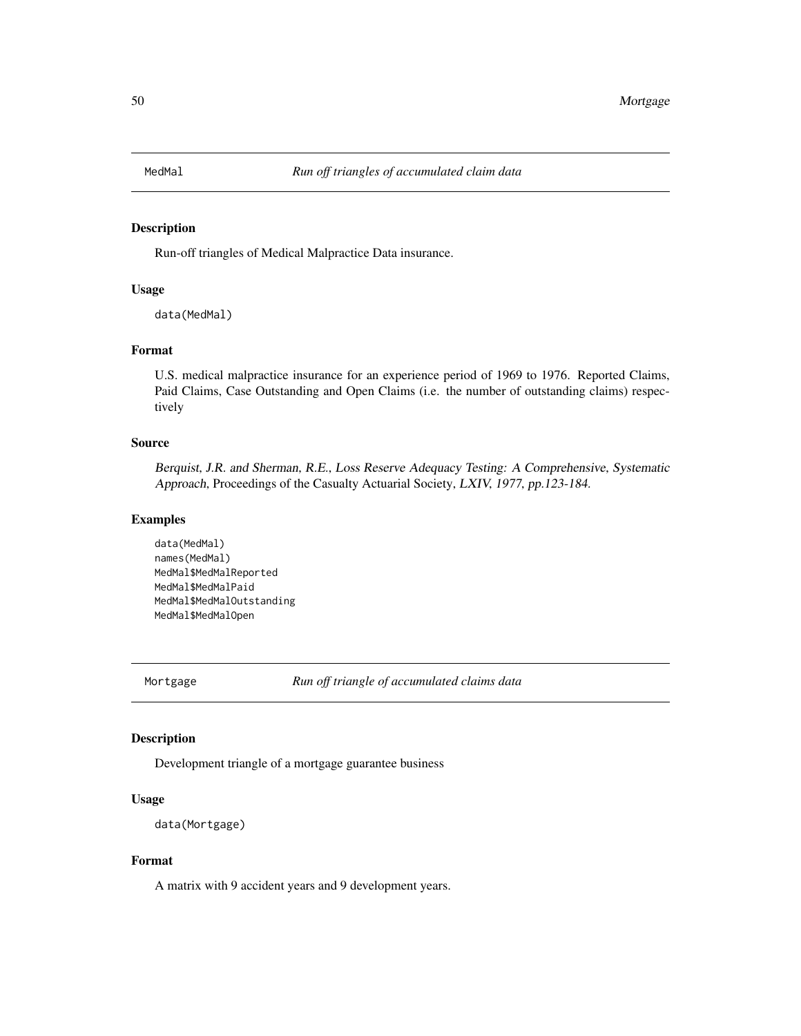## MedMal *Run off triangles of accumulated claim data*

### Description

Run-off triangles of Medical Malpractice Data insurance.

### Usage

```
data(MedMal)
```

### Format

U.S. medical malpractice insurance for an experience period of 1969 to 1976. Reported Claims, Paid Claims, Case Outstanding and Open Claims (i.e. the number of outstanding claims) respectively

### Source

*Berquist, J.R. and Sherman, R.E., Loss Reserve Adequacy Testing: A Comprehensive, Systematic Approach*, Proceedings of the Casualty Actuarial Society, *LXIV, 1977, pp.123-184.*

### Examples

```
data(MedMal)
names(MedMal)
MedMal$MedMalReported
MedMal$MedMalPaid
MedMal$MedMalOutstanding
MedMal$MedMalOpen
```

## Mortgage *Run off triangle of accumulated claims data*

### Description

Development triangle of a mortgage guarantee business

### Usage

```
data(Mortgage)
```

### Format

A matrix with 9 accident years and 9 development years.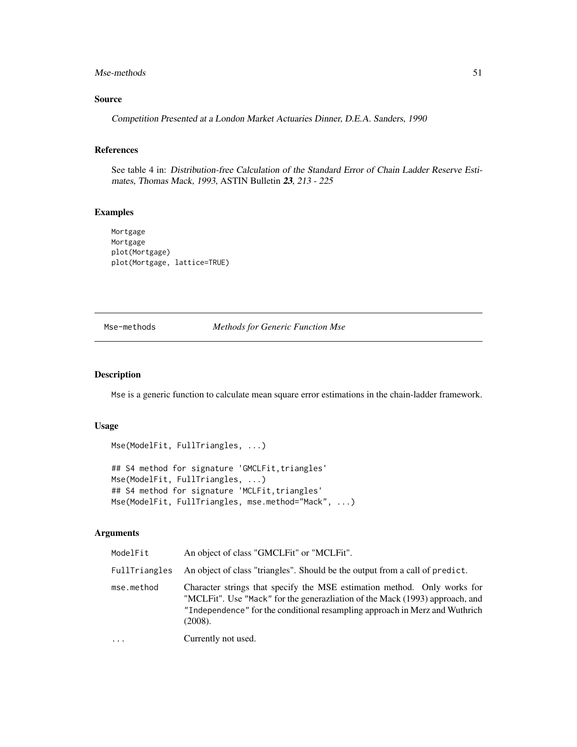### Source

*Competition Presented at a London Market Actuaries Dinner, D.E.A. Sanders, 1990*

### References

See table 4 in: *Distribution-free Calculation of the Standard Error of Chain Ladder Reserve Estimates, Thomas Mack, 1993,* ASTIN Bulletin ***23****, 213 - 225*

### Examples

```
Mortgage
Mortgage
plot(Mortgage)
plot(Mortgage, lattice=TRUE)
```

---

## Mse-methods *Methods for Generic Function Mse*

---

### Description

Mse is a generic function to calculate mean square error estimations in the chain-ladder framework.

### Usage

```
Mse(ModelFit, FullTriangles, ...)

## S4 method for signature 'GMCLFit,triangles'
Mse(ModelFit, FullTriangles, ...)
## S4 method for signature 'MCLFit,triangles'
Mse(ModelFit, FullTriangles, mse.method="Mack", ...)
```

### Arguments

| | |
|---|---|
| ModelFit | An object of class "GMCLFit" or "MCLFit". |
| FullTriangles | An object of class "triangles". Should be the output from a call of predict. |
| mse.method | Character strings that specify the MSE estimation method. Only works for "MCLFit". Use "Mack" for the generazliation of the Mack (1993) approach, and "Independence" for the conditional resampling approach in Merz and Wuthrich (2008). |
| ... | Currently not used. |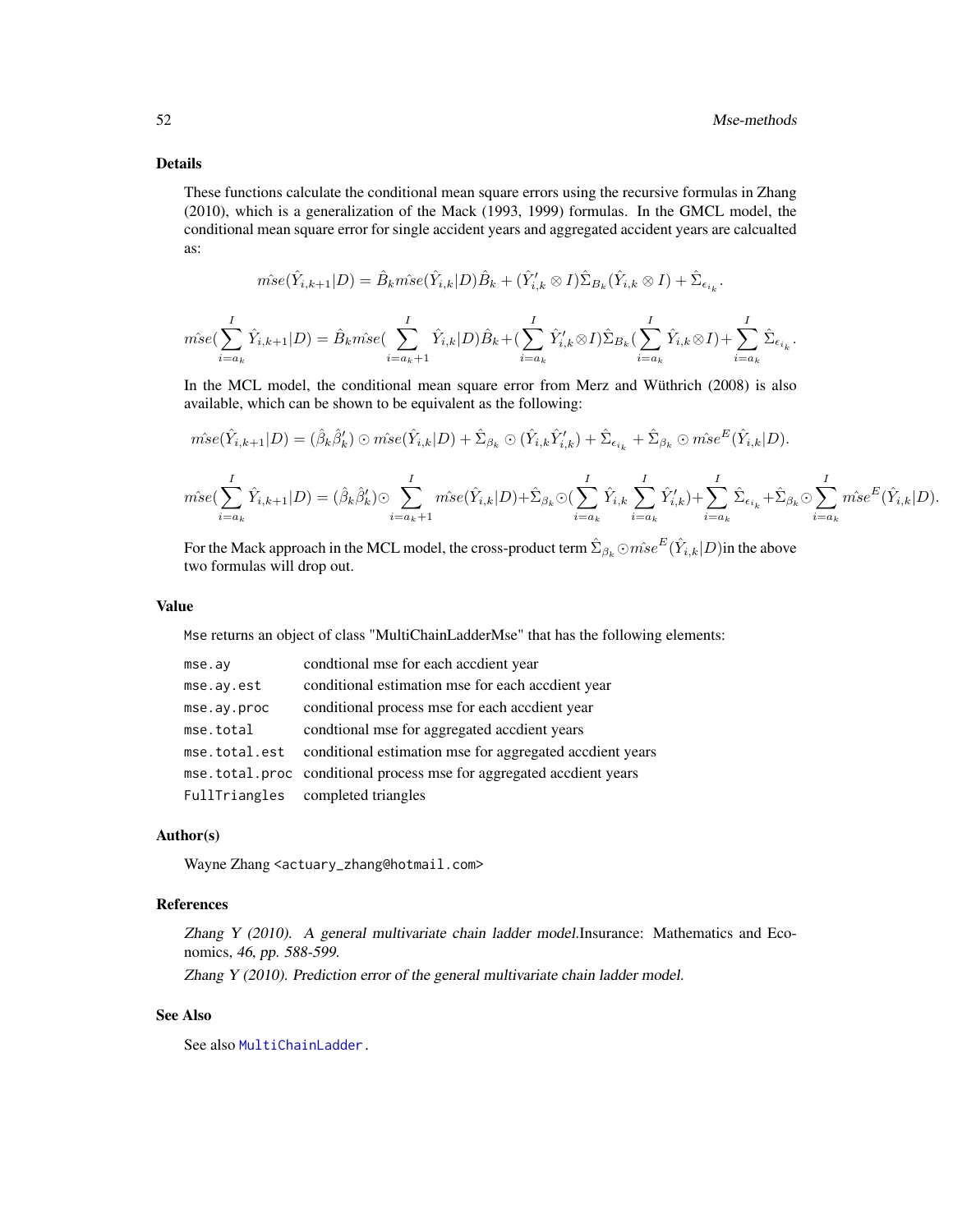### Details

These functions calculate the conditional mean square errors using the recursive formulas in Zhang (2010), which is a generalization of the Mack (1993, 1999) formulas. In the GMCL model, the conditional mean square error for single accident years and aggregated accident years are calcualted as:

$$\hat{mse}(\hat{Y}_{i,k+1}|D) = \hat{B}_k \hat{mse}(\hat{Y}_{i,k}|D)\hat{B}_k + (\hat{Y}'_{i,k} \otimes I)\hat{\Sigma}_{B_k}(\hat{Y}_{i,k} \otimes I) + \hat{\Sigma}_{\epsilon_{i_k}}.$$

$$\hat{mse}(\sum_{i=a_k}^{I} \hat{Y}_{i,k+1}|D) = \hat{B}_k \hat{mse}(\sum_{i=a_k+1}^{I} \hat{Y}_{i,k}|D)\hat{B}_k + (\sum_{i=a_k}^{I} \hat{Y}'_{i,k} \otimes I)\hat{\Sigma}_{B_k}(\sum_{i=a_k}^{I} \hat{Y}_{i,k} \otimes I) + \sum_{i=a_k}^{I} \hat{\Sigma}_{\epsilon_{i_k}}.$$

In the MCL model, the conditional mean square error from Merz and Wüthrich (2008) is also available, which can be shown to be equivalent as the following:

$$\hat{mse}(\hat{Y}_{i,k+1}|D) = (\hat{\beta}_k \hat{\beta}'_k) \odot \hat{mse}(\hat{Y}_{i,k}|D) + \hat{\Sigma}_{\beta_k} \odot (\hat{Y}_{i,k}\hat{Y}'_{i,k}) + \hat{\Sigma}_{\epsilon_{i_k}} + \hat{\Sigma}_{\beta_k} \odot \hat{mse}^E(\hat{Y}_{i,k}|D).$$

$$\hat{mse}(\sum_{i=a_k}^{I} \hat{Y}_{i,k+1}|D) = (\hat{\beta}_k \hat{\beta}'_k) \odot \sum_{i=a_k+1}^{I} \hat{mse}(\hat{Y}_{i,k}|D) + \hat{\Sigma}_{\beta_k} \odot (\sum_{i=a_k}^{I} \hat{Y}_{i,k} \sum_{i=a_k}^{I} \hat{Y}'_{i,k}) + \sum_{i=a_k}^{I} \hat{\Sigma}_{\epsilon_{i_k}} + \hat{\Sigma}_{\beta_k} \odot \sum_{i=a_k}^{I} \hat{mse}^E(\hat{Y}_{i,k}|D).$$

For the Mack approach in the MCL model, the cross-product term $\hat{\Sigma}_{\beta_k} \odot \hat{mse}^E(\hat{Y}_{i,k}|D)$in the above two formulas will drop out.

### Value

Mse returns an object of class "MultiChainLadderMse" that has the following elements:

| | |
|---|---|
| mse.ay | condtional mse for each accdient year |
| mse.ay.est | conditional estimation mse for each accdient year |
| mse.ay.proc | conditional process mse for each accdient year |
| mse.total | condtional mse for aggregated accdient years |
| mse.total.est | conditional estimation mse for aggregated accdient years |
| mse.total.proc | conditional process mse for aggregated accdient years |
| FullTriangles | completed triangles |

### Author(s)

Wayne Zhang <actuary_zhang@hotmail.com>

### References

*Zhang Y (2010). A general multivariate chain ladder model.*Insurance: Mathematics and Economics*, 46, pp. 588-599.*

*Zhang Y (2010). Prediction error of the general multivariate chain ladder model.*

### See Also

See also MultiChainLadder.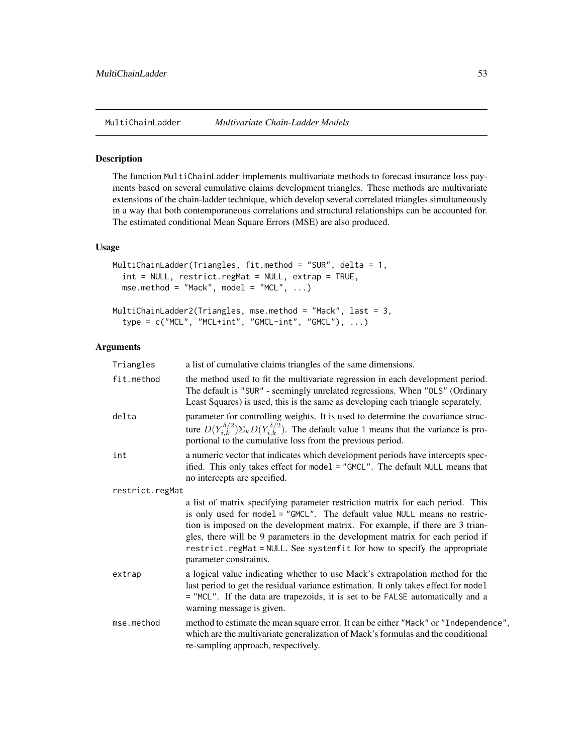## MultiChainLadder *Multivariate Chain-Ladder Models*

### Description

The function MultiChainLadder implements multivariate methods to forecast insurance loss payments based on several cumulative claims development triangles. These methods are multivariate extensions of the chain-ladder technique, which develop several correlated triangles simultaneously in a way that both contemporaneous correlations and structural relationships can be accounted for. The estimated conditional Mean Square Errors (MSE) are also produced.

### Usage

```
MultiChainLadder(Triangles, fit.method = "SUR", delta = 1,
  int = NULL, restrict.regMat = NULL, extrap = TRUE,
  mse.method = "Mack", model = "MCL", ...)

MultiChainLadder2(Triangles, mse.method = "Mack", last = 3,
  type = c("MCL", "MCL+int", "GMCL-int", "GMCL"), ...)
```

### Arguments

| | |
|---|---|
| Triangles | a list of cumulative claims triangles of the same dimensions. |
| fit.method | the method used to fit the multivariate regression in each development period. The default is "SUR" - seemingly unrelated regressions. When "OLS" (Ordinary Least Squares) is used, this is the same as developing each triangle separately. |
| delta | parameter for controlling weights. It is used to determine the covariance structure $D(Y_{i,k}^{\delta/2})\Sigma_k D(Y_{i,k}^{\delta/2})$. The default value 1 means that the variance is proportional to the cumulative loss from the previous period. |
| int | a numeric vector that indicates which development periods have intercepts specified. This only takes effect for model = "GMCL". The default NULL means that no intercepts are specified. |
| restrict.regMat | a list of matrix specifying parameter restriction matrix for each period. This is only used for model = "GMCL". The default value NULL means no restriction is imposed on the development matrix. For example, if there are 3 triangles, there will be 9 parameters in the development matrix for each period if restrict.regMat = NULL. See systemfit for how to specify the appropriate parameter constraints. |
| extrap | a logical value indicating whether to use Mack's extrapolation method for the last period to get the residual variance estimation. It only takes effect for model = "MCL". If the data are trapezoids, it is set to be FALSE automatically and a warning message is given. |
| mse.method | method to estimate the mean square error. It can be either "Mack" or "Independence", which are the multivariate generalization of Mack's formulas and the conditional re-sampling approach, respectively. |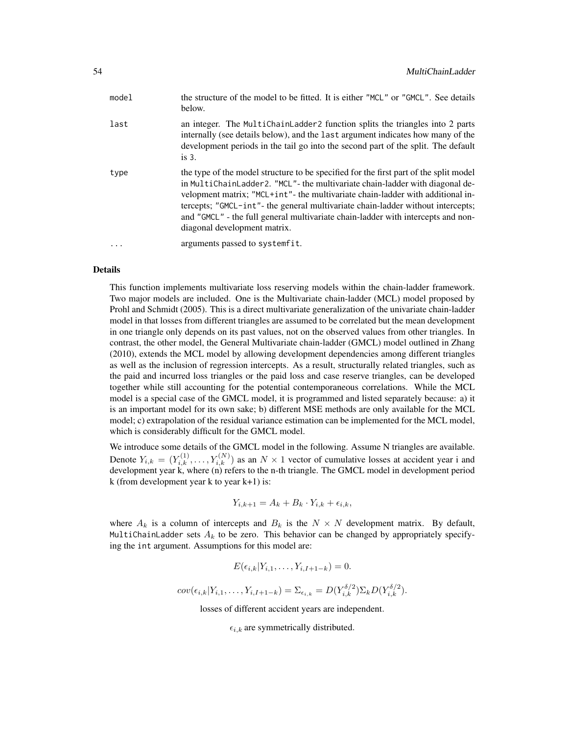| | |
|---|---|
| `model` | the structure of the model to be fitted. It is either "MCL" or "GMCL". See details below. |
| `last` | an integer. The `MultiChainLadder2` function splits the triangles into 2 parts internally (see details below), and the `last` argument indicates how many of the development periods in the tail go into the second part of the split. The default is 3. |
| `type` | the type of the model structure to be specified for the first part of the split model in `MultiChainLadder2`. "MCL"- the multivariate chain-ladder with diagonal development matrix; "MCL+int"- the multivariate chain-ladder with additional intercepts; "GMCL-int"- the general multivariate chain-ladder without intercepts; and "GMCL" - the full general multivariate chain-ladder with intercepts and non-diagonal development matrix. |
| `...` | arguments passed to `systemfit`. |

## Details

This function implements multivariate loss reserving models within the chain-ladder framework. Two major models are included. One is the Multivariate chain-ladder (MCL) model proposed by Prohl and Schmidt (2005). This is a direct multivariate generalization of the univariate chain-ladder model in that losses from different triangles are assumed to be correlated but the mean development in one triangle only depends on its past values, not on the observed values from other triangles. In contrast, the other model, the General Multivariate chain-ladder (GMCL) model outlined in Zhang (2010), extends the MCL model by allowing development dependencies among different triangles as well as the inclusion of regression intercepts. As a result, structurally related triangles, such as the paid and incurred loss triangles or the paid loss and case reserve triangles, can be developed together while still accounting for the potential contemporaneous correlations. While the MCL model is a special case of the GMCL model, it is programmed and listed separately because: a) it is an important model for its own sake; b) different MSE methods are only available for the MCL model; c) extrapolation of the residual variance estimation can be implemented for the MCL model, which is considerably difficult for the GMCL model.

We introduce some details of the GMCL model in the following. Assume N triangles are available. Denote $Y_{i,k} = (Y_{i,k}^{(1)}, \ldots, Y_{i,k}^{(N)})$ as an $N \times 1$ vector of cumulative losses at accident year i and development year k, where (n) refers to the n-th triangle. The GMCL model in development period k (from development year k to year k+1) is:

$$Y_{i,k+1} = A_k + B_k \cdot Y_{i,k} + \epsilon_{i,k},$$

where $A_k$ is a column of intercepts and $B_k$ is the $N \times N$ development matrix. By default, `MultiChainLadder` sets $A_k$ to be zero. This behavior can be changed by appropriately specifying the `int` argument. Assumptions for this model are:

$$E(\epsilon_{i,k}|Y_{i,1}, \ldots, Y_{i,I+1-k}) = 0.$$

$$cov(\epsilon_{i,k}|Y_{i,1}, \ldots, Y_{i,I+1-k}) = \Sigma_{\epsilon_{i,k}} = D(Y_{i,k}^{\delta/2})\Sigma_k D(Y_{i,k}^{\delta/2}).$$

losses of different accident years are independent.

$\epsilon_{i,k}$ are symmetrically distributed.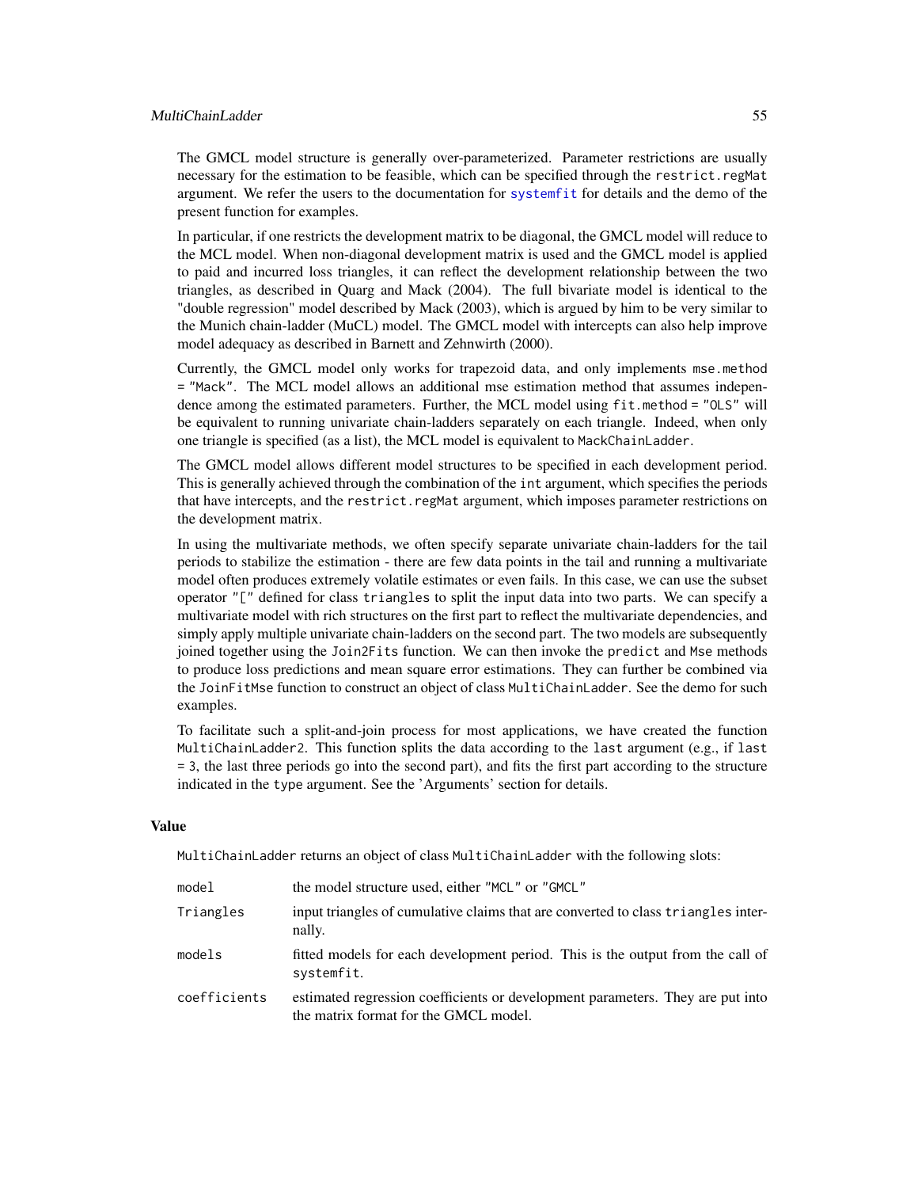The GMCL model structure is generally over-parameterized. Parameter restrictions are usually necessary for the estimation to be feasible, which can be specified through the `restrict.regMat` argument. We refer the users to the documentation for `systemfit` for details and the demo of the present function for examples.

In particular, if one restricts the development matrix to be diagonal, the GMCL model will reduce to the MCL model. When non-diagonal development matrix is used and the GMCL model is applied to paid and incurred loss triangles, it can reflect the development relationship between the two triangles, as described in Quarg and Mack (2004). The full bivariate model is identical to the "double regression" model described by Mack (2003), which is argued by him to be very similar to the Munich chain-ladder (MuCL) model. The GMCL model with intercepts can also help improve model adequacy as described in Barnett and Zehnwirth (2000).

Currently, the GMCL model only works for trapezoid data, and only implements `mse.method = "Mack"`. The MCL model allows an additional mse estimation method that assumes independence among the estimated parameters. Further, the MCL model using `fit.method = "OLS"` will be equivalent to running univariate chain-ladders separately on each triangle. Indeed, when only one triangle is specified (as a list), the MCL model is equivalent to `MackChainLadder`.

The GMCL model allows different model structures to be specified in each development period. This is generally achieved through the combination of the `int` argument, which specifies the periods that have intercepts, and the `restrict.regMat` argument, which imposes parameter restrictions on the development matrix.

In using the multivariate methods, we often specify separate univariate chain-ladders for the tail periods to stabilize the estimation - there are few data points in the tail and running a multivariate model often produces extremely volatile estimates or even fails. In this case, we can use the subset operator `"["` defined for class `triangles` to split the input data into two parts. We can specify a multivariate model with rich structures on the first part to reflect the multivariate dependencies, and simply apply multiple univariate chain-ladders on the second part. The two models are subsequently joined together using the `Join2Fits` function. We can then invoke the `predict` and `Mse` methods to produce loss predictions and mean square error estimations. They can further be combined via the `JoinFitMse` function to construct an object of class `MultiChainLadder`. See the demo for such examples.

To facilitate such a split-and-join process for most applications, we have created the function `MultiChainLadder2`. This function splits the data according to the `last` argument (e.g., if `last = 3`, the last three periods go into the second part), and fits the first part according to the structure indicated in the `type` argument. See the 'Arguments' section for details.

## Value

`MultiChainLadder` returns an object of class `MultiChainLadder` with the following slots:

| | |
|---|---|
| `model` | the model structure used, either `"MCL"` or `"GMCL"` |
| `Triangles` | input triangles of cumulative claims that are converted to class `triangles` internally. |
| `models` | fitted models for each development period. This is the output from the call of `systemfit`. |
| `coefficients` | estimated regression coefficients or development parameters. They are put into the matrix format for the GMCL model. |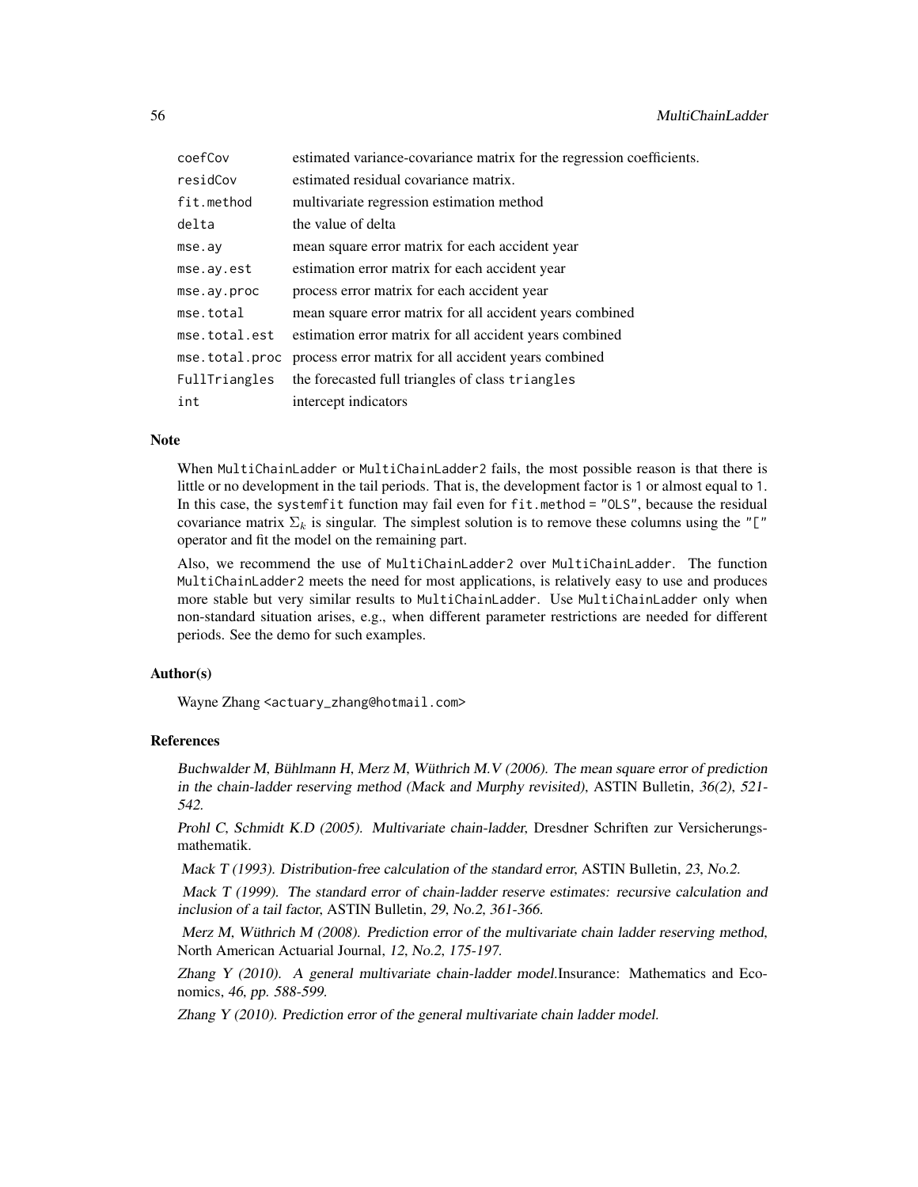| | |
|---|---|
| coefCov | estimated variance-covariance matrix for the regression coefficients. |
| residCov | estimated residual covariance matrix. |
| fit.method | multivariate regression estimation method |
| delta | the value of delta |
| mse.ay | mean square error matrix for each accident year |
| mse.ay.est | estimation error matrix for each accident year |
| mse.ay.proc | process error matrix for each accident year |
| mse.total | mean square error matrix for all accident years combined |
| mse.total.est | estimation error matrix for all accident years combined |
| mse.total.proc | process error matrix for all accident years combined |
| FullTriangles | the forecasted full triangles of class triangles |
| int | intercept indicators |

### Note

When MultiChainLadder or MultiChainLadder2 fails, the most possible reason is that there is little or no development in the tail periods. That is, the development factor is 1 or almost equal to 1. In this case, the systemfit function may fail even for fit.method = "OLS", because the residual covariance matrix $\Sigma_k$ is singular. The simplest solution is to remove these columns using the "[" operator and fit the model on the remaining part.

Also, we recommend the use of MultiChainLadder2 over MultiChainLadder. The function MultiChainLadder2 meets the need for most applications, is relatively easy to use and produces more stable but very similar results to MultiChainLadder. Use MultiChainLadder only when non-standard situation arises, e.g., when different parameter restrictions are needed for different periods. See the demo for such examples.

### Author(s)

Wayne Zhang <actuary_zhang@hotmail.com>

### References

*Buchwalder M, Bühlmann H, Merz M, Wüthrich M.V (2006). The mean square error of prediction in the chain-ladder reserving method (Mack and Murphy revisited)*, ASTIN Bulletin, *36(2), 521-542.*

*Prohl C, Schmidt K.D (2005). Multivariate chain-ladder*, Dresdner Schriften zur Versicherungsmathematik.

*Mack T (1993). Distribution-free calculation of the standard error*, ASTIN Bulletin, *23, No.2.*

*Mack T (1999). The standard error of chain-ladder reserve estimates: recursive calculation and inclusion of a tail factor*, ASTIN Bulletin, *29, No.2, 361-366.*

*Merz M, Wüthrich M (2008). Prediction error of the multivariate chain ladder reserving method*, North American Actuarial Journal, *12, No.2, 175-197.*

*Zhang Y (2010). A general multivariate chain-ladder model.*Insurance: Mathematics and Economics, *46, pp. 588-599.*

*Zhang Y (2010). Prediction error of the general multivariate chain ladder model.*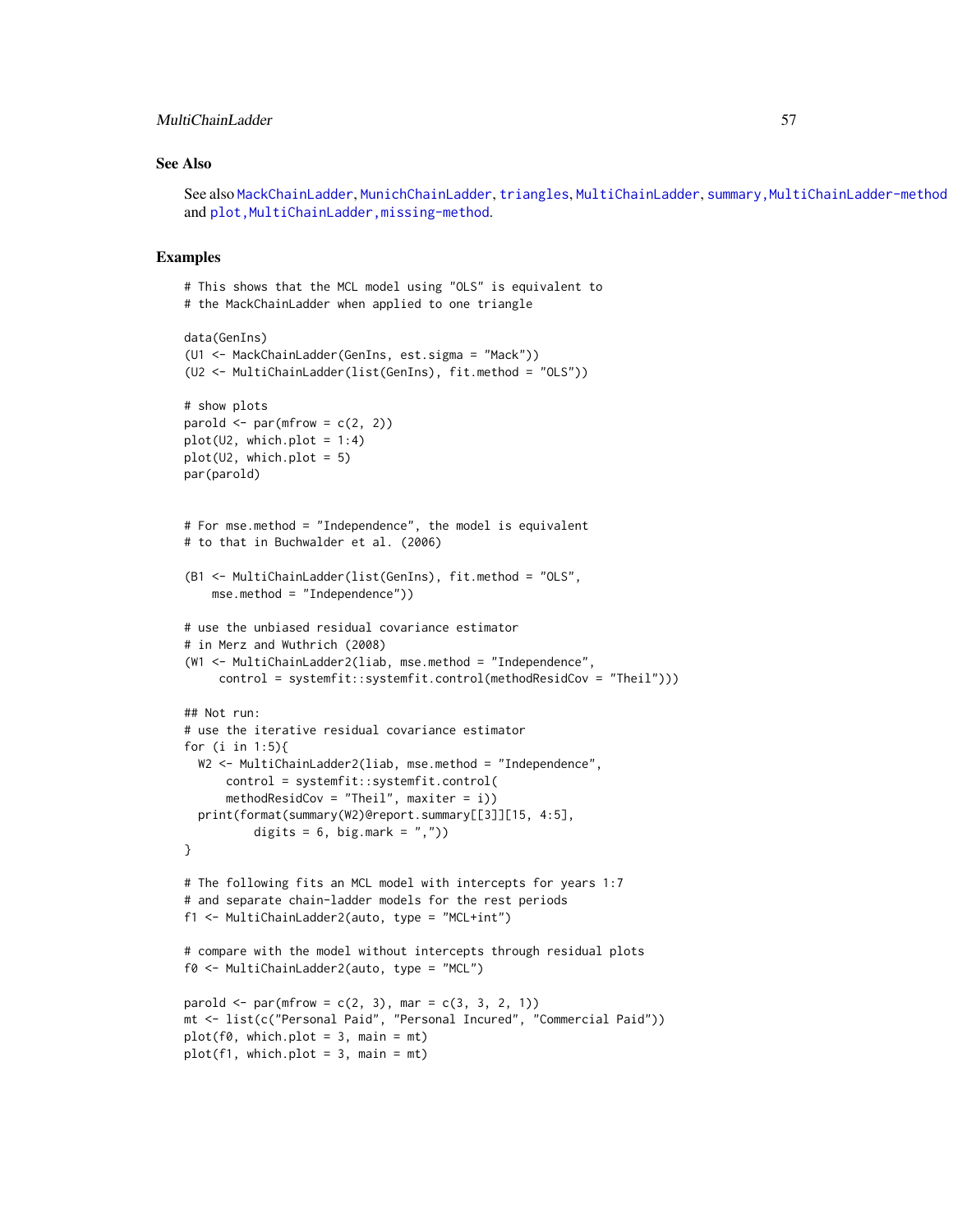## See Also

See also MackChainLadder, MunichChainLadder, triangles, MultiChainLadder, summary,MultiChainLadder-method and plot,MultiChainLadder,missing-method.

## Examples

```
# This shows that the MCL model using "OLS" is equivalent to
# the MackChainLadder when applied to one triangle

data(GenIns)
(U1 <- MackChainLadder(GenIns, est.sigma = "Mack"))
(U2 <- MultiChainLadder(list(GenIns), fit.method = "OLS"))

# show plots
parold <- par(mfrow = c(2, 2))
plot(U2, which.plot = 1:4)
plot(U2, which.plot = 5)
par(parold)


# For mse.method = "Independence", the model is equivalent
# to that in Buchwalder et al. (2006)

(B1 <- MultiChainLadder(list(GenIns), fit.method = "OLS",
    mse.method = "Independence"))

# use the unbiased residual covariance estimator
# in Merz and Wuthrich (2008)
(W1 <- MultiChainLadder2(liab, mse.method = "Independence",
     control = systemfit::systemfit.control(methodResidCov = "Theil")))

## Not run:
# use the iterative residual covariance estimator
for (i in 1:5){
  W2 <- MultiChainLadder2(liab, mse.method = "Independence",
      control = systemfit::systemfit.control(
      methodResidCov = "Theil", maxiter = i))
  print(format(summary(W2)@report.summary[[3]][15, 4:5],
          digits = 6, big.mark = ","))
}

# The following fits an MCL model with intercepts for years 1:7
# and separate chain-ladder models for the rest periods
f1 <- MultiChainLadder2(auto, type = "MCL+int")

# compare with the model without intercepts through residual plots
f0 <- MultiChainLadder2(auto, type = "MCL")

parold <- par(mfrow = c(2, 3), mar = c(3, 3, 2, 1))
mt <- list(c("Personal Paid", "Personal Incured", "Commercial Paid"))
plot(f0, which.plot = 3, main = mt)
plot(f1, which.plot = 3, main = mt)
```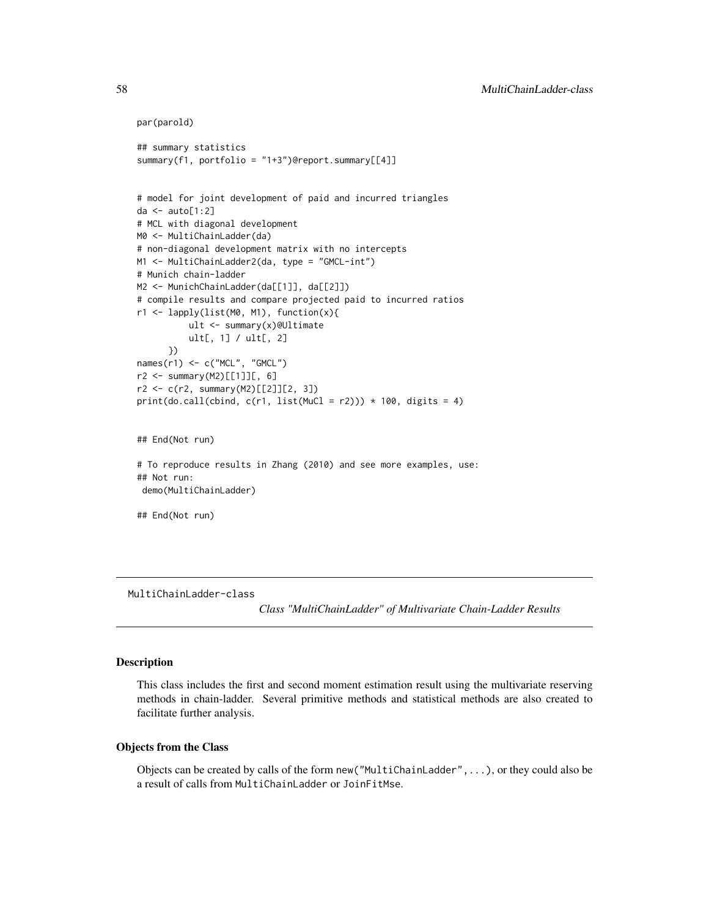```
par(parold)

## summary statistics
summary(f1, portfolio = "1+3")@report.summary[[4]]


# model for joint development of paid and incurred triangles
da <- auto[1:2]
# MCL with diagonal development
M0 <- MultiChainLadder(da)
# non-diagonal development matrix with no intercepts
M1 <- MultiChainLadder2(da, type = "GMCL-int")
# Munich chain-ladder
M2 <- MunichChainLadder(da[[1]], da[[2]])
# compile results and compare projected paid to incurred ratios
r1 <- lapply(list(M0, M1), function(x){
          ult <- summary(x)@Ultimate
          ult[, 1] / ult[, 2]
      })
names(r1) <- c("MCL", "GMCL")
r2 <- summary(M2)[[1]][, 6]
r2 <- c(r2, summary(M2)[[2]][2, 3])
print(do.call(cbind, c(r1, list(MuCl = r2))) * 100, digits = 4)


## End(Not run)

# To reproduce results in Zhang (2010) and see more examples, use:
## Not run:
 demo(MultiChainLadder)

## End(Not run)
```

---

MultiChainLadder-class *Class "MultiChainLadder" of Multivariate Chain-Ladder Results*

---

### Description

This class includes the first and second moment estimation result using the multivariate reserving methods in chain-ladder. Several primitive methods and statistical methods are also created to facilitate further analysis.

### Objects from the Class

Objects can be created by calls of the form `new("MultiChainLadder",...)`, or they could also be a result of calls from `MultiChainLadder` or `JoinFitMse`.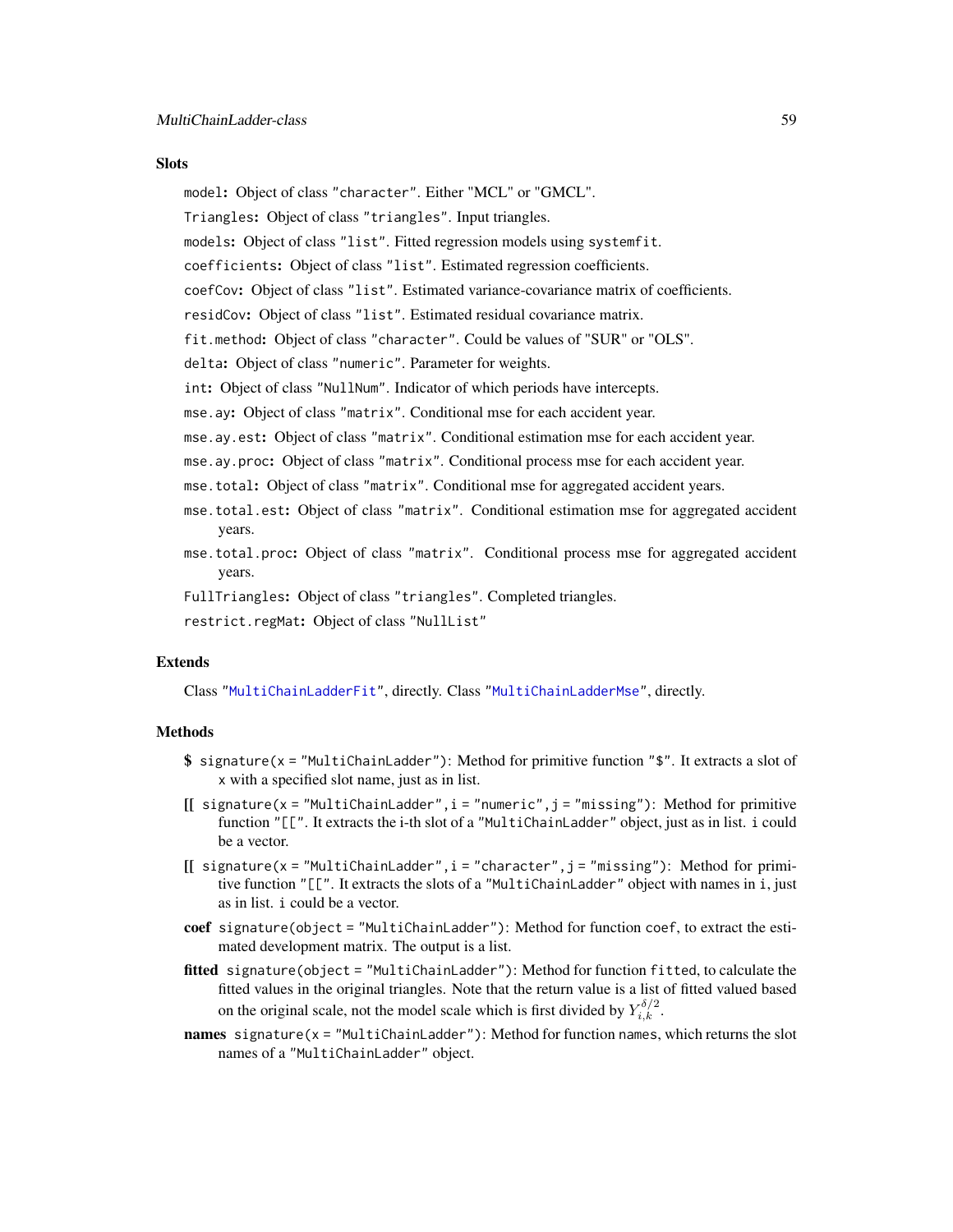### Slots

`model`: Object of class "`character`". Either "MCL" or "GMCL".

`Triangles`: Object of class "`triangles`". Input triangles.

`models`: Object of class "`list`". Fitted regression models using `systemfit`.

`coefficients`: Object of class "`list`". Estimated regression coefficients.

`coefCov`: Object of class "`list`". Estimated variance-covariance matrix of coefficients.

`residCov`: Object of class "`list`". Estimated residual covariance matrix.

`fit.method`: Object of class "`character`". Could be values of "SUR" or "OLS".

`delta`: Object of class "`numeric`". Parameter for weights.

`int`: Object of class "`NullNum`". Indicator of which periods have intercepts.

`mse.ay`: Object of class "`matrix`". Conditional mse for each accident year.

`mse.ay.est`: Object of class "`matrix`". Conditional estimation mse for each accident year.

`mse.ay.proc`: Object of class "`matrix`". Conditional process mse for each accident year.

`mse.total`: Object of class "`matrix`". Conditional mse for aggregated accident years.

`mse.total.est`: Object of class "`matrix`". Conditional estimation mse for aggregated accident years.

`mse.total.proc`: Object of class "`matrix`". Conditional process mse for aggregated accident years.

`FullTriangles`: Object of class "`triangles`". Completed triangles.

`restrict.regMat`: Object of class "`NullList`"

### Extends

Class "`MultiChainLadderFit`", directly. Class "`MultiChainLadderMse`", directly.

### Methods

**$** `signature(x = "MultiChainLadder")`: Method for primitive function "`$`". It extracts a slot of `x` with a specified slot name, just as in list.

**[[** `signature(x = "MultiChainLadder", i = "numeric", j = "missing")`: Method for primitive function "`[[`". It extracts the i-th slot of a "`MultiChainLadder`" object, just as in list. `i` could be a vector.

**[[** `signature(x = "MultiChainLadder", i = "character", j = "missing")`: Method for primitive function "`[[`". It extracts the slots of a "`MultiChainLadder`" object with names in `i`, just as in list. `i` could be a vector.

**coef** `signature(object = "MultiChainLadder")`: Method for function `coef`, to extract the estimated development matrix. The output is a list.

**fitted** `signature(object = "MultiChainLadder")`: Method for function `fitted`, to calculate the fitted values in the original triangles. Note that the return value is a list of fitted valued based on the original scale, not the model scale which is first divided by $Y_{i,k}^{\delta/2}$.

**names** `signature(x = "MultiChainLadder")`: Method for function `names`, which returns the slot names of a "`MultiChainLadder`" object.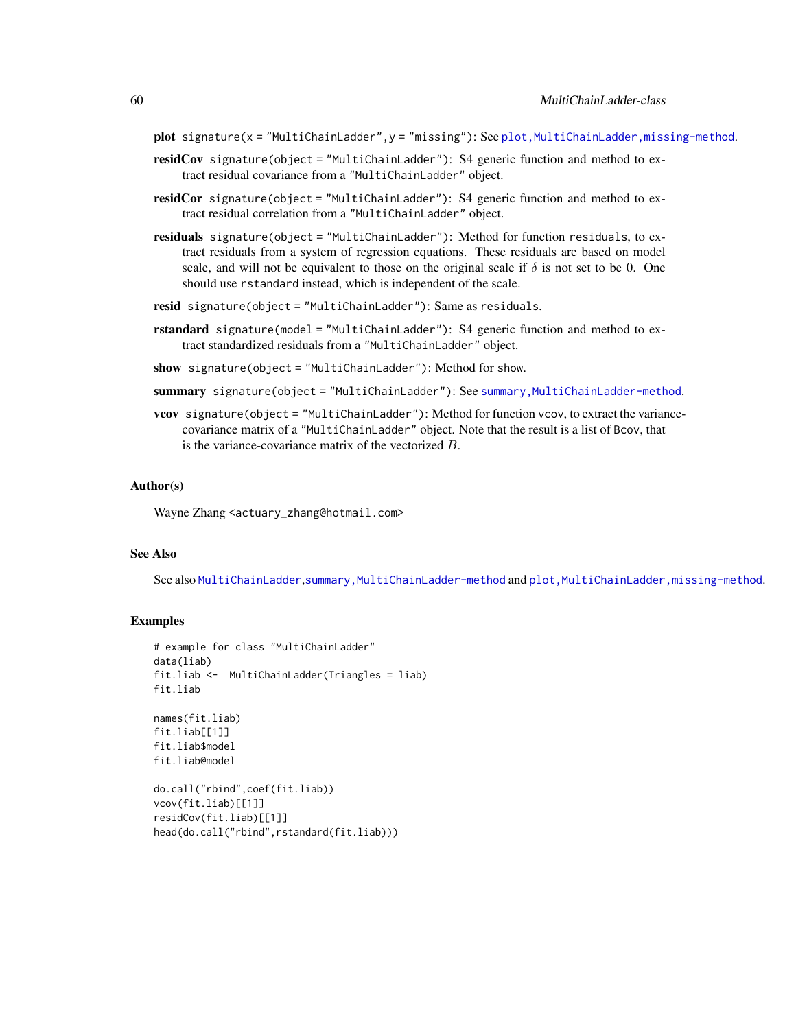**plot** `signature(x = "MultiChainLadder", y = "missing")`: See `plot,MultiChainLadder,missing-method`.

**residCov** `signature(object = "MultiChainLadder")`: S4 generic function and method to extract residual covariance from a `"MultiChainLadder"` object.

**residCor** `signature(object = "MultiChainLadder")`: S4 generic function and method to extract residual correlation from a `"MultiChainLadder"` object.

**residuals** `signature(object = "MultiChainLadder")`: Method for function `residuals`, to extract residuals from a system of regression equations. These residuals are based on model scale, and will not be equivalent to those on the original scale if $\delta$ is not set to be 0. One should use `rstandard` instead, which is independent of the scale.

**resid** `signature(object = "MultiChainLadder")`: Same as `residuals`.

**rstandard** `signature(model = "MultiChainLadder")`: S4 generic function and method to extract standardized residuals from a `"MultiChainLadder"` object.

**show** `signature(object = "MultiChainLadder")`: Method for show.

**summary** `signature(object = "MultiChainLadder")`: See `summary,MultiChainLadder-method`.

**vcov** `signature(object = "MultiChainLadder")`: Method for function `vcov`, to extract the variance-covariance matrix of a `"MultiChainLadder"` object. Note that the result is a list of `Bcov`, that is the variance-covariance matrix of the vectorized $B$.

## Author(s)

Wayne Zhang <actuary_zhang@hotmail.com>

## See Also

See also `MultiChainLadder`,`summary,MultiChainLadder-method` and `plot,MultiChainLadder,missing-method`.

## Examples

```
# example for class "MultiChainLadder"
data(liab)
fit.liab <-  MultiChainLadder(Triangles = liab)
fit.liab

names(fit.liab)
fit.liab[[1]]
fit.liab$model
fit.liab@model

do.call("rbind",coef(fit.liab))
vcov(fit.liab)[[1]]
residCov(fit.liab)[[1]]
head(do.call("rbind",rstandard(fit.liab)))
```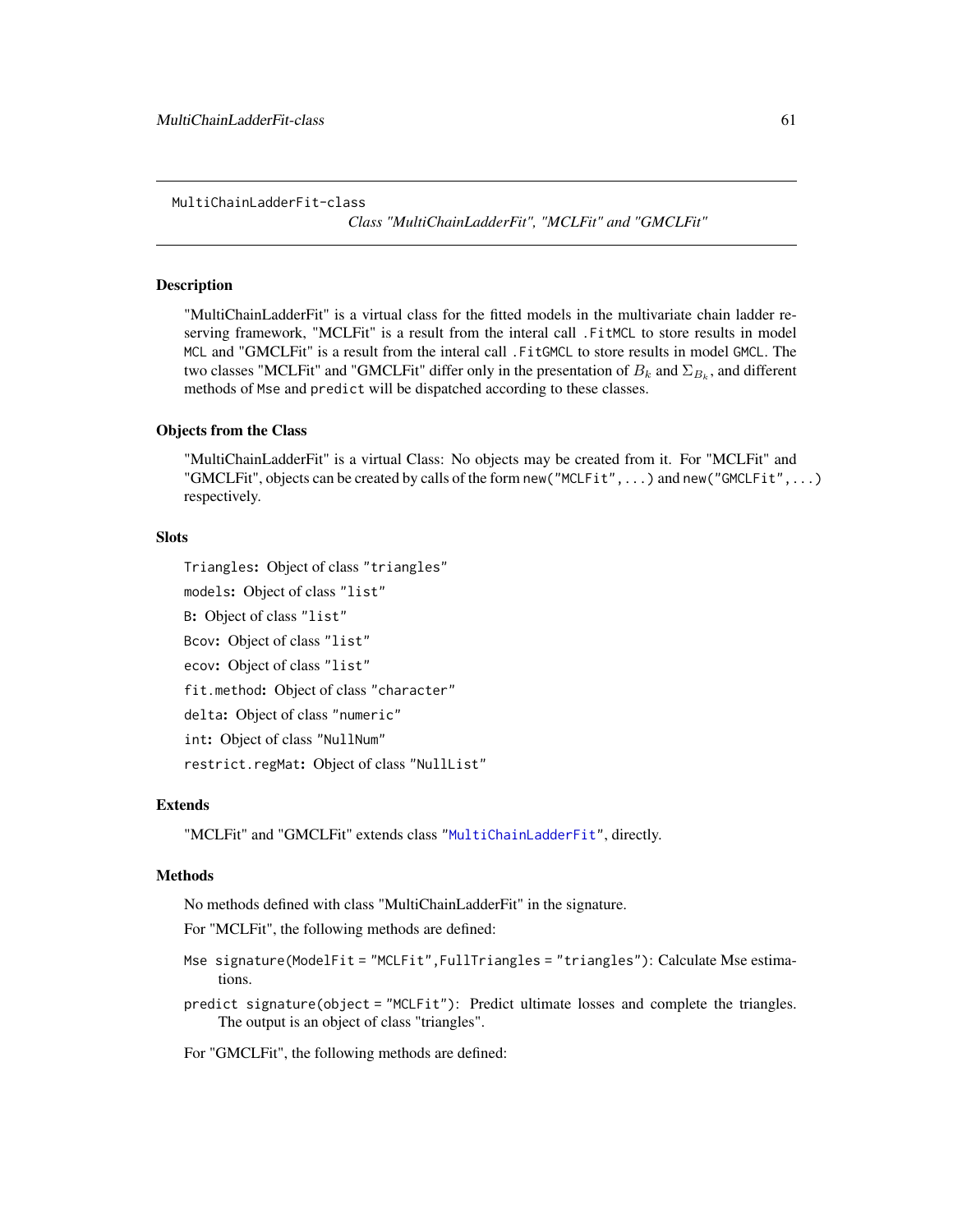MultiChainLadderFit-class

## *Class "MultiChainLadderFit", "MCLFit" and "GMCLFit"*

### Description

"MultiChainLadderFit" is a virtual class for the fitted models in the multivariate chain ladder reserving framework, "MCLFit" is a result from the interal call `.FitMCL` to store results in model `MCL` and "GMCLFit" is a result from the interal call `.FitGMCL` to store results in model `GMCL`. The two classes "MCLFit" and "GMCLFit" differ only in the presentation of $B_k$ and $\Sigma_{B_k}$, and different methods of `Mse` and `predict` will be dispatched according to these classes.

### Objects from the Class

"MultiChainLadderFit" is a virtual Class: No objects may be created from it. For "MCLFit" and "GMCLFit", objects can be created by calls of the form `new("MCLFit",...)` and `new("GMCLFit",...)` respectively.

### Slots

**`Triangles`:** Object of class `"triangles"`

**`models`:** Object of class `"list"`

**`B`:** Object of class `"list"`

**`Bcov`:** Object of class `"list"`

**`ecov`:** Object of class `"list"`

**`fit.method`:** Object of class `"character"`

**`delta`:** Object of class `"numeric"`

**`int`:** Object of class `"NullNum"`

**`restrict.regMat`:** Object of class `"NullList"`

### Extends

"MCLFit" and "GMCLFit" extends class `"MultiChainLadderFit"`, directly.

### Methods

No methods defined with class "MultiChainLadderFit" in the signature.

For "MCLFit", the following methods are defined:

`Mse` `signature(ModelFit = "MCLFit",FullTriangles = "triangles")`: Calculate Mse estimations.

`predict` `signature(object = "MCLFit")`: Predict ultimate losses and complete the triangles. The output is an object of class "triangles".

For "GMCLFit", the following methods are defined: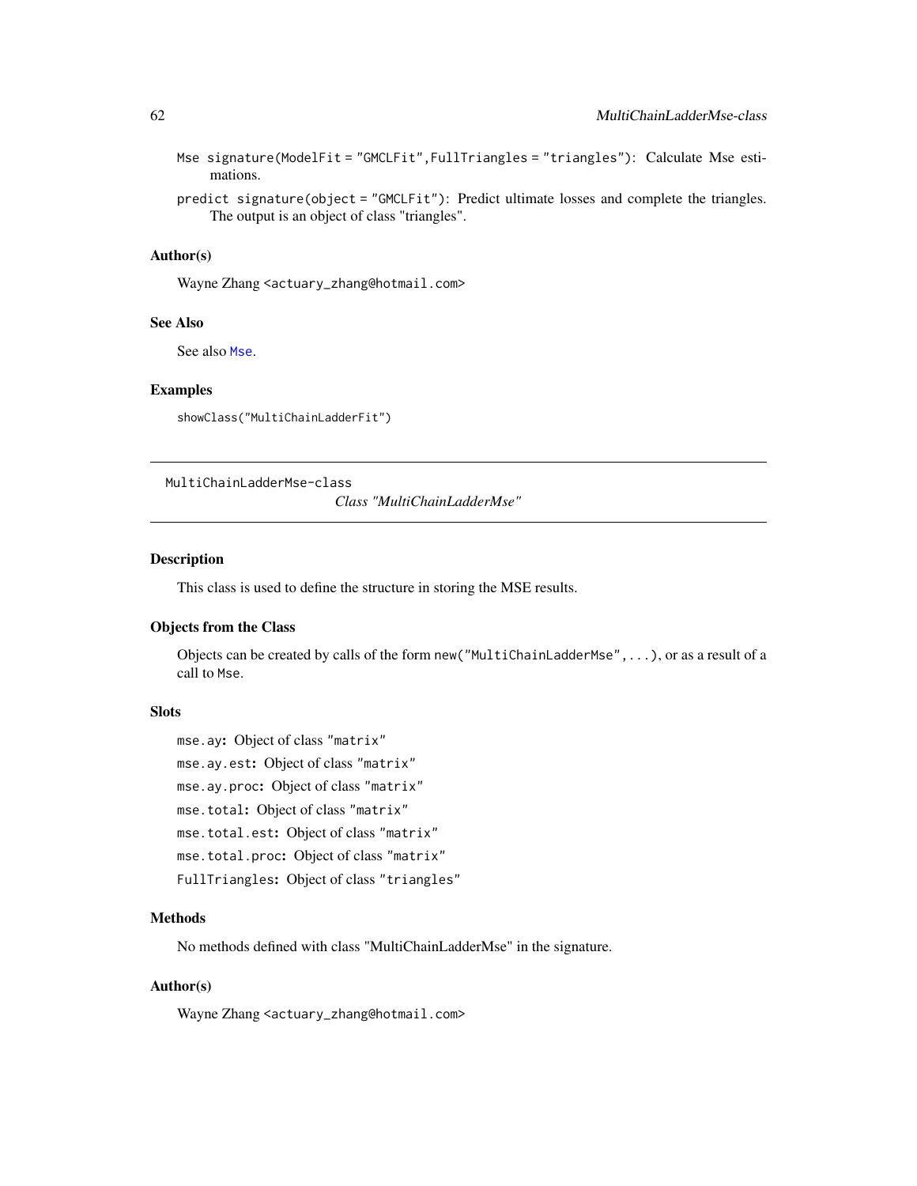Mse `signature(ModelFit = "GMCLFit",FullTriangles = "triangles")`: Calculate Mse estimations.

predict `signature(object = "GMCLFit")`: Predict ultimate losses and complete the triangles. The output is an object of class "triangles".

### Author(s)

Wayne Zhang <actuary_zhang@hotmail.com>

### See Also

See also Mse.

### Examples

```
showClass("MultiChainLadderFit")
```

---

## MultiChainLadderMse-class &nbsp;&nbsp;&nbsp; *Class "MultiChainLadderMse"*

---

### Description

This class is used to define the structure in storing the MSE results.

### Objects from the Class

Objects can be created by calls of the form `new("MultiChainLadderMse",...)`, or as a result of a call to `Mse`.

### Slots

`mse.ay`: Object of class "matrix"

`mse.ay.est`: Object of class "matrix"

`mse.ay.proc`: Object of class "matrix"

`mse.total`: Object of class "matrix"

`mse.total.est`: Object of class "matrix"

`mse.total.proc`: Object of class "matrix"

`FullTriangles`: Object of class "triangles"

### Methods

No methods defined with class "MultiChainLadderMse" in the signature.

### Author(s)

Wayne Zhang <actuary_zhang@hotmail.com>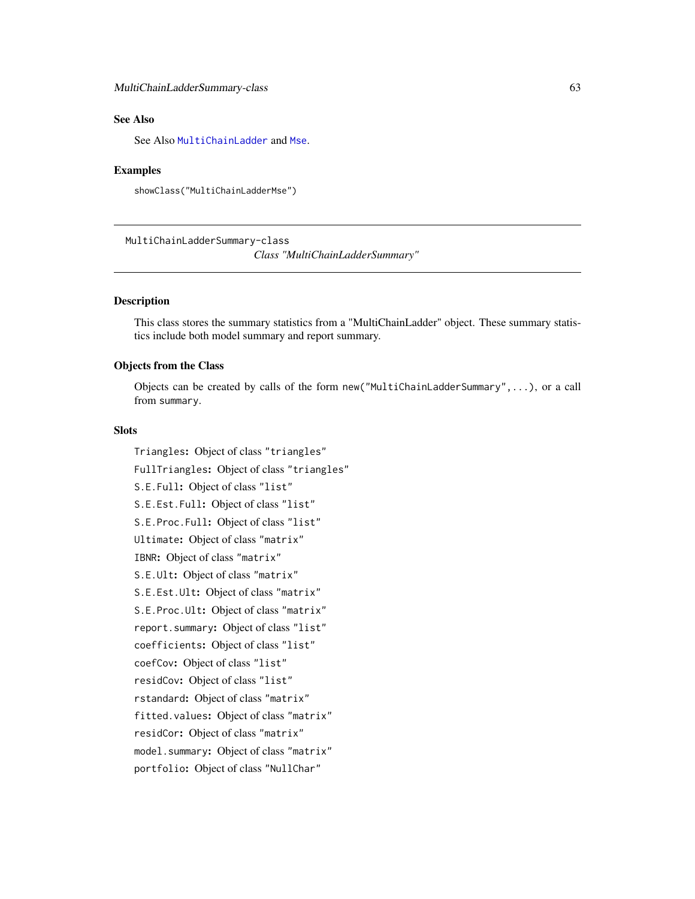## See Also

See Also `MultiChainLadder` and `Mse`.

## Examples

```
showClass("MultiChainLadderMse")
```

---

# MultiChainLadderSummary-class — *Class "MultiChainLadderSummary"*

## Description

This class stores the summary statistics from a "MultiChainLadder" object. These summary statistics include both model summary and report summary.

## Objects from the Class

Objects can be created by calls of the form `new("MultiChainLadderSummary",...)`, or a call from `summary`.

## Slots

`Triangles`: Object of class `"triangles"`

`FullTriangles`: Object of class `"triangles"`

`S.E.Full`: Object of class `"list"`

`S.E.Est.Full`: Object of class `"list"`

`S.E.Proc.Full`: Object of class `"list"`

`Ultimate`: Object of class `"matrix"`

`IBNR`: Object of class `"matrix"`

`S.E.Ult`: Object of class `"matrix"`

`S.E.Est.Ult`: Object of class `"matrix"`

`S.E.Proc.Ult`: Object of class `"matrix"`

`report.summary`: Object of class `"list"`

`coefficients`: Object of class `"list"`

`coefCov`: Object of class `"list"`

`residCov`: Object of class `"list"`

`rstandard`: Object of class `"matrix"`

`fitted.values`: Object of class `"matrix"`

`residCor`: Object of class `"matrix"`

`model.summary`: Object of class `"matrix"`

`portfolio`: Object of class `"NullChar"`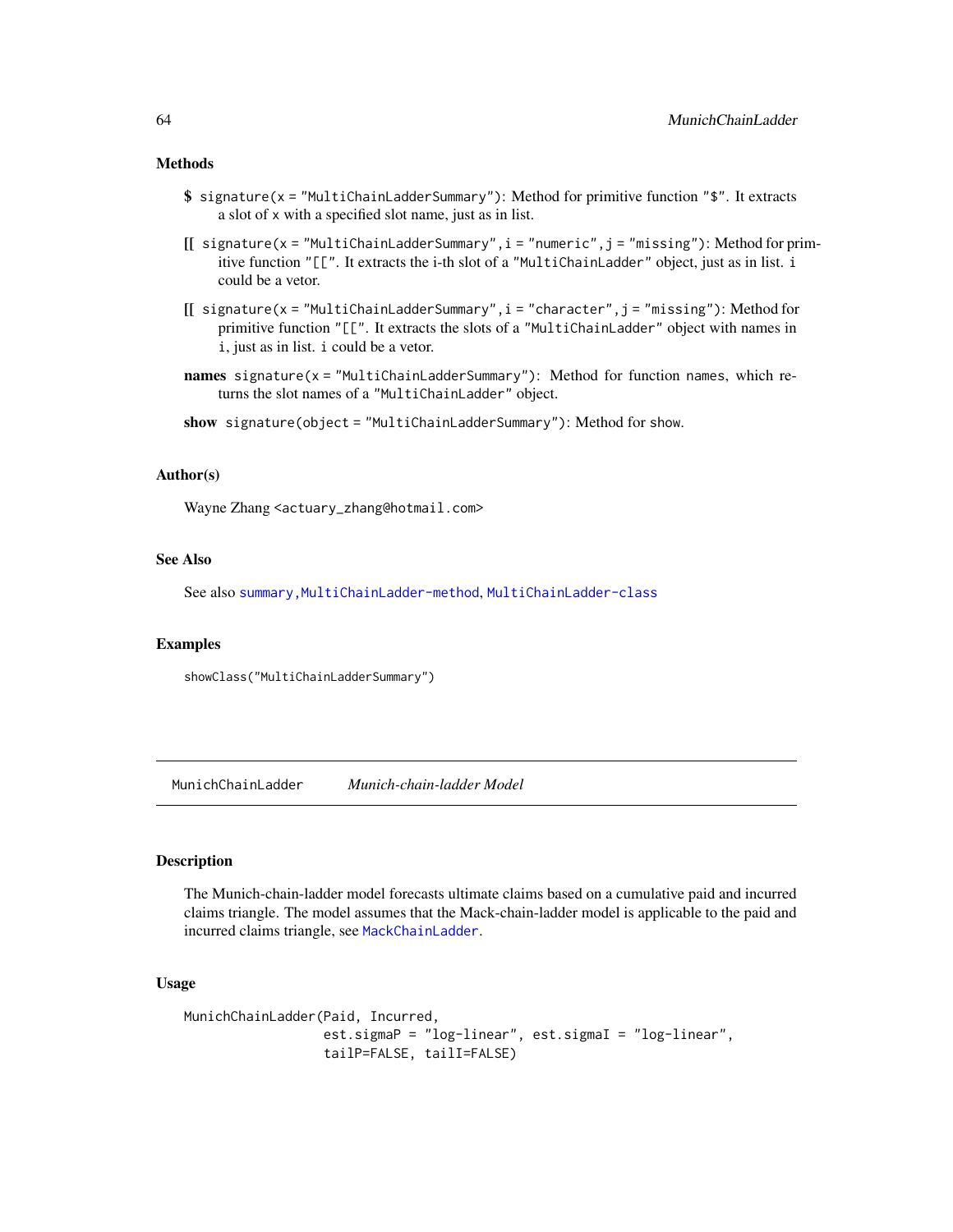### Methods

**$** `signature(x = "MultiChainLadderSummary")`: Method for primitive function "`$`". It extracts a slot of `x` with a specified slot name, just as in list.

**[[** `signature(x = "MultiChainLadderSummary", i = "numeric", j = "missing")`: Method for primitive function "`[[`". It extracts the i-th slot of a "`MultiChainLadder`" object, just as in list. `i` could be a vetor.

**[[** `signature(x = "MultiChainLadderSummary", i = "character", j = "missing")`: Method for primitive function "`[[`". It extracts the slots of a "`MultiChainLadder`" object with names in `i`, just as in list. `i` could be a vetor.

**names** `signature(x = "MultiChainLadderSummary")`: Method for function `names`, which returns the slot names of a "`MultiChainLadder`" object.

**show** `signature(object = "MultiChainLadderSummary")`: Method for `show`.

### Author(s)

Wayne Zhang <`actuary_zhang@hotmail.com`>

### See Also

See also `summary,MultiChainLadder-method`, `MultiChainLadder-class`

### Examples

```
showClass("MultiChainLadderSummary")
```

---

## MunichChainLadder — *Munich-chain-ladder Model*

---

### Description

The Munich-chain-ladder model forecasts ultimate claims based on a cumulative paid and incurred claims triangle. The model assumes that the Mack-chain-ladder model is applicable to the paid and incurred claims triangle, see `MackChainLadder`.

### Usage

```
MunichChainLadder(Paid, Incurred,
                  est.sigmaP = "log-linear", est.sigmaI = "log-linear",
                  tailP=FALSE, tailI=FALSE)
```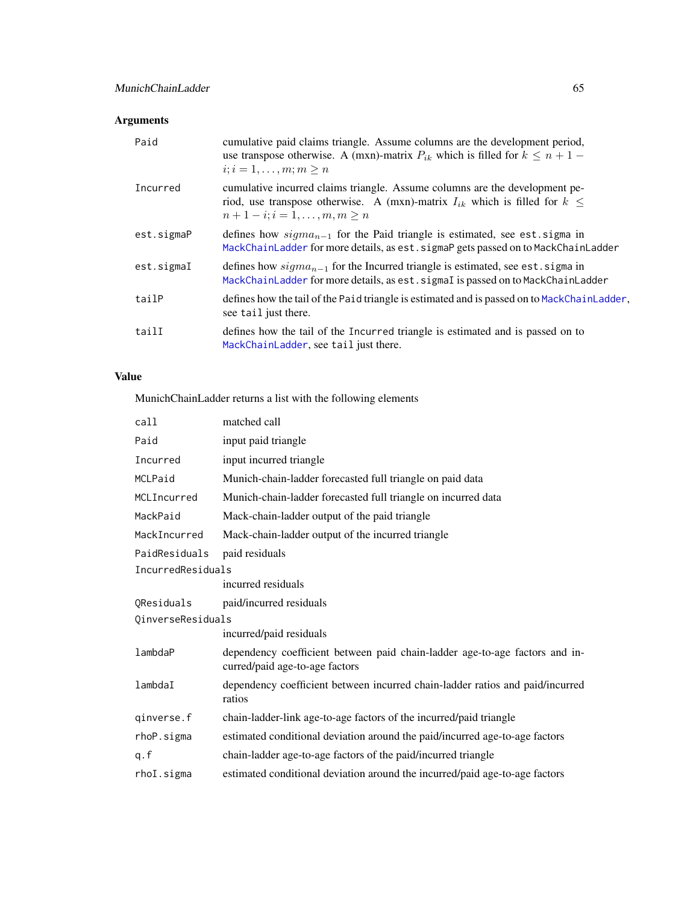## Arguments

| | |
|---|---|
| `Paid` | cumulative paid claims triangle. Assume columns are the development period, use transpose otherwise. A (mxn)-matrix $P_{ik}$ which is filled for $k \leq n+1-i; i = 1, \ldots, m; m \geq n$ |
| `Incurred` | cumulative incurred claims triangle. Assume columns are the development period, use transpose otherwise. A (mxn)-matrix $I_{ik}$ which is filled for $k \leq n+1-i; i = 1, \ldots, m, m \geq n$ |
| `est.sigmaP` | defines how $sigma_{n-1}$ for the Paid triangle is estimated, see `est.sigma` in `MackChainLadder` for more details, as `est.sigmaP` gets passed on to `MackChainLadder` |
| `est.sigmaI` | defines how $sigma_{n-1}$ for the Incurred triangle is estimated, see `est.sigma` in `MackChainLadder` for more details, as `est.sigmaI` is passed on to `MackChainLadder` |
| `tailP` | defines how the tail of the `Paid` triangle is estimated and is passed on to `MackChainLadder`, see `tail` just there. |
| `tailI` | defines how the tail of the `Incurred` triangle is estimated and is passed on to `MackChainLadder`, see `tail` just there. |

## Value

MunichChainLadder returns a list with the following elements

| | |
|---|---|
| `call` | matched call |
| `Paid` | input paid triangle |
| `Incurred` | input incurred triangle |
| `MCLPaid` | Munich-chain-ladder forecasted full triangle on paid data |
| `MCLIncurred` | Munich-chain-ladder forecasted full triangle on incurred data |
| `MackPaid` | Mack-chain-ladder output of the paid triangle |
| `MackIncurred` | Mack-chain-ladder output of the incurred triangle |
| `PaidResiduals` | paid residuals |
| `IncurredResiduals` | incurred residuals |
| `QResiduals` | paid/incurred residuals |
| `QinverseResiduals` | incurred/paid residuals |
| `lambdaP` | dependency coefficient between paid chain-ladder age-to-age factors and incurred/paid age-to-age factors |
| `lambdaI` | dependency coefficient between incurred chain-ladder ratios and paid/incurred ratios |
| `qinverse.f` | chain-ladder-link age-to-age factors of the incurred/paid triangle |
| `rhoP.sigma` | estimated conditional deviation around the paid/incurred age-to-age factors |
| `q.f` | chain-ladder age-to-age factors of the paid/incurred triangle |
| `rhoI.sigma` | estimated conditional deviation around the incurred/paid age-to-age factors |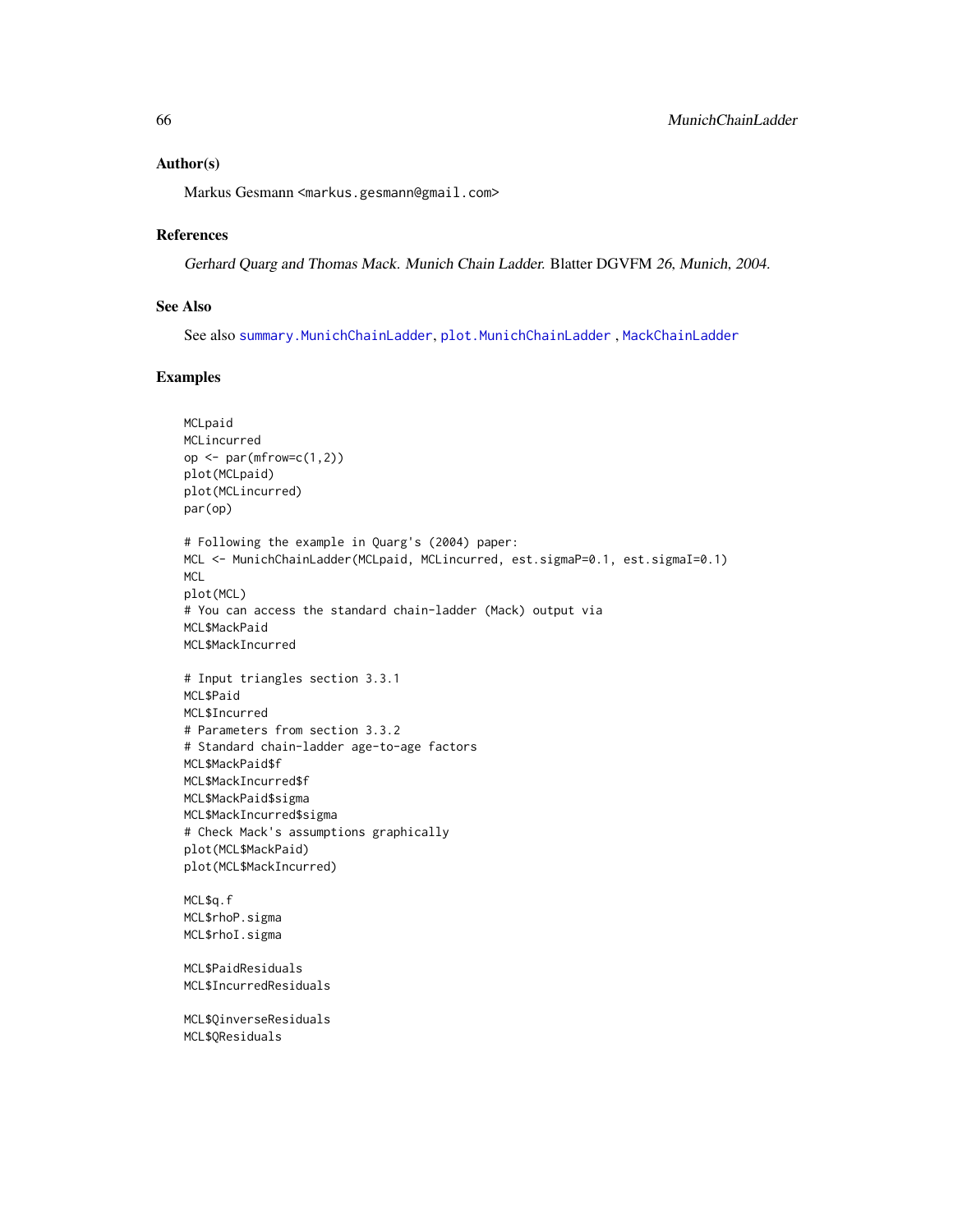## Author(s)

Markus Gesmann <markus.gesmann@gmail.com>

## References

*Gerhard Quarg and Thomas Mack. Munich Chain Ladder.* Blatter DGVFM *26, Munich, 2004.*

## See Also

See also summary.MunichChainLadder, plot.MunichChainLadder , MackChainLadder

## Examples

```
MCLpaid
MCLincurred
op <- par(mfrow=c(1,2))
plot(MCLpaid)
plot(MCLincurred)
par(op)

# Following the example in Quarg's (2004) paper:
MCL <- MunichChainLadder(MCLpaid, MCLincurred, est.sigmaP=0.1, est.sigmaI=0.1)
MCL
plot(MCL)
# You can access the standard chain-ladder (Mack) output via
MCL$MackPaid
MCL$MackIncurred

# Input triangles section 3.3.1
MCL$Paid
MCL$Incurred
# Parameters from section 3.3.2
# Standard chain-ladder age-to-age factors
MCL$MackPaid$f
MCL$MackIncurred$f
MCL$MackPaid$sigma
MCL$MackIncurred$sigma
# Check Mack's assumptions graphically
plot(MCL$MackPaid)
plot(MCL$MackIncurred)

MCL$q.f
MCL$rhoP.sigma
MCL$rhoI.sigma

MCL$PaidResiduals
MCL$IncurredResiduals

MCL$QinverseResiduals
MCL$QResiduals
```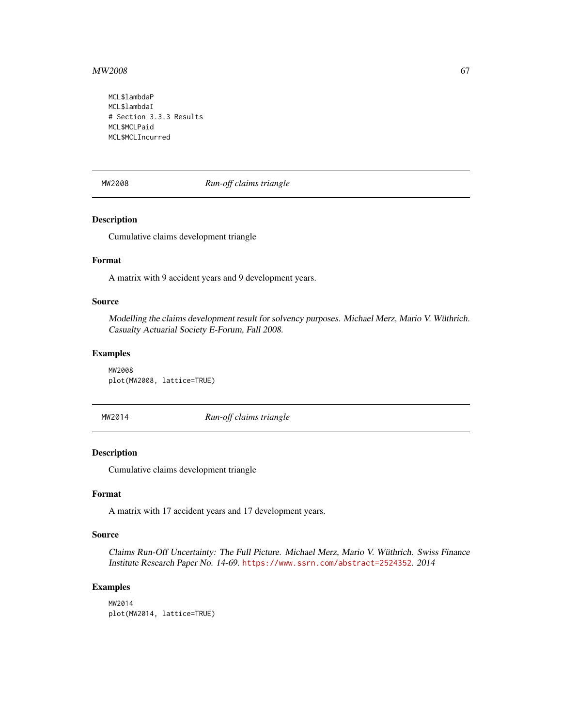```
MCL$lambdaP
MCL$lambdaI
# Section 3.3.3 Results
MCL$MCLPaid
MCL$MCLIncurred
```

## MW2008 *Run-off claims triangle*

### Description

Cumulative claims development triangle

### Format

A matrix with 9 accident years and 9 development years.

### Source

*Modelling the claims development result for solvency purposes. Michael Merz, Mario V. Wüthrich. Casualty Actuarial Society E-Forum, Fall 2008.*

### Examples

```
MW2008
plot(MW2008, lattice=TRUE)
```

## MW2014 *Run-off claims triangle*

### Description

Cumulative claims development triangle

### Format

A matrix with 17 accident years and 17 development years.

### Source

*Claims Run-Off Uncertainty: The Full Picture. Michael Merz, Mario V. Wüthrich. Swiss Finance Institute Research Paper No. 14-69.* https://www.ssrn.com/abstract=2524352*. 2014*

### Examples

```
MW2014
plot(MW2014, lattice=TRUE)
```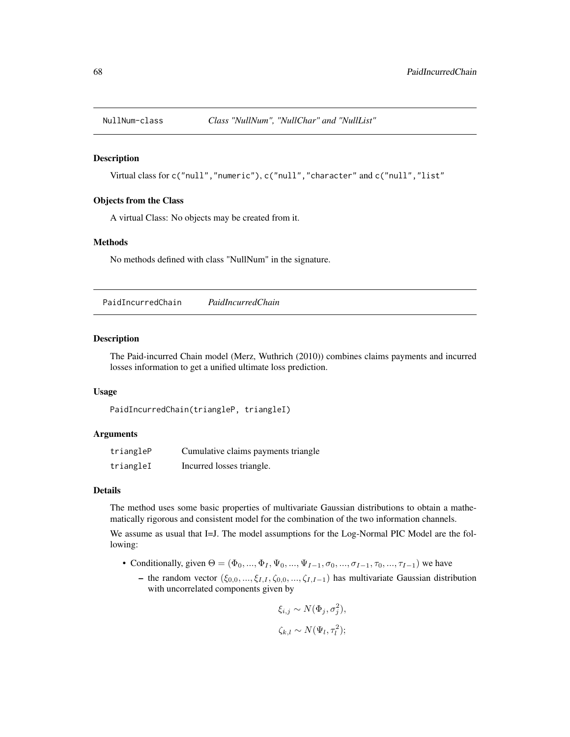## NullNum-class *Class "NullNum", "NullChar" and "NullList"*

### Description

Virtual class for `c("null","numeric")`, `c("null","character"` and `c("null","list"`

### Objects from the Class

A virtual Class: No objects may be created from it.

### Methods

No methods defined with class "NullNum" in the signature.

## PaidIncurredChain *PaidIncurredChain*

### Description

The Paid-incurred Chain model (Merz, Wuthrich (2010)) combines claims payments and incurred losses information to get a unified ultimate loss prediction.

### Usage

```
PaidIncurredChain(triangleP, triangleI)
```

### Arguments

| | |
|---|---|
| triangleP | Cumulative claims payments triangle |
| triangleI | Incurred losses triangle. |

### Details

The method uses some basic properties of multivariate Gaussian distributions to obtain a mathematically rigorous and consistent model for the combination of the two information channels.

We assume as usual that I=J. The model assumptions for the Log-Normal PIC Model are the following:

- Conditionally, given $\Theta = (\Phi_0, ..., \Phi_I, \Psi_0, ..., \Psi_{I-1}, \sigma_0, ..., \sigma_{I-1}, \tau_0, ..., \tau_{I-1})$ we have
  - the random vector $(\xi_{0,0}, ..., \xi_{I,I}, \zeta_{0,0}, ..., \zeta_{I,I-1})$ has multivariate Gaussian distribution with uncorrelated components given by

$$\xi_{i,j} \sim N(\Phi_j, \sigma_j^2),$$

$$\zeta_{k,l} \sim N(\Psi_l, \tau_l^2);$$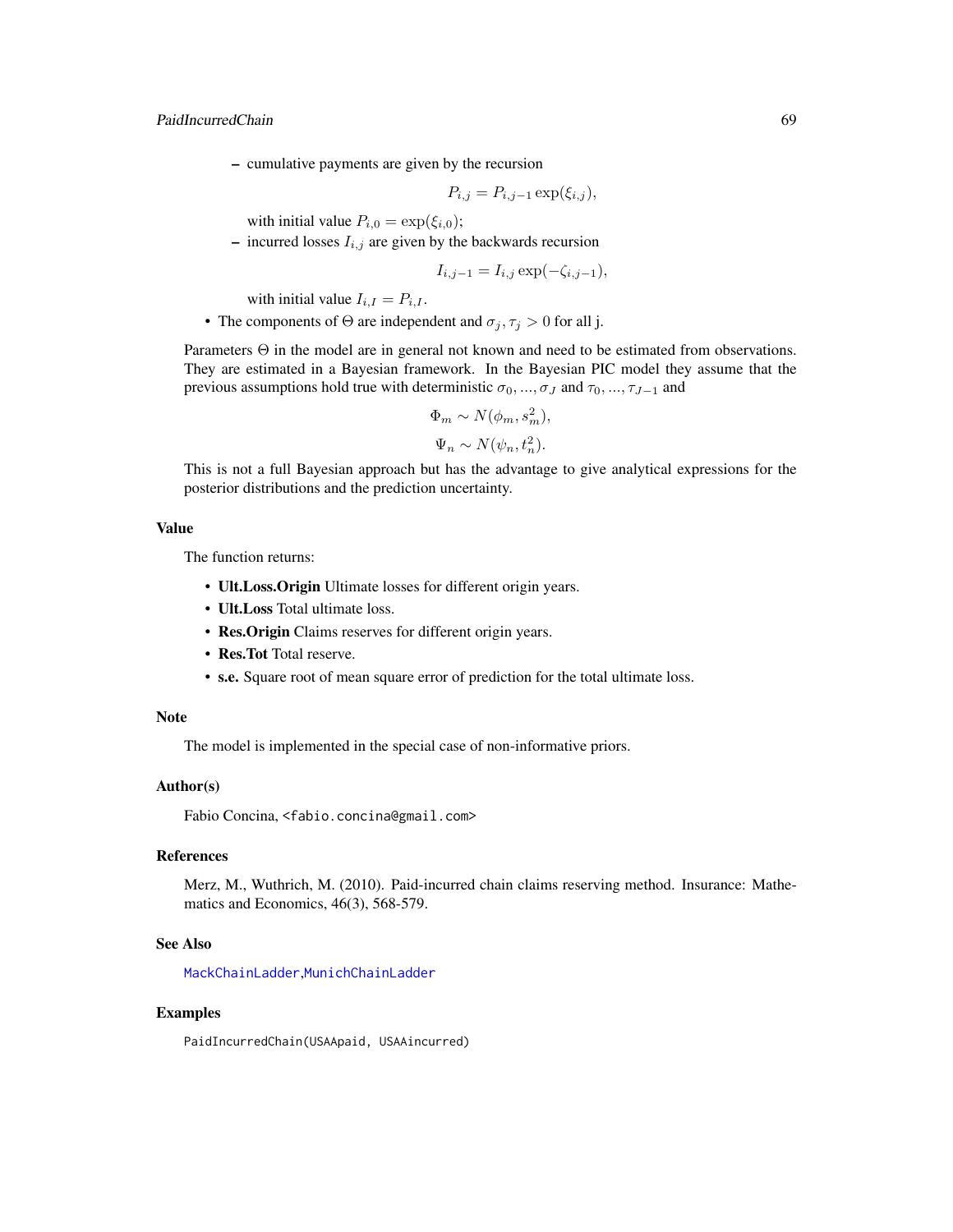- cumulative payments are given by the recursion

$$P_{i,j} = P_{i,j-1} \exp(\xi_{i,j}),$$

    with initial value $P_{i,0} = \exp(\xi_{i,0})$;

  - incurred losses $I_{i,j}$ are given by the backwards recursion

$$I_{i,j-1} = I_{i,j} \exp(-\zeta_{i,j-1}),$$

    with initial value $I_{i,I} = P_{i,I}$.

- The components of $\Theta$ are independent and $\sigma_j, \tau_j > 0$ for all j.

Parameters $\Theta$ in the model are in general not known and need to be estimated from observations. They are estimated in a Bayesian framework. In the Bayesian PIC model they assume that the previous assumptions hold true with deterministic $\sigma_0, ..., \sigma_J$ and $\tau_0, ..., \tau_{J-1}$ and

$$\Phi_m \sim N(\phi_m, s_m^2),$$

$$\Psi_n \sim N(\psi_n, t_n^2).$$

This is not a full Bayesian approach but has the advantage to give analytical expressions for the posterior distributions and the prediction uncertainty.

## Value

The function returns:

- **Ult.Loss.Origin** Ultimate losses for different origin years.
- **Ult.Loss** Total ultimate loss.
- **Res.Origin** Claims reserves for different origin years.
- **Res.Tot** Total reserve.
- **s.e.** Square root of mean square error of prediction for the total ultimate loss.

## Note

The model is implemented in the special case of non-informative priors.

## Author(s)

Fabio Concina, <fabio.concina@gmail.com>

## References

Merz, M., Wuthrich, M. (2010). Paid-incurred chain claims reserving method. Insurance: Mathematics and Economics, 46(3), 568-579.

## See Also

MackChainLadder,MunichChainLadder

## Examples

```
PaidIncurredChain(USAApaid, USAAincurred)
```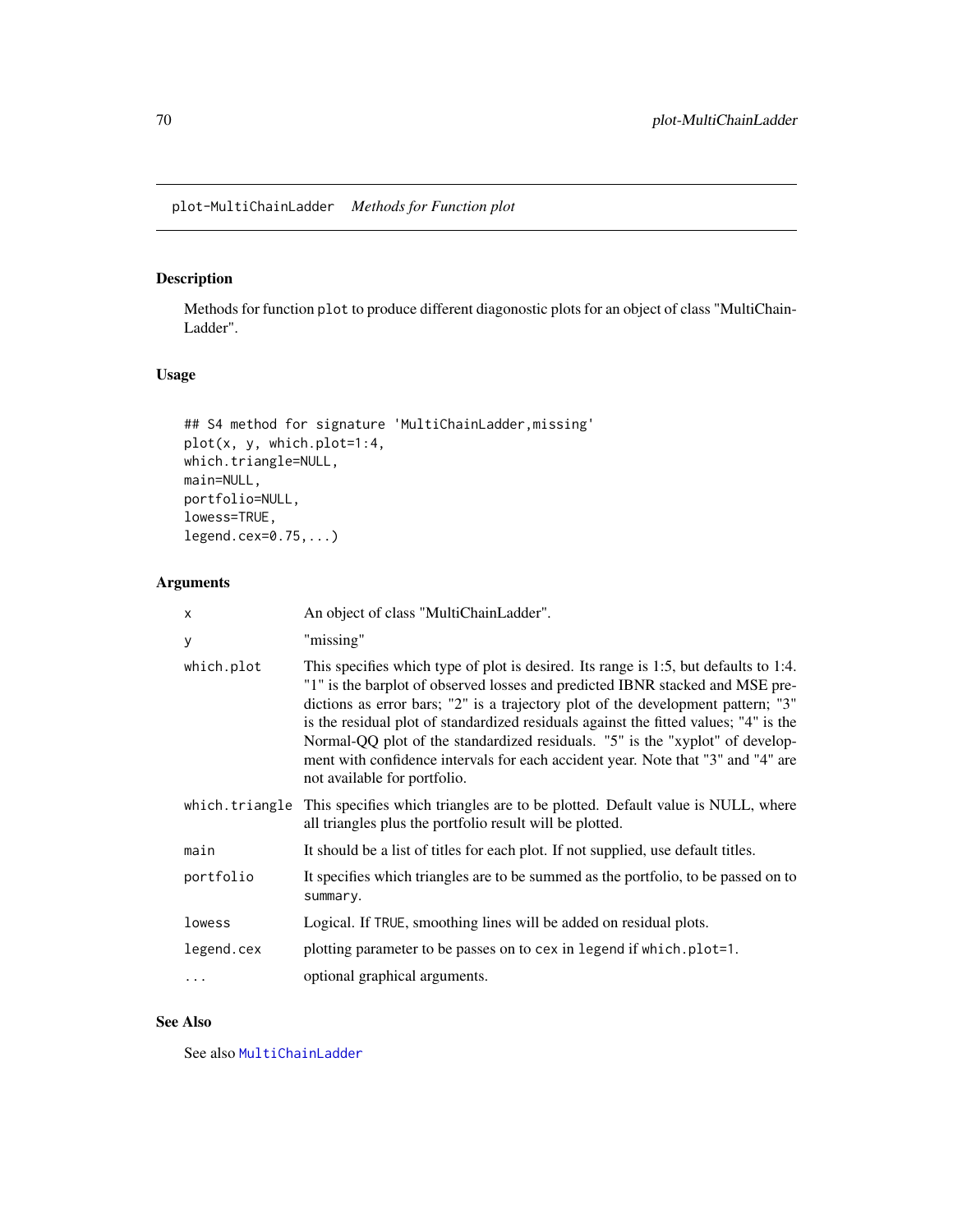plot-MultiChainLadder    *Methods for Function plot*

## Description

Methods for function `plot` to produce different diagonostic plots for an object of class "MultiChain-Ladder".

## Usage

```
## S4 method for signature 'MultiChainLadder,missing'
plot(x, y, which.plot=1:4,
which.triangle=NULL,
main=NULL,
portfolio=NULL,
lowess=TRUE,
legend.cex=0.75,...)
```

## Arguments

| | |
|---|---|
| `x` | An object of class "MultiChainLadder". |
| `y` | "missing" |
| `which.plot` | This specifies which type of plot is desired. Its range is 1:5, but defaults to 1:4. "1" is the barplot of observed losses and predicted IBNR stacked and MSE predictions as error bars; "2" is a trajectory plot of the development pattern; "3" is the residual plot of standardized residuals against the fitted values; "4" is the Normal-QQ plot of the standardized residuals. "5" is the "xyplot" of development with confidence intervals for each accident year. Note that "3" and "4" are not available for portfolio. |
| `which.triangle` | This specifies which triangles are to be plotted. Default value is NULL, where all triangles plus the portfolio result will be plotted. |
| `main` | It should be a list of titles for each plot. If not supplied, use default titles. |
| `portfolio` | It specifies which triangles are to be summed as the portfolio, to be passed on to `summary`. |
| `lowess` | Logical. If `TRUE`, smoothing lines will be added on residual plots. |
| `legend.cex` | plotting parameter to be passes on to `cex` in `legend` if `which.plot=1`. |
| `...` | optional graphical arguments. |

## See Also

See also `MultiChainLadder`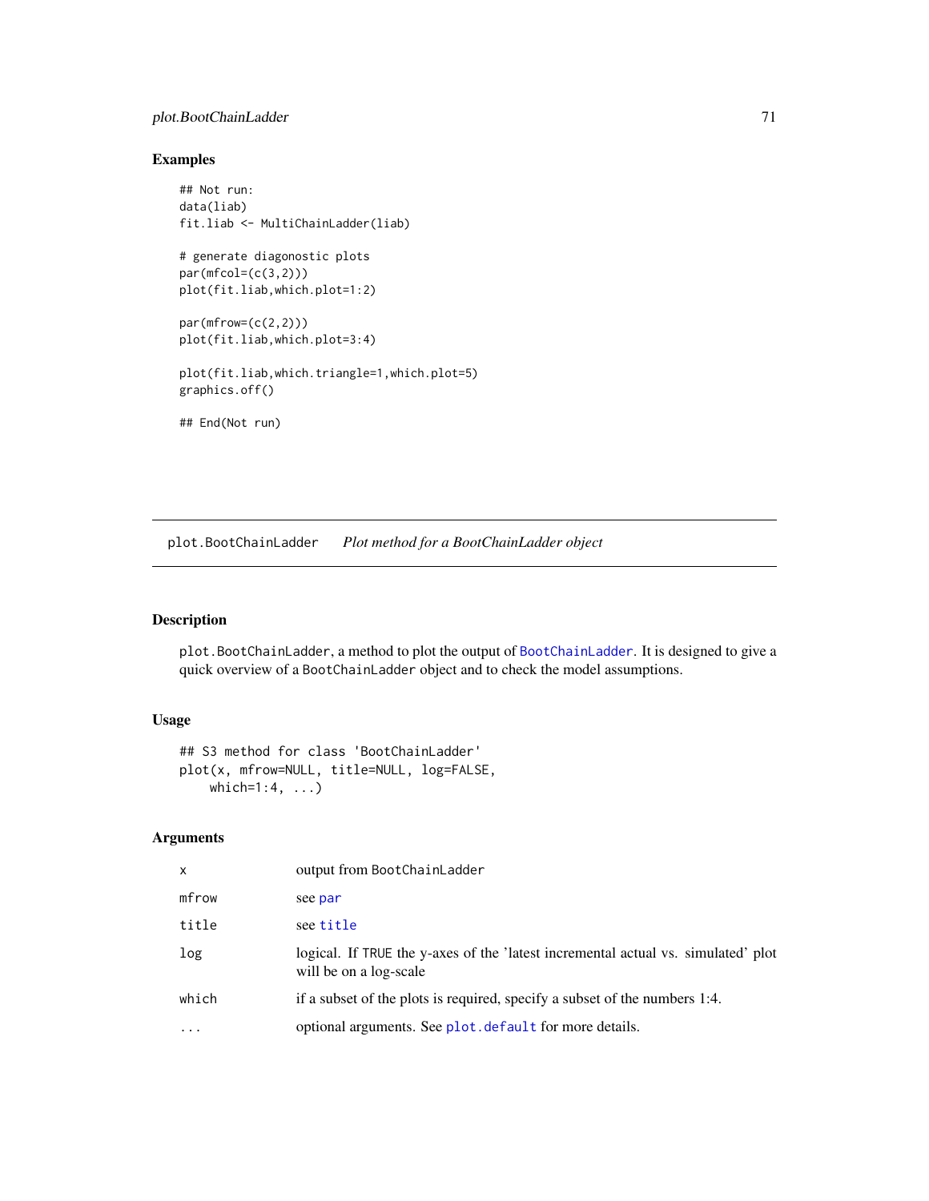### Examples

```
## Not run:
data(liab)
fit.liab <- MultiChainLadder(liab)

# generate diagonostic plots
par(mfcol=(c(3,2)))
plot(fit.liab,which.plot=1:2)

par(mfrow=(c(2,2)))
plot(fit.liab,which.plot=3:4)

plot(fit.liab,which.triangle=1,which.plot=5)
graphics.off()

## End(Not run)
```

---

## plot.BootChainLadder    *Plot method for a BootChainLadder object*

---

### Description

plot.BootChainLadder, a method to plot the output of BootChainLadder. It is designed to give a quick overview of a BootChainLadder object and to check the model assumptions.

### Usage

```
## S3 method for class 'BootChainLadder'
plot(x, mfrow=NULL, title=NULL, log=FALSE,
    which=1:4, ...)
```

### Arguments

| | |
|---|---|
| x | output from BootChainLadder |
| mfrow | see par |
| title | see title |
| log | logical. If TRUE the y-axes of the 'latest incremental actual vs. simulated' plot will be on a log-scale |
| which | if a subset of the plots is required, specify a subset of the numbers 1:4. |
| ... | optional arguments. See plot.default for more details. |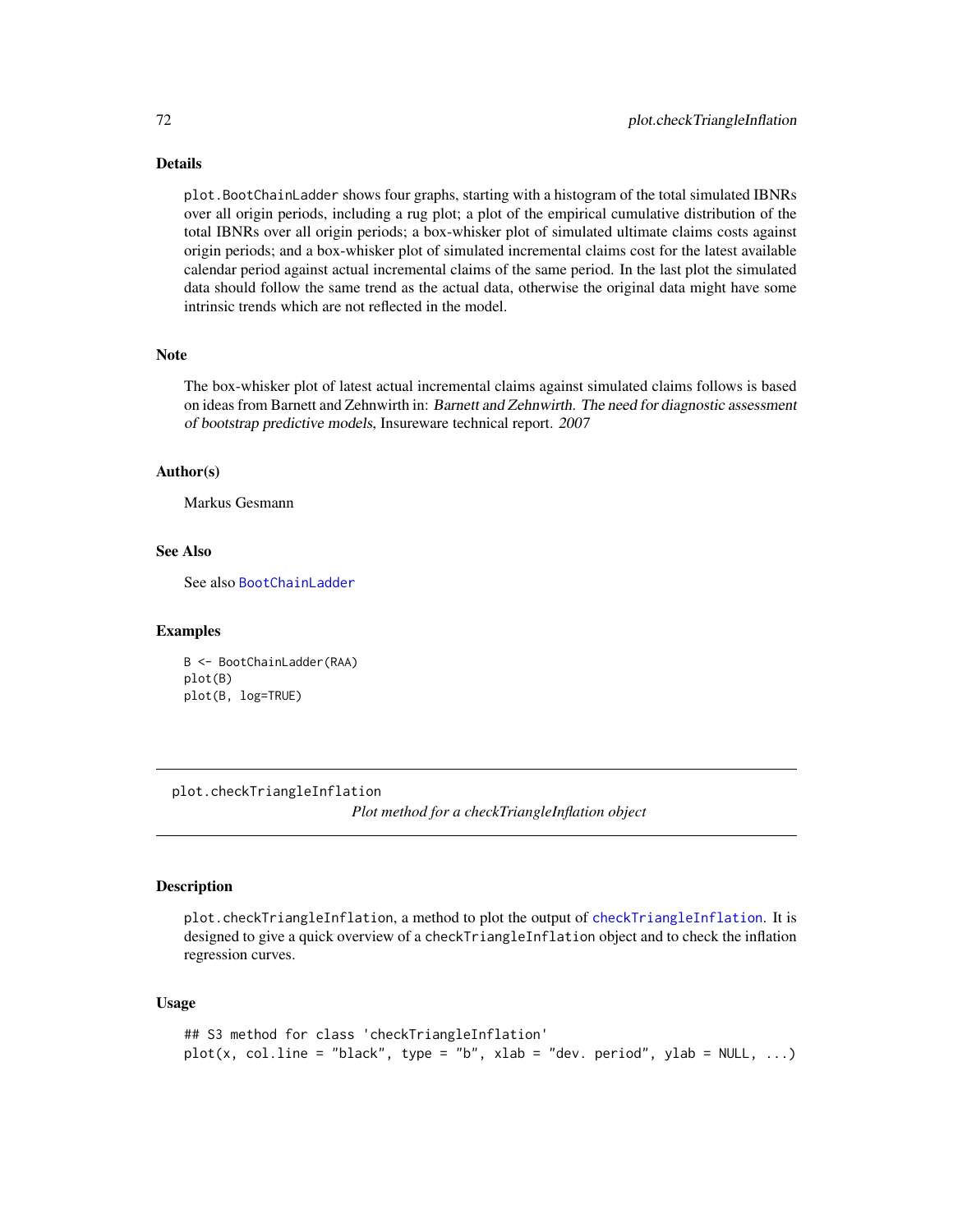## Details

`plot.BootChainLadder` shows four graphs, starting with a histogram of the total simulated IBNRs over all origin periods, including a rug plot; a plot of the empirical cumulative distribution of the total IBNRs over all origin periods; a box-whisker plot of simulated ultimate claims costs against origin periods; and a box-whisker plot of simulated incremental claims cost for the latest available calendar period against actual incremental claims of the same period. In the last plot the simulated data should follow the same trend as the actual data, otherwise the original data might have some intrinsic trends which are not reflected in the model.

## Note

The box-whisker plot of latest actual incremental claims against simulated claims follows is based on ideas from Barnett and Zehnwirth in: *Barnett and Zehnwirth. The need for diagnostic assessment of bootstrap predictive models*, Insureware technical report. *2007*

## Author(s)

Markus Gesmann

## See Also

See also `BootChainLadder`

## Examples

```
B <- BootChainLadder(RAA)
plot(B)
plot(B, log=TRUE)
```

---

# plot.checkTriangleInflation

*Plot method for a checkTriangleInflation object*

---

## Description

`plot.checkTriangleInflation`, a method to plot the output of `checkTriangleInflation`. It is designed to give a quick overview of a `checkTriangleInflation` object and to check the inflation regression curves.

## Usage

```
## S3 method for class 'checkTriangleInflation'
plot(x, col.line = "black", type = "b", xlab = "dev. period", ylab = NULL, ...)
```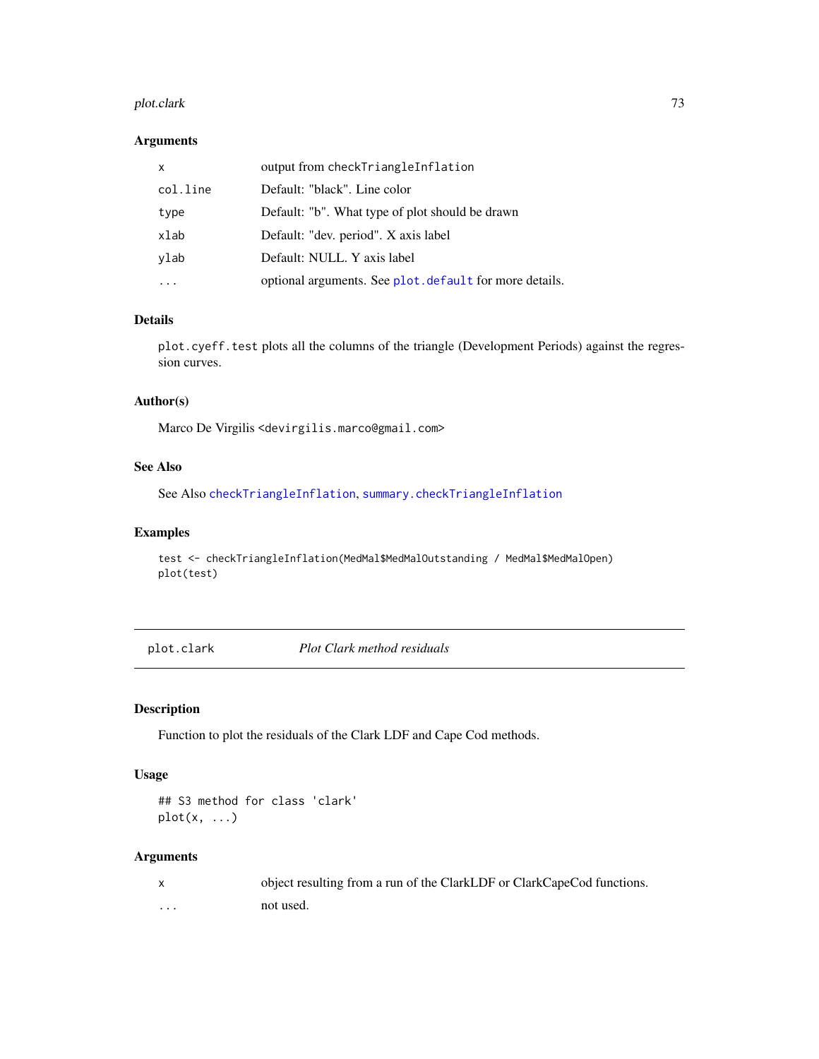## Arguments

| | |
|---|---|
| `x` | output from `checkTriangleInflation` |
| `col.line` | Default: "black". Line color |
| `type` | Default: "b". What type of plot should be drawn |
| `xlab` | Default: "dev. period". X axis label |
| `ylab` | Default: NULL. Y axis label |
| `...` | optional arguments. See `plot.default` for more details. |

## Details

`plot.cyeff.test` plots all the columns of the triangle (Development Periods) against the regression curves.

## Author(s)

Marco De Virgilis <devirgilis.marco@gmail.com>

## See Also

See Also `checkTriangleInflation`, `summary.checkTriangleInflation`

## Examples

```
test <- checkTriangleInflation(MedMal$MedMalOutstanding / MedMal$MedMalOpen)
plot(test)
```

---

# plot.clark *Plot Clark method residuals*

## Description

Function to plot the residuals of the Clark LDF and Cape Cod methods.

## Usage

```
## S3 method for class 'clark'
plot(x, ...)
```

## Arguments

| | |
|---|---|
| `x` | object resulting from a run of the ClarkLDF or ClarkCapeCod functions. |
| `...` | not used. |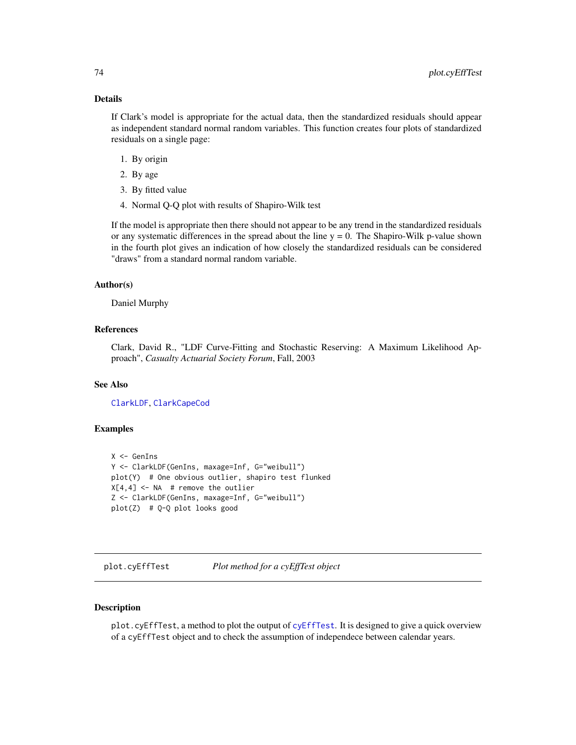### Details

If Clark's model is appropriate for the actual data, then the standardized residuals should appear as independent standard normal random variables. This function creates four plots of standardized residuals on a single page:

1. By origin
2. By age
3. By fitted value
4. Normal Q-Q plot with results of Shapiro-Wilk test

If the model is appropriate then there should not appear to be any trend in the standardized residuals or any systematic differences in the spread about the line y = 0. The Shapiro-Wilk p-value shown in the fourth plot gives an indication of how closely the standardized residuals can be considered "draws" from a standard normal random variable.

### Author(s)

Daniel Murphy

### References

Clark, David R., "LDF Curve-Fitting and Stochastic Reserving: A Maximum Likelihood Approach", *Casualty Actuarial Society Forum*, Fall, 2003

### See Also

ClarkLDF, ClarkCapeCod

### Examples

```
X <- GenIns
Y <- ClarkLDF(GenIns, maxage=Inf, G="weibull")
plot(Y)  # One obvious outlier, shapiro test flunked
X[4,4] <- NA  # remove the outlier
Z <- ClarkLDF(GenIns, maxage=Inf, G="weibull")
plot(Z)  # Q-Q plot looks good
```

---

## plot.cyEffTest    *Plot method for a cyEffTest object*

### Description

plot.cyEffTest, a method to plot the output of cyEffTest. It is designed to give a quick overview of a cyEffTest object and to check the assumption of independece between calendar years.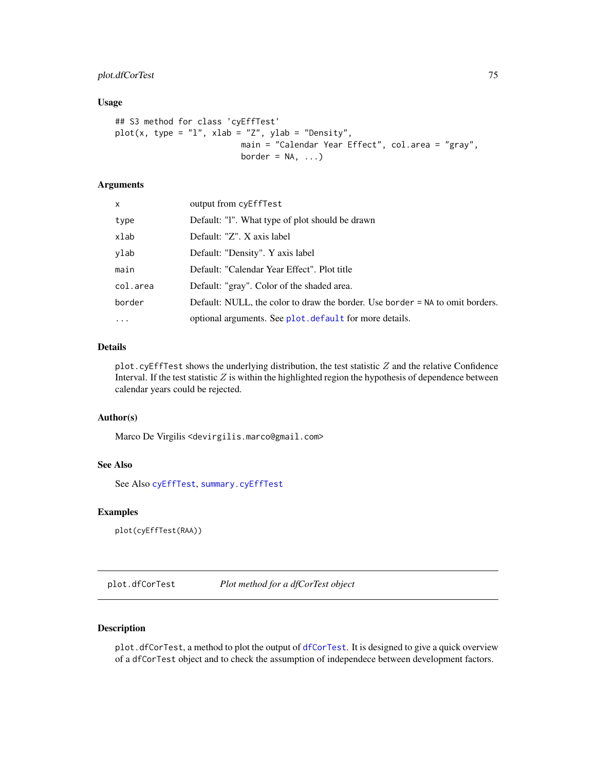### Usage

```
## S3 method for class 'cyEffTest'
plot(x, type = "l", xlab = "Z", ylab = "Density",
                          main = "Calendar Year Effect", col.area = "gray",
                          border = NA, ...)
```

### Arguments

| | |
|---|---|
| `x` | output from `cyEffTest` |
| `type` | Default: "l". What type of plot should be drawn |
| `xlab` | Default: "Z". X axis label |
| `ylab` | Default: "Density". Y axis label |
| `main` | Default: "Calendar Year Effect". Plot title |
| `col.area` | Default: "gray". Color of the shaded area. |
| `border` | Default: NULL, the color to draw the border. Use `border = NA` to omit borders. |
| `...` | optional arguments. See `plot.default` for more details. |

### Details

`plot.cyEffTest` shows the underlying distribution, the test statistic $Z$ and the relative Confidence Interval. If the test statistic $Z$ is within the highlighted region the hypothesis of dependence between calendar years could be rejected.

### Author(s)

Marco De Virgilis <devirgilis.marco@gmail.com>

### See Also

See Also `cyEffTest`, `summary.cyEffTest`

### Examples

```
plot(cyEffTest(RAA))
```

---

## `plot.dfCorTest` *Plot method for a dfCorTest object*

---

### Description

`plot.dfCorTest`, a method to plot the output of `dfCorTest`. It is designed to give a quick overview of a `dfCorTest` object and to check the assumption of independece between development factors.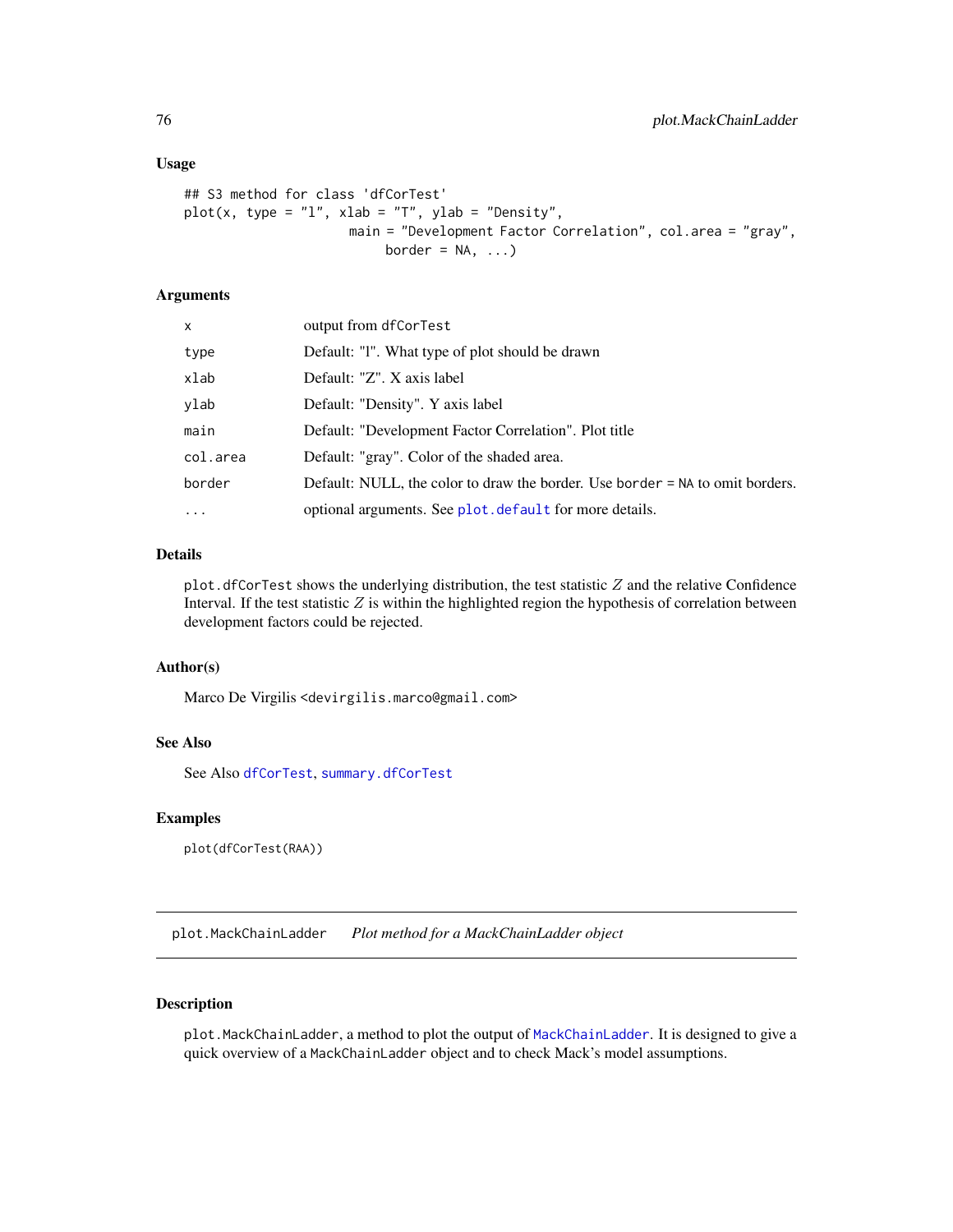## Usage

```
## S3 method for class 'dfCorTest'
plot(x, type = "l", xlab = "T", ylab = "Density",
                     main = "Development Factor Correlation", col.area = "gray",
                         border = NA, ...)
```

## Arguments

| | |
|---|---|
| x | output from dfCorTest |
| type | Default: "l". What type of plot should be drawn |
| xlab | Default: "Z". X axis label |
| ylab | Default: "Density". Y axis label |
| main | Default: "Development Factor Correlation". Plot title |
| col.area | Default: "gray". Color of the shaded area. |
| border | Default: NULL, the color to draw the border. Use border = NA to omit borders. |
| ... | optional arguments. See plot.default for more details. |

## Details

plot.dfCorTest shows the underlying distribution, the test statistic $Z$ and the relative Confidence Interval. If the test statistic $Z$ is within the highlighted region the hypothesis of correlation between development factors could be rejected.

## Author(s)

Marco De Virgilis <devirgilis.marco@gmail.com>

## See Also

See Also dfCorTest, summary.dfCorTest

## Examples

```
plot(dfCorTest(RAA))
```

---

# plot.MackChainLadder    *Plot method for a MackChainLadder object*

## Description

plot.MackChainLadder, a method to plot the output of MackChainLadder. It is designed to give a quick overview of a MackChainLadder object and to check Mack's model assumptions.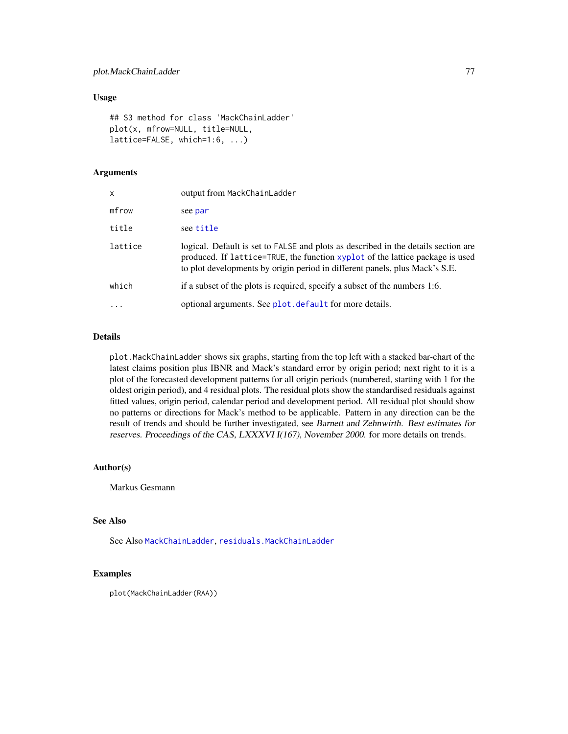### Usage

```
## S3 method for class 'MackChainLadder'
plot(x, mfrow=NULL, title=NULL,
lattice=FALSE, which=1:6, ...)
```

### Arguments

| | |
|---|---|
| `x` | output from `MackChainLadder` |
| `mfrow` | see `par` |
| `title` | see `title` |
| `lattice` | logical. Default is set to `FALSE` and plots as described in the details section are produced. If `lattice=TRUE`, the function `xyplot` of the lattice package is used to plot developments by origin period in different panels, plus Mack's S.E. |
| `which` | if a subset of the plots is required, specify a subset of the numbers 1:6. |
| `...` | optional arguments. See `plot.default` for more details. |

### Details

`plot.MackChainLadder` shows six graphs, starting from the top left with a stacked bar-chart of the latest claims position plus IBNR and Mack's standard error by origin period; next right to it is a plot of the forecasted development patterns for all origin periods (numbered, starting with 1 for the oldest origin period), and 4 residual plots. The residual plots show the standardised residuals against fitted values, origin period, calendar period and development period. All residual plot should show no patterns or directions for Mack's method to be applicable. Pattern in any direction can be the result of trends and should be further investigated, see *Barnett and Zehnwirth. Best estimates for reserves. Proceedings of the CAS, LXXXVI I(167), November 2000.* for more details on trends.

### Author(s)

Markus Gesmann

### See Also

See Also `MackChainLadder`, `residuals.MackChainLadder`

### Examples

```
plot(MackChainLadder(RAA))
```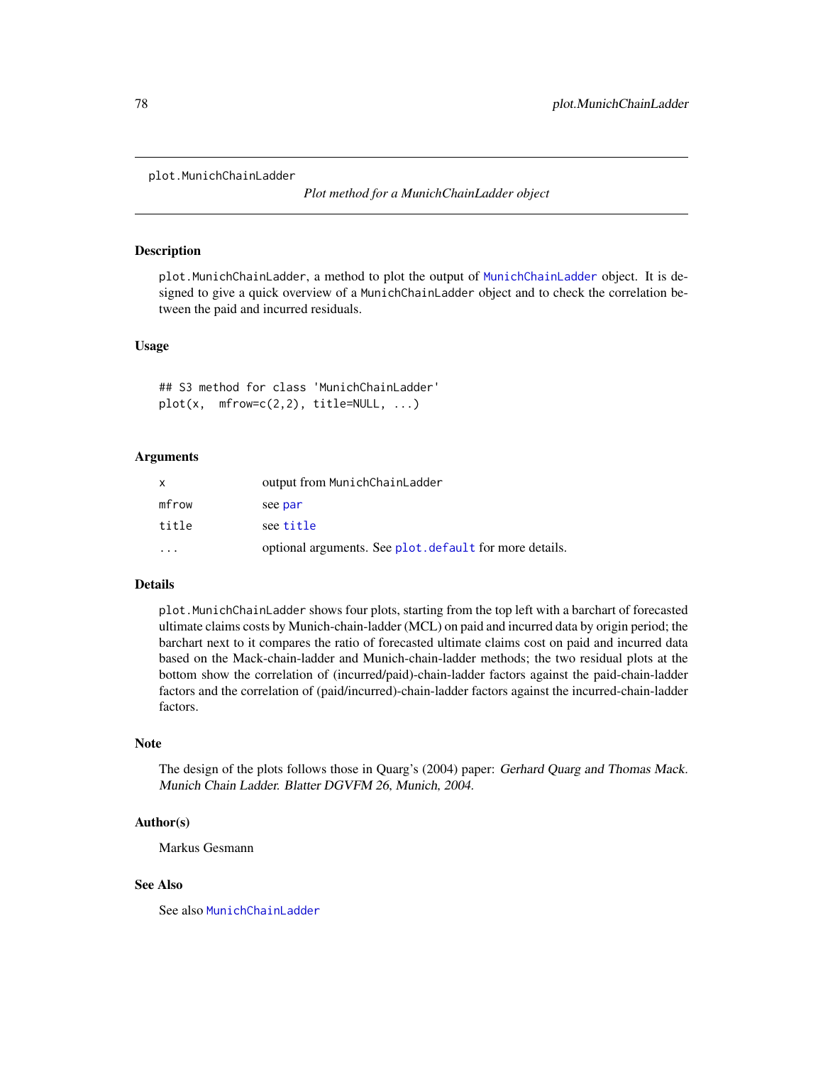# plot.MunichChainLadder

*Plot method for a MunichChainLadder object*

## Description

plot.MunichChainLadder, a method to plot the output of MunichChainLadder object. It is designed to give a quick overview of a MunichChainLadder object and to check the correlation between the paid and incurred residuals.

## Usage

```
## S3 method for class 'MunichChainLadder'
plot(x,  mfrow=c(2,2), title=NULL, ...)
```

## Arguments

| | |
|---|---|
| x | output from MunichChainLadder |
| mfrow | see par |
| title | see title |
| ... | optional arguments. See plot.default for more details. |

## Details

plot.MunichChainLadder shows four plots, starting from the top left with a barchart of forecasted ultimate claims costs by Munich-chain-ladder (MCL) on paid and incurred data by origin period; the barchart next to it compares the ratio of forecasted ultimate claims cost on paid and incurred data based on the Mack-chain-ladder and Munich-chain-ladder methods; the two residual plots at the bottom show the correlation of (incurred/paid)-chain-ladder factors against the paid-chain-ladder factors and the correlation of (paid/incurred)-chain-ladder factors against the incurred-chain-ladder factors.

## Note

The design of the plots follows those in Quarg's (2004) paper: *Gerhard Quarg and Thomas Mack. Munich Chain Ladder. Blatter DGVFM 26, Munich, 2004.*

## Author(s)

Markus Gesmann

## See Also

See also MunichChainLadder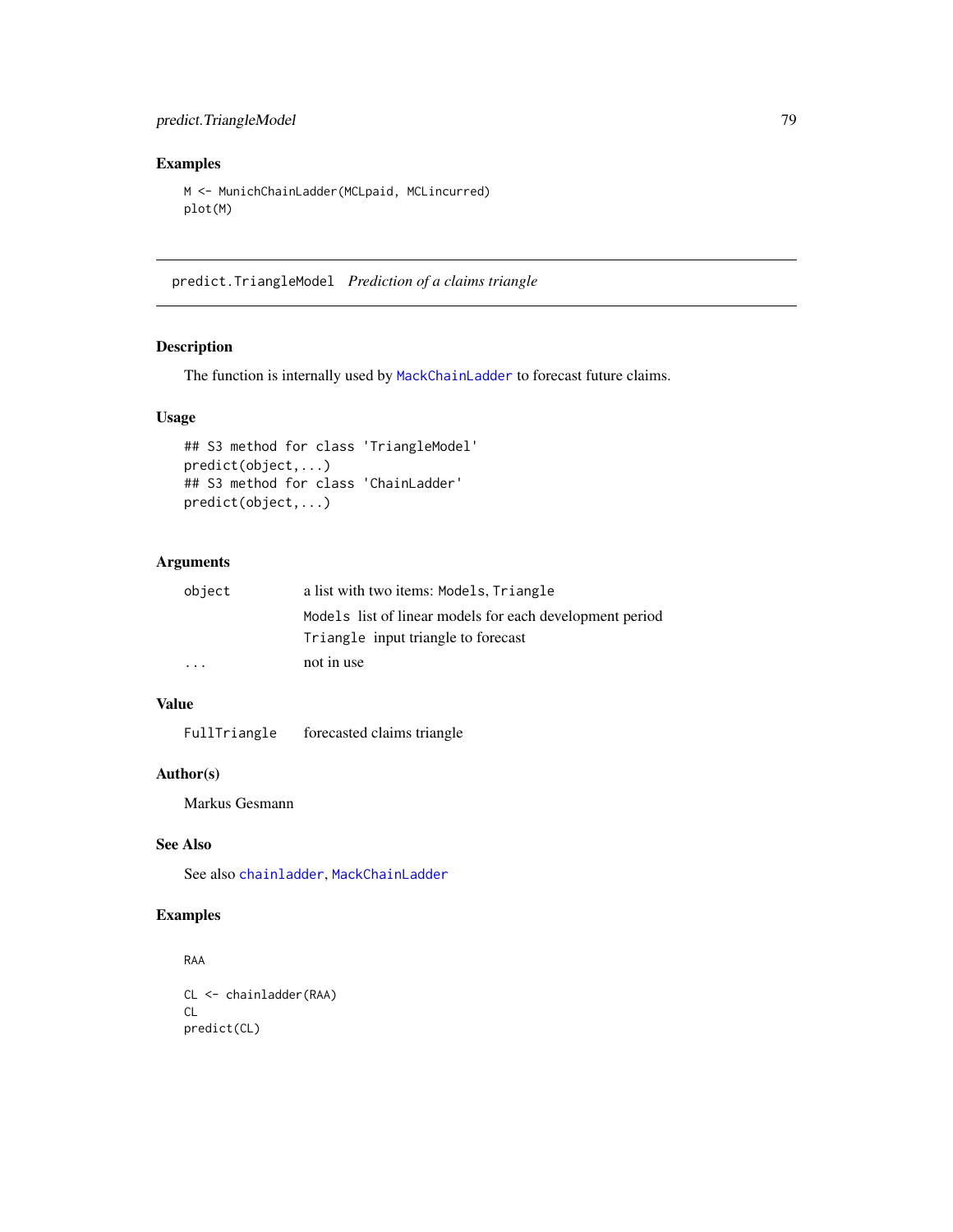## Examples

```
M <- MunichChainLadder(MCLpaid, MCLincurred)
plot(M)
```

---

# predict.TriangleModel *Prediction of a claims triangle*

---

## Description

The function is internally used by MackChainLadder to forecast future claims.

## Usage

```
## S3 method for class 'TriangleModel'
predict(object,...)
## S3 method for class 'ChainLadder'
predict(object,...)
```

## Arguments

| | |
|---|---|
| object | a list with two items: Models, Triangle |
| | Models list of linear models for each development period |
| | Triangle input triangle to forecast |
| ... | not in use |

## Value

| | |
|---|---|
| FullTriangle | forecasted claims triangle |

## Author(s)

Markus Gesmann

## See Also

See also chainladder, MackChainLadder

## Examples

```
RAA

CL <- chainladder(RAA)
CL
predict(CL)
```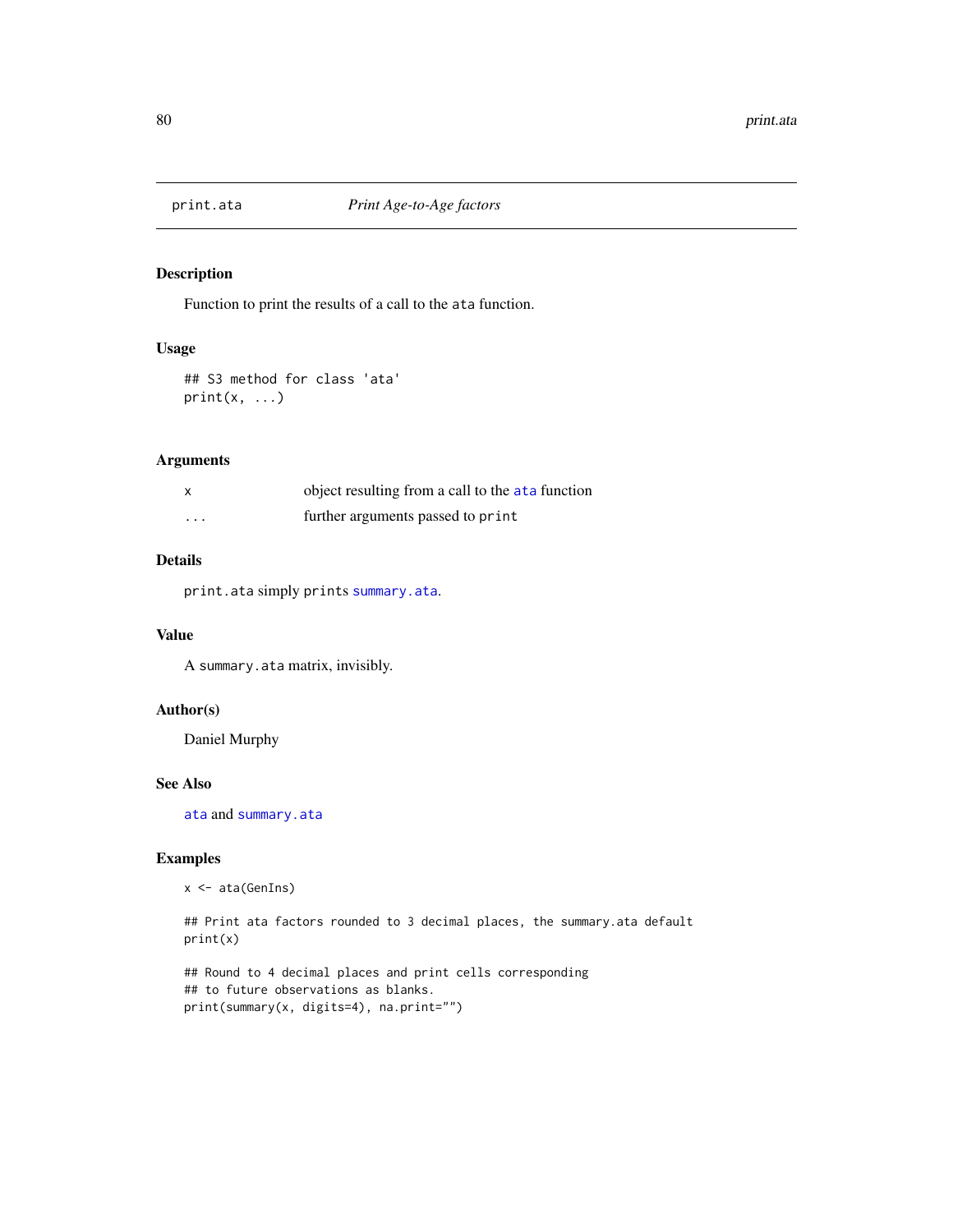# print.ata — *Print Age-to-Age factors*

## Description

Function to print the results of a call to the `ata` function.

## Usage

```
## S3 method for class 'ata'
print(x, ...)
```

## Arguments

| | |
|---|---|
| `x` | object resulting from a call to the `ata` function |
| `...` | further arguments passed to `print` |

## Details

`print.ata` simply `print`s `summary.ata`.

## Value

A `summary.ata` matrix, invisibly.

## Author(s)

Daniel Murphy

## See Also

`ata` and `summary.ata`

## Examples

```
x <- ata(GenIns)

## Print ata factors rounded to 3 decimal places, the summary.ata default
print(x)

## Round to 4 decimal places and print cells corresponding
## to future observations as blanks.
print(summary(x, digits=4), na.print="")
```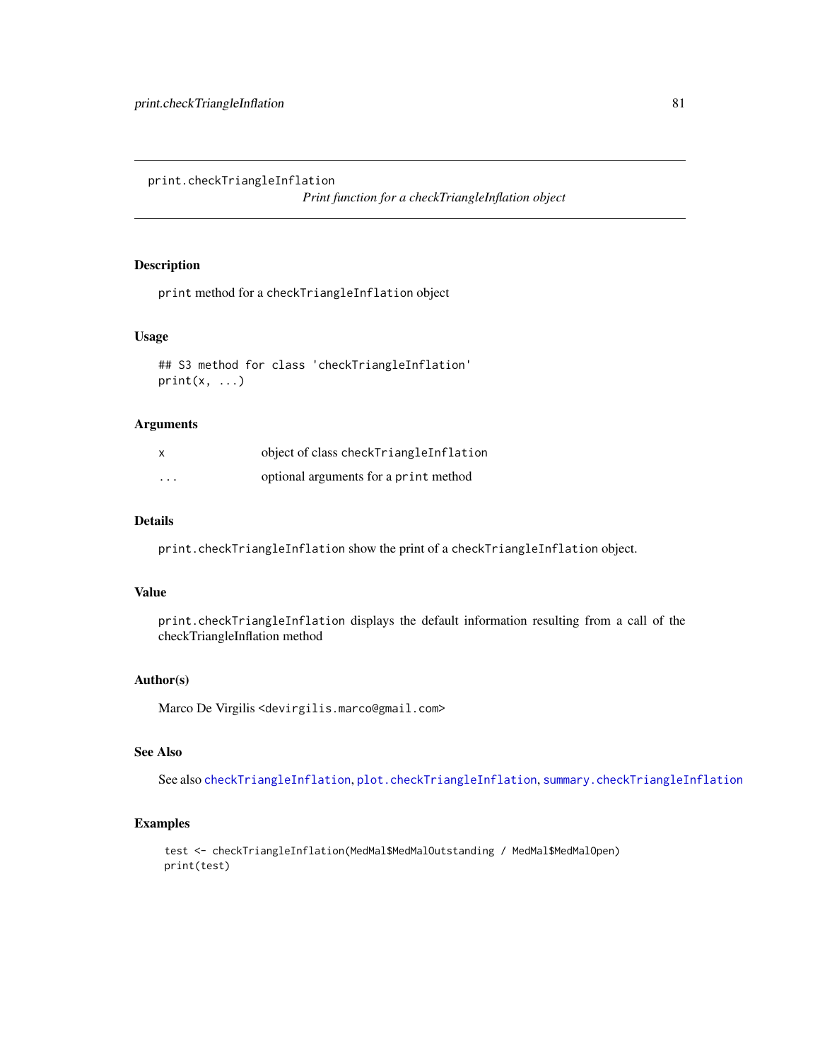# print.checkTriangleInflation

*Print function for a checkTriangleInflation object*

## Description

`print` method for a `checkTriangleInflation` object

## Usage

```
## S3 method for class 'checkTriangleInflation'
print(x, ...)
```

## Arguments

| | |
|---|---|
| x | object of class `checkTriangleInflation` |
| ... | optional arguments for a `print` method |

## Details

`print.checkTriangleInflation` show the print of a `checkTriangleInflation` object.

## Value

`print.checkTriangleInflation` displays the default information resulting from a call of the checkTriangleInflation method

## Author(s)

Marco De Virgilis <`devirgilis.marco@gmail.com`>

## See Also

See also `checkTriangleInflation`, `plot.checkTriangleInflation`, `summary.checkTriangleInflation`

## Examples

```
test <- checkTriangleInflation(MedMal$MedMalOutstanding / MedMal$MedMalOpen)
print(test)
```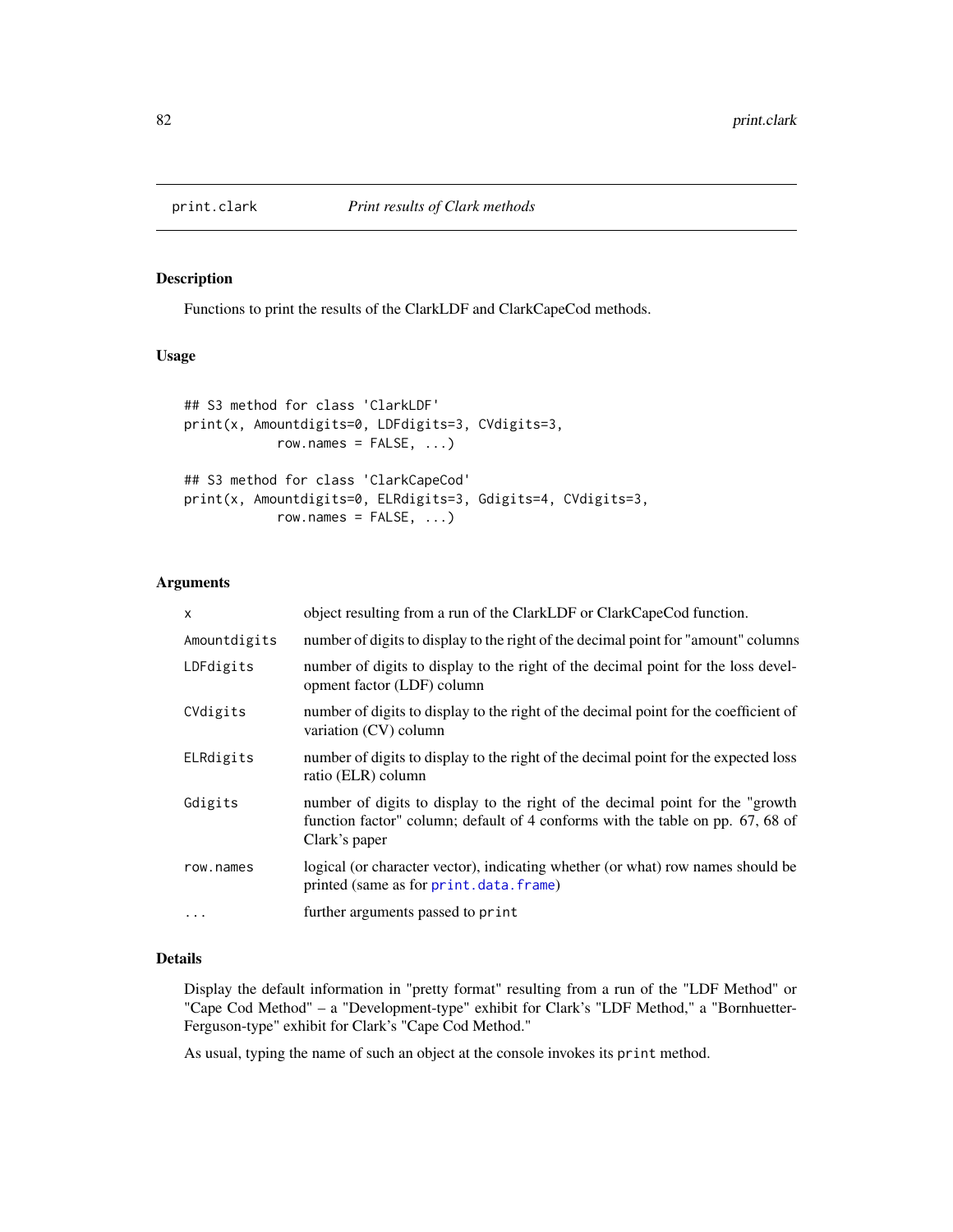print.clark *Print results of Clark methods*

## Description

Functions to print the results of the ClarkLDF and ClarkCapeCod methods.

## Usage

```
## S3 method for class 'ClarkLDF'
print(x, Amountdigits=0, LDFdigits=3, CVdigits=3,
            row.names = FALSE, ...)

## S3 method for class 'ClarkCapeCod'
print(x, Amountdigits=0, ELRdigits=3, Gdigits=4, CVdigits=3,
            row.names = FALSE, ...)
```

## Arguments

| | |
|---|---|
| `x` | object resulting from a run of the ClarkLDF or ClarkCapeCod function. |
| `Amountdigits` | number of digits to display to the right of the decimal point for "amount" columns |
| `LDFdigits` | number of digits to display to the right of the decimal point for the loss development factor (LDF) column |
| `CVdigits` | number of digits to display to the right of the decimal point for the coefficient of variation (CV) column |
| `ELRdigits` | number of digits to display to the right of the decimal point for the expected loss ratio (ELR) column |
| `Gdigits` | number of digits to display to the right of the decimal point for the "growth function factor" column; default of 4 conforms with the table on pp. 67, 68 of Clark's paper |
| `row.names` | logical (or character vector), indicating whether (or what) row names should be printed (same as for `print.data.frame`) |
| `...` | further arguments passed to `print` |

## Details

Display the default information in "pretty format" resulting from a run of the "LDF Method" or "Cape Cod Method" – a "Development-type" exhibit for Clark's "LDF Method," a "Bornhuetter-Ferguson-type" exhibit for Clark's "Cape Cod Method."

As usual, typing the name of such an object at the console invokes its `print` method.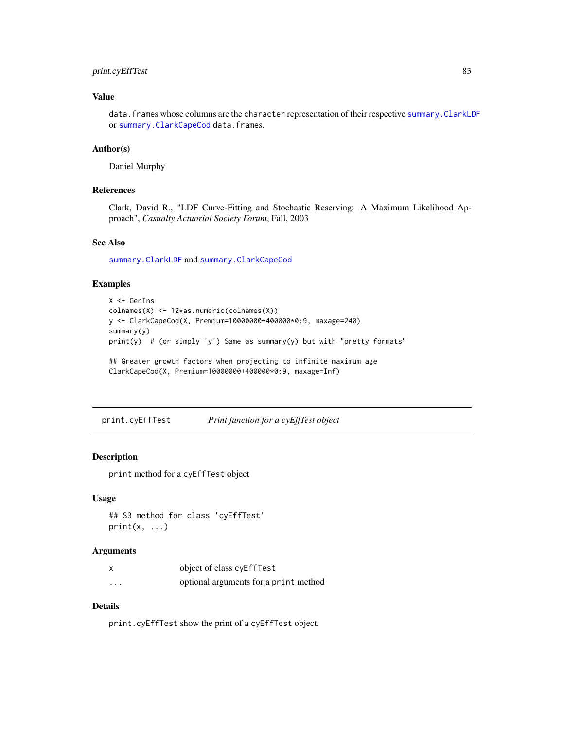### Value

`data.frames` whose columns are the `character` representation of their respective `summary.ClarkLDF` or `summary.ClarkCapeCod` `data.frames`.

### Author(s)

Daniel Murphy

### References

Clark, David R., "LDF Curve-Fitting and Stochastic Reserving: A Maximum Likelihood Approach", *Casualty Actuarial Society Forum*, Fall, 2003

### See Also

`summary.ClarkLDF` and `summary.ClarkCapeCod`

### Examples

```
X <- GenIns
colnames(X) <- 12*as.numeric(colnames(X))
y <- ClarkCapeCod(X, Premium=10000000+400000*0:9, maxage=240)
summary(y)
print(y)  # (or simply 'y') Same as summary(y) but with "pretty formats"

## Greater growth factors when projecting to infinite maximum age
ClarkCapeCod(X, Premium=10000000+400000*0:9, maxage=Inf)
```

---

## print.cyEffTest *Print function for a cyEffTest object*

### Description

`print` method for a `cyEffTest` object

### Usage

```
## S3 method for class 'cyEffTest'
print(x, ...)
```

### Arguments

| | |
|---|---|
| `x` | object of class `cyEffTest` |
| `...` | optional arguments for a `print` method |

### Details

`print.cyEffTest` show the print of a `cyEffTest` object.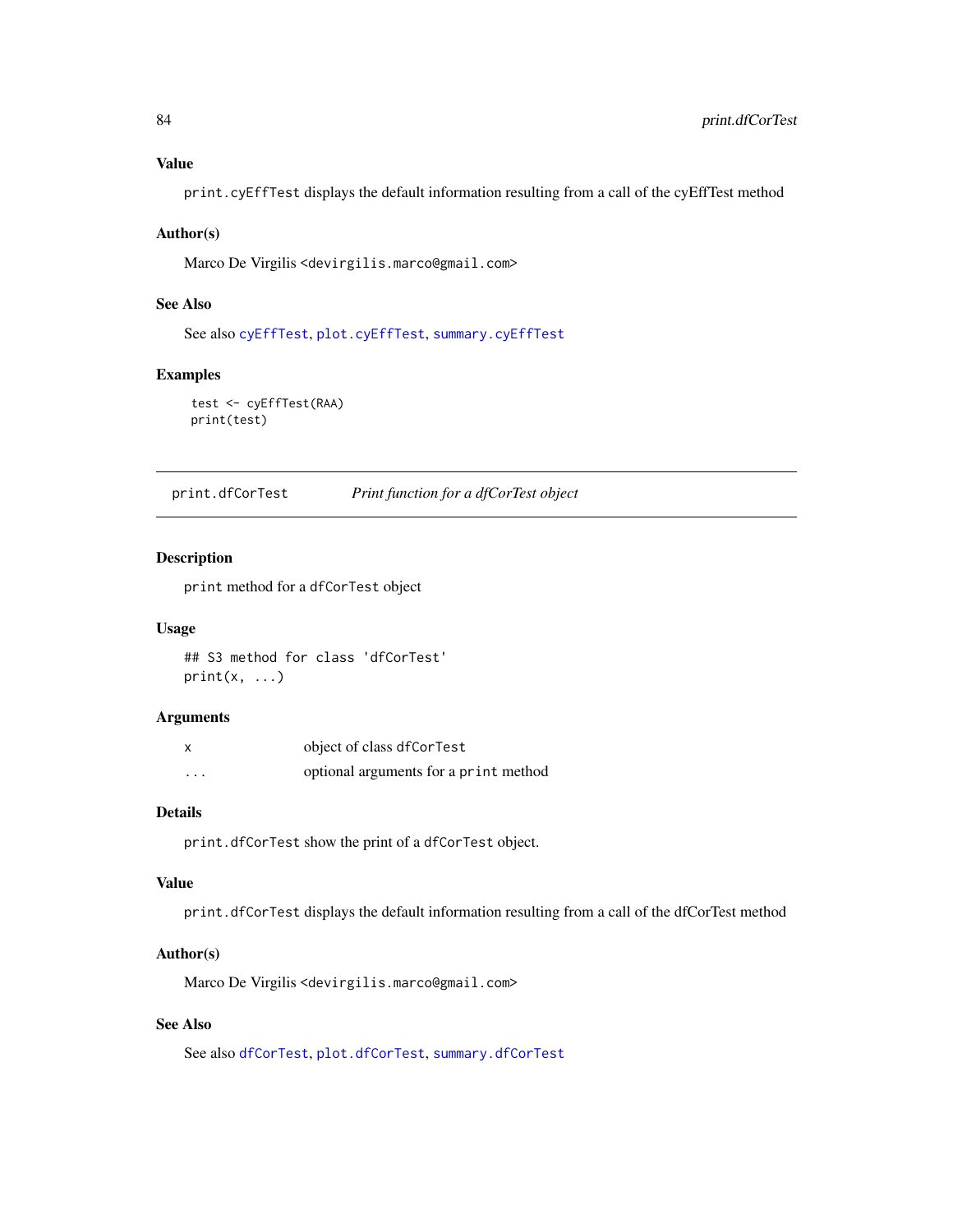### Value

print.cyEffTest displays the default information resulting from a call of the cyEffTest method

### Author(s)

Marco De Virgilis <devirgilis.marco@gmail.com>

### See Also

See also cyEffTest, plot.cyEffTest, summary.cyEffTest

### Examples

```
test <- cyEffTest(RAA)
print(test)
```

---

## print.dfCorTest — *Print function for a dfCorTest object*

---

### Description

print method for a dfCorTest object

### Usage

```
## S3 method for class 'dfCorTest'
print(x, ...)
```

### Arguments

| | |
|---|---|
| x | object of class dfCorTest |
| ... | optional arguments for a print method |

### Details

print.dfCorTest show the print of a dfCorTest object.

### Value

print.dfCorTest displays the default information resulting from a call of the dfCorTest method

### Author(s)

Marco De Virgilis <devirgilis.marco@gmail.com>

### See Also

See also dfCorTest, plot.dfCorTest, summary.dfCorTest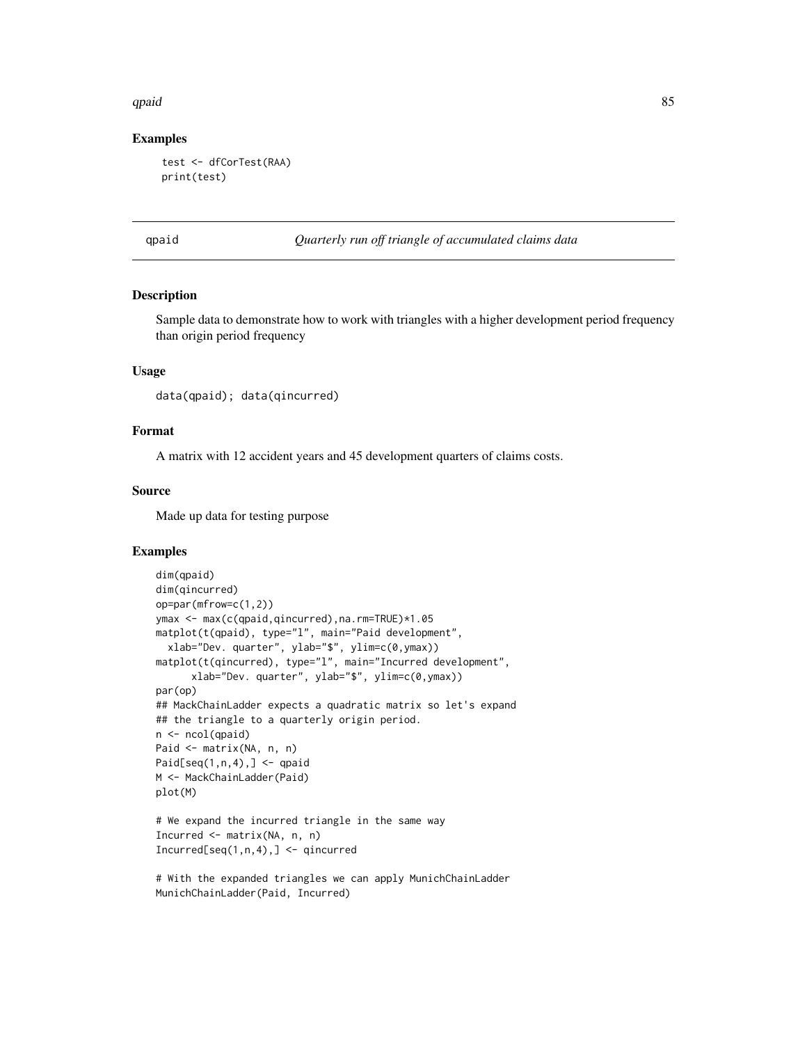### Examples

```
test <- dfCorTest(RAA)
print(test)
```

---

## qpaid — *Quarterly run off triangle of accumulated claims data*

---

### Description

Sample data to demonstrate how to work with triangles with a higher development period frequency than origin period frequency

### Usage

```
data(qpaid); data(qincurred)
```

### Format

A matrix with 12 accident years and 45 development quarters of claims costs.

### Source

Made up data for testing purpose

### Examples

```
dim(qpaid)
dim(qincurred)
op=par(mfrow=c(1,2))
ymax <- max(c(qpaid,qincurred),na.rm=TRUE)*1.05
matplot(t(qpaid), type="l", main="Paid development",
  xlab="Dev. quarter", ylab="$", ylim=c(0,ymax))
matplot(t(qincurred), type="l", main="Incurred development",
      xlab="Dev. quarter", ylab="$", ylim=c(0,ymax))
par(op)
## MackChainLadder expects a quadratic matrix so let's expand
## the triangle to a quarterly origin period.
n <- ncol(qpaid)
Paid <- matrix(NA, n, n)
Paid[seq(1,n,4),] <- qpaid
M <- MackChainLadder(Paid)
plot(M)

# We expand the incurred triangle in the same way
Incurred <- matrix(NA, n, n)
Incurred[seq(1,n,4),] <- qincurred

# With the expanded triangles we can apply MunichChainLadder
MunichChainLadder(Paid, Incurred)
```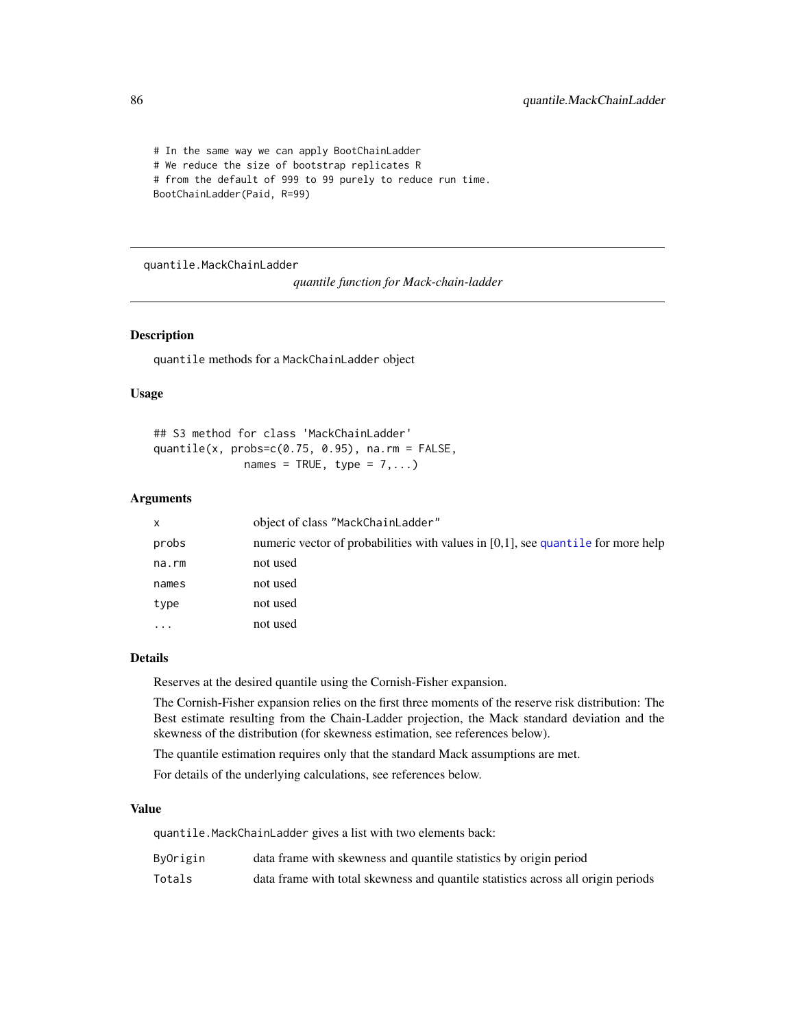```
# In the same way we can apply BootChainLadder
# We reduce the size of bootstrap replicates R
# from the default of 999 to 99 purely to reduce run time.
BootChainLadder(Paid, R=99)
```

---

## quantile.MackChainLadder

*quantile function for Mack-chain-ladder*

---

### Description

`quantile` methods for a `MackChainLadder` object

### Usage

```
## S3 method for class 'MackChainLadder'
quantile(x, probs=c(0.75, 0.95), na.rm = FALSE,
             names = TRUE, type = 7,...)
```

### Arguments

| | |
|---|---|
| `x` | object of class "MackChainLadder" |
| `probs` | numeric vector of probabilities with values in [0,1], see `quantile` for more help |
| `na.rm` | not used |
| `names` | not used |
| `type` | not used |
| `...` | not used |

### Details

Reserves at the desired quantile using the Cornish-Fisher expansion.

The Cornish-Fisher expansion relies on the first three moments of the reserve risk distribution: The Best estimate resulting from the Chain-Ladder projection, the Mack standard deviation and the skewness of the distribution (for skewness estimation, see references below).

The quantile estimation requires only that the standard Mack assumptions are met.

For details of the underlying calculations, see references below.

### Value

`quantile.MackChainLadder` gives a list with two elements back:

| | |
|---|---|
| `ByOrigin` | data frame with skewness and quantile statistics by origin period |
| `Totals` | data frame with total skewness and quantile statistics across all origin periods |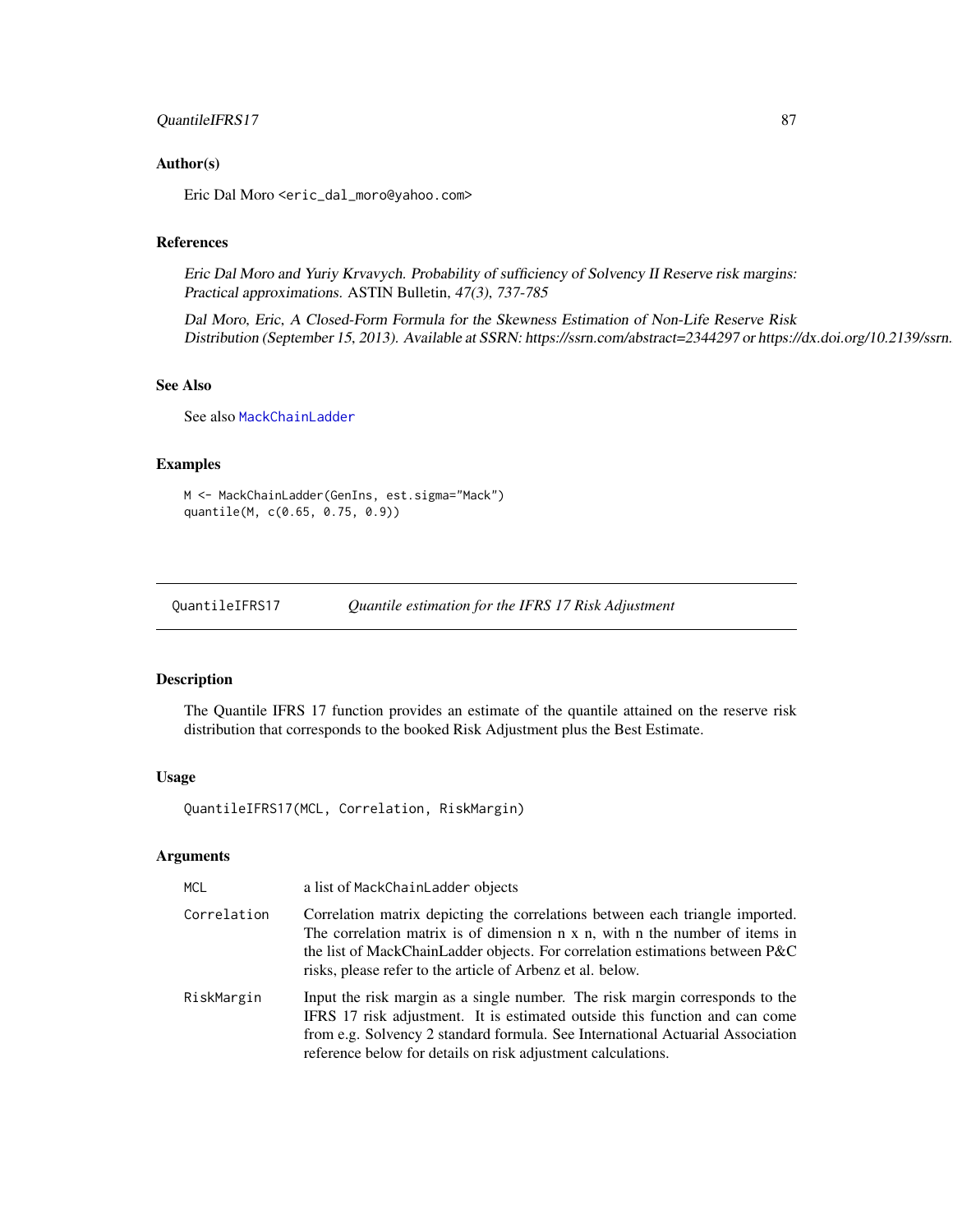## Author(s)

Eric Dal Moro <eric_dal_moro@yahoo.com>

## References

*Eric Dal Moro and Yuriy Krvavych. Probability of sufficiency of Solvency II Reserve risk margins: Practical approximations.* ASTIN Bulletin, *47(3), 737-785*

*Dal Moro, Eric, A Closed-Form Formula for the Skewness Estimation of Non-Life Reserve Risk Distribution (September 15, 2013). Available at SSRN: https://ssrn.com/abstract=2344297 or https://dx.doi.org/10.2139/ssrn.*

## See Also

See also MackChainLadder

## Examples

```
M <- MackChainLadder(GenIns, est.sigma="Mack")
quantile(M, c(0.65, 0.75, 0.9))
```

---

# QuantileIFRS17 — *Quantile estimation for the IFRS 17 Risk Adjustment*

## Description

The Quantile IFRS 17 function provides an estimate of the quantile attained on the reserve risk distribution that corresponds to the booked Risk Adjustment plus the Best Estimate.

## Usage

```
QuantileIFRS17(MCL, Correlation, RiskMargin)
```

## Arguments

| | |
|---|---|
| MCL | a list of MackChainLadder objects |
| Correlation | Correlation matrix depicting the correlations between each triangle imported. The correlation matrix is of dimension n x n, with n the number of items in the list of MackChainLadder objects. For correlation estimations between P&C risks, please refer to the article of Arbenz et al. below. |
| RiskMargin | Input the risk margin as a single number. The risk margin corresponds to the IFRS 17 risk adjustment. It is estimated outside this function and can come from e.g. Solvency 2 standard formula. See International Actuarial Association reference below for details on risk adjustment calculations. |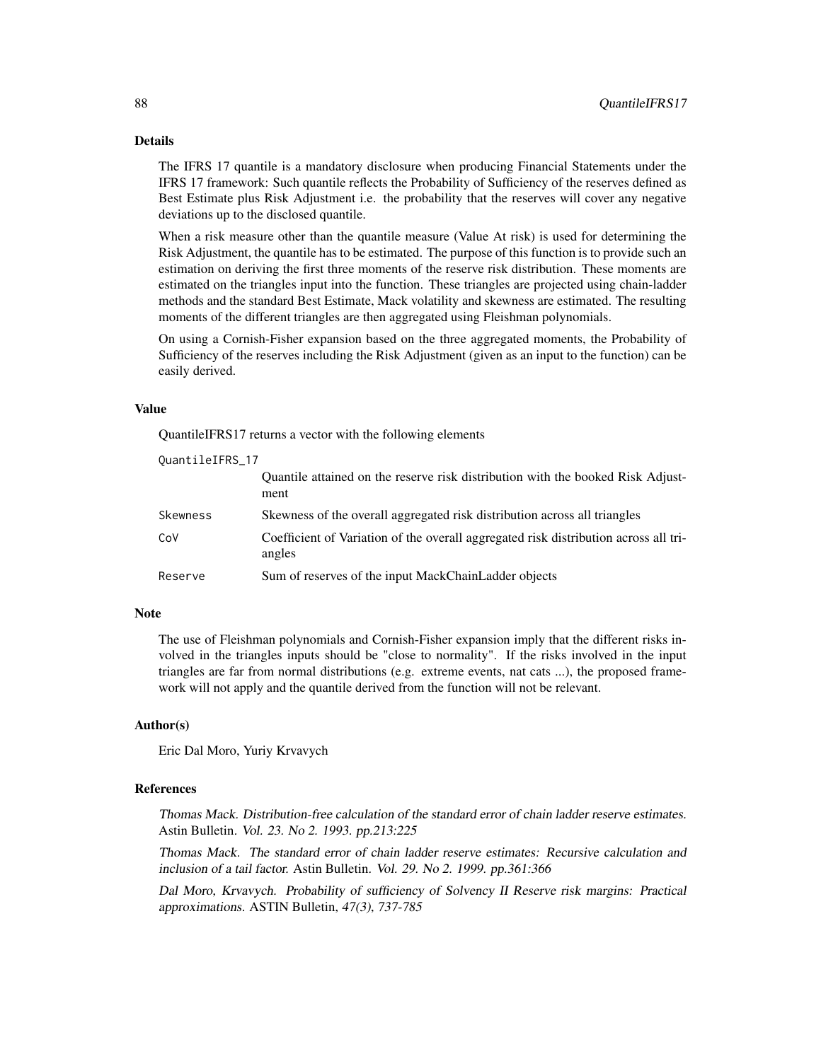## Details

The IFRS 17 quantile is a mandatory disclosure when producing Financial Statements under the IFRS 17 framework: Such quantile reflects the Probability of Sufficiency of the reserves defined as Best Estimate plus Risk Adjustment i.e. the probability that the reserves will cover any negative deviations up to the disclosed quantile.

When a risk measure other than the quantile measure (Value At risk) is used for determining the Risk Adjustment, the quantile has to be estimated. The purpose of this function is to provide such an estimation on deriving the first three moments of the reserve risk distribution. These moments are estimated on the triangles input into the function. These triangles are projected using chain-ladder methods and the standard Best Estimate, Mack volatility and skewness are estimated. The resulting moments of the different triangles are then aggregated using Fleishman polynomials.

On using a Cornish-Fisher expansion based on the three aggregated moments, the Probability of Sufficiency of the reserves including the Risk Adjustment (given as an input to the function) can be easily derived.

## Value

QuantileIFRS17 returns a vector with the following elements

| | |
|---|---|
| `QuantileIFRS_17` | Quantile attained on the reserve risk distribution with the booked Risk Adjustment |
| `Skewness` | Skewness of the overall aggregated risk distribution across all triangles |
| `CoV` | Coefficient of Variation of the overall aggregated risk distribution across all triangles |
| `Reserve` | Sum of reserves of the input MackChainLadder objects |

## Note

The use of Fleishman polynomials and Cornish-Fisher expansion imply that the different risks involved in the triangles inputs should be "close to normality". If the risks involved in the input triangles are far from normal distributions (e.g. extreme events, nat cats ...), the proposed framework will not apply and the quantile derived from the function will not be relevant.

## Author(s)

Eric Dal Moro, Yuriy Krvavych

## References

*Thomas Mack. Distribution-free calculation of the standard error of chain ladder reserve estimates.* Astin Bulletin. *Vol. 23. No 2. 1993. pp.213:225*

*Thomas Mack. The standard error of chain ladder reserve estimates: Recursive calculation and inclusion of a tail factor.* Astin Bulletin. *Vol. 29. No 2. 1999. pp.361:366*

*Dal Moro, Krvavych. Probability of sufficiency of Solvency II Reserve risk margins: Practical approximations.* ASTIN Bulletin, *47(3), 737-785*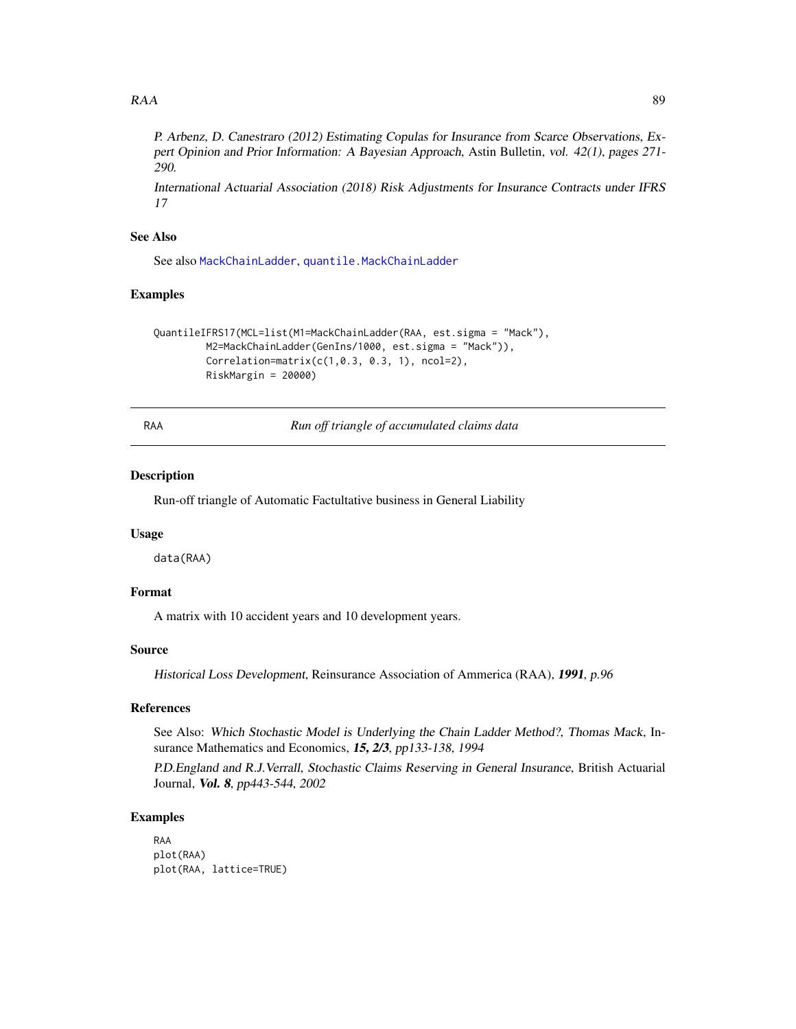*P. Arbenz, D. Canestraro (2012) Estimating Copulas for Insurance from Scarce Observations, Expert Opinion and Prior Information: A Bayesian Approach*, Astin Bulletin, *vol. 42(1), pages 271-290.*

*International Actuarial Association (2018) Risk Adjustments for Insurance Contracts under IFRS 17*

## See Also

See also `MackChainLadder`, `quantile.MackChainLadder`

## Examples

```
QuantileIFRS17(MCL=list(M1=MackChainLadder(RAA, est.sigma = "Mack"),
         M2=MackChainLadder(GenIns/1000, est.sigma = "Mack")),
         Correlation=matrix(c(1,0.3, 0.3, 1), ncol=2),
         RiskMargin = 20000)
```

---

# RAA — *Run off triangle of accumulated claims data*

## Description

Run-off triangle of Automatic Factultative business in General Liability

## Usage

```
data(RAA)
```

## Format

A matrix with 10 accident years and 10 development years.

## Source

*Historical Loss Development*, Reinsurance Association of Ammerica (RAA), ***1991***, *p.96*

## References

See Also: *Which Stochastic Model is Underlying the Chain Ladder Method?, Thomas Mack*, Insurance Mathematics and Economics, ***15, 2/3***, *pp133-138, 1994*

*P.D.England and R.J.Verrall, Stochastic Claims Reserving in General Insurance*, British Actuarial Journal, ***Vol. 8***, *pp443-544, 2002*

## Examples

```
RAA
plot(RAA)
plot(RAA, lattice=TRUE)
```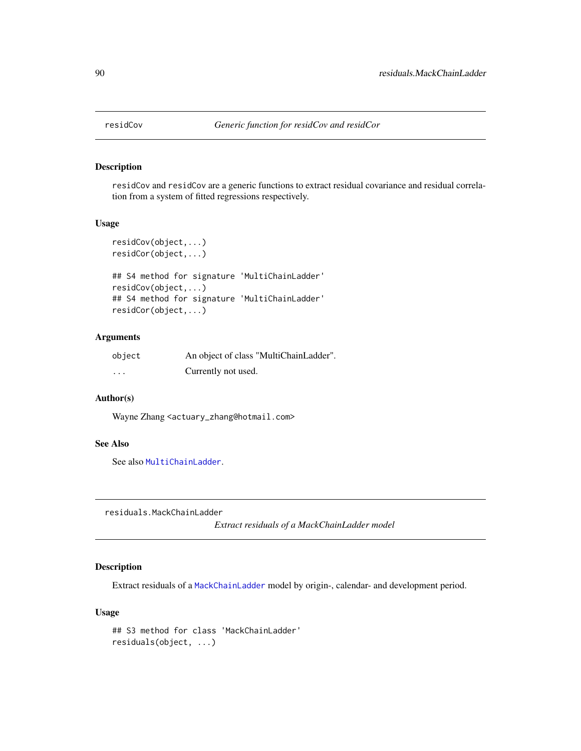# residCov — *Generic function for residCov and residCor*

## Description

residCov and residCov are a generic functions to extract residual covariance and residual correlation from a system of fitted regressions respectively.

## Usage

```
residCov(object,...)
residCor(object,...)

## S4 method for signature 'MultiChainLadder'
residCov(object,...)
## S4 method for signature 'MultiChainLadder'
residCor(object,...)
```

## Arguments

| | |
|---|---|
| object | An object of class "MultiChainLadder". |
| ... | Currently not used. |

## Author(s)

Wayne Zhang <actuary_zhang@hotmail.com>

## See Also

See also MultiChainLadder.

# residuals.MackChainLadder — *Extract residuals of a MackChainLadder model*

## Description

Extract residuals of a MackChainLadder model by origin-, calendar- and development period.

## Usage

```
## S3 method for class 'MackChainLadder'
residuals(object, ...)
```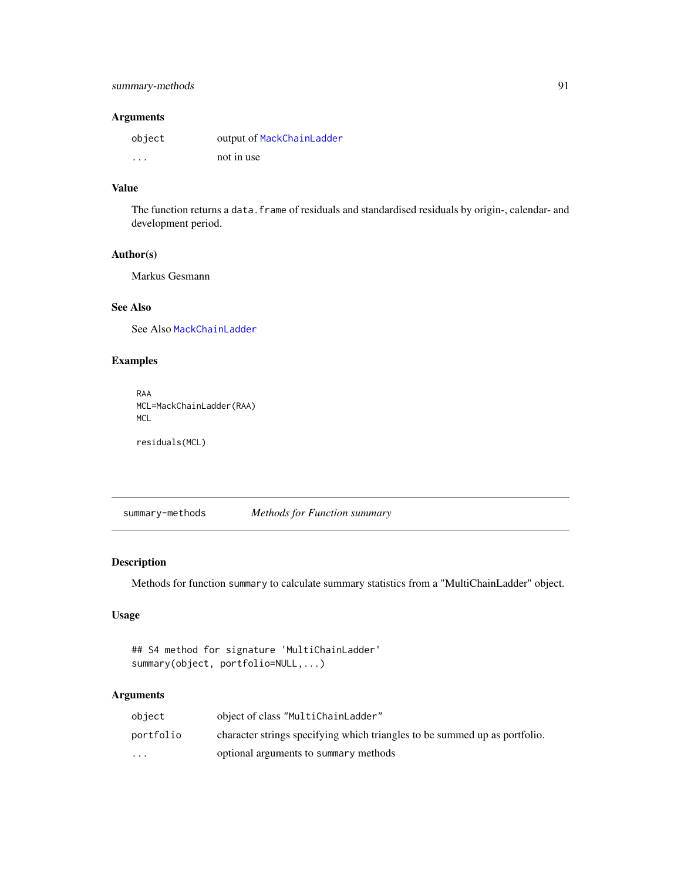### Arguments

| | |
|---|---|
| `object` | output of `MackChainLadder` |
| `...` | not in use |

### Value

The function returns a `data.frame` of residuals and standardised residuals by origin-, calendar- and development period.

### Author(s)

Markus Gesmann

### See Also

See Also `MackChainLadder`

### Examples

```
RAA
MCL=MackChainLadder(RAA)
MCL

residuals(MCL)
```

---

## summary-methods *Methods for Function summary*

---

### Description

Methods for function `summary` to calculate summary statistics from a "MultiChainLadder" object.

### Usage

```
## S4 method for signature 'MultiChainLadder'
summary(object, portfolio=NULL,...)
```

### Arguments

| | |
|---|---|
| `object` | object of class `"MultiChainLadder"` |
| `portfolio` | character strings specifying which triangles to be summed up as portfolio. |
| `...` | optional arguments to `summary` methods |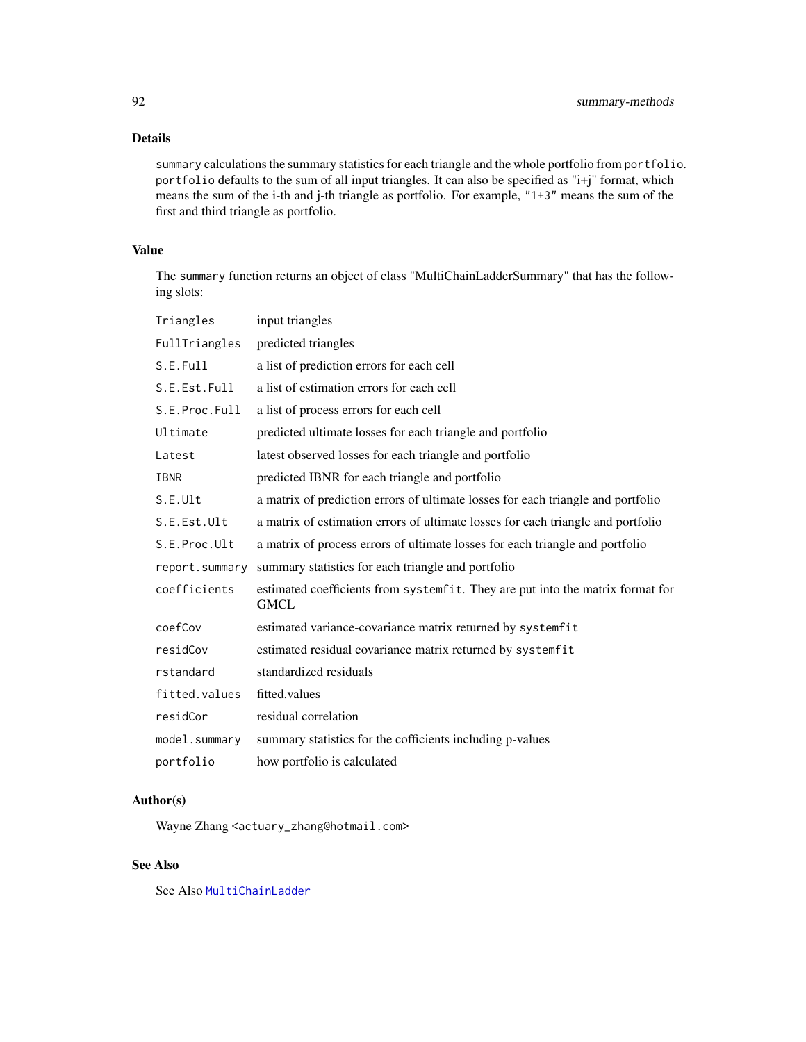## Details

`summary` calculations the summary statistics for each triangle and the whole portfolio from `portfolio`. `portfolio` defaults to the sum of all input triangles. It can also be specified as "i+j" format, which means the sum of the i-th and j-th triangle as portfolio. For example, "1+3" means the sum of the first and third triangle as portfolio.

## Value

The `summary` function returns an object of class "MultiChainLadderSummary" that has the following slots:

| | |
|---|---|
| `Triangles` | input triangles |
| `FullTriangles` | predicted triangles |
| `S.E.Full` | a list of prediction errors for each cell |
| `S.E.Est.Full` | a list of estimation errors for each cell |
| `S.E.Proc.Full` | a list of process errors for each cell |
| `Ultimate` | predicted ultimate losses for each triangle and portfolio |
| `Latest` | latest observed losses for each triangle and portfolio |
| `IBNR` | predicted IBNR for each triangle and portfolio |
| `S.E.Ult` | a matrix of prediction errors of ultimate losses for each triangle and portfolio |
| `S.E.Est.Ult` | a matrix of estimation errors of ultimate losses for each triangle and portfolio |
| `S.E.Proc.Ult` | a matrix of process errors of ultimate losses for each triangle and portfolio |
| `report.summary` | summary statistics for each triangle and portfolio |
| `coefficients` | estimated coefficients from `systemfit`. They are put into the matrix format for GMCL |
| `coefCov` | estimated variance-covariance matrix returned by `systemfit` |
| `residCov` | estimated residual covariance matrix returned by `systemfit` |
| `rstandard` | standardized residuals |
| `fitted.values` | fitted.values |
| `residCor` | residual correlation |
| `model.summary` | summary statistics for the cofficients including p-values |
| `portfolio` | how portfolio is calculated |

## Author(s)

Wayne Zhang <actuary_zhang@hotmail.com>

## See Also

See Also `MultiChainLadder`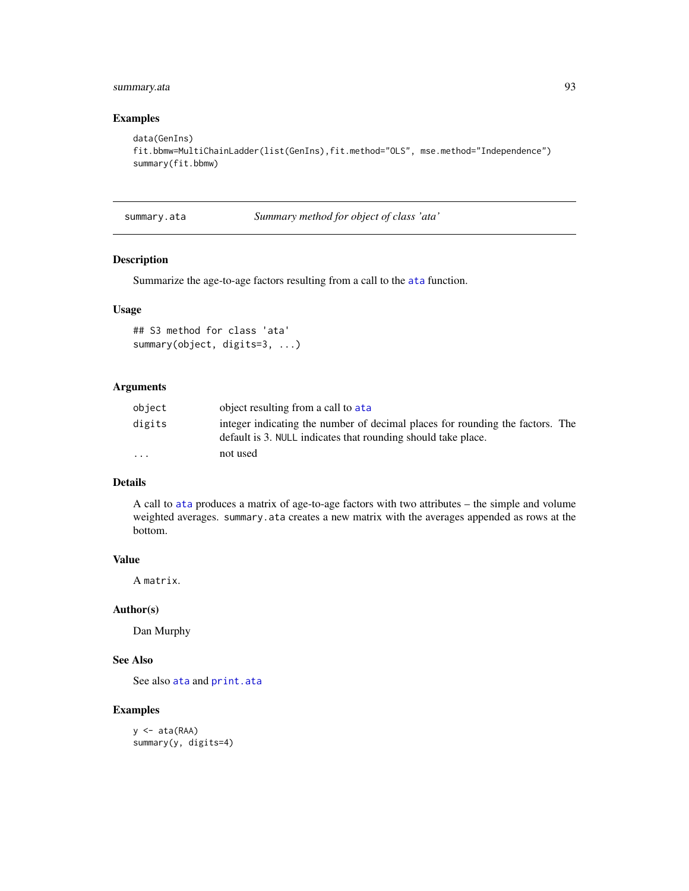## Examples

```
data(GenIns)
fit.bbmw=MultiChainLadder(list(GenIns),fit.method="OLS", mse.method="Independence")
summary(fit.bbmw)
```

---

# summary.ata — *Summary method for object of class 'ata'*

## Description

Summarize the age-to-age factors resulting from a call to the ata function.

## Usage

```
## S3 method for class 'ata'
summary(object, digits=3, ...)
```

## Arguments

| | |
|---|---|
| object | object resulting from a call to ata |
| digits | integer indicating the number of decimal places for rounding the factors. The default is 3. NULL indicates that rounding should take place. |
| ... | not used |

## Details

A call to ata produces a matrix of age-to-age factors with two attributes – the simple and volume weighted averages. summary.ata creates a new matrix with the averages appended as rows at the bottom.

## Value

A matrix.

## Author(s)

Dan Murphy

## See Also

See also ata and print.ata

## Examples

```
y <- ata(RAA)
summary(y, digits=4)
```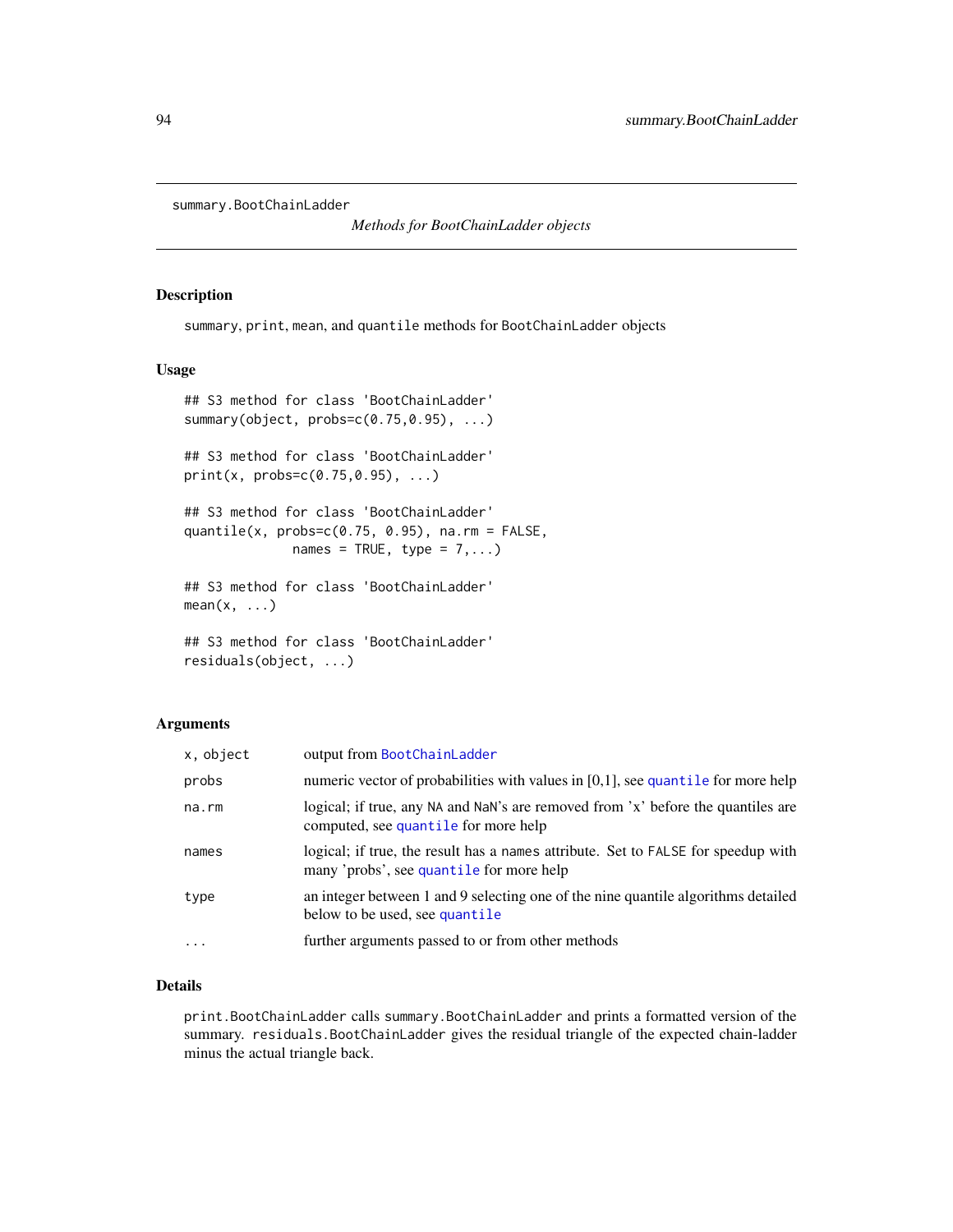summary.BootChainLadder

*Methods for BootChainLadder objects*

## Description

summary, print, mean, and quantile methods for BootChainLadder objects

## Usage

```
## S3 method for class 'BootChainLadder'
summary(object, probs=c(0.75,0.95), ...)

## S3 method for class 'BootChainLadder'
print(x, probs=c(0.75,0.95), ...)

## S3 method for class 'BootChainLadder'
quantile(x, probs=c(0.75, 0.95), na.rm = FALSE,
              names = TRUE, type = 7,...)

## S3 method for class 'BootChainLadder'
mean(x, ...)

## S3 method for class 'BootChainLadder'
residuals(object, ...)
```

## Arguments

| | |
|---|---|
| x, object | output from BootChainLadder |
| probs | numeric vector of probabilities with values in [0,1], see quantile for more help |
| na.rm | logical; if true, any NA and NaN's are removed from 'x' before the quantiles are computed, see quantile for more help |
| names | logical; if true, the result has a names attribute. Set to FALSE for speedup with many 'probs', see quantile for more help |
| type | an integer between 1 and 9 selecting one of the nine quantile algorithms detailed below to be used, see quantile |
| ... | further arguments passed to or from other methods |

## Details

print.BootChainLadder calls summary.BootChainLadder and prints a formatted version of the summary. residuals.BootChainLadder gives the residual triangle of the expected chain-ladder minus the actual triangle back.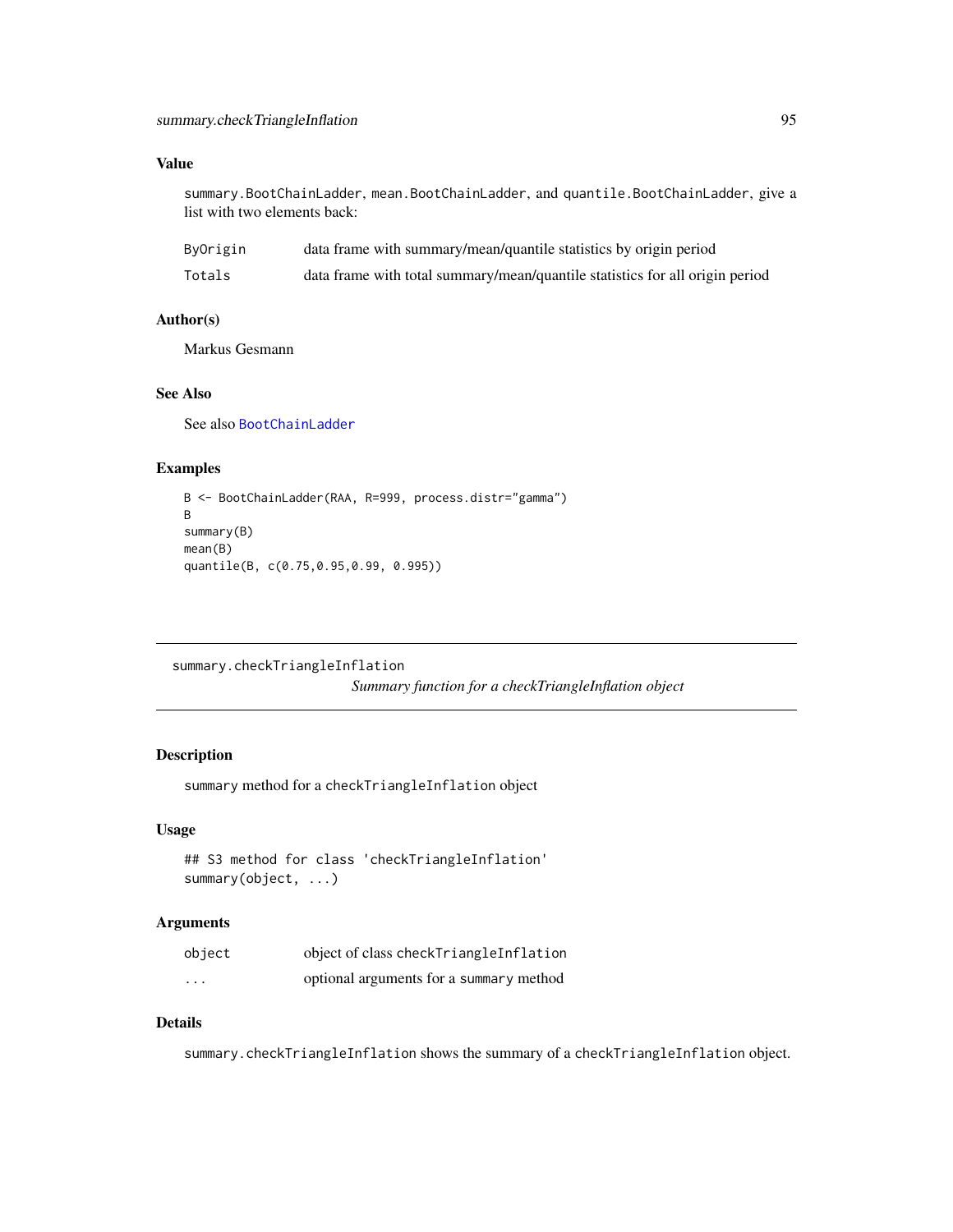### Value

summary.BootChainLadder, mean.BootChainLadder, and quantile.BootChainLadder, give a list with two elements back:

| | |
|---|---|
| ByOrigin | data frame with summary/mean/quantile statistics by origin period |
| Totals | data frame with total summary/mean/quantile statistics for all origin period |

### Author(s)

Markus Gesmann

### See Also

See also BootChainLadder

### Examples

```
B <- BootChainLadder(RAA, R=999, process.distr="gamma")
B
summary(B)
mean(B)
quantile(B, c(0.75,0.95,0.99, 0.995))
```

---

## summary.checkTriangleInflation

*Summary function for a checkTriangleInflation object*

### Description

summary method for a checkTriangleInflation object

### Usage

```
## S3 method for class 'checkTriangleInflation'
summary(object, ...)
```

### Arguments

| | |
|---|---|
| object | object of class checkTriangleInflation |
| ... | optional arguments for a summary method |

### Details

summary.checkTriangleInflation shows the summary of a checkTriangleInflation object.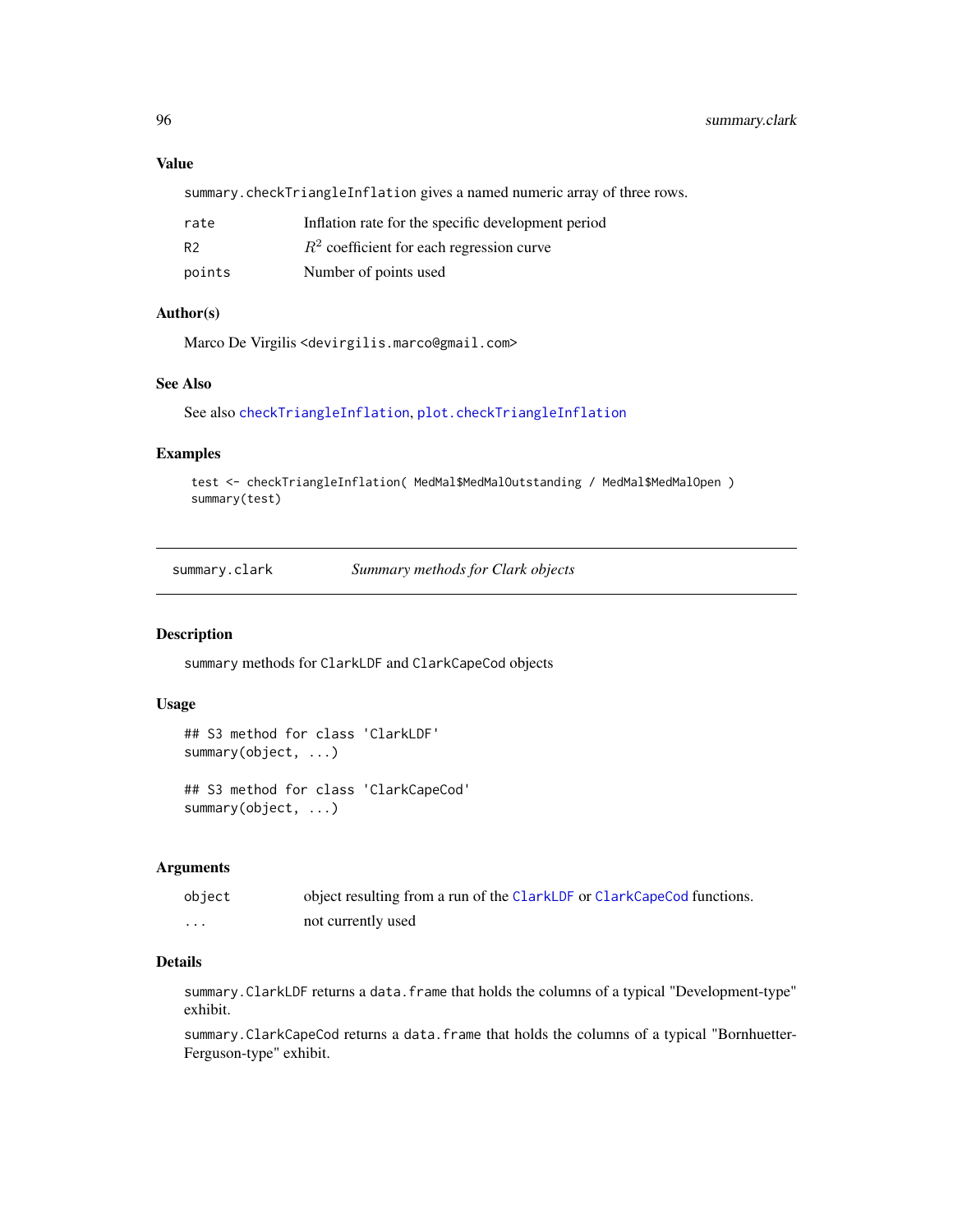### Value

summary.checkTriangleInflation gives a named numeric array of three rows.

| | |
|---|---|
| rate | Inflation rate for the specific development period |
| R2 | $R^2$ coefficient for each regression curve |
| points | Number of points used |

### Author(s)

Marco De Virgilis <devirgilis.marco@gmail.com>

### See Also

See also checkTriangleInflation, plot.checkTriangleInflation

### Examples

```
test <- checkTriangleInflation( MedMal$MedMalOutstanding / MedMal$MedMalOpen )
summary(test)
```

---

## summary.clark — *Summary methods for Clark objects*

### Description

summary methods for ClarkLDF and ClarkCapeCod objects

### Usage

```
## S3 method for class 'ClarkLDF'
summary(object, ...)

## S3 method for class 'ClarkCapeCod'
summary(object, ...)
```

### Arguments

| | |
|---|---|
| object | object resulting from a run of the ClarkLDF or ClarkCapeCod functions. |
| ... | not currently used |

### Details

summary.ClarkLDF returns a data.frame that holds the columns of a typical "Development-type" exhibit.

summary.ClarkCapeCod returns a data.frame that holds the columns of a typical "Bornhuetter-Ferguson-type" exhibit.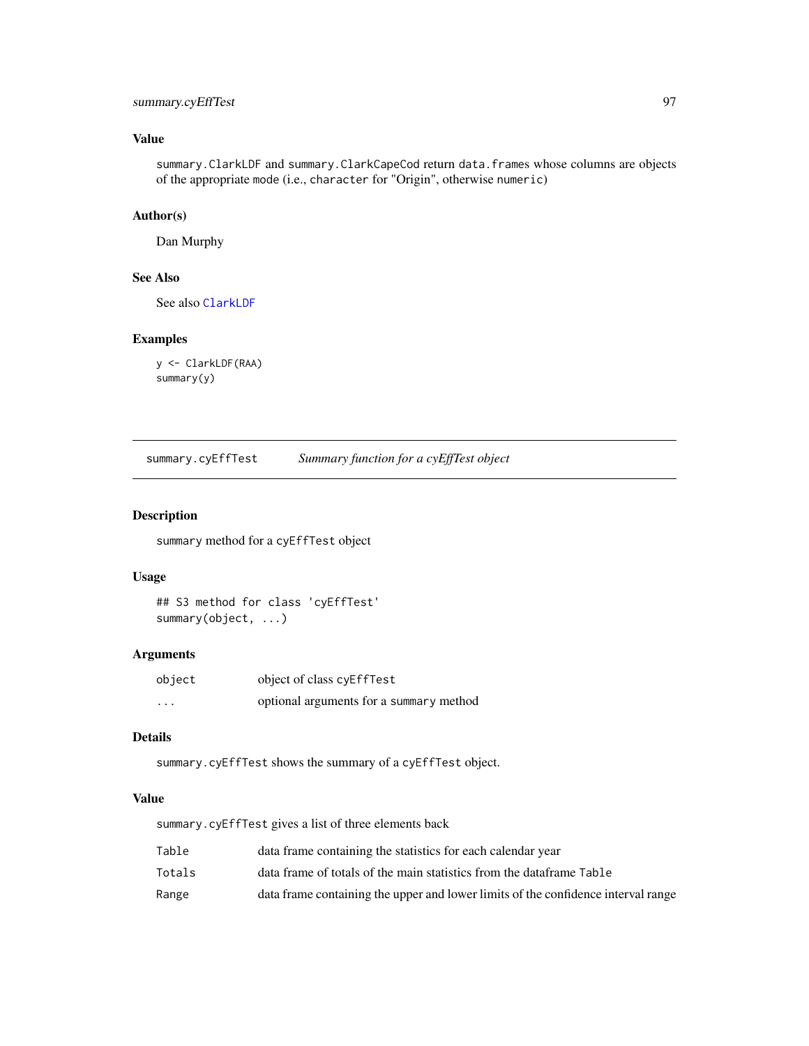### Value

`summary.ClarkLDF` and `summary.ClarkCapeCod` return `data.frames` whose columns are objects of the appropriate `mode` (i.e., `character` for "Origin", otherwise `numeric`)

### Author(s)

Dan Murphy

### See Also

See also `ClarkLDF`

### Examples

```
y <- ClarkLDF(RAA)
summary(y)
```

---

## summary.cyEffTest — *Summary function for a cyEffTest object*

---

### Description

`summary` method for a `cyEffTest` object

### Usage

```
## S3 method for class 'cyEffTest'
summary(object, ...)
```

### Arguments

| | |
|---|---|
| `object` | object of class `cyEffTest` |
| `...` | optional arguments for a `summary` method |

### Details

`summary.cyEffTest` shows the summary of a `cyEffTest` object.

### Value

`summary.cyEffTest` gives a list of three elements back

| | |
|---|---|
| `Table` | data frame containing the statistics for each calendar year |
| `Totals` | data frame of totals of the main statistics from the dataframe `Table` |
| `Range` | data frame containing the upper and lower limits of the confidence interval range |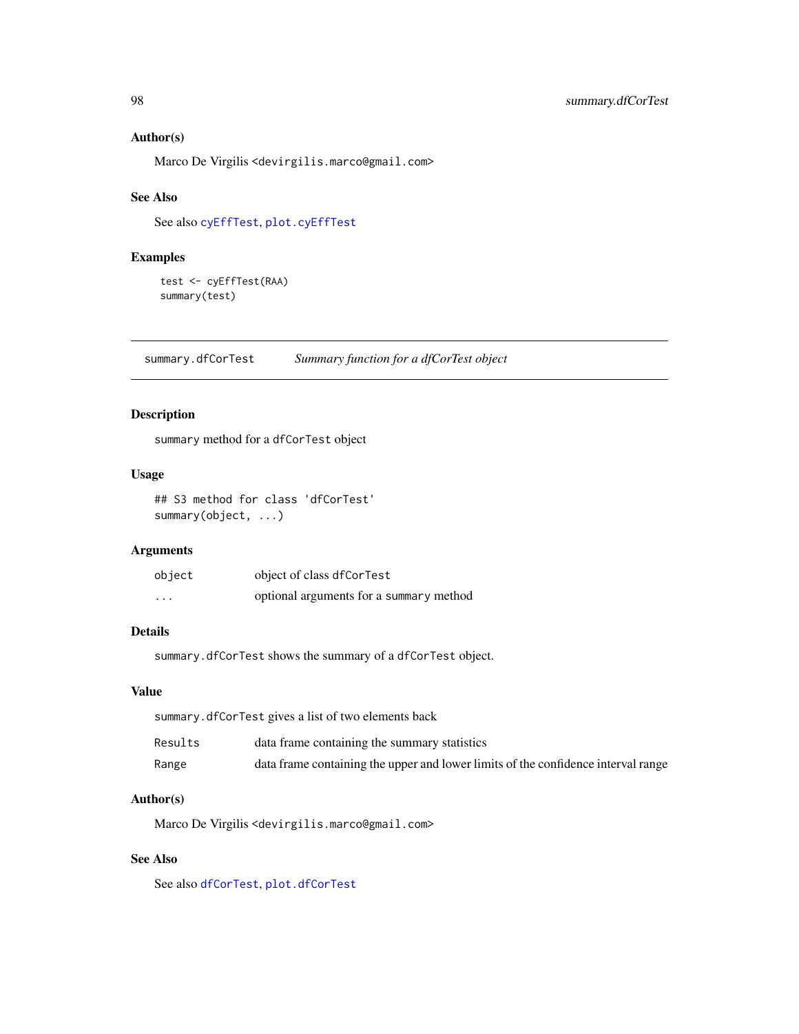### Author(s)

Marco De Virgilis <devirgilis.marco@gmail.com>

### See Also

See also `cyEffTest`, `plot.cyEffTest`

### Examples

```
test <- cyEffTest(RAA)
summary(test)
```

---

## summary.dfCorTest    *Summary function for a dfCorTest object*

---

### Description

`summary` method for a `dfCorTest` object

### Usage

```
## S3 method for class 'dfCorTest'
summary(object, ...)
```

### Arguments

| | |
|---|---|
| `object` | object of class `dfCorTest` |
| `...` | optional arguments for a `summary` method |

### Details

`summary.dfCorTest` shows the summary of a `dfCorTest` object.

### Value

`summary.dfCorTest` gives a list of two elements back

| | |
|---|---|
| `Results` | data frame containing the summary statistics |
| `Range` | data frame containing the upper and lower limits of the confidence interval range |

### Author(s)

Marco De Virgilis <devirgilis.marco@gmail.com>

### See Also

See also `dfCorTest`, `plot.dfCorTest`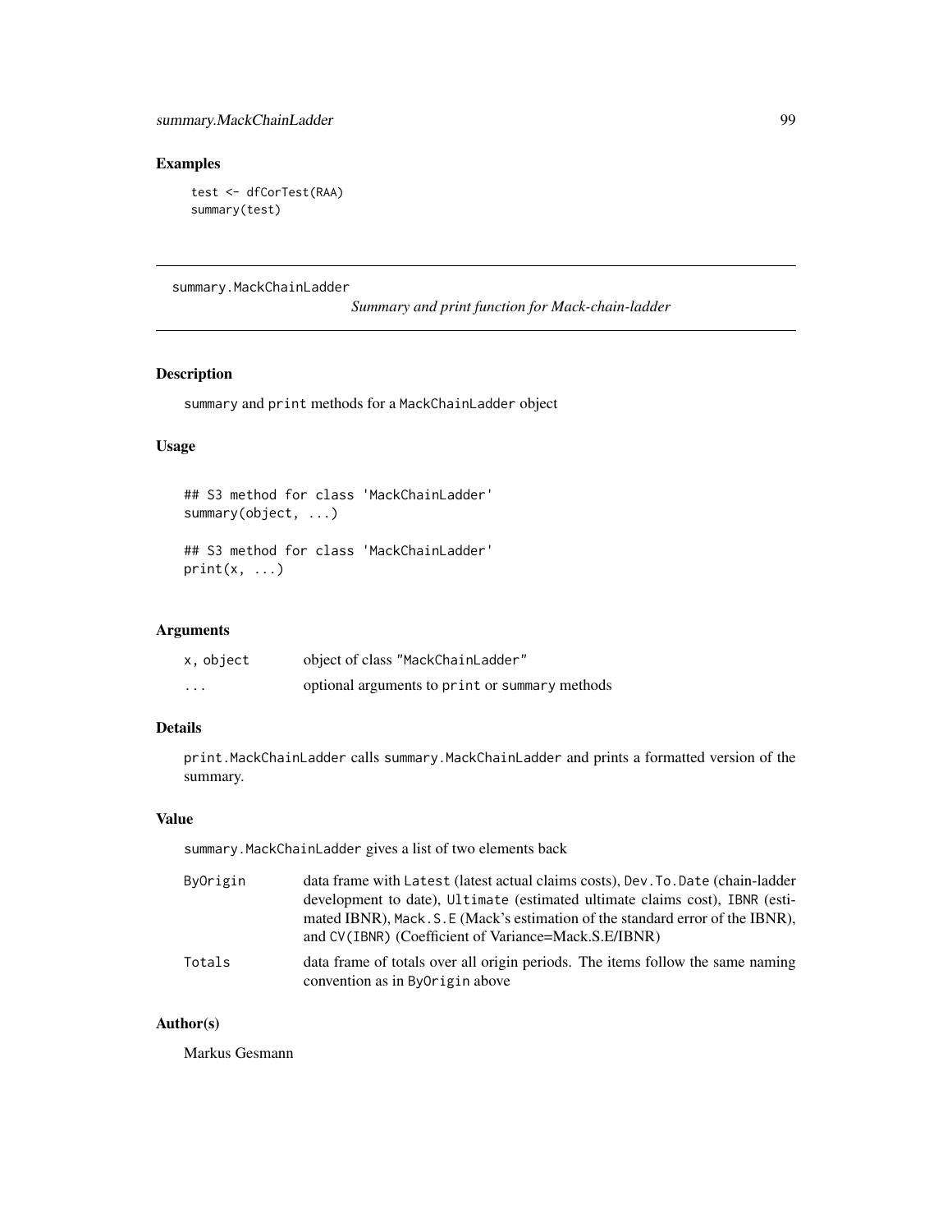## Examples

```
test <- dfCorTest(RAA)
summary(test)
```

---

summary.MackChainLadder　　　*Summary and print function for Mack-chain-ladder*

---

## Description

summary and print methods for a MackChainLadder object

## Usage

```
## S3 method for class 'MackChainLadder'
summary(object, ...)

## S3 method for class 'MackChainLadder'
print(x, ...)
```

## Arguments

| | |
|---|---|
| x, object | object of class "MackChainLadder" |
| ... | optional arguments to print or summary methods |

## Details

print.MackChainLadder calls summary.MackChainLadder and prints a formatted version of the summary.

## Value

summary.MackChainLadder gives a list of two elements back

| | |
|---|---|
| ByOrigin | data frame with Latest (latest actual claims costs), Dev.To.Date (chain-ladder development to date), Ultimate (estimated ultimate claims cost), IBNR (estimated IBNR), Mack.S.E (Mack's estimation of the standard error of the IBNR), and CV(IBNR) (Coefficient of Variance=Mack.S.E/IBNR) |
| Totals | data frame of totals over all origin periods. The items follow the same naming convention as in ByOrigin above |

## Author(s)

Markus Gesmann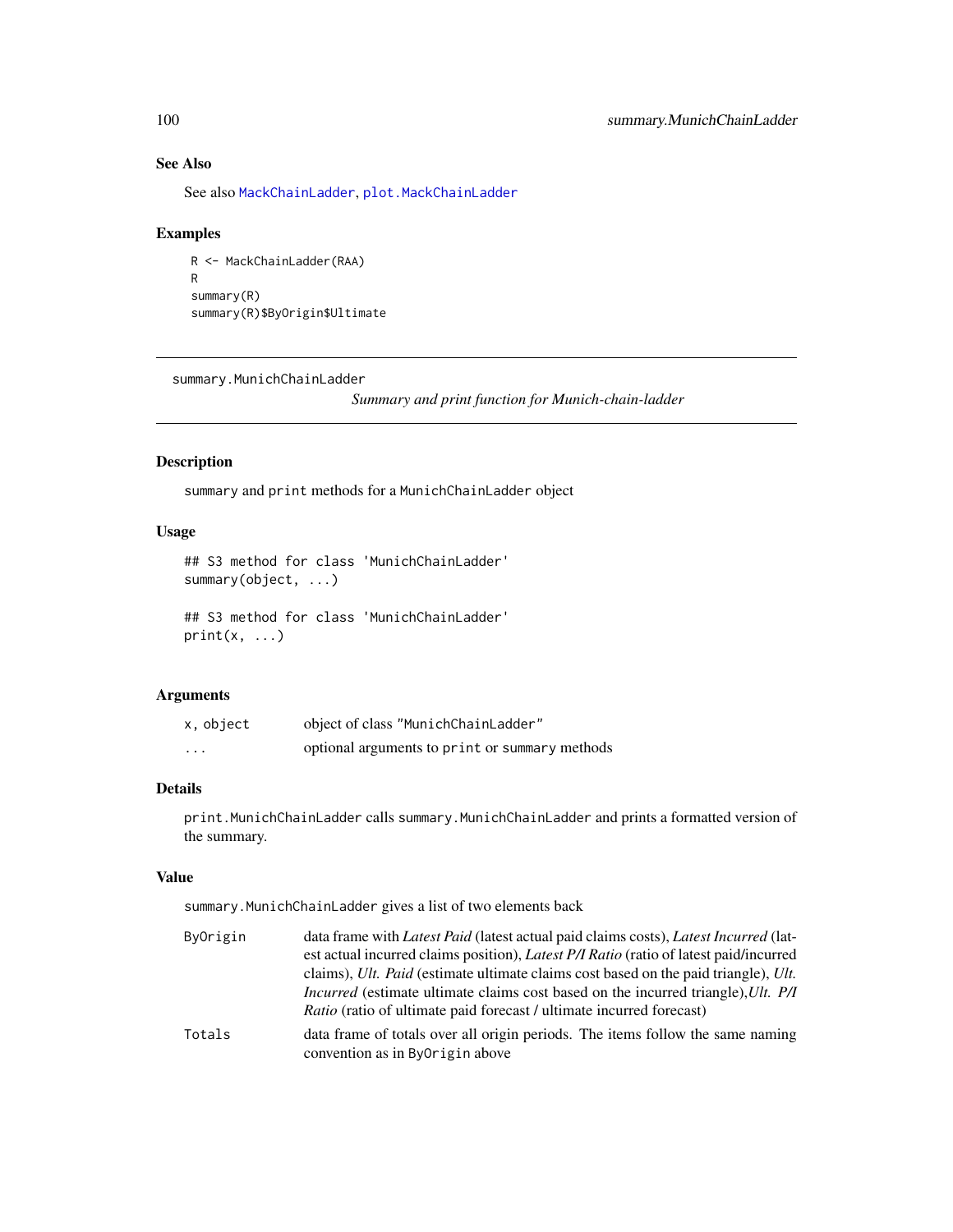### See Also

See also `MackChainLadder`, `plot.MackChainLadder`

### Examples

```
R <- MackChainLadder(RAA)
R
summary(R)
summary(R)$ByOrigin$Ultimate
```

---

## summary.MunichChainLadder

*Summary and print function for Munich-chain-ladder*

---

### Description

`summary` and `print` methods for a `MunichChainLadder` object

### Usage

```
## S3 method for class 'MunichChainLadder'
summary(object, ...)

## S3 method for class 'MunichChainLadder'
print(x, ...)
```

### Arguments

| | |
|---|---|
| `x, object` | object of class `"MunichChainLadder"` |
| `...` | optional arguments to `print` or `summary` methods |

### Details

`print.MunichChainLadder` calls `summary.MunichChainLadder` and prints a formatted version of the summary.

### Value

`summary.MunichChainLadder` gives a list of two elements back

| | |
|---|---|
| `ByOrigin` | data frame with *Latest Paid* (latest actual paid claims costs), *Latest Incurred* (latest actual incurred claims position), *Latest P/I Ratio* (ratio of latest paid/incurred claims), *Ult. Paid* (estimate ultimate claims cost based on the paid triangle), *Ult. Incurred* (estimate ultimate claims cost based on the incurred triangle),*Ult. P/I Ratio* (ratio of ultimate paid forecast / ultimate incurred forecast) |
| `Totals` | data frame of totals over all origin periods. The items follow the same naming convention as in `ByOrigin` above |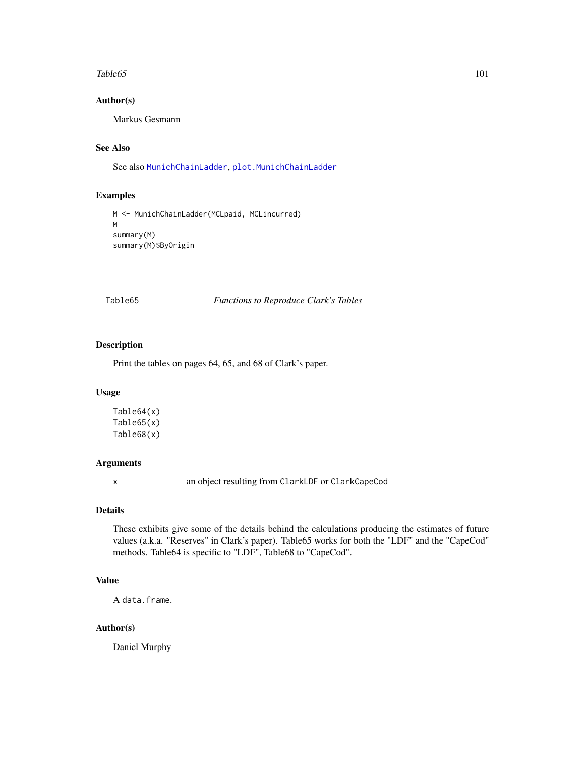### Author(s)

Markus Gesmann

### See Also

See also MunichChainLadder, plot.MunichChainLadder

### Examples

```
M <- MunichChainLadder(MCLpaid, MCLincurred)
M
summary(M)
summary(M)$ByOrigin
```

---

## Table65 *Functions to Reproduce Clark's Tables*

---

### Description

Print the tables on pages 64, 65, and 68 of Clark's paper.

### Usage

```
Table64(x)
Table65(x)
Table68(x)
```

### Arguments

x an object resulting from ClarkLDF or ClarkCapeCod

### Details

These exhibits give some of the details behind the calculations producing the estimates of future values (a.k.a. "Reserves" in Clark's paper). Table65 works for both the "LDF" and the "CapeCod" methods. Table64 is specific to "LDF", Table68 to "CapeCod".

### Value

A data.frame.

### Author(s)

Daniel Murphy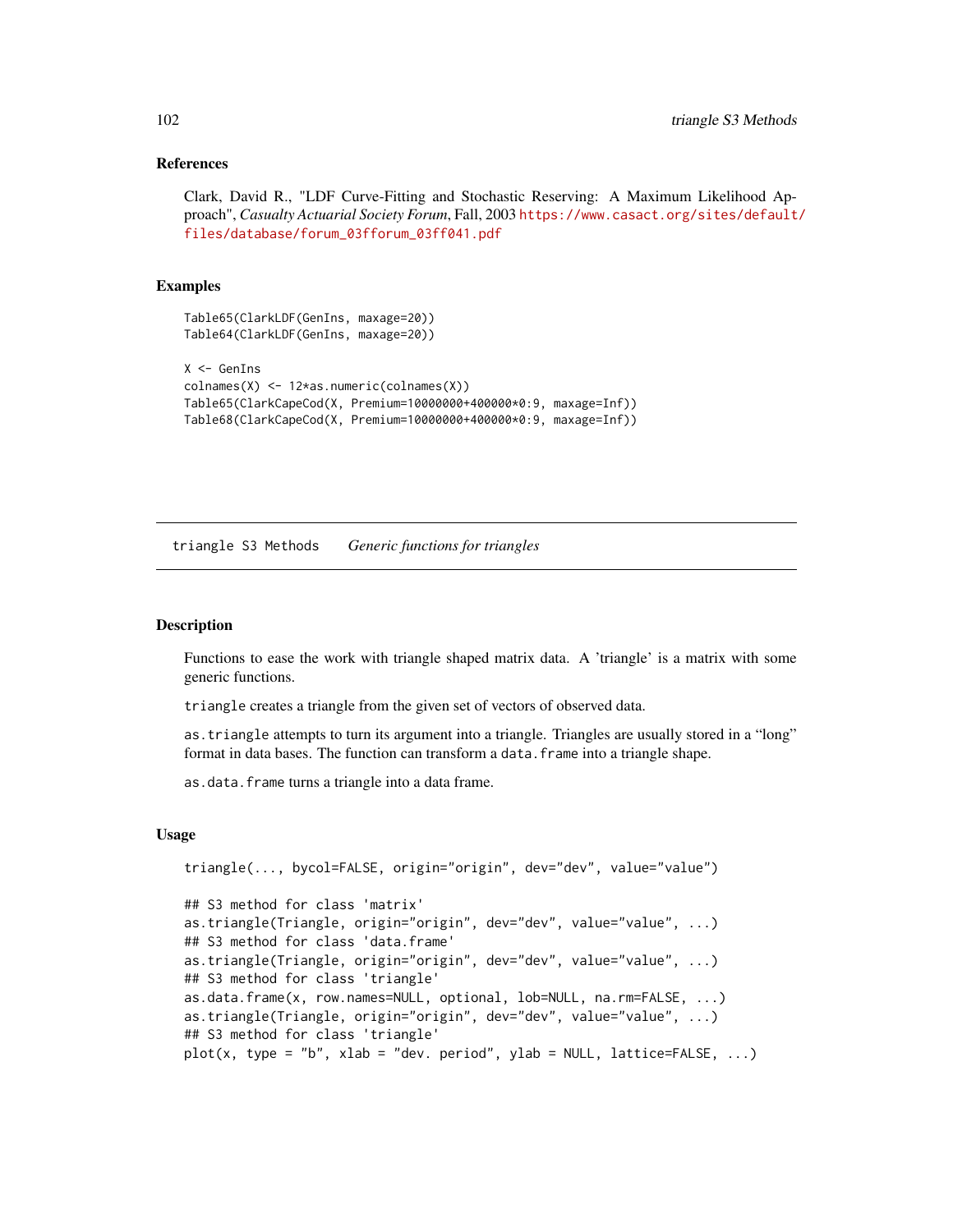### References

Clark, David R., "LDF Curve-Fitting and Stochastic Reserving: A Maximum Likelihood Approach", *Casualty Actuarial Society Forum*, Fall, 2003 https://www.casact.org/sites/default/files/database/forum_03fforum_03ff041.pdf

### Examples

```
Table65(ClarkLDF(GenIns, maxage=20))
Table64(ClarkLDF(GenIns, maxage=20))

X <- GenIns
colnames(X) <- 12*as.numeric(colnames(X))
Table65(ClarkCapeCod(X, Premium=10000000+400000*0:9, maxage=Inf))
Table68(ClarkCapeCod(X, Premium=10000000+400000*0:9, maxage=Inf))
```

---

## triangle S3 Methods    *Generic functions for triangles*

### Description

Functions to ease the work with triangle shaped matrix data. A 'triangle' is a matrix with some generic functions.

`triangle` creates a triangle from the given set of vectors of observed data.

`as.triangle` attempts to turn its argument into a triangle. Triangles are usually stored in a "long" format in data bases. The function can transform a `data.frame` into a triangle shape.

`as.data.frame` turns a triangle into a data frame.

### Usage

```
triangle(..., bycol=FALSE, origin="origin", dev="dev", value="value")

## S3 method for class 'matrix'
as.triangle(Triangle, origin="origin", dev="dev", value="value", ...)
## S3 method for class 'data.frame'
as.triangle(Triangle, origin="origin", dev="dev", value="value", ...)
## S3 method for class 'triangle'
as.data.frame(x, row.names=NULL, optional, lob=NULL, na.rm=FALSE, ...)
as.triangle(Triangle, origin="origin", dev="dev", value="value", ...)
## S3 method for class 'triangle'
plot(x, type = "b", xlab = "dev. period", ylab = NULL, lattice=FALSE, ...)
```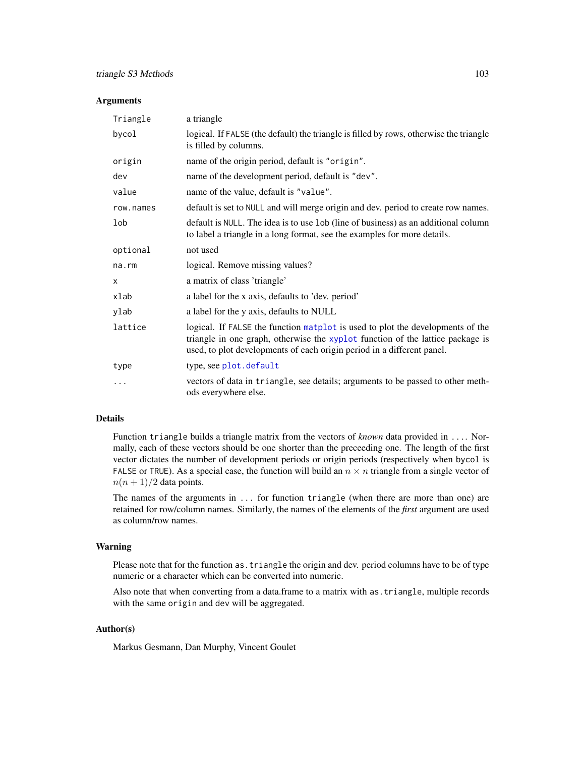## Arguments

| | |
|---|---|
| `Triangle` | a triangle |
| `bycol` | logical. If `FALSE` (the default) the triangle is filled by rows, otherwise the triangle is filled by columns. |
| `origin` | name of the origin period, default is `"origin"`. |
| `dev` | name of the development period, default is `"dev"`. |
| `value` | name of the value, default is `"value"`. |
| `row.names` | default is set to `NULL` and will merge origin and dev. period to create row names. |
| `lob` | default is `NULL`. The idea is to use `lob` (line of business) as an additional column to label a triangle in a long format, see the examples for more details. |
| `optional` | not used |
| `na.rm` | logical. Remove missing values? |
| `x` | a matrix of class 'triangle' |
| `xlab` | a label for the x axis, defaults to 'dev. period' |
| `ylab` | a label for the y axis, defaults to NULL |
| `lattice` | logical. If `FALSE` the function `matplot` is used to plot the developments of the triangle in one graph, otherwise the `xyplot` function of the lattice package is used, to plot developments of each origin period in a different panel. |
| `type` | type, see `plot.default` |
| `...` | vectors of data in `triangle`, see details; arguments to be passed to other methods everywhere else. |

## Details

Function `triangle` builds a triangle matrix from the vectors of *known* data provided in `...`. Normally, each of these vectors should be one shorter than the preceeding one. The length of the first vector dictates the number of development periods or origin periods (respectively when `bycol` is `FALSE` or `TRUE`). As a special case, the function will build an $n \times n$ triangle from a single vector of $n(n+1)/2$ data points.

The names of the arguments in `...` for function `triangle` (when there are more than one) are retained for row/column names. Similarly, the names of the elements of the *first* argument are used as column/row names.

## Warning

Please note that for the function `as.triangle` the origin and dev. period columns have to be of type numeric or a character which can be converted into numeric.

Also note that when converting from a data.frame to a matrix with `as.triangle`, multiple records with the same `origin` and `dev` will be aggregated.

## Author(s)

Markus Gesmann, Dan Murphy, Vincent Goulet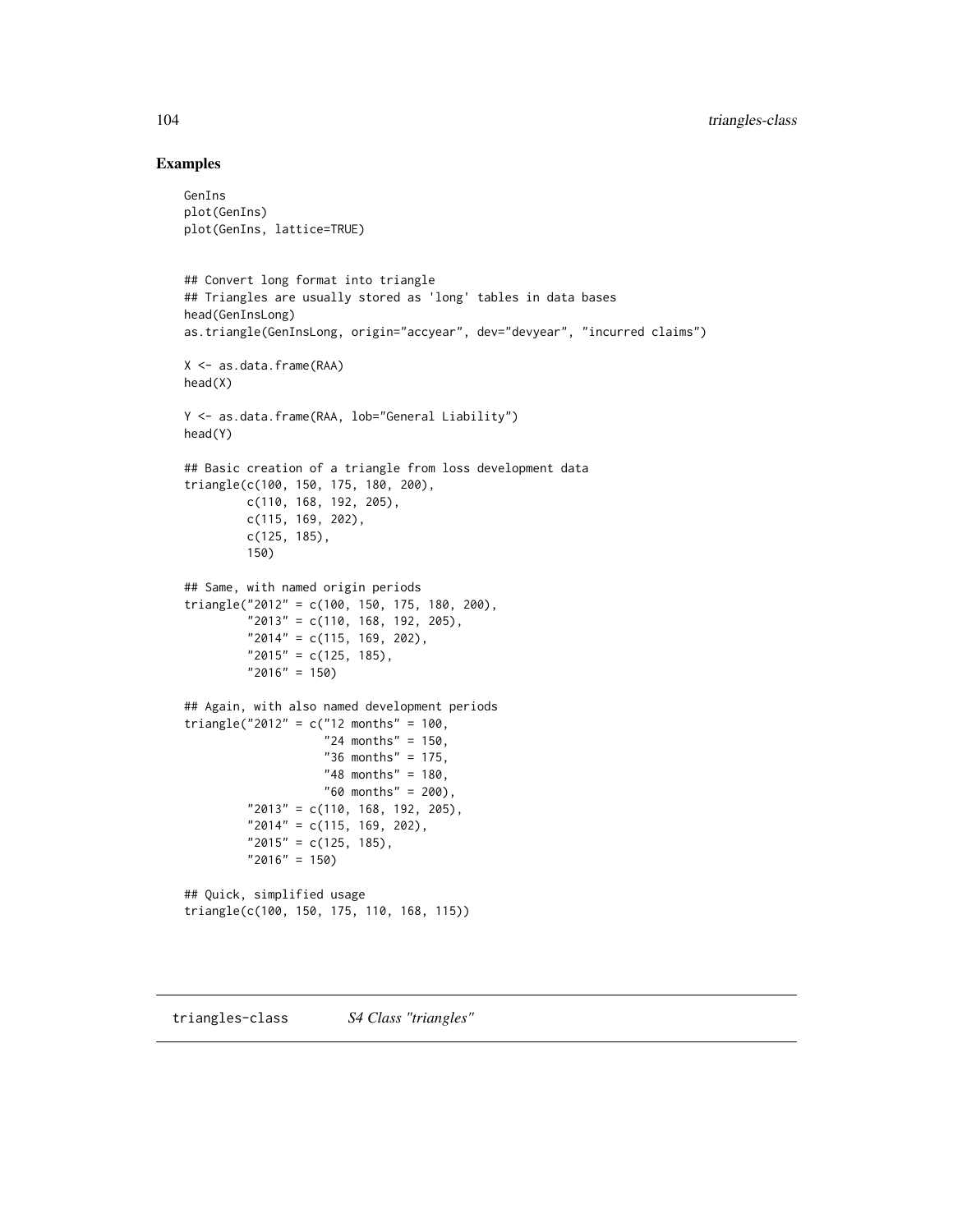## Examples

```
GenIns
plot(GenIns)
plot(GenIns, lattice=TRUE)


## Convert long format into triangle
## Triangles are usually stored as 'long' tables in data bases
head(GenInsLong)
as.triangle(GenInsLong, origin="accyear", dev="devyear", "incurred claims")

X <- as.data.frame(RAA)
head(X)

Y <- as.data.frame(RAA, lob="General Liability")
head(Y)

## Basic creation of a triangle from loss development data
triangle(c(100, 150, 175, 180, 200),
         c(110, 168, 192, 205),
         c(115, 169, 202),
         c(125, 185),
         150)

## Same, with named origin periods
triangle("2012" = c(100, 150, 175, 180, 200),
         "2013" = c(110, 168, 192, 205),
         "2014" = c(115, 169, 202),
         "2015" = c(125, 185),
         "2016" = 150)

## Again, with also named development periods
triangle("2012" = c("12 months" = 100,
                    "24 months" = 150,
                    "36 months" = 175,
                    "48 months" = 180,
                    "60 months" = 200),
         "2013" = c(110, 168, 192, 205),
         "2014" = c(115, 169, 202),
         "2015" = c(125, 185),
         "2016" = 150)

## Quick, simplified usage
triangle(c(100, 150, 175, 110, 168, 115))
```

# triangles-class *S4 Class "triangles"*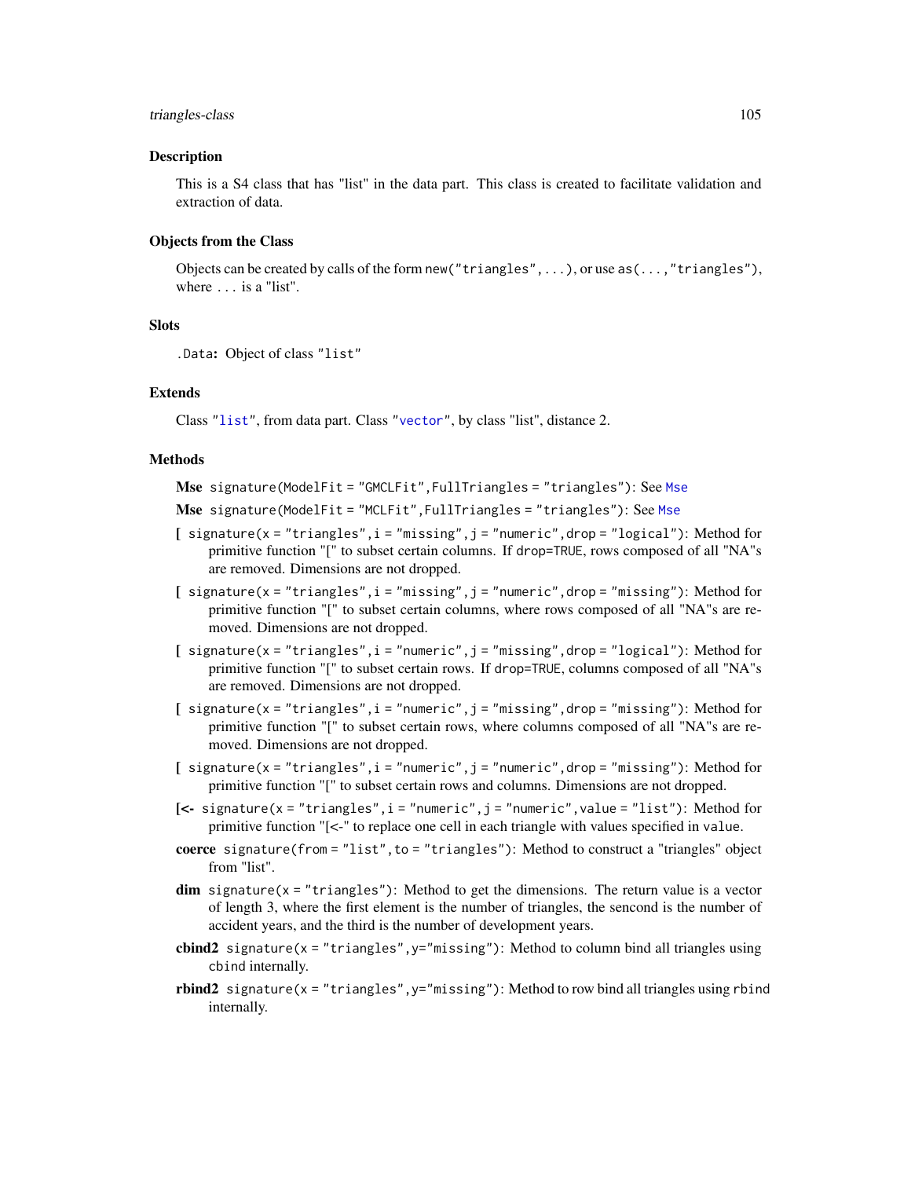## Description

This is a S4 class that has "list" in the data part. This class is created to facilitate validation and extraction of data.

## Objects from the Class

Objects can be created by calls of the form `new("triangles",...)`, or use `as(...,"triangles")`, where `...` is a "list".

## Slots

`.Data`: Object of class `"list"`

## Extends

Class `"list"`, from data part. Class `"vector"`, by class "list", distance 2.

## Methods

**Mse** `signature(ModelFit = "GMCLFit",FullTriangles = "triangles")`: See `Mse`

**Mse** `signature(ModelFit = "MCLFit",FullTriangles = "triangles")`: See `Mse`

**[** `signature(x = "triangles",i = "missing",j = "numeric",drop = "logical")`: Method for primitive function "[" to subset certain columns. If `drop=TRUE`, rows composed of all "NA"s are removed. Dimensions are not dropped.

**[** `signature(x = "triangles",i = "missing",j = "numeric",drop = "missing")`: Method for primitive function "[" to subset certain columns, where rows composed of all "NA"s are removed. Dimensions are not dropped.

**[** `signature(x = "triangles",i = "numeric",j = "missing",drop = "logical")`: Method for primitive function "[" to subset certain rows. If `drop=TRUE`, columns composed of all "NA"s are removed. Dimensions are not dropped.

**[** `signature(x = "triangles",i = "numeric",j = "missing",drop = "missing")`: Method for primitive function "[" to subset certain rows, where columns composed of all "NA"s are removed. Dimensions are not dropped.

**[** `signature(x = "triangles",i = "numeric",j = "numeric",drop = "missing")`: Method for primitive function "[" to subset certain rows and columns. Dimensions are not dropped.

**[<-** `signature(x = "triangles",i = "numeric",j = "numeric",value = "list")`: Method for primitive function "[<-" to replace one cell in each triangle with values specified in `value`.

**coerce** `signature(from = "list",to = "triangles")`: Method to construct a "triangles" object from "list".

**dim** `signature(x = "triangles")`: Method to get the dimensions. The return value is a vector of length 3, where the first element is the number of triangles, the sencond is the number of accident years, and the third is the number of development years.

**cbind2** `signature(x = "triangles",y="missing")`: Method to column bind all triangles using `cbind` internally.

**rbind2** `signature(x = "triangles",y="missing")`: Method to row bind all triangles using `rbind` internally.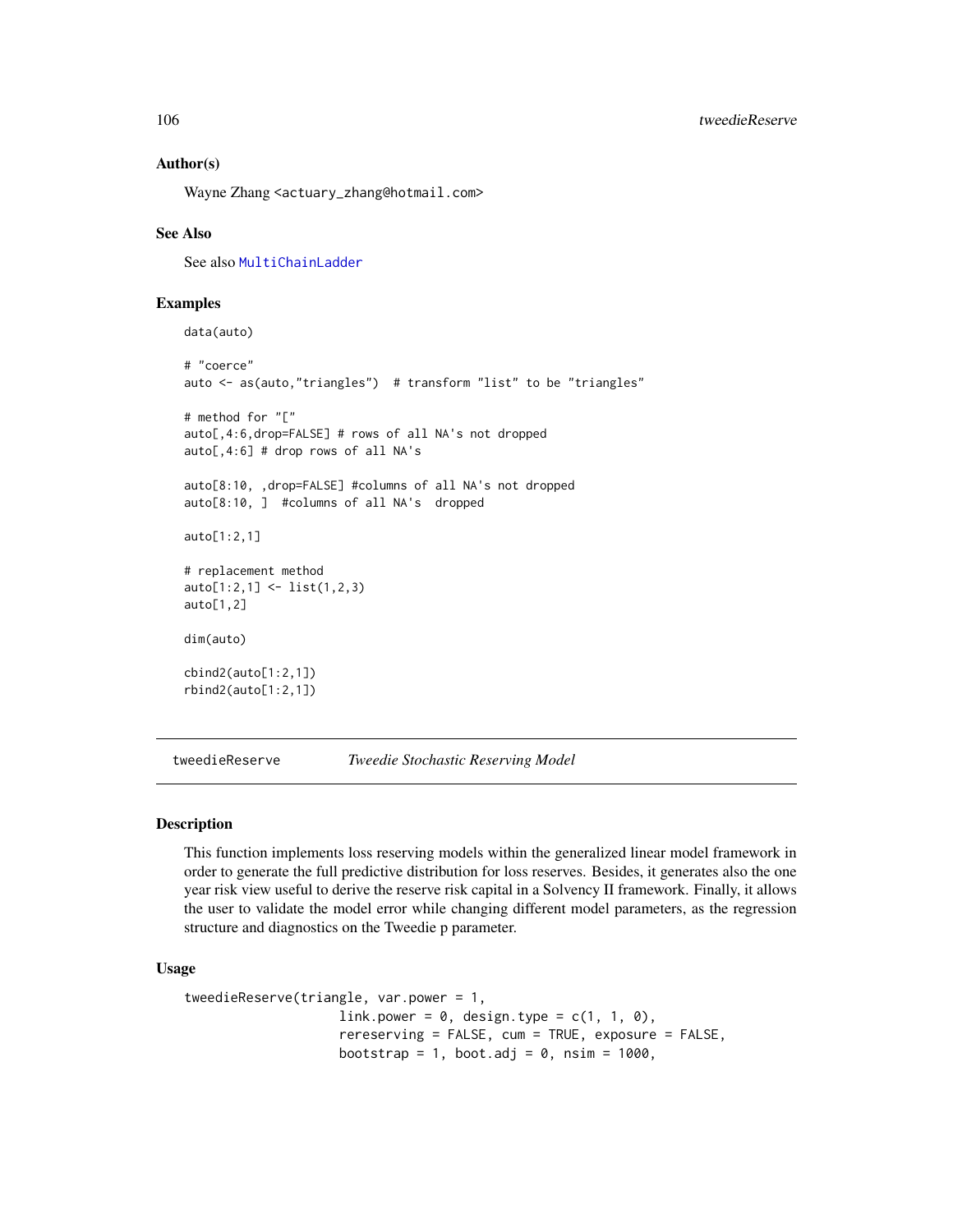### Author(s)

Wayne Zhang <actuary_zhang@hotmail.com>

### See Also

See also MultiChainLadder

### Examples

```
data(auto)

# "coerce"
auto <- as(auto,"triangles")  # transform "list" to be "triangles"

# method for "["
auto[,4:6,drop=FALSE] # rows of all NA's not dropped
auto[,4:6] # drop rows of all NA's

auto[8:10, ,drop=FALSE] #columns of all NA's not dropped
auto[8:10, ]  #columns of all NA's  dropped

auto[1:2,1]

# replacement method
auto[1:2,1] <- list(1,2,3)
auto[1,2]

dim(auto)

cbind2(auto[1:2,1])
rbind2(auto[1:2,1])
```

---

## tweedieReserve    *Tweedie Stochastic Reserving Model*

### Description

This function implements loss reserving models within the generalized linear model framework in order to generate the full predictive distribution for loss reserves. Besides, it generates also the one year risk view useful to derive the reserve risk capital in a Solvency II framework. Finally, it allows the user to validate the model error while changing different model parameters, as the regression structure and diagnostics on the Tweedie p parameter.

### Usage

```
tweedieReserve(triangle, var.power = 1,
               link.power = 0, design.type = c(1, 1, 0),
               rereserving = FALSE, cum = TRUE, exposure = FALSE,
               bootstrap = 1, boot.adj = 0, nsim = 1000,
```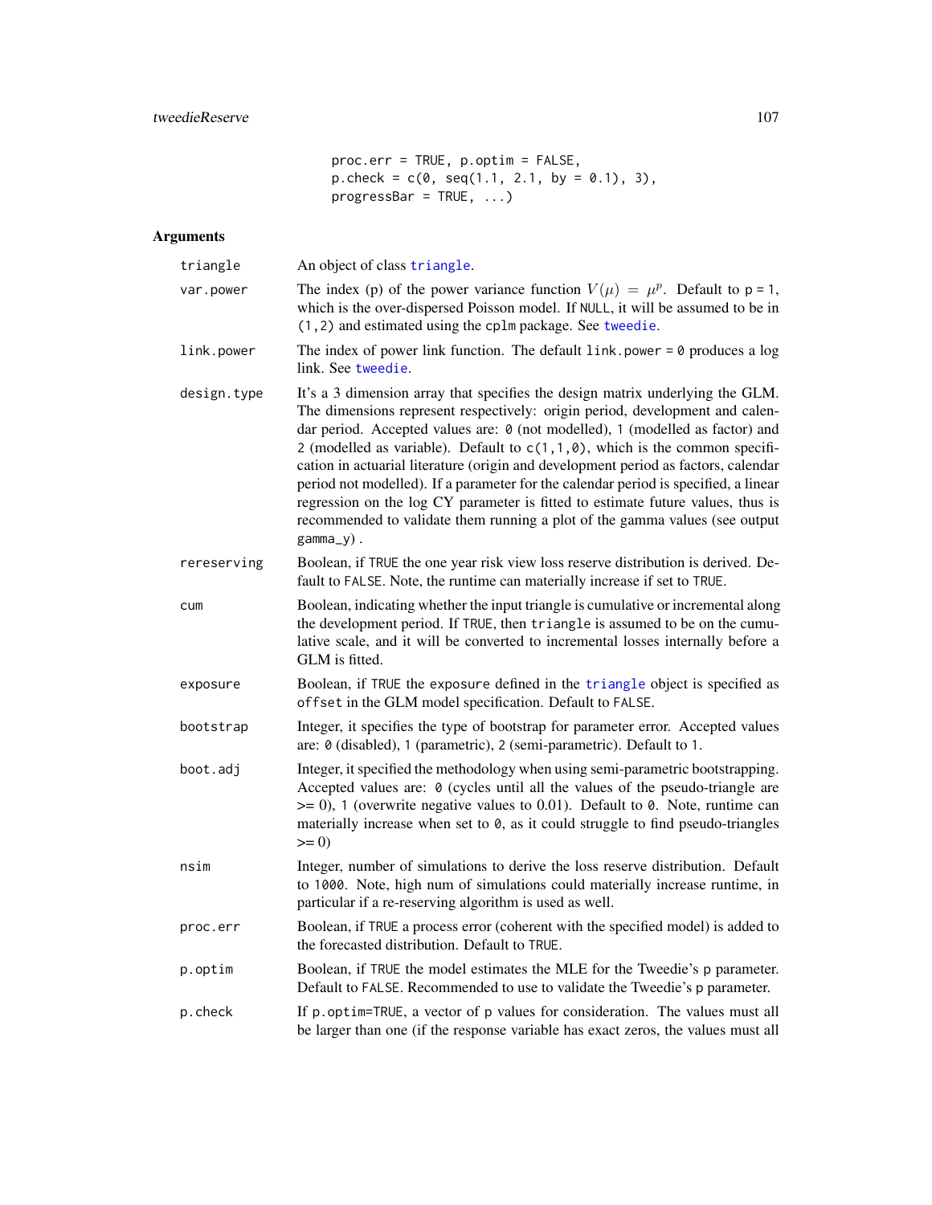```
            proc.err = TRUE, p.optim = FALSE,
            p.check = c(0, seq(1.1, 2.1, by = 0.1), 3),
            progressBar = TRUE, ...)
```

## Arguments

| | |
|---|---|
| `triangle` | An object of class `triangle`. |
| `var.power` | The index (p) of the power variance function $V(\mu) = \mu^p$. Default to `p = 1`, which is the over-dispersed Poisson model. If `NULL`, it will be assumed to be in `(1,2)` and estimated using the `cplm` package. See `tweedie`. |
| `link.power` | The index of power link function. The default `link.power = 0` produces a log link. See `tweedie`. |
| `design.type` | It's a 3 dimension array that specifies the design matrix underlying the GLM. The dimensions represent respectively: origin period, development and calendar period. Accepted values are: `0` (not modelled), `1` (modelled as factor) and `2` (modelled as variable). Default to `c(1,1,0)`, which is the common specification in actuarial literature (origin and development period as factors, calendar period not modelled). If a parameter for the calendar period is specified, a linear regression on the log CY parameter is fitted to estimate future values, thus is recommended to validate them running a plot of the gamma values (see output `gamma_y`). |
| `rereserving` | Boolean, if `TRUE` the one year risk view loss reserve distribution is derived. Default to `FALSE`. Note, the runtime can materially increase if set to `TRUE`. |
| `cum` | Boolean, indicating whether the input triangle is cumulative or incremental along the development period. If `TRUE`, then `triangle` is assumed to be on the cumulative scale, and it will be converted to incremental losses internally before a GLM is fitted. |
| `exposure` | Boolean, if `TRUE` the `exposure` defined in the `triangle` object is specified as `offset` in the GLM model specification. Default to `FALSE`. |
| `bootstrap` | Integer, it specifies the type of bootstrap for parameter error. Accepted values are: `0` (disabled), `1` (parametric), `2` (semi-parametric). Default to `1`. |
| `boot.adj` | Integer, it specified the methodology when using semi-parametric bootstrapping. Accepted values are: `0` (cycles until all the values of the pseudo-triangle are >= 0), `1` (overwrite negative values to 0.01). Default to `0`. Note, runtime can materially increase when set to `0`, as it could struggle to find pseudo-triangles >= 0) |
| `nsim` | Integer, number of simulations to derive the loss reserve distribution. Default to `1000`. Note, high num of simulations could materially increase runtime, in particular if a re-reserving algorithm is used as well. |
| `proc.err` | Boolean, if `TRUE` a process error (coherent with the specified model) is added to the forecasted distribution. Default to `TRUE`. |
| `p.optim` | Boolean, if `TRUE` the model estimates the MLE for the Tweedie's `p` parameter. Default to `FALSE`. Recommended to use to validate the Tweedie's `p` parameter. |
| `p.check` | If `p.optim=TRUE`, a vector of `p` values for consideration. The values must all be larger than one (if the response variable has exact zeros, the values must all |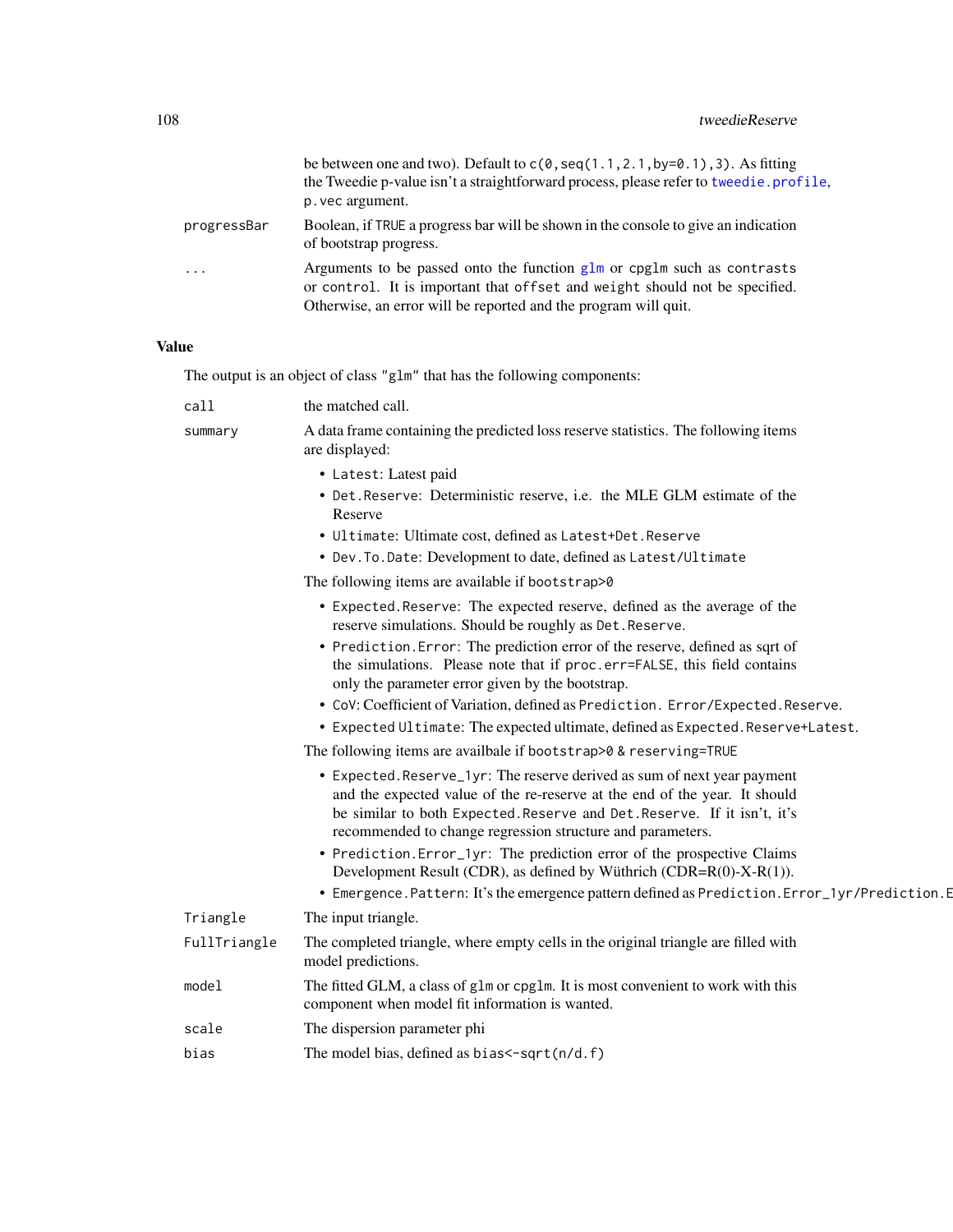be between one and two). Default to `c(0,seq(1.1,2.1,by=0.1),3)`. As fitting the Tweedie p-value isn't a straightforward process, please refer to `tweedie.profile`, `p.vec` argument.

`progressBar` Boolean, if `TRUE` a progress bar will be shown in the console to give an indication of bootstrap progress.

`...` Arguments to be passed onto the function `glm` or `cpglm` such as `contrasts` or `control`. It is important that `offset` and `weight` should not be specified. Otherwise, an error will be reported and the program will quit.

### Value

The output is an object of class `"glm"` that has the following components:

`call` the matched call.

`summary` A data frame containing the predicted loss reserve statistics. The following items are displayed:

- `Latest`: Latest paid
- `Det.Reserve`: Deterministic reserve, i.e. the MLE GLM estimate of the Reserve
- `Ultimate`: Ultimate cost, defined as `Latest+Det.Reserve`
- `Dev.To.Date`: Development to date, defined as `Latest/Ultimate`

The following items are available if `bootstrap>0`

- `Expected.Reserve`: The expected reserve, defined as the average of the reserve simulations. Should be roughly as `Det.Reserve`.
- `Prediction.Error`: The prediction error of the reserve, defined as sqrt of the simulations. Please note that if `proc.err=FALSE`, this field contains only the parameter error given by the bootstrap.
- `CoV`: Coefficient of Variation, defined as `Prediction. Error/Expected.Reserve`.
- `Expected Ultimate`: The expected ultimate, defined as `Expected.Reserve+Latest`.

The following items are availbale if `bootstrap>0 & reserving=TRUE`

- `Expected.Reserve_1yr`: The reserve derived as sum of next year payment and the expected value of the re-reserve at the end of the year. It should be similar to both `Expected.Reserve` and `Det.Reserve`. If it isn't, it's recommended to change regression structure and parameters.
- `Prediction.Error_1yr`: The prediction error of the prospective Claims Development Result (CDR), as defined by Wüthrich (CDR=R(0)-X-R(1)).
- `Emergence.Pattern`: It's the emergence pattern defined as `Prediction.Error_1yr/Prediction.E`

`Triangle` The input triangle.

`FullTriangle` The completed triangle, where empty cells in the original triangle are filled with model predictions.

`model` The fitted GLM, a class of `glm` or `cpglm`. It is most convenient to work with this component when model fit information is wanted.

`scale` The dispersion parameter phi

`bias` The model bias, defined as `bias<-sqrt(n/d.f)`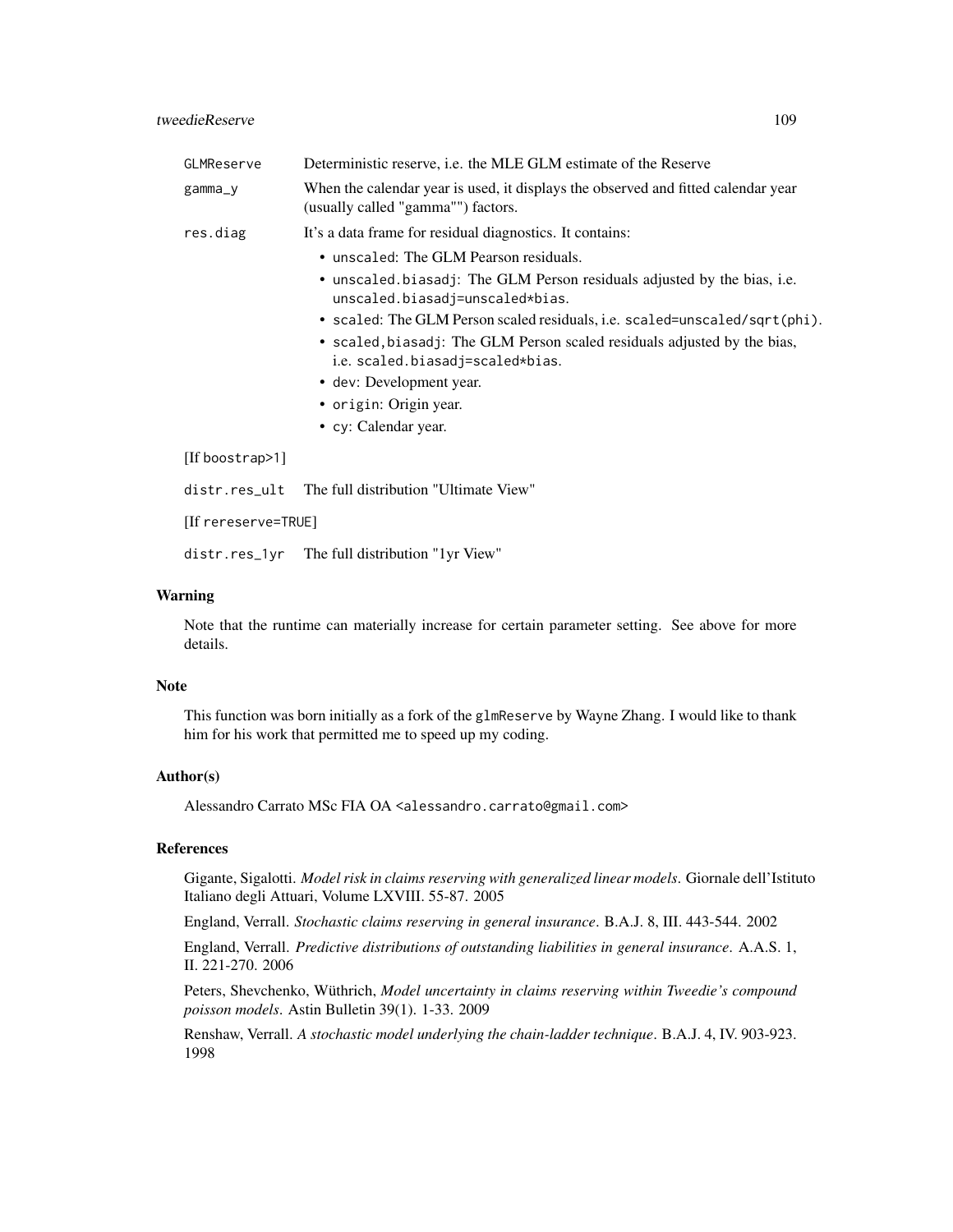GLMReserve Deterministic reserve, i.e. the MLE GLM estimate of the Reserve

gamma_y When the calendar year is used, it displays the observed and fitted calendar year (usually called "gamma"") factors.

res.diag It's a data frame for residual diagnostics. It contains:

- unscaled: The GLM Pearson residuals.
- unscaled.biasadj: The GLM Person residuals adjusted by the bias, i.e. unscaled.biasadj=unscaled*bias.
- scaled: The GLM Person scaled residuals, i.e. scaled=unscaled/sqrt(phi).
- scaled,biasadj: The GLM Person scaled residuals adjusted by the bias, i.e. scaled.biasadj=scaled*bias.
- dev: Development year.
- origin: Origin year.
- cy: Calendar year.

[If boostrap>1]

distr.res_ult The full distribution "Ultimate View"

[If rereserve=TRUE]

distr.res_1yr The full distribution "1yr View"

### Warning

Note that the runtime can materially increase for certain parameter setting. See above for more details.

### Note

This function was born initially as a fork of the glmReserve by Wayne Zhang. I would like to thank him for his work that permitted me to speed up my coding.

### Author(s)

Alessandro Carrato MSc FIA OA <alessandro.carrato@gmail.com>

### References

Gigante, Sigalotti. *Model risk in claims reserving with generalized linear models*. Giornale dell'Istituto Italiano degli Attuari, Volume LXVIII. 55-87. 2005

England, Verrall. *Stochastic claims reserving in general insurance*. B.A.J. 8, III. 443-544. 2002

England, Verrall. *Predictive distributions of outstanding liabilities in general insurance*. A.A.S. 1, II. 221-270. 2006

Peters, Shevchenko, Wüthrich, *Model uncertainty in claims reserving within Tweedie's compound poisson models*. Astin Bulletin 39(1). 1-33. 2009

Renshaw, Verrall. *A stochastic model underlying the chain-ladder technique*. B.A.J. 4, IV. 903-923. 1998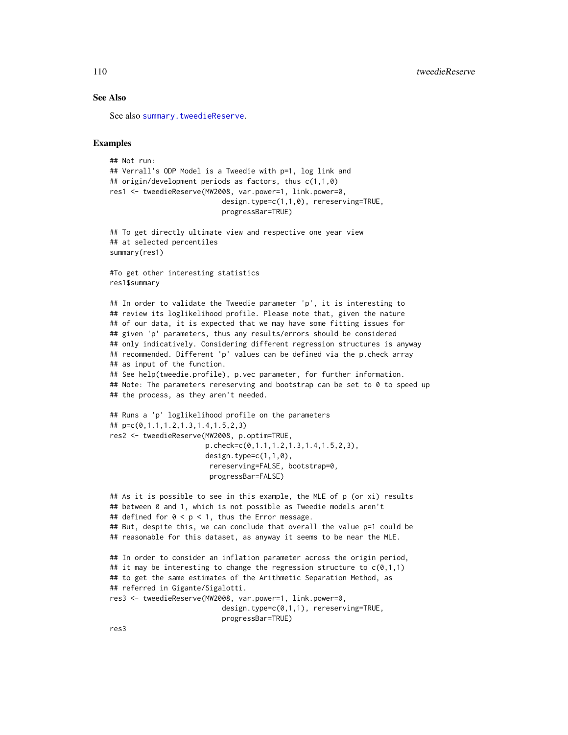### See Also

See also `summary.tweedieReserve`.

### Examples

```
## Not run:
## Verrall's ODP Model is a Tweedie with p=1, log link and
## origin/development periods as factors, thus c(1,1,0)
res1 <- tweedieReserve(MW2008, var.power=1, link.power=0,
                           design.type=c(1,1,0), rereserving=TRUE,
                           progressBar=TRUE)

## To get directly ultimate view and respective one year view
## at selected percentiles
summary(res1)

#To get other interesting statistics
res1$summary

## In order to validate the Tweedie parameter 'p', it is interesting to
## review its loglikelihood profile. Please note that, given the nature
## of our data, it is expected that we may have some fitting issues for
## given 'p' parameters, thus any results/errors should be considered
## only indicatively. Considering different regression structures is anyway
## recommended. Different 'p' values can be defined via the p.check array
## as input of the function.
## See help(tweedie.profile), p.vec parameter, for further information.
## Note: The parameters rereserving and bootstrap can be set to 0 to speed up
## the process, as they aren't needed.

## Runs a 'p' loglikelihood profile on the parameters
## p=c(0,1.1,1.2,1.3,1.4,1.5,2,3)
res2 <- tweedieReserve(MW2008, p.optim=TRUE,
                       p.check=c(0,1.1,1.2,1.3,1.4,1.5,2,3),
                       design.type=c(1,1,0),
                        rereserving=FALSE, bootstrap=0,
                        progressBar=FALSE)

## As it is possible to see in this example, the MLE of p (or xi) results
## between 0 and 1, which is not possible as Tweedie models aren't
## defined for 0 < p < 1, thus the Error message.
## But, despite this, we can conclude that overall the value p=1 could be
## reasonable for this dataset, as anyway it seems to be near the MLE.

## In order to consider an inflation parameter across the origin period,
## it may be interesting to change the regression structure to c(0,1,1)
## to get the same estimates of the Arithmetic Separation Method, as
## referred in Gigante/Sigalotti.
res3 <- tweedieReserve(MW2008, var.power=1, link.power=0,
                           design.type=c(0,1,1), rereserving=TRUE,
                           progressBar=TRUE)
res3
```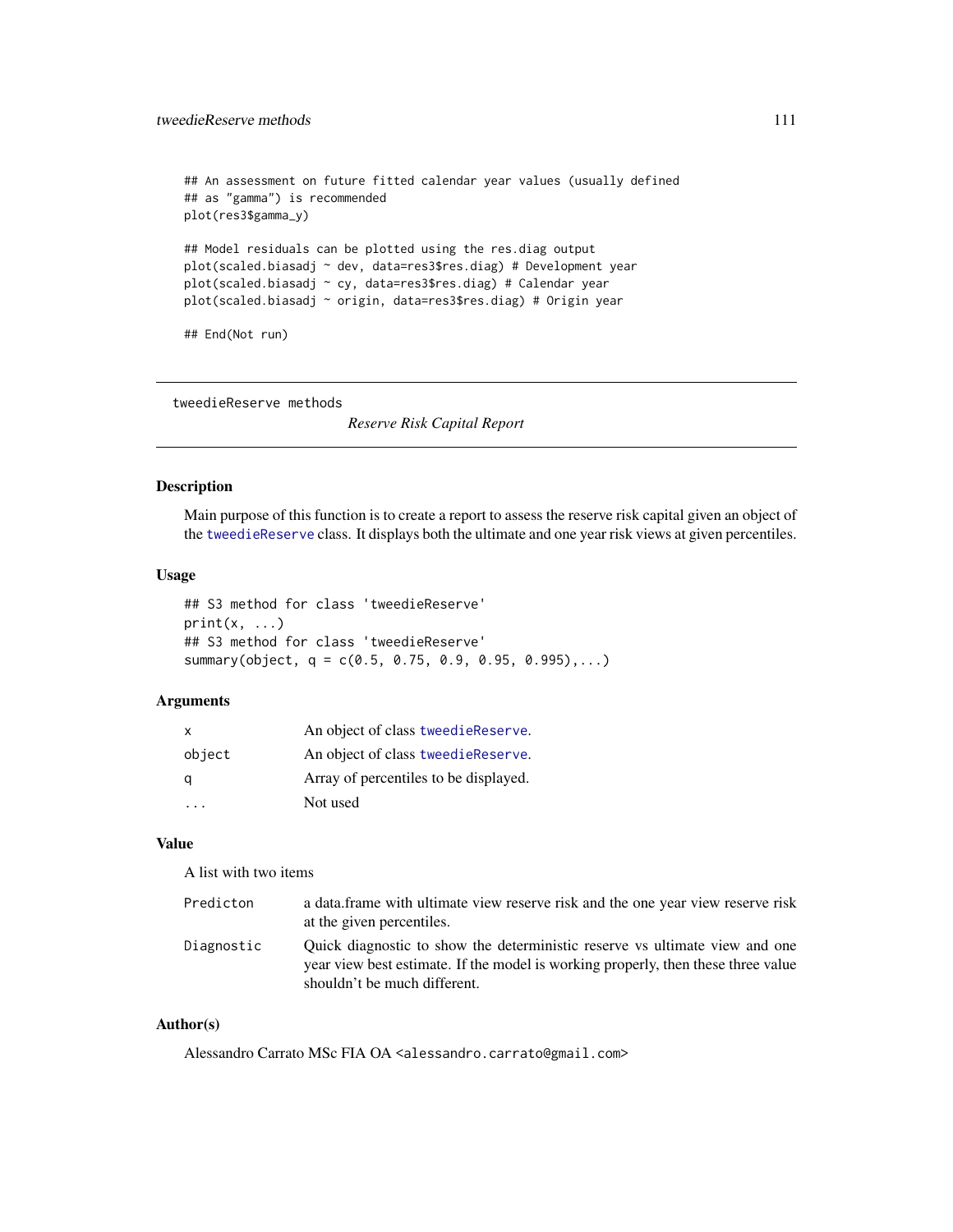```
## An assessment on future fitted calendar year values (usually defined
## as "gamma") is recommended
plot(res3$gamma_y)

## Model residuals can be plotted using the res.diag output
plot(scaled.biasadj ~ dev, data=res3$res.diag) # Development year
plot(scaled.biasadj ~ cy, data=res3$res.diag) # Calendar year
plot(scaled.biasadj ~ origin, data=res3$res.diag) # Origin year

## End(Not run)
```

---

tweedieReserve methods

*Reserve Risk Capital Report*

---

## Description

Main purpose of this function is to create a report to assess the reserve risk capital given an object of the tweedieReserve class. It displays both the ultimate and one year risk views at given percentiles.

## Usage

```
## S3 method for class 'tweedieReserve'
print(x, ...)
## S3 method for class 'tweedieReserve'
summary(object, q = c(0.5, 0.75, 0.9, 0.95, 0.995),...)
```

## Arguments

| | |
|---|---|
| x | An object of class tweedieReserve. |
| object | An object of class tweedieReserve. |
| q | Array of percentiles to be displayed. |
| ... | Not used |

## Value

A list with two items

| | |
|---|---|
| Prediction | a data.frame with ultimate view reserve risk and the one year view reserve risk at the given percentiles. |
| Diagnostic | Quick diagnostic to show the deterministic reserve vs ultimate view and one year view best estimate. If the model is working properly, then these three value shouldn't be much different. |

## Author(s)

Alessandro Carrato MSc FIA OA <alessandro.carrato@gmail.com>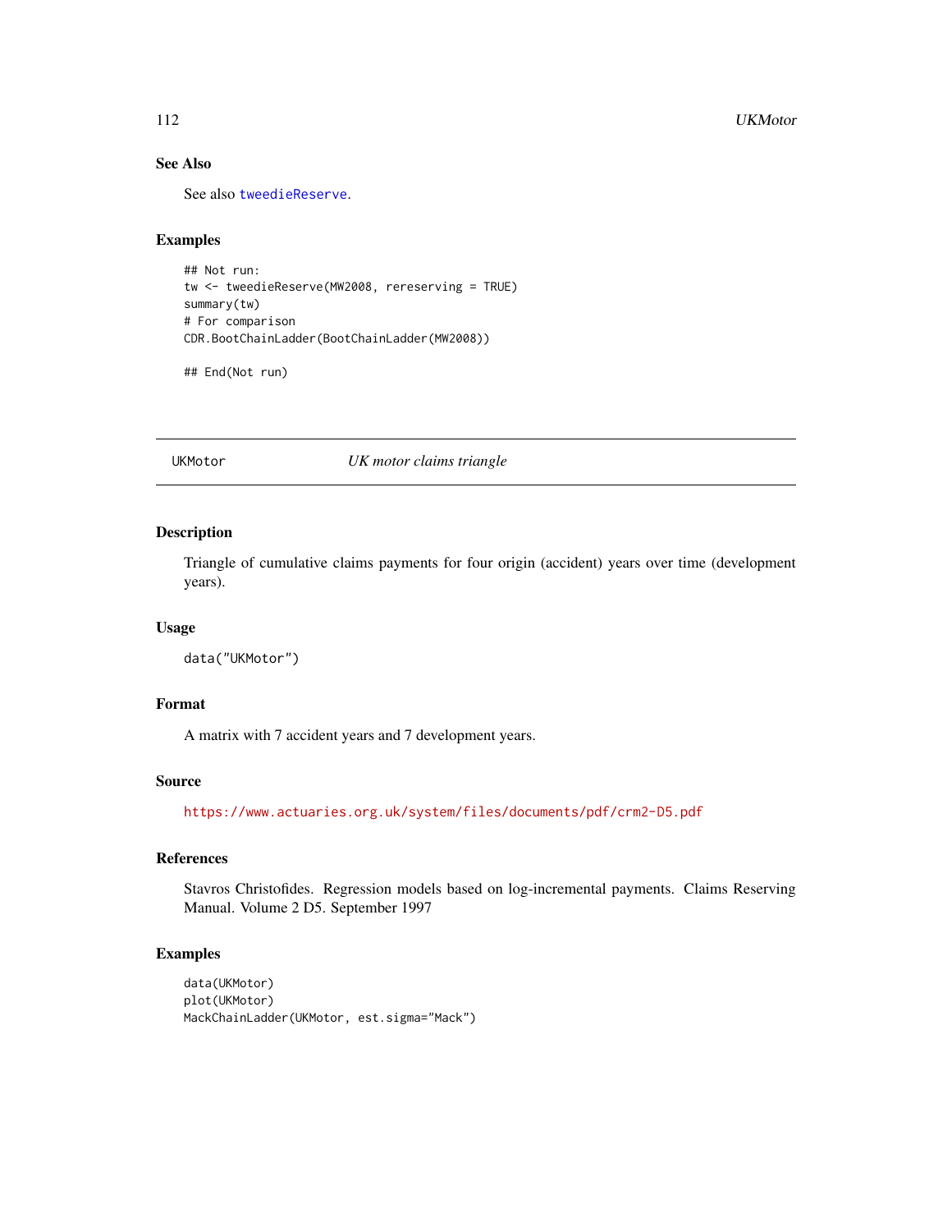## See Also

See also tweedieReserve.

## Examples

```
## Not run:
tw <- tweedieReserve(MW2008, rereserving = TRUE)
summary(tw)
# For comparison
CDR.BootChainLadder(BootChainLadder(MW2008))

## End(Not run)
```

---

# UKMotor — *UK motor claims triangle*

---

## Description

Triangle of cumulative claims payments for four origin (accident) years over time (development years).

## Usage

```
data("UKMotor")
```

## Format

A matrix with 7 accident years and 7 development years.

## Source

https://www.actuaries.org.uk/system/files/documents/pdf/crm2-D5.pdf

## References

Stavros Christofides. Regression models based on log-incremental payments. Claims Reserving Manual. Volume 2 D5. September 1997

## Examples

```
data(UKMotor)
plot(UKMotor)
MackChainLadder(UKMotor, est.sigma="Mack")
```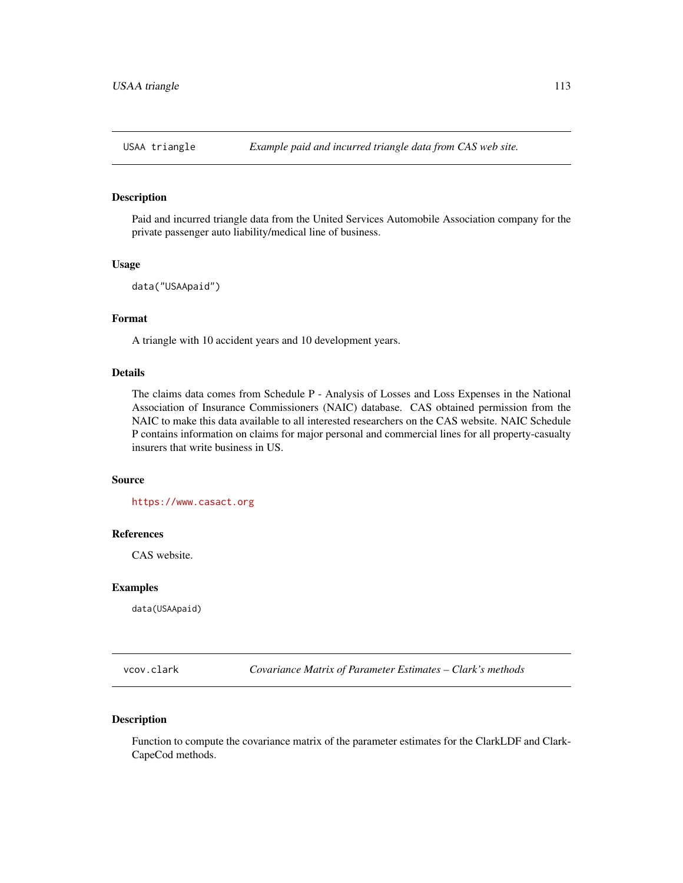## USAA triangle — *Example paid and incurred triangle data from CAS web site.*

### Description

Paid and incurred triangle data from the United Services Automobile Association company for the private passenger auto liability/medical line of business.

### Usage

```
data("USAApaid")
```

### Format

A triangle with 10 accident years and 10 development years.

### Details

The claims data comes from Schedule P - Analysis of Losses and Loss Expenses in the National Association of Insurance Commissioners (NAIC) database. CAS obtained permission from the NAIC to make this data available to all interested researchers on the CAS website. NAIC Schedule P contains information on claims for major personal and commercial lines for all property-casualty insurers that write business in US.

### Source

https://www.casact.org

### References

CAS website.

### Examples

```
data(USAApaid)
```

## vcov.clark — *Covariance Matrix of Parameter Estimates – Clark's methods*

### Description

Function to compute the covariance matrix of the parameter estimates for the ClarkLDF and ClarkCapeCod methods.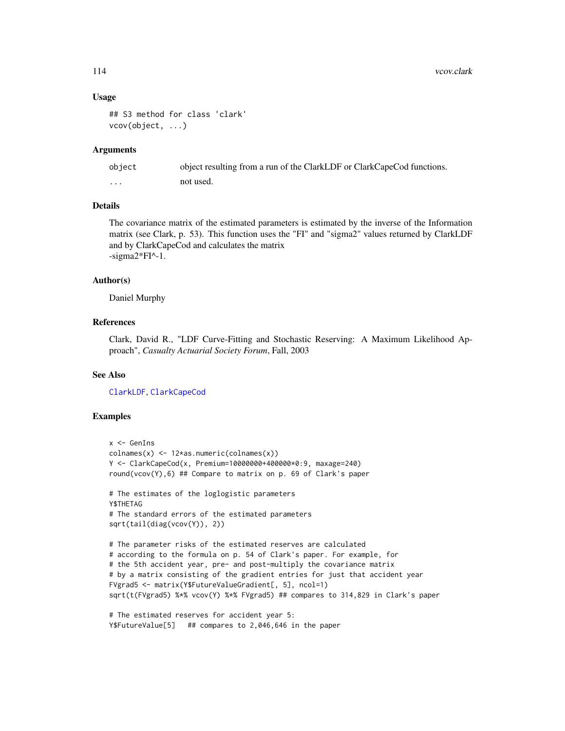## Usage

```
## S3 method for class 'clark'
vcov(object, ...)
```

## Arguments

| | |
|---|---|
| object | object resulting from a run of the ClarkLDF or ClarkCapeCod functions. |
| ... | not used. |

## Details

The covariance matrix of the estimated parameters is estimated by the inverse of the Information matrix (see Clark, p. 53). This function uses the "FI" and "sigma2" values returned by ClarkLDF and by ClarkCapeCod and calculates the matrix
-sigma2*FI^-1.

## Author(s)

Daniel Murphy

## References

Clark, David R., "LDF Curve-Fitting and Stochastic Reserving: A Maximum Likelihood Approach", *Casualty Actuarial Society Forum*, Fall, 2003

## See Also

ClarkLDF, ClarkCapeCod

## Examples

```
x <- GenIns
colnames(x) <- 12*as.numeric(colnames(x))
Y <- ClarkCapeCod(x, Premium=10000000+400000*0:9, maxage=240)
round(vcov(Y),6) ## Compare to matrix on p. 69 of Clark's paper

# The estimates of the loglogistic parameters
Y$THETAG
# The standard errors of the estimated parameters
sqrt(tail(diag(vcov(Y)), 2))

# The parameter risks of the estimated reserves are calculated
# according to the formula on p. 54 of Clark's paper. For example, for
# the 5th accident year, pre- and post-multiply the covariance matrix
# by a matrix consisting of the gradient entries for just that accident year
FVgrad5 <- matrix(Y$FutureValueGradient[, 5], ncol=1)
sqrt(t(FVgrad5) %*% vcov(Y) %*% FVgrad5) ## compares to 314,829 in Clark's paper

# The estimated reserves for accident year 5:
Y$FutureValue[5]   ## compares to 2,046,646 in the paper
```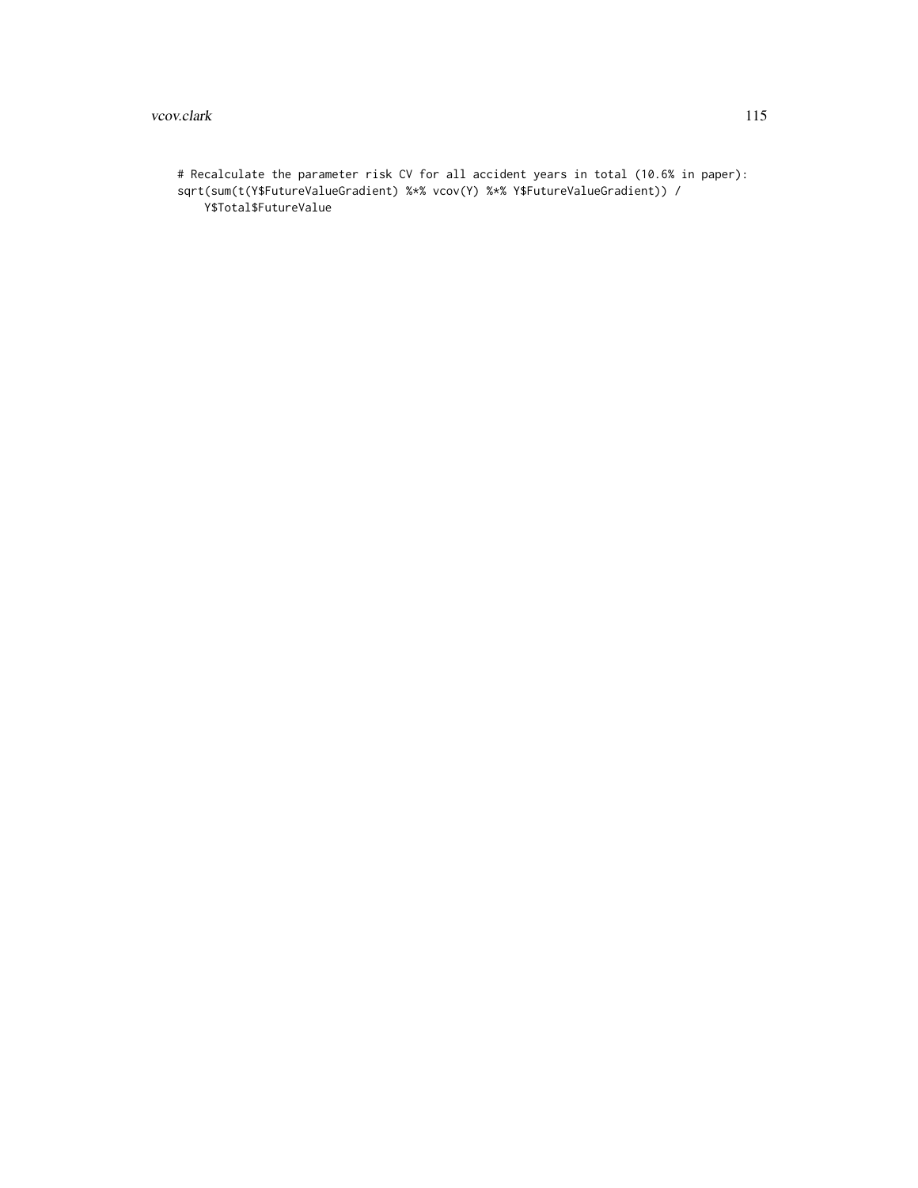```
# Recalculate the parameter risk CV for all accident years in total (10.6% in paper):
sqrt(sum(t(Y$FutureValueGradient) %*% vcov(Y) %*% Y$FutureValueGradient)) /
    Y$Total$FutureValue
```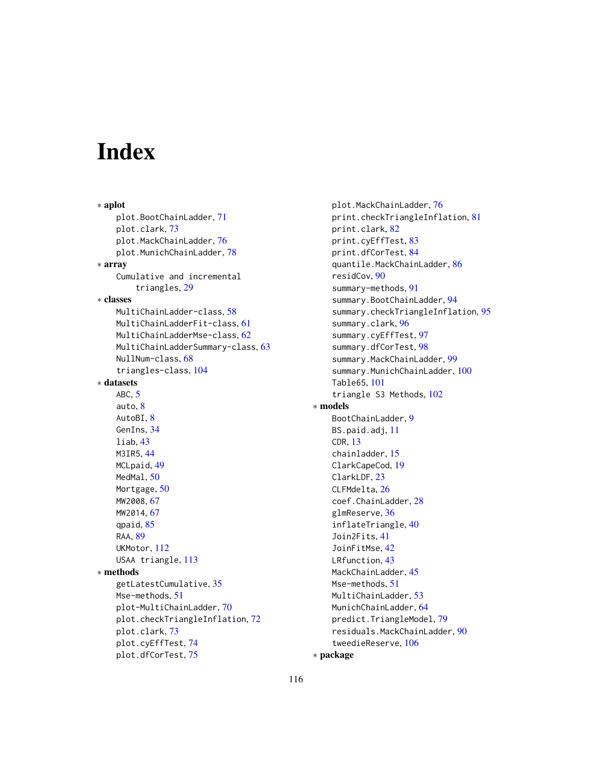# Index

∗ **aplot**
- plot.BootChainLadder, 71
- plot.clark, 73
- plot.MackChainLadder, 76
- plot.MunichChainLadder, 78

∗ **array**
- Cumulative and incremental triangles, 29

∗ **classes**
- MultiChainLadder-class, 58
- MultiChainLadderFit-class, 61
- MultiChainLadderMse-class, 62
- MultiChainLadderSummary-class, 63
- NullNum-class, 68
- triangles-class, 104

∗ **datasets**
- ABC, 5
- auto, 8
- AutoBI, 8
- GenIns, 34
- liab, 43
- M3IR5, 44
- MCLpaid, 49
- MedMal, 50
- Mortgage, 50
- MW2008, 67
- MW2014, 67
- qpaid, 85
- RAA, 89
- UKMotor, 112
- USAA triangle, 113

∗ **methods**
- getLatestCumulative, 35
- Mse-methods, 51
- plot-MultiChainLadder, 70
- plot.checkTriangleInflation, 72
- plot.clark, 73
- plot.cyEffTest, 74
- plot.dfCorTest, 75
- plot.MackChainLadder, 76
- print.checkTriangleInflation, 81
- print.clark, 82
- print.cyEffTest, 83
- print.dfCorTest, 84
- quantile.MackChainLadder, 86
- residCov, 90
- summary-methods, 91
- summary.BootChainLadder, 94
- summary.checkTriangleInflation, 95
- summary.clark, 96
- summary.cyEffTest, 97
- summary.dfCorTest, 98
- summary.MackChainLadder, 99
- summary.MunichChainLadder, 100
- Table65, 101
- triangle S3 Methods, 102

∗ **models**
- BootChainLadder, 9
- BS.paid.adj, 11
- CDR, 13
- chainladder, 15
- ClarkCapeCod, 19
- ClarkLDF, 23
- CLFMdelta, 26
- coef.ChainLadder, 28
- glmReserve, 36
- inflateTriangle, 40
- Join2Fits, 41
- JoinFitMse, 42
- LRfunction, 43
- MackChainLadder, 45
- Mse-methods, 51
- MultiChainLadder, 53
- MunichChainLadder, 64
- predict.TriangleModel, 79
- residuals.MackChainLadder, 90
- tweedieReserve, 106

∗ **package**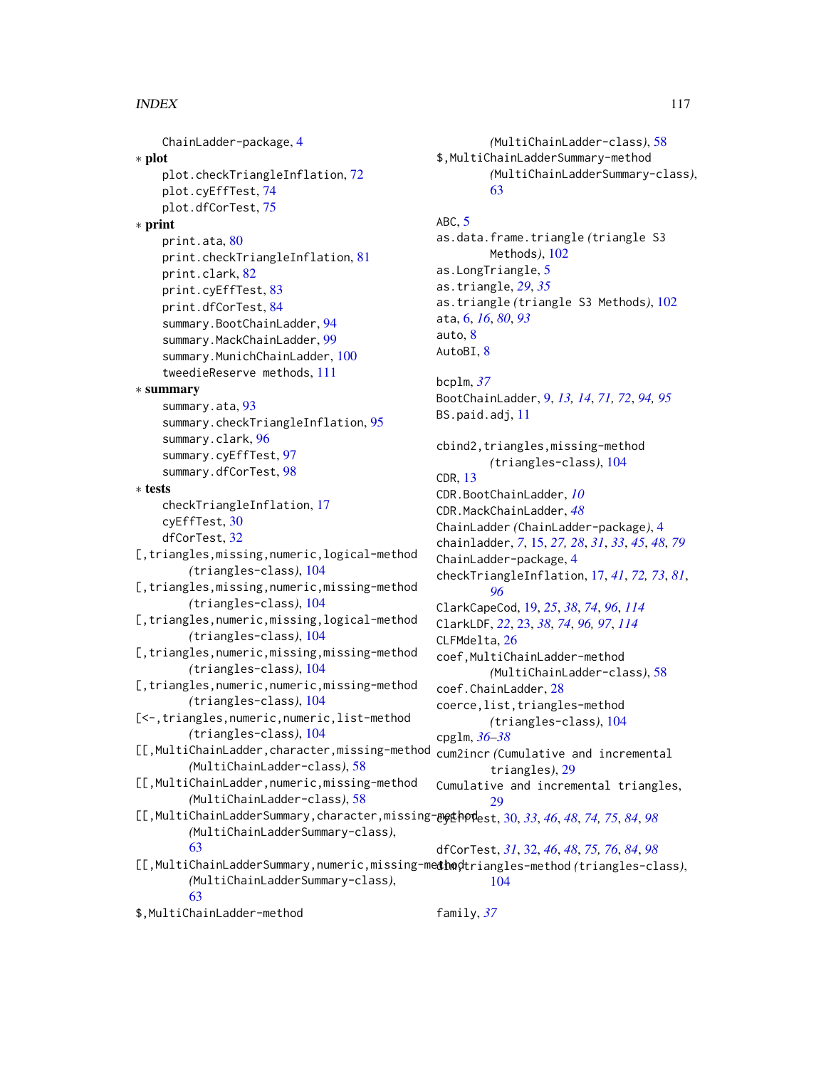ChainLadder-package, 4

∗ **plot**

plot.checkTriangleInflation, 72
plot.cyEffTest, 74
plot.dfCorTest, 75

∗ **print**

print.ata, 80
print.checkTriangleInflation, 81
print.clark, 82
print.cyEffTest, 83
print.dfCorTest, 84
summary.BootChainLadder, 94
summary.MackChainLadder, 99
summary.MunichChainLadder, 100
tweedieReserve methods, 111

∗ **summary**

summary.ata, 93
summary.checkTriangleInflation, 95
summary.clark, 96
summary.cyEffTest, 97
summary.dfCorTest, 98

∗ **tests**

checkTriangleInflation, 17
cyEffTest, 30
dfCorTest, 32

[,triangles,missing,numeric,logical-method *(triangles-class)*, 104
[,triangles,missing,numeric,missing-method *(triangles-class)*, 104
[,triangles,numeric,missing,logical-method *(triangles-class)*, 104
[,triangles,numeric,missing,missing-method *(triangles-class)*, 104
[,triangles,numeric,numeric,missing-method *(triangles-class)*, 104
[<-,triangles,numeric,numeric,list-method *(triangles-class)*, 104
[[,MultiChainLadder,character,missing-method *(MultiChainLadder-class)*, 58
[[,MultiChainLadder,numeric,missing-method *(MultiChainLadder-class)*, 58
[[,MultiChainLadderSummary,character,missing-method *(MultiChainLadderSummary-class)*, 63
[[,MultiChainLadderSummary,numeric,missing-method *(MultiChainLadderSummary-class)*, 63
$,MultiChainLadder-method *(MultiChainLadder-class)*, 58
$,MultiChainLadderSummary-method *(MultiChainLadderSummary-class)*, 63

ABC, 5
as.data.frame.triangle *(triangle S3 Methods)*, 102
as.LongTriangle, 5
as.triangle, *29*, *35*
as.triangle *(triangle S3 Methods)*, 102
ata, 6, *16*, *80*, *93*
auto, 8
AutoBI, 8

bcplm, *37*
BootChainLadder, 9, *13, 14*, *71, 72*, *94, 95*
BS.paid.adj, 11

cbind2,triangles,missing-method *(triangles-class)*, 104
CDR, 13
CDR.BootChainLadder, *10*
CDR.MackChainLadder, *48*
ChainLadder *(ChainLadder-package)*, 4
chainladder, *7*, 15, *27, 28*, *31*, *33*, *45*, *48*, *79*
ChainLadder-package, 4
checkTriangleInflation, 17, *41*, *72, 73*, *81*, *96*
ClarkCapeCod, 19, *25*, *38*, *74*, *96*, *114*
ClarkLDF, *22*, 23, *38*, *74*, *96, 97*, *114*
CLFMdelta, 26
coef,MultiChainLadder-method *(MultiChainLadder-class)*, 58
coef.ChainLadder, 28
coerce,list,triangles-method *(triangles-class)*, 104
cpglm, *36–38*
cum2incr *(Cumulative and incremental triangles)*, 29
Cumulative and incremental triangles, 29
cyEffTest, 30, *33*, *46*, *48*, *74, 75*, *84*, *98*

dfCorTest, *31*, 32, *46*, *48*, *75, 76*, *84*, *98*
dim,triangles-method *(triangles-class)*, 104

family, *37*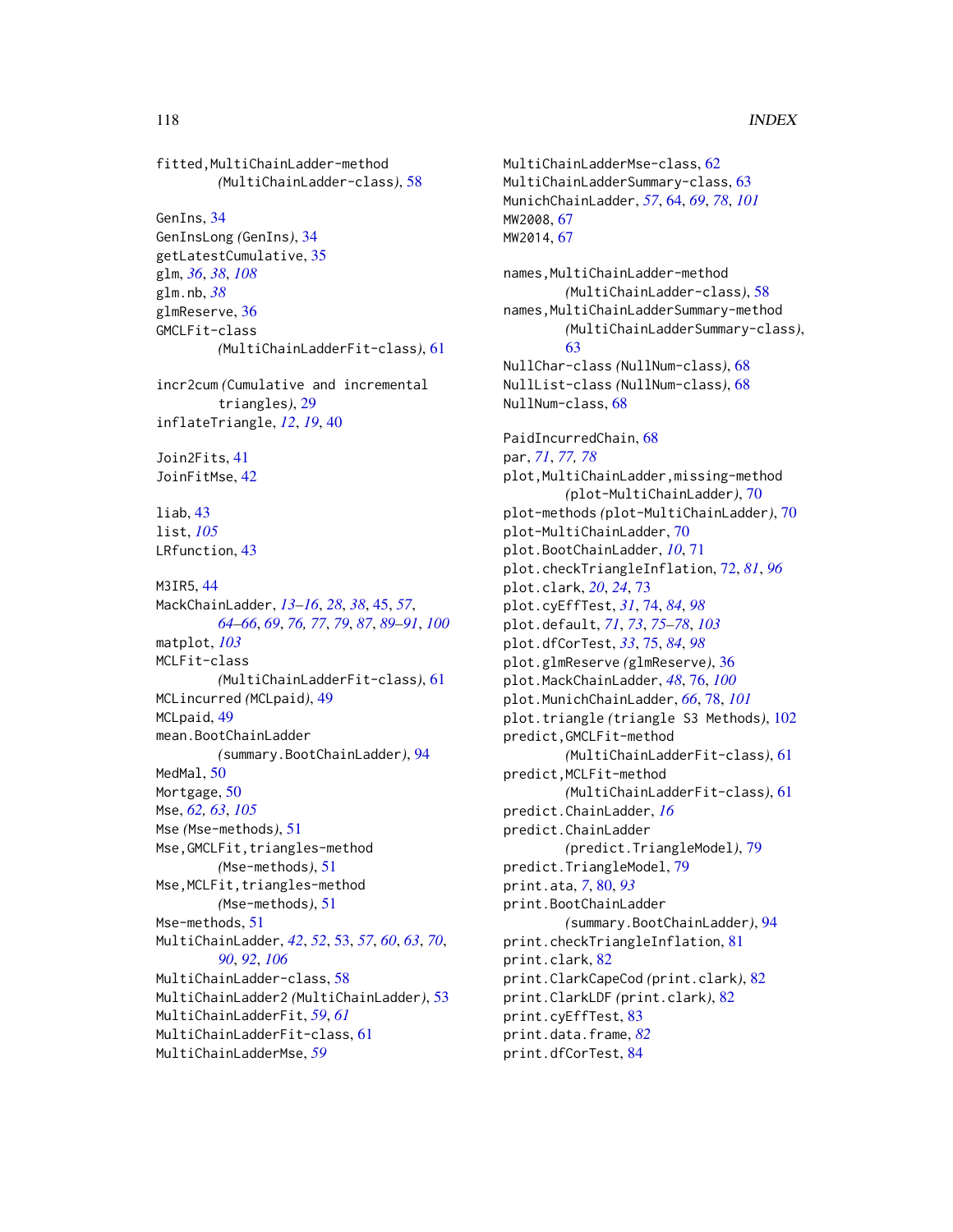fitted,MultiChainLadder-method
        *(MultiChainLadder-class)*, 58

GenIns, 34
GenInsLong *(GenIns)*, 34
getLatestCumulative, 35
glm, *36*, *38*, *108*
glm.nb, *38*
glmReserve, 36
GMCLFit-class
        *(MultiChainLadderFit-class)*, 61

incr2cum *(Cumulative and incremental triangles)*, 29
inflateTriangle, *12*, *19*, 40

Join2Fits, 41
JoinFitMse, 42

liab, 43
list, *105*
LRfunction, 43

M3IR5, 44
MackChainLadder, *13–16*, *28*, *38*, 45, *57*, *64–66*, *69*, *76, 77*, *79*, *87*, *89–91*, *100*
matplot, *103*
MCLFit-class
        *(MultiChainLadderFit-class)*, 61
MCLincurred *(MCLpaid)*, 49
MCLpaid, 49
mean.BootChainLadder
        *(summary.BootChainLadder)*, 94
MedMal, 50
Mortgage, 50
Mse, *62, 63*, *105*
Mse *(Mse-methods)*, 51
Mse,GMCLFit,triangles-method
        *(Mse-methods)*, 51
Mse,MCLFit,triangles-method
        *(Mse-methods)*, 51
Mse-methods, 51
MultiChainLadder, *42*, *52*, 53, *57*, *60*, *63*, *70*, *90*, *92*, *106*
MultiChainLadder-class, 58
MultiChainLadder2 *(MultiChainLadder)*, 53
MultiChainLadderFit, *59*, *61*
MultiChainLadderFit-class, 61
MultiChainLadderMse, *59*
MultiChainLadderMse-class, 62
MultiChainLadderSummary-class, 63
MunichChainLadder, *57*, 64, *69*, *78*, *101*
MW2008, 67
MW2014, 67

names,MultiChainLadder-method
        *(MultiChainLadder-class)*, 58
names,MultiChainLadderSummary-method
        *(MultiChainLadderSummary-class)*, 63
NullChar-class *(NullNum-class)*, 68
NullList-class *(NullNum-class)*, 68
NullNum-class, 68

PaidIncurredChain, 68
par, *71*, *77, 78*
plot,MultiChainLadder,missing-method
        *(plot-MultiChainLadder)*, 70
plot-methods *(plot-MultiChainLadder)*, 70
plot-MultiChainLadder, 70
plot.BootChainLadder, *10*, 71
plot.checkTriangleInflation, 72, *81*, *96*
plot.clark, *20*, *24*, 73
plot.cyEffTest, *31*, 74, *84*, *98*
plot.default, *71*, *73*, *75–78*, *103*
plot.dfCorTest, *33*, 75, *84*, *98*
plot.glmReserve *(glmReserve)*, 36
plot.MackChainLadder, *48*, 76, *100*
plot.MunichChainLadder, *66*, 78, *101*
plot.triangle *(triangle S3 Methods)*, 102
predict,GMCLFit-method
        *(MultiChainLadderFit-class)*, 61
predict,MCLFit-method
        *(MultiChainLadderFit-class)*, 61
predict.ChainLadder, *16*
predict.ChainLadder
        *(predict.TriangleModel)*, 79
predict.TriangleModel, 79
print.ata, *7*, 80, *93*
print.BootChainLadder
        *(summary.BootChainLadder)*, 94
print.checkTriangleInflation, 81
print.clark, 82
print.ClarkCapeCod *(print.clark)*, 82
print.ClarkLDF *(print.clark)*, 82
print.cyEffTest, 83
print.data.frame, *82*
print.dfCorTest, 84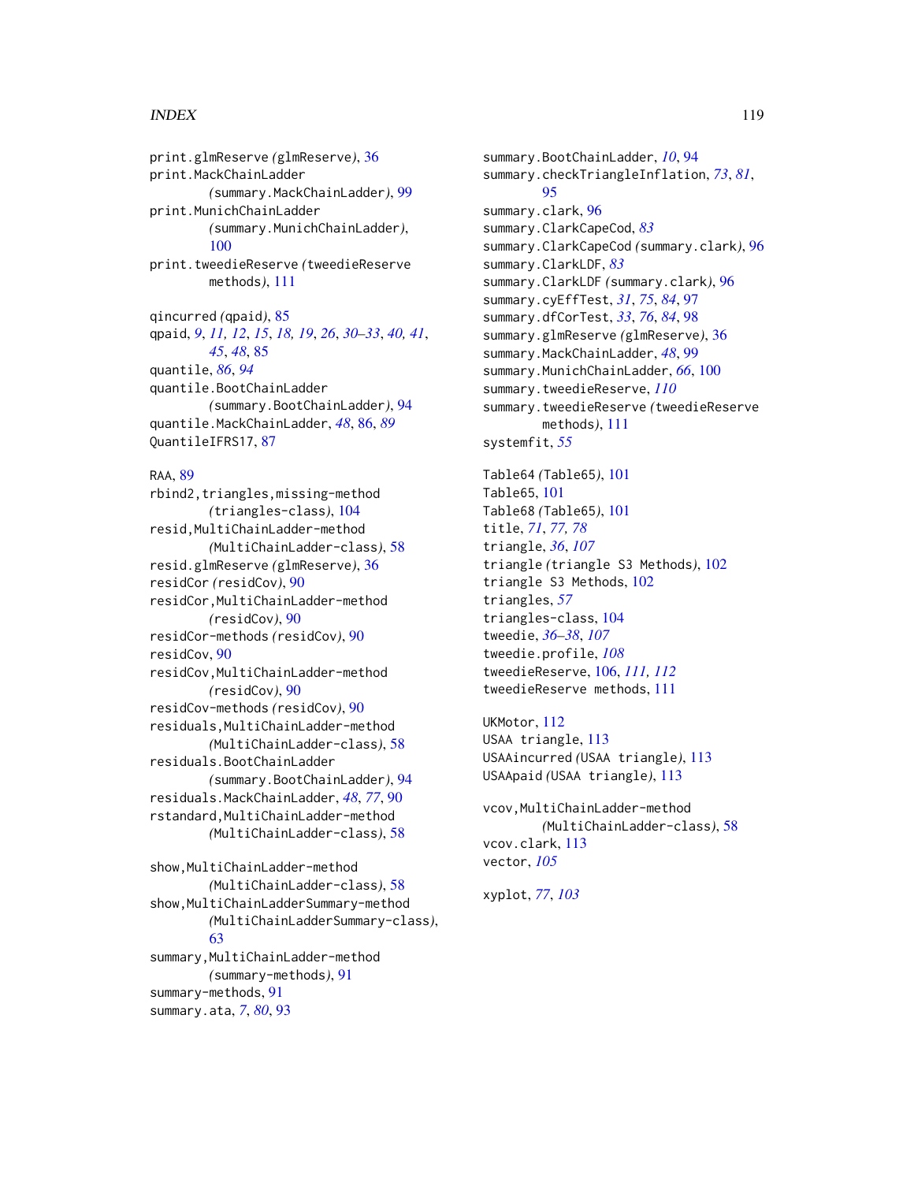print.glmReserve *(glmReserve)*, 36
print.MackChainLadder *(summary.MackChainLadder)*, 99
print.MunichChainLadder *(summary.MunichChainLadder)*, 100
print.tweedieReserve *(tweedieReserve methods)*, 111

qincurred *(qpaid)*, 85
qpaid, *9*, *11, 12*, *15*, *18, 19*, *26*, *30–33*, *40, 41*, *45*, *48*, 85
quantile, *86*, *94*
quantile.BootChainLadder *(summary.BootChainLadder)*, 94
quantile.MackChainLadder, *48*, 86, *89*
QuantileIFRS17, 87

RAA, 89
rbind2,triangles,missing-method *(triangles-class)*, 104
resid,MultiChainLadder-method *(MultiChainLadder-class)*, 58
resid.glmReserve *(glmReserve)*, 36
residCor *(residCov)*, 90
residCor,MultiChainLadder-method *(residCov)*, 90
residCor-methods *(residCov)*, 90
residCov, 90
residCov,MultiChainLadder-method *(residCov)*, 90
residCov-methods *(residCov)*, 90
residuals,MultiChainLadder-method *(MultiChainLadder-class)*, 58
residuals.BootChainLadder *(summary.BootChainLadder)*, 94
residuals.MackChainLadder, *48*, *77*, 90
rstandard,MultiChainLadder-method *(MultiChainLadder-class)*, 58

show,MultiChainLadder-method *(MultiChainLadder-class)*, 58
show,MultiChainLadderSummary-method *(MultiChainLadderSummary-class)*, 63
summary,MultiChainLadder-method *(summary-methods)*, 91
summary-methods, 91
summary.ata, *7*, *80*, 93
summary.BootChainLadder, *10*, 94
summary.checkTriangleInflation, *73*, *81*, 95
summary.clark, 96
summary.ClarkCapeCod, *83*
summary.ClarkCapeCod *(summary.clark)*, 96
summary.ClarkLDF, *83*
summary.ClarkLDF *(summary.clark)*, 96
summary.cyEffTest, *31*, *75*, *84*, 97
summary.dfCorTest, *33*, *76*, *84*, 98
summary.glmReserve *(glmReserve)*, 36
summary.MackChainLadder, *48*, 99
summary.MunichChainLadder, *66*, 100
summary.tweedieReserve, *110*
summary.tweedieReserve *(tweedieReserve methods)*, 111
systemfit, *55*

Table64 *(Table65)*, 101
Table65, 101
Table68 *(Table65)*, 101
title, *71*, *77, 78*
triangle, *36*, *107*
triangle *(triangle S3 Methods)*, 102
triangle S3 Methods, 102
triangles, *57*
triangles-class, 104
tweedie, *36–38*, *107*
tweedie.profile, *108*
tweedieReserve, 106, *111, 112*
tweedieReserve methods, 111

UKMotor, 112
USAA triangle, 113
USAAincurred *(USAA triangle)*, 113
USAApaid *(USAA triangle)*, 113

vcov,MultiChainLadder-method *(MultiChainLadder-class)*, 58
vcov.clark, 113
vector, *105*

xyplot, *77*, *103*